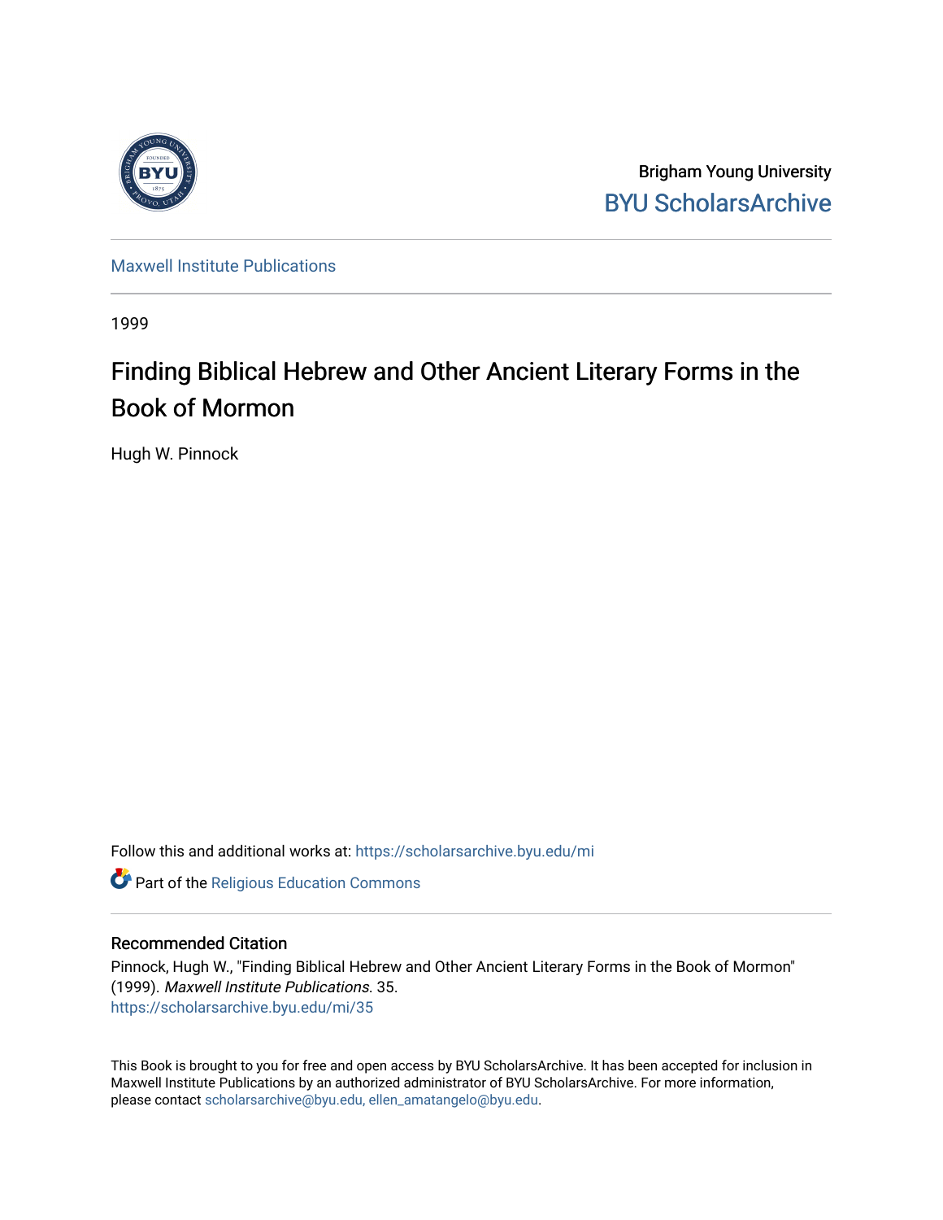Brigham Young University
BYU ScholarsArchive

Maxwell Institute Publications

1999

# Finding Biblical Hebrew and Other Ancient Literary Forms in the Book of Mormon

Hugh W. Pinnock

Follow this and additional works at: https://scholarsarchive.byu.edu/mi

Part of the Religious Education Commons

## Recommended Citation

Pinnock, Hugh W., "Finding Biblical Hebrew and Other Ancient Literary Forms in the Book of Mormon" (1999). *Maxwell Institute Publications*. 35.
https://scholarsarchive.byu.edu/mi/35

This Book is brought to you for free and open access by BYU ScholarsArchive. It has been accepted for inclusion in Maxwell Institute Publications by an authorized administrator of BYU ScholarsArchive. For more information, please contact scholarsarchive@byu.edu, ellen_amatangelo@byu.edu.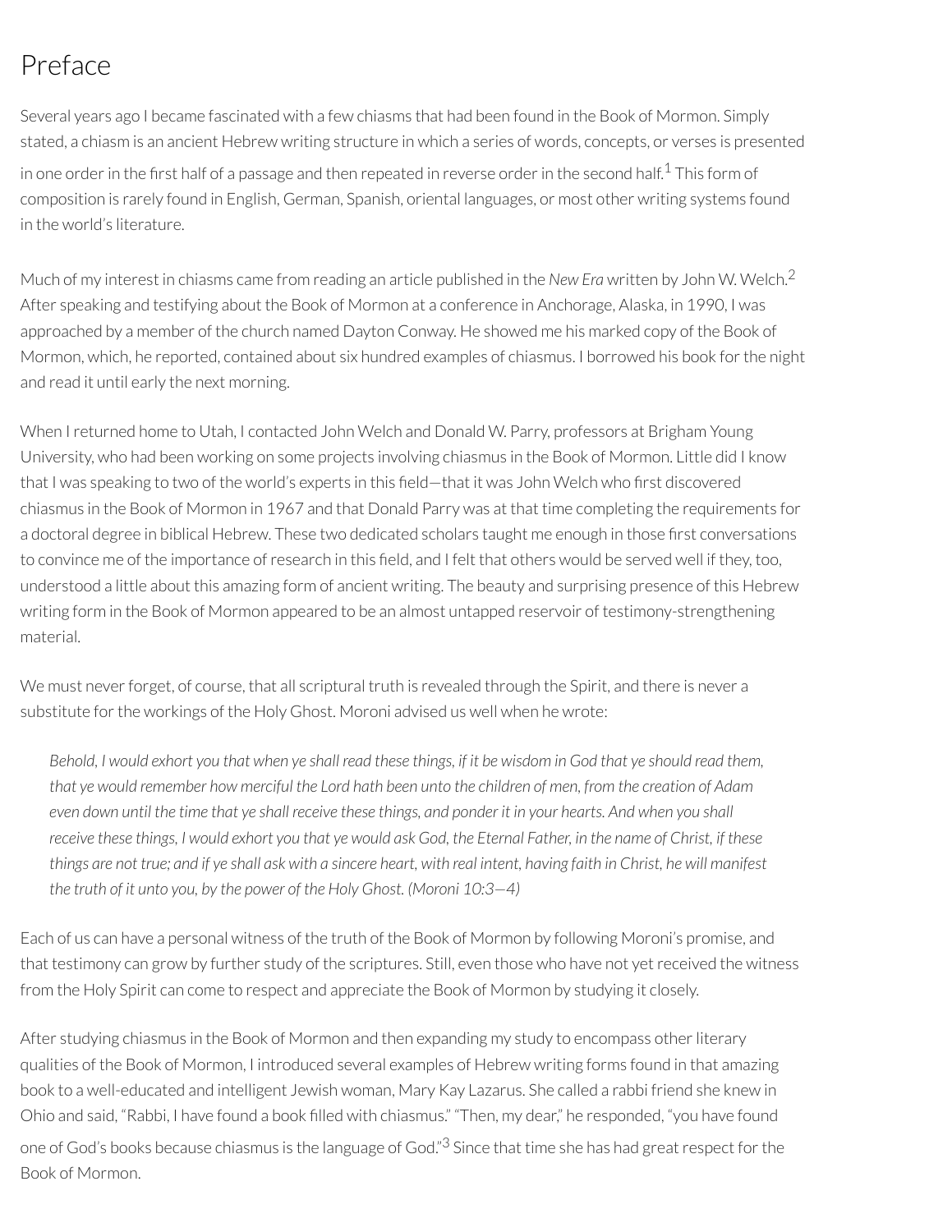# Preface

Several years ago I became fascinated with a few chiasms that had been found in the Book of Mormon. Simply stated, a chiasm is an ancient Hebrew writing structure in which a series of words, concepts, or verses is presented in one order in the first half of a passage and then repeated in reverse order in the second half.[1] This form of composition is rarely found in English, German, Spanish, oriental languages, or most other writing systems found in the world's literature.

Much of my interest in chiasms came from reading an article published in the *New Era* written by John W. Welch.[2] After speaking and testifying about the Book of Mormon at a conference in Anchorage, Alaska, in 1990, I was approached by a member of the church named Dayton Conway. He showed me his marked copy of the Book of Mormon, which, he reported, contained about six hundred examples of chiasmus. I borrowed his book for the night and read it until early the next morning.

When I returned home to Utah, I contacted John Welch and Donald W. Parry, professors at Brigham Young University, who had been working on some projects involving chiasmus in the Book of Mormon. Little did I know that I was speaking to two of the world's experts in this field—that it was John Welch who first discovered chiasmus in the Book of Mormon in 1967 and that Donald Parry was at that time completing the requirements for a doctoral degree in biblical Hebrew. These two dedicated scholars taught me enough in those first conversations to convince me of the importance of research in this field, and I felt that others would be served well if they, too, understood a little about this amazing form of ancient writing. The beauty and surprising presence of this Hebrew writing form in the Book of Mormon appeared to be an almost untapped reservoir of testimony-strengthening material.

We must never forget, of course, that all scriptural truth is revealed through the Spirit, and there is never a substitute for the workings of the Holy Ghost. Moroni advised us well when he wrote:

> *Behold, I would exhort you that when ye shall read these things, if it be wisdom in God that ye should read them, that ye would remember how merciful the Lord hath been unto the children of men, from the creation of Adam even down until the time that ye shall receive these things, and ponder it in your hearts. And when you shall receive these things, I would exhort you that ye would ask God, the Eternal Father, in the name of Christ, if these things are not true; and if ye shall ask with a sincere heart, with real intent, having faith in Christ, he will manifest the truth of it unto you, by the power of the Holy Ghost. (Moroni 10:3—4)*

Each of us can have a personal witness of the truth of the Book of Mormon by following Moroni's promise, and that testimony can grow by further study of the scriptures. Still, even those who have not yet received the witness from the Holy Spirit can come to respect and appreciate the Book of Mormon by studying it closely.

After studying chiasmus in the Book of Mormon and then expanding my study to encompass other literary qualities of the Book of Mormon, I introduced several examples of Hebrew writing forms found in that amazing book to a well-educated and intelligent Jewish woman, Mary Kay Lazarus. She called a rabbi friend she knew in Ohio and said, "Rabbi, I have found a book filled with chiasmus." "Then, my dear," he responded, "you have found one of God's books because chiasmus is the language of God."[3] Since that time she has had great respect for the Book of Mormon.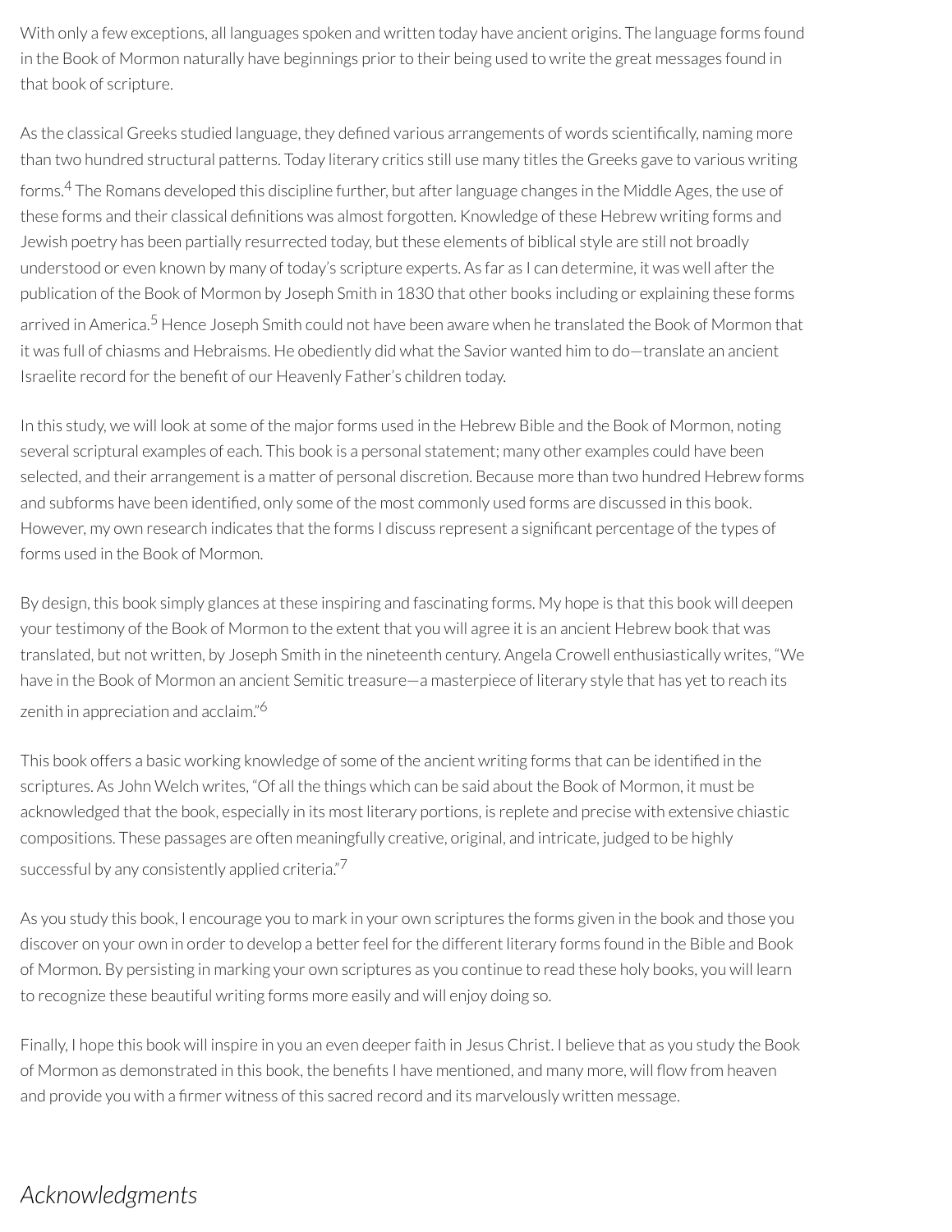With only a few exceptions, all languages spoken and written today have ancient origins. The language forms found in the Book of Mormon naturally have beginnings prior to their being used to write the great messages found in that book of scripture.

As the classical Greeks studied language, they defined various arrangements of words scientifically, naming more than two hundred structural patterns. Today literary critics still use many titles the Greeks gave to various writing forms.[4] The Romans developed this discipline further, but after language changes in the Middle Ages, the use of these forms and their classical definitions was almost forgotten. Knowledge of these Hebrew writing forms and Jewish poetry has been partially resurrected today, but these elements of biblical style are still not broadly understood or even known by many of today's scripture experts. As far as I can determine, it was well after the publication of the Book of Mormon by Joseph Smith in 1830 that other books including or explaining these forms arrived in America.[5] Hence Joseph Smith could not have been aware when he translated the Book of Mormon that it was full of chiasms and Hebraisms. He obediently did what the Savior wanted him to do—translate an ancient Israelite record for the benefit of our Heavenly Father's children today.

In this study, we will look at some of the major forms used in the Hebrew Bible and the Book of Mormon, noting several scriptural examples of each. This book is a personal statement; many other examples could have been selected, and their arrangement is a matter of personal discretion. Because more than two hundred Hebrew forms and subforms have been identified, only some of the most commonly used forms are discussed in this book. However, my own research indicates that the forms I discuss represent a significant percentage of the types of forms used in the Book of Mormon.

By design, this book simply glances at these inspiring and fascinating forms. My hope is that this book will deepen your testimony of the Book of Mormon to the extent that you will agree it is an ancient Hebrew book that was translated, but not written, by Joseph Smith in the nineteenth century. Angela Crowell enthusiastically writes, "We have in the Book of Mormon an ancient Semitic treasure—a masterpiece of literary style that has yet to reach its zenith in appreciation and acclaim."[6]

This book offers a basic working knowledge of some of the ancient writing forms that can be identified in the scriptures. As John Welch writes, "Of all the things which can be said about the Book of Mormon, it must be acknowledged that the book, especially in its most literary portions, is replete and precise with extensive chiastic compositions. These passages are often meaningfully creative, original, and intricate, judged to be highly successful by any consistently applied criteria."[7]

As you study this book, I encourage you to mark in your own scriptures the forms given in the book and those you discover on your own in order to develop a better feel for the different literary forms found in the Bible and Book of Mormon. By persisting in marking your own scriptures as you continue to read these holy books, you will learn to recognize these beautiful writing forms more easily and will enjoy doing so.

Finally, I hope this book will inspire in you an even deeper faith in Jesus Christ. I believe that as you study the Book of Mormon as demonstrated in this book, the benefits I have mentioned, and many more, will flow from heaven and provide you with a firmer witness of this sacred record and its marvelously written message.

## *Acknowledgments*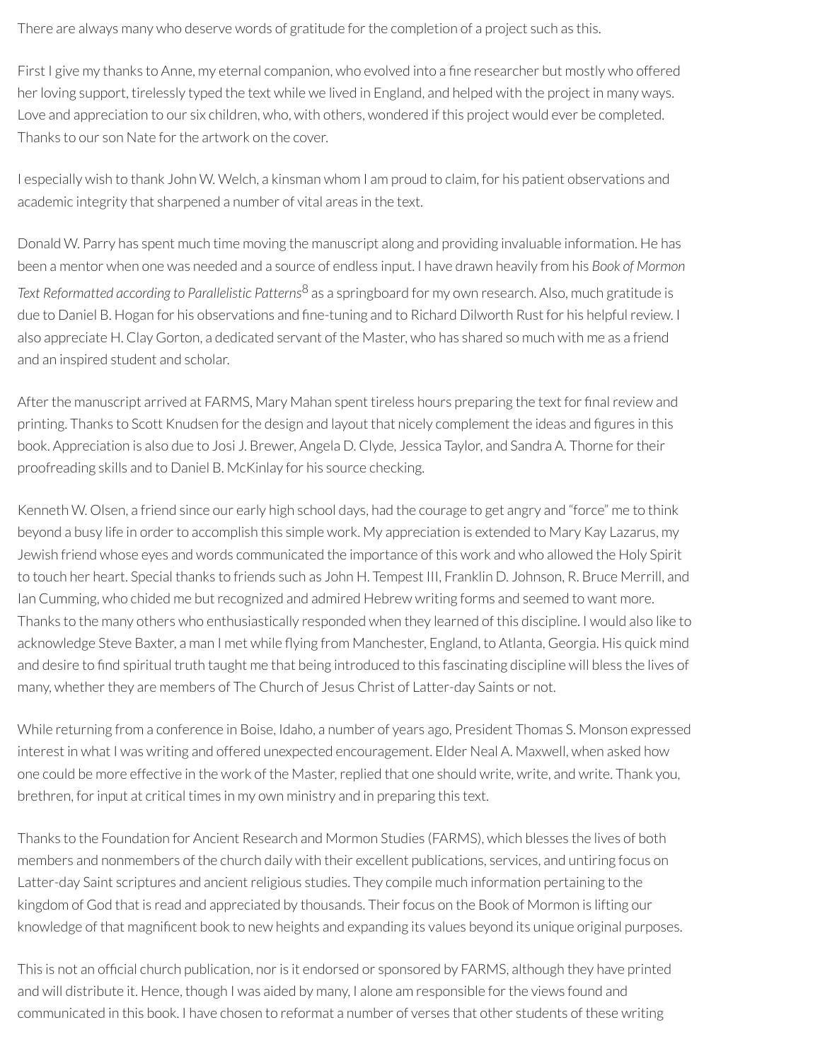There are always many who deserve words of gratitude for the completion of a project such as this.

First I give my thanks to Anne, my eternal companion, who evolved into a fine researcher but mostly who offered her loving support, tirelessly typed the text while we lived in England, and helped with the project in many ways. Love and appreciation to our six children, who, with others, wondered if this project would ever be completed. Thanks to our son Nate for the artwork on the cover.

I especially wish to thank John W. Welch, a kinsman whom I am proud to claim, for his patient observations and academic integrity that sharpened a number of vital areas in the text.

Donald W. Parry has spent much time moving the manuscript along and providing invaluable information. He has been a mentor when one was needed and a source of endless input. I have drawn heavily from his *Book of Mormon Text Reformatted according to Parallelistic Patterns*[8] as a springboard for my own research. Also, much gratitude is due to Daniel B. Hogan for his observations and fine-tuning and to Richard Dilworth Rust for his helpful review. I also appreciate H. Clay Gorton, a dedicated servant of the Master, who has shared so much with me as a friend and an inspired student and scholar.

After the manuscript arrived at FARMS, Mary Mahan spent tireless hours preparing the text for final review and printing. Thanks to Scott Knudsen for the design and layout that nicely complement the ideas and figures in this book. Appreciation is also due to Josi J. Brewer, Angela D. Clyde, Jessica Taylor, and Sandra A. Thorne for their proofreading skills and to Daniel B. McKinlay for his source checking.

Kenneth W. Olsen, a friend since our early high school days, had the courage to get angry and "force" me to think beyond a busy life in order to accomplish this simple work. My appreciation is extended to Mary Kay Lazarus, my Jewish friend whose eyes and words communicated the importance of this work and who allowed the Holy Spirit to touch her heart. Special thanks to friends such as John H. Tempest III, Franklin D. Johnson, R. Bruce Merrill, and Ian Cumming, who chided me but recognized and admired Hebrew writing forms and seemed to want more. Thanks to the many others who enthusiastically responded when they learned of this discipline. I would also like to acknowledge Steve Baxter, a man I met while flying from Manchester, England, to Atlanta, Georgia. His quick mind and desire to find spiritual truth taught me that being introduced to this fascinating discipline will bless the lives of many, whether they are members of The Church of Jesus Christ of Latter-day Saints or not.

While returning from a conference in Boise, Idaho, a number of years ago, President Thomas S. Monson expressed interest in what I was writing and offered unexpected encouragement. Elder Neal A. Maxwell, when asked how one could be more effective in the work of the Master, replied that one should write, write, and write. Thank you, brethren, for input at critical times in my own ministry and in preparing this text.

Thanks to the Foundation for Ancient Research and Mormon Studies (FARMS), which blesses the lives of both members and nonmembers of the church daily with their excellent publications, services, and untiring focus on Latter-day Saint scriptures and ancient religious studies. They compile much information pertaining to the kingdom of God that is read and appreciated by thousands. Their focus on the Book of Mormon is lifting our knowledge of that magnificent book to new heights and expanding its values beyond its unique original purposes.

This is not an official church publication, nor is it endorsed or sponsored by FARMS, although they have printed and will distribute it. Hence, though I was aided by many, I alone am responsible for the views found and communicated in this book. I have chosen to reformat a number of verses that other students of these writing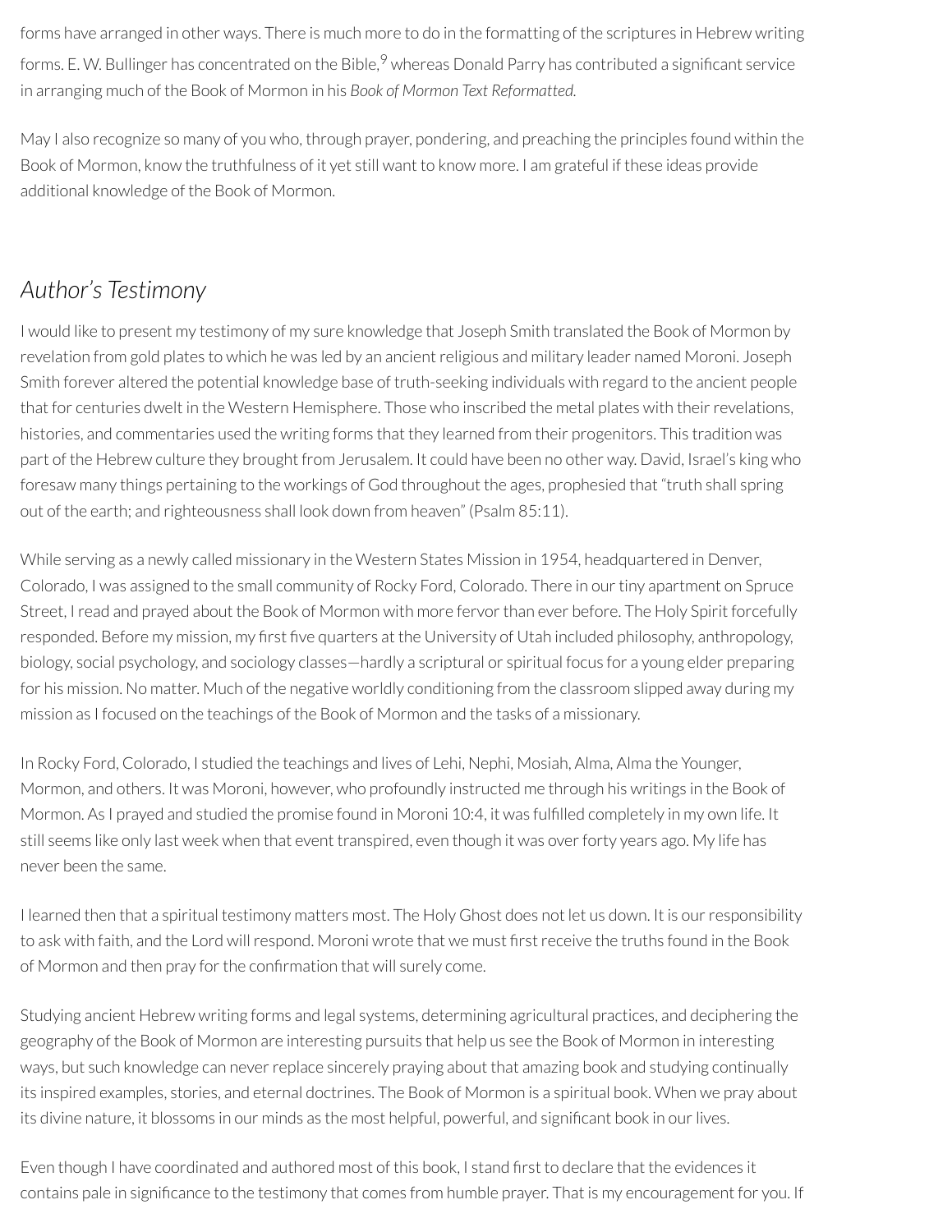forms have arranged in other ways. There is much more to do in the formatting of the scriptures in Hebrew writing forms. E. W. Bullinger has concentrated on the Bible,[9] whereas Donald Parry has contributed a significant service in arranging much of the Book of Mormon in his *Book of Mormon Text Reformatted.*

May I also recognize so many of you who, through prayer, pondering, and preaching the principles found within the Book of Mormon, know the truthfulness of it yet still want to know more. I am grateful if these ideas provide additional knowledge of the Book of Mormon.

## *Author's Testimony*

I would like to present my testimony of my sure knowledge that Joseph Smith translated the Book of Mormon by revelation from gold plates to which he was led by an ancient religious and military leader named Moroni. Joseph Smith forever altered the potential knowledge base of truth-seeking individuals with regard to the ancient people that for centuries dwelt in the Western Hemisphere. Those who inscribed the metal plates with their revelations, histories, and commentaries used the writing forms that they learned from their progenitors. This tradition was part of the Hebrew culture they brought from Jerusalem. It could have been no other way. David, Israel's king who foresaw many things pertaining to the workings of God throughout the ages, prophesied that "truth shall spring out of the earth; and righteousness shall look down from heaven" (Psalm 85:11).

While serving as a newly called missionary in the Western States Mission in 1954, headquartered in Denver, Colorado, I was assigned to the small community of Rocky Ford, Colorado. There in our tiny apartment on Spruce Street, I read and prayed about the Book of Mormon with more fervor than ever before. The Holy Spirit forcefully responded. Before my mission, my first five quarters at the University of Utah included philosophy, anthropology, biology, social psychology, and sociology classes—hardly a scriptural or spiritual focus for a young elder preparing for his mission. No matter. Much of the negative worldly conditioning from the classroom slipped away during my mission as I focused on the teachings of the Book of Mormon and the tasks of a missionary.

In Rocky Ford, Colorado, I studied the teachings and lives of Lehi, Nephi, Mosiah, Alma, Alma the Younger, Mormon, and others. It was Moroni, however, who profoundly instructed me through his writings in the Book of Mormon. As I prayed and studied the promise found in Moroni 10:4, it was fulfilled completely in my own life. It still seems like only last week when that event transpired, even though it was over forty years ago. My life has never been the same.

I learned then that a spiritual testimony matters most. The Holy Ghost does not let us down. It is our responsibility to ask with faith, and the Lord will respond. Moroni wrote that we must first receive the truths found in the Book of Mormon and then pray for the confirmation that will surely come.

Studying ancient Hebrew writing forms and legal systems, determining agricultural practices, and deciphering the geography of the Book of Mormon are interesting pursuits that help us see the Book of Mormon in interesting ways, but such knowledge can never replace sincerely praying about that amazing book and studying continually its inspired examples, stories, and eternal doctrines. The Book of Mormon is a spiritual book. When we pray about its divine nature, it blossoms in our minds as the most helpful, powerful, and significant book in our lives.

Even though I have coordinated and authored most of this book, I stand first to declare that the evidences it contains pale in significance to the testimony that comes from humble prayer. That is my encouragement for you. If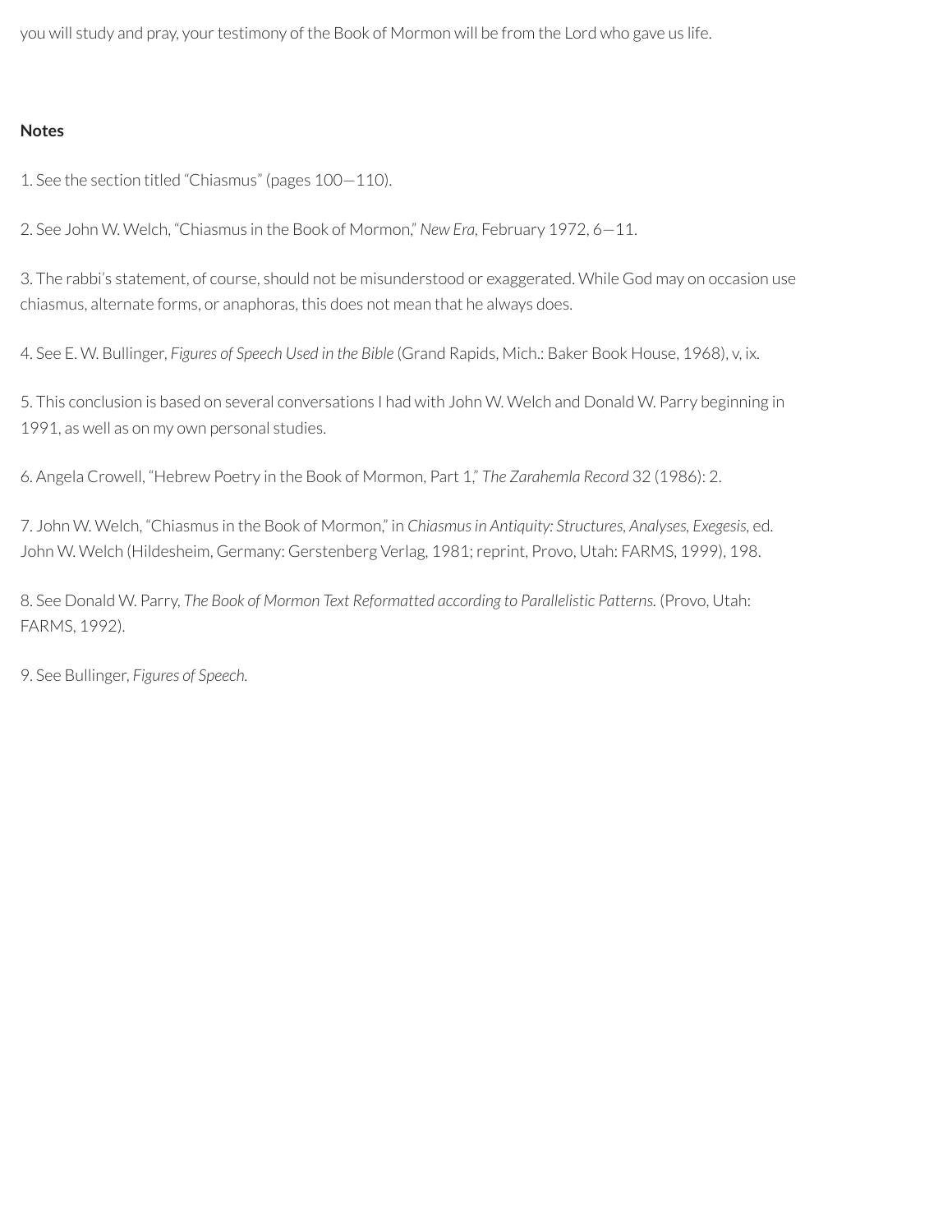you will study and pray, your testimony of the Book of Mormon will be from the Lord who gave us life.

**Notes**

1. See the section titled "Chiasmus" (pages 100—110).

2. See John W. Welch, "Chiasmus in the Book of Mormon," *New Era,* February 1972, 6—11.

3. The rabbi's statement, of course, should not be misunderstood or exaggerated. While God may on occasion use chiasmus, alternate forms, or anaphoras, this does not mean that he always does.

4. See E. W. Bullinger, *Figures of Speech Used in the Bible* (Grand Rapids, Mich.: Baker Book House, 1968), v, ix.

5. This conclusion is based on several conversations I had with John W. Welch and Donald W. Parry beginning in 1991, as well as on my own personal studies.

6. Angela Crowell, "Hebrew Poetry in the Book of Mormon, Part 1," *The Zarahemla Record* 32 (1986): 2.

7. John W. Welch, "Chiasmus in the Book of Mormon," in *Chiasmus in Antiquity: Structures, Analyses, Exegesis,* ed. John W. Welch (Hildesheim, Germany: Gerstenberg Verlag, 1981; reprint, Provo, Utah: FARMS, 1999), 198.

8. See Donald W. Parry, *The Book of Mormon Text Reformatted according to Parallelistic Patterns.* (Provo, Utah: FARMS, 1992).

9. See Bullinger, *Figures of Speech.*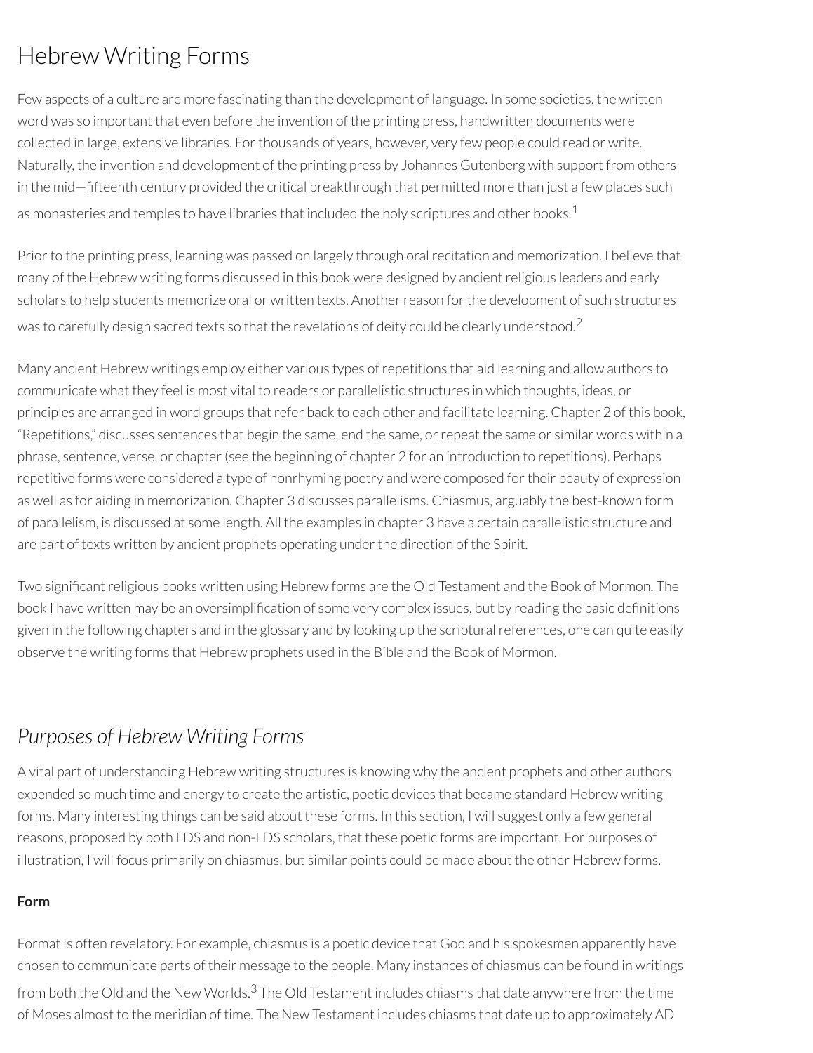# Hebrew Writing Forms

Few aspects of a culture are more fascinating than the development of language. In some societies, the written word was so important that even before the invention of the printing press, handwritten documents were collected in large, extensive libraries. For thousands of years, however, very few people could read or write. Naturally, the invention and development of the printing press by Johannes Gutenberg with support from others in the mid—fifteenth century provided the critical breakthrough that permitted more than just a few places such as monasteries and temples to have libraries that included the holy scriptures and other books.[1]

Prior to the printing press, learning was passed on largely through oral recitation and memorization. I believe that many of the Hebrew writing forms discussed in this book were designed by ancient religious leaders and early scholars to help students memorize oral or written texts. Another reason for the development of such structures was to carefully design sacred texts so that the revelations of deity could be clearly understood.[2]

Many ancient Hebrew writings employ either various types of repetitions that aid learning and allow authors to communicate what they feel is most vital to readers or parallelistic structures in which thoughts, ideas, or principles are arranged in word groups that refer back to each other and facilitate learning. Chapter 2 of this book, "Repetitions," discusses sentences that begin the same, end the same, or repeat the same or similar words within a phrase, sentence, verse, or chapter (see the beginning of chapter 2 for an introduction to repetitions). Perhaps repetitive forms were considered a type of nonrhyming poetry and were composed for their beauty of expression as well as for aiding in memorization. Chapter 3 discusses parallelisms. Chiasmus, arguably the best-known form of parallelism, is discussed at some length. All the examples in chapter 3 have a certain parallelistic structure and are part of texts written by ancient prophets operating under the direction of the Spirit.

Two significant religious books written using Hebrew forms are the Old Testament and the Book of Mormon. The book I have written may be an oversimplification of some very complex issues, but by reading the basic definitions given in the following chapters and in the glossary and by looking up the scriptural references, one can quite easily observe the writing forms that Hebrew prophets used in the Bible and the Book of Mormon.

## *Purposes of Hebrew Writing Forms*

A vital part of understanding Hebrew writing structures is knowing why the ancient prophets and other authors expended so much time and energy to create the artistic, poetic devices that became standard Hebrew writing forms. Many interesting things can be said about these forms. In this section, I will suggest only a few general reasons, proposed by both LDS and non-LDS scholars, that these poetic forms are important. For purposes of illustration, I will focus primarily on chiasmus, but similar points could be made about the other Hebrew forms.

**Form**

Format is often revelatory. For example, chiasmus is a poetic device that God and his spokesmen apparently have chosen to communicate parts of their message to the people. Many instances of chiasmus can be found in writings from both the Old and the New Worlds.[3] The Old Testament includes chiasms that date anywhere from the time of Moses almost to the meridian of time. The New Testament includes chiasms that date up to approximately AD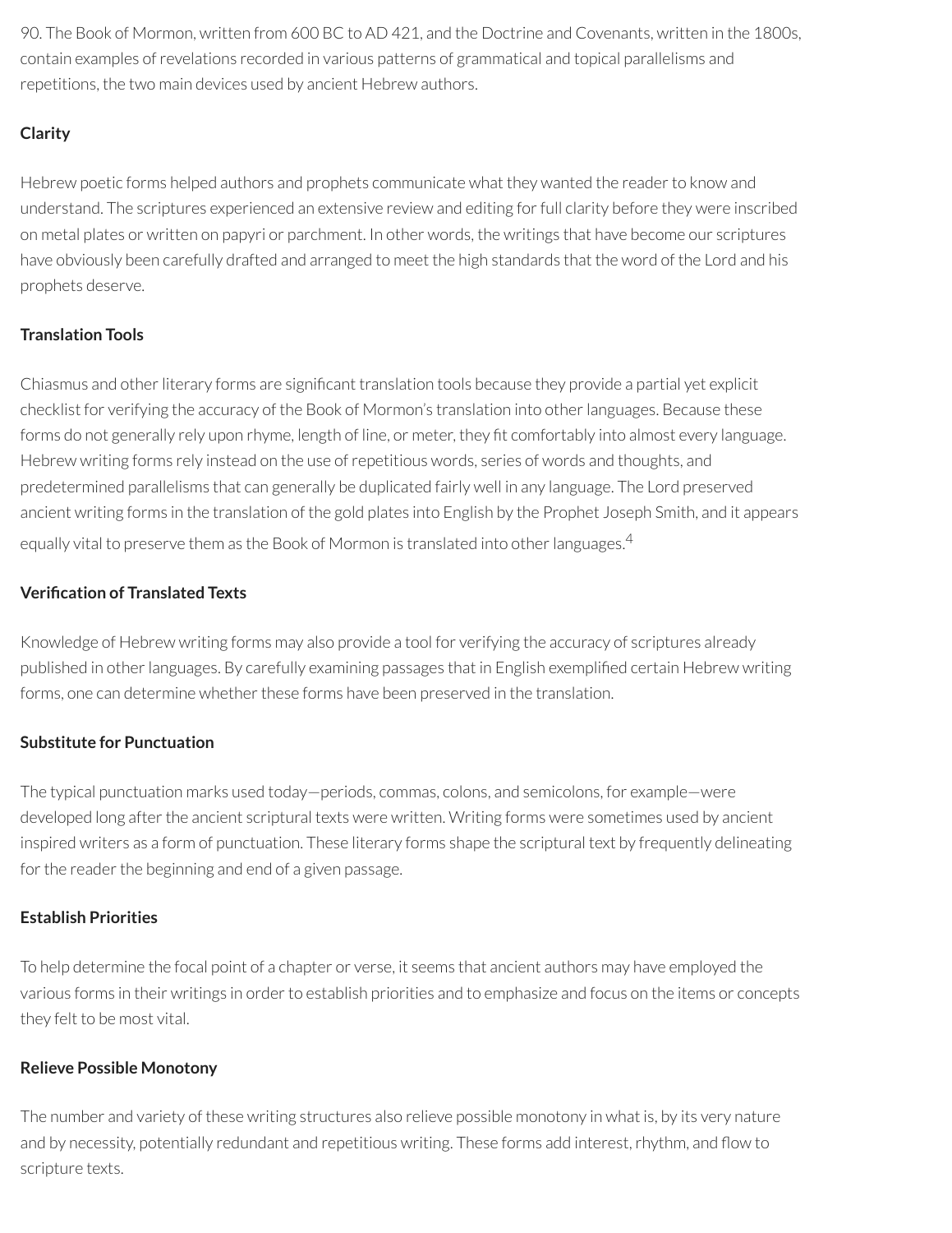90. The Book of Mormon, written from 600 BC to AD 421, and the Doctrine and Covenants, written in the 1800s, contain examples of revelations recorded in various patterns of grammatical and topical parallelisms and repetitions, the two main devices used by ancient Hebrew authors.

**Clarity**

Hebrew poetic forms helped authors and prophets communicate what they wanted the reader to know and understand. The scriptures experienced an extensive review and editing for full clarity before they were inscribed on metal plates or written on papyri or parchment. In other words, the writings that have become our scriptures have obviously been carefully drafted and arranged to meet the high standards that the word of the Lord and his prophets deserve.

**Translation Tools**

Chiasmus and other literary forms are significant translation tools because they provide a partial yet explicit checklist for verifying the accuracy of the Book of Mormon's translation into other languages. Because these forms do not generally rely upon rhyme, length of line, or meter, they fit comfortably into almost every language. Hebrew writing forms rely instead on the use of repetitious words, series of words and thoughts, and predetermined parallelisms that can generally be duplicated fairly well in any language. The Lord preserved ancient writing forms in the translation of the gold plates into English by the Prophet Joseph Smith, and it appears equally vital to preserve them as the Book of Mormon is translated into other languages.[4]

**Verification of Translated Texts**

Knowledge of Hebrew writing forms may also provide a tool for verifying the accuracy of scriptures already published in other languages. By carefully examining passages that in English exemplified certain Hebrew writing forms, one can determine whether these forms have been preserved in the translation.

**Substitute for Punctuation**

The typical punctuation marks used today—periods, commas, colons, and semicolons, for example—were developed long after the ancient scriptural texts were written. Writing forms were sometimes used by ancient inspired writers as a form of punctuation. These literary forms shape the scriptural text by frequently delineating for the reader the beginning and end of a given passage.

**Establish Priorities**

To help determine the focal point of a chapter or verse, it seems that ancient authors may have employed the various forms in their writings in order to establish priorities and to emphasize and focus on the items or concepts they felt to be most vital.

**Relieve Possible Monotony**

The number and variety of these writing structures also relieve possible monotony in what is, by its very nature and by necessity, potentially redundant and repetitious writing. These forms add interest, rhythm, and flow to scripture texts.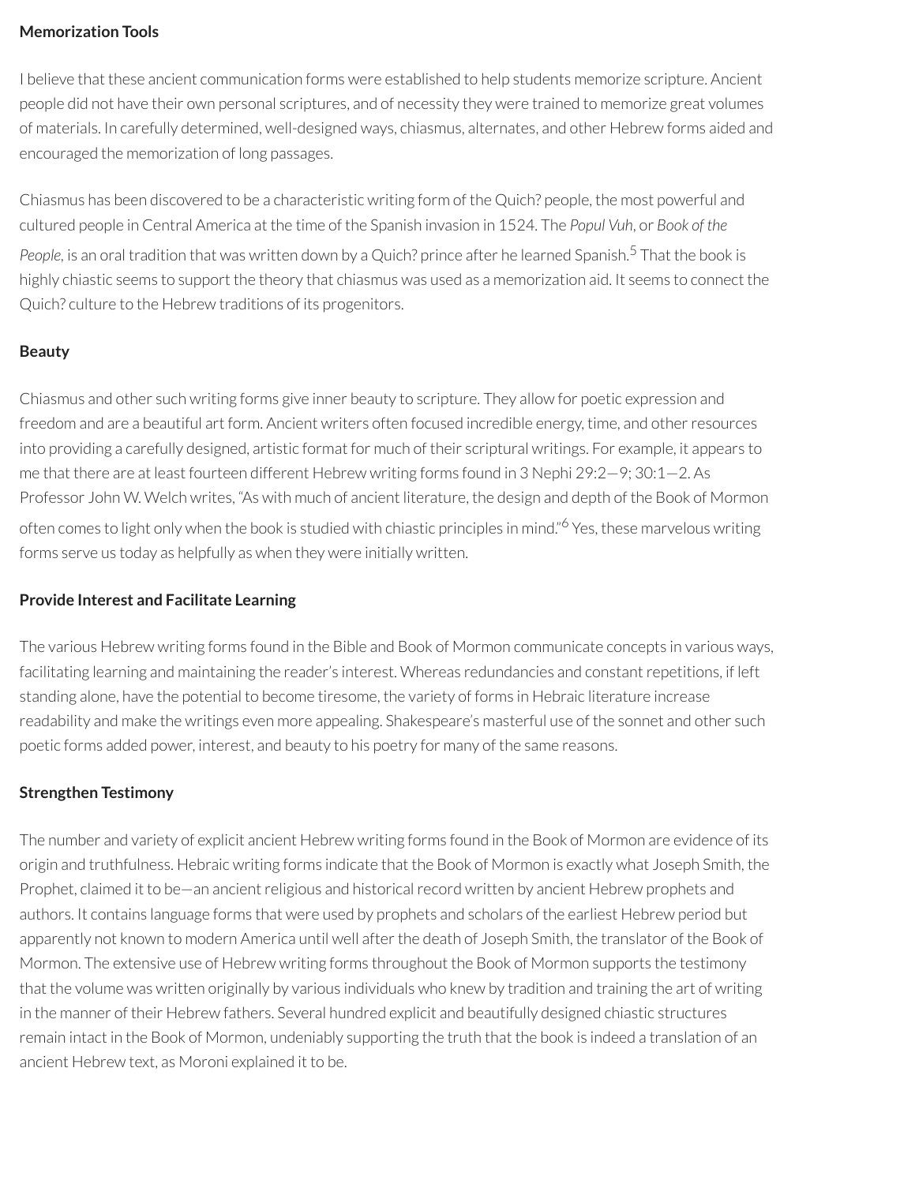**Memorization Tools**

I believe that these ancient communication forms were established to help students memorize scripture. Ancient people did not have their own personal scriptures, and of necessity they were trained to memorize great volumes of materials. In carefully determined, well-designed ways, chiasmus, alternates, and other Hebrew forms aided and encouraged the memorization of long passages.

Chiasmus has been discovered to be a characteristic writing form of the Quich? people, the most powerful and cultured people in Central America at the time of the Spanish invasion in 1524. The *Popul Vuh*, or *Book of the People*, is an oral tradition that was written down by a Quich? prince after he learned Spanish.[5] That the book is highly chiastic seems to support the theory that chiasmus was used as a memorization aid. It seems to connect the Quich? culture to the Hebrew traditions of its progenitors.

**Beauty**

Chiasmus and other such writing forms give inner beauty to scripture. They allow for poetic expression and freedom and are a beautiful art form. Ancient writers often focused incredible energy, time, and other resources into providing a carefully designed, artistic format for much of their scriptural writings. For example, it appears to me that there are at least fourteen different Hebrew writing forms found in 3 Nephi 29:2—9; 30:1—2. As Professor John W. Welch writes, "As with much of ancient literature, the design and depth of the Book of Mormon often comes to light only when the book is studied with chiastic principles in mind."[6] Yes, these marvelous writing forms serve us today as helpfully as when they were initially written.

**Provide Interest and Facilitate Learning**

The various Hebrew writing forms found in the Bible and Book of Mormon communicate concepts in various ways, facilitating learning and maintaining the reader's interest. Whereas redundancies and constant repetitions, if left standing alone, have the potential to become tiresome, the variety of forms in Hebraic literature increase readability and make the writings even more appealing. Shakespeare's masterful use of the sonnet and other such poetic forms added power, interest, and beauty to his poetry for many of the same reasons.

**Strengthen Testimony**

The number and variety of explicit ancient Hebrew writing forms found in the Book of Mormon are evidence of its origin and truthfulness. Hebraic writing forms indicate that the Book of Mormon is exactly what Joseph Smith, the Prophet, claimed it to be—an ancient religious and historical record written by ancient Hebrew prophets and authors. It contains language forms that were used by prophets and scholars of the earliest Hebrew period but apparently not known to modern America until well after the death of Joseph Smith, the translator of the Book of Mormon. The extensive use of Hebrew writing forms throughout the Book of Mormon supports the testimony that the volume was written originally by various individuals who knew by tradition and training the art of writing in the manner of their Hebrew fathers. Several hundred explicit and beautifully designed chiastic structures remain intact in the Book of Mormon, undeniably supporting the truth that the book is indeed a translation of an ancient Hebrew text, as Moroni explained it to be.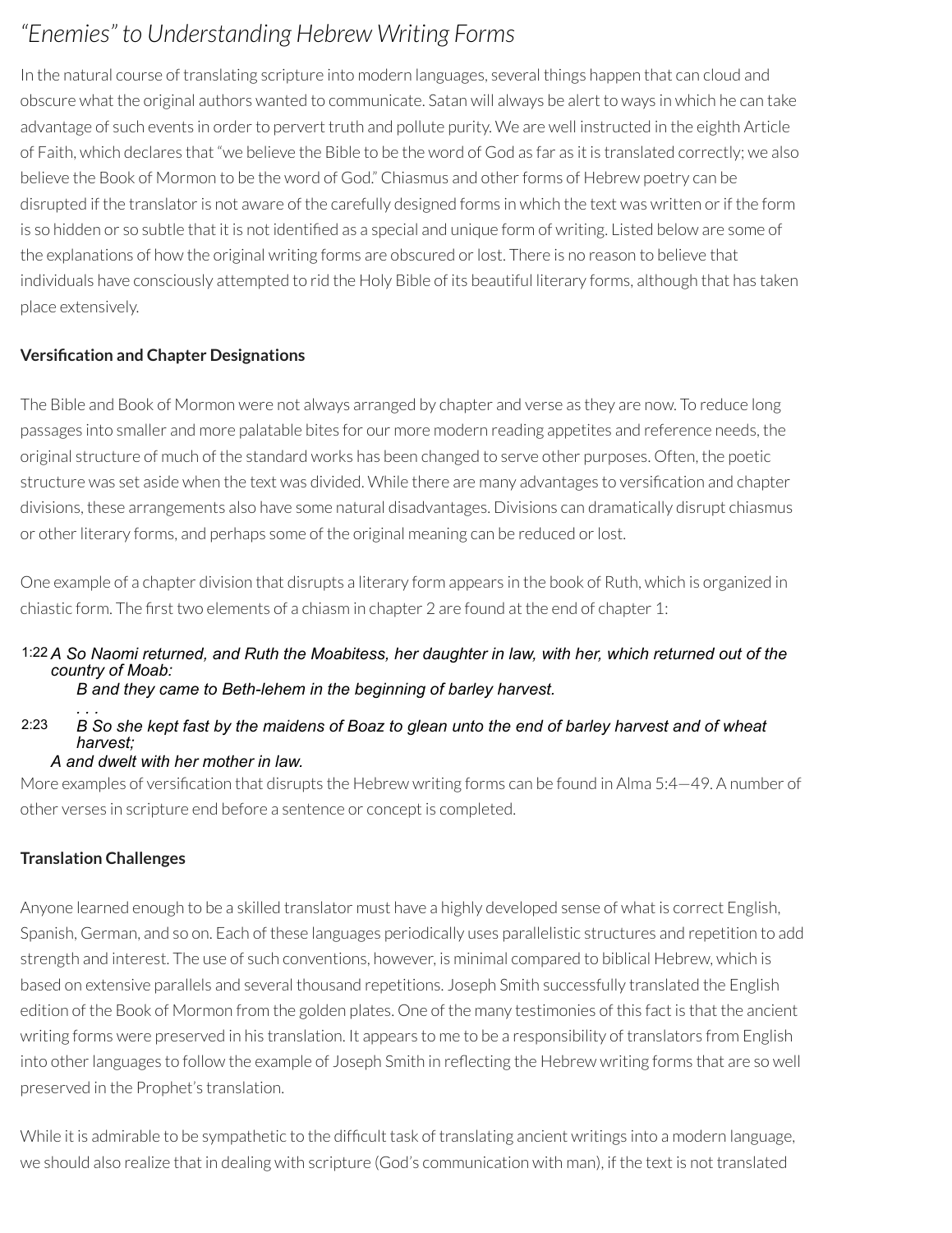## *"Enemies" to Understanding Hebrew Writing Forms*

In the natural course of translating scripture into modern languages, several things happen that can cloud and obscure what the original authors wanted to communicate. Satan will always be alert to ways in which he can take advantage of such events in order to pervert truth and pollute purity. We are well instructed in the eighth Article of Faith, which declares that "we believe the Bible to be the word of God as far as it is translated correctly; we also believe the Book of Mormon to be the word of God." Chiasmus and other forms of Hebrew poetry can be disrupted if the translator is not aware of the carefully designed forms in which the text was written or if the form is so hidden or so subtle that it is not identified as a special and unique form of writing. Listed below are some of the explanations of how the original writing forms are obscured or lost. There is no reason to believe that individuals have consciously attempted to rid the Holy Bible of its beautiful literary forms, although that has taken place extensively.

### Versification and Chapter Designations

The Bible and Book of Mormon were not always arranged by chapter and verse as they are now. To reduce long passages into smaller and more palatable bites for our more modern reading appetites and reference needs, the original structure of much of the standard works has been changed to serve other purposes. Often, the poetic structure was set aside when the text was divided. While there are many advantages to versification and chapter divisions, these arrangements also have some natural disadvantages. Divisions can dramatically disrupt chiasmus or other literary forms, and perhaps some of the original meaning can be reduced or lost.

One example of a chapter division that disrupts a literary form appears in the book of Ruth, which is organized in chiastic form. The first two elements of a chiasm in chapter 2 are found at the end of chapter 1:

1:22 *A So Naomi returned, and Ruth the Moabitess, her daughter in law, with her, which returned out of the country of Moab:*

*B and they came to Beth-lehem in the beginning of barley harvest.*

*. . .*

2:23 *B So she kept fast by the maidens of Boaz to glean unto the end of barley harvest and of wheat harvest;*

*A and dwelt with her mother in law.*

More examples of versification that disrupts the Hebrew writing forms can be found in Alma 5:4—49. A number of other verses in scripture end before a sentence or concept is completed.

### Translation Challenges

Anyone learned enough to be a skilled translator must have a highly developed sense of what is correct English, Spanish, German, and so on. Each of these languages periodically uses parallelistic structures and repetition to add strength and interest. The use of such conventions, however, is minimal compared to biblical Hebrew, which is based on extensive parallels and several thousand repetitions. Joseph Smith successfully translated the English edition of the Book of Mormon from the golden plates. One of the many testimonies of this fact is that the ancient writing forms were preserved in his translation. It appears to me to be a responsibility of translators from English into other languages to follow the example of Joseph Smith in reflecting the Hebrew writing forms that are so well preserved in the Prophet's translation.

While it is admirable to be sympathetic to the difficult task of translating ancient writings into a modern language, we should also realize that in dealing with scripture (God's communication with man), if the text is not translated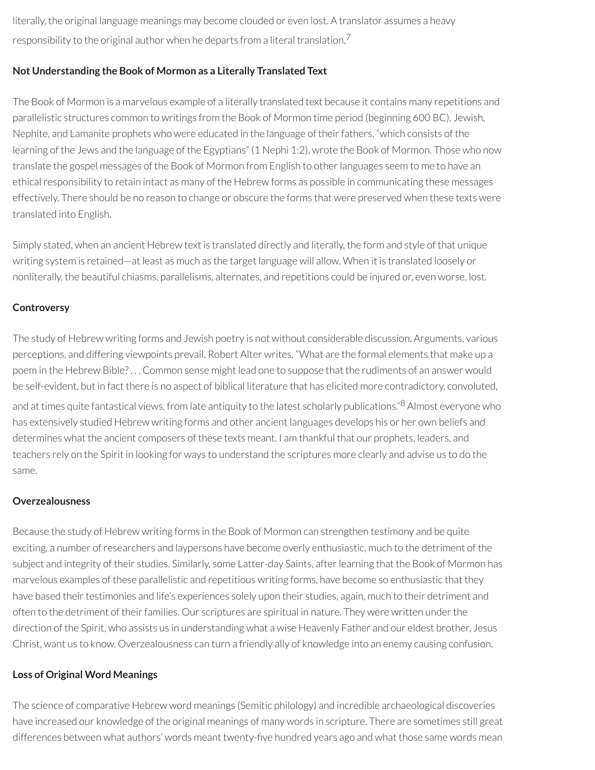literally, the original language meanings may become clouded or even lost. A translator assumes a heavy responsibility to the original author when he departs from a literal translation.[7]

### Not Understanding the Book of Mormon as a Literally Translated Text

The Book of Mormon is a marvelous example of a literally translated text because it contains many repetitions and parallelistic structures common to writings from the Book of Mormon time period (beginning 600 BC). Jewish, Nephite, and Lamanite prophets who were educated in the language of their fathers, "which consists of the learning of the Jews and the language of the Egyptians" (1 Nephi 1:2), wrote the Book of Mormon. Those who now translate the gospel messages of the Book of Mormon from English to other languages seem to me to have an ethical responsibility to retain intact as many of the Hebrew forms as possible in communicating these messages effectively. There should be no reason to change or obscure the forms that were preserved when these texts were translated into English.

Simply stated, when an ancient Hebrew text is translated directly and literally, the form and style of that unique writing system is retained—at least as much as the target language will allow. When it is translated loosely or nonliterally, the beautiful chiasms, parallelisms, alternates, and repetitions could be injured or, even worse, lost.

### Controversy

The study of Hebrew writing forms and Jewish poetry is not without considerable discussion. Arguments, various perceptions, and differing viewpoints prevail. Robert Alter writes, "What are the formal elements that make up a poem in the Hebrew Bible? . . . Common sense might lead one to suppose that the rudiments of an answer would be self-evident, but in fact there is no aspect of biblical literature that has elicited more contradictory, convoluted, and at times quite fantastical views, from late antiquity to the latest scholarly publications."[8] Almost everyone who has extensively studied Hebrew writing forms and other ancient languages develops his or her own beliefs and determines what the ancient composers of these texts meant. I am thankful that our prophets, leaders, and teachers rely on the Spirit in looking for ways to understand the scriptures more clearly and advise us to do the same.

### Overzealousness

Because the study of Hebrew writing forms in the Book of Mormon can strengthen testimony and be quite exciting, a number of researchers and laypersons have become overly enthusiastic, much to the detriment of the subject and integrity of their studies. Similarly, some Latter-day Saints, after learning that the Book of Mormon has marvelous examples of these parallelistic and repetitious writing forms, have become so enthusiastic that they have based their testimonies and life's experiences solely upon their studies, again, much to their detriment and often to the detriment of their families. Our scriptures are spiritual in nature. They were written under the direction of the Spirit, who assists us in understanding what a wise Heavenly Father and our eldest brother, Jesus Christ, want us to know. Overzealousness can turn a friendly ally of knowledge into an enemy causing confusion.

### Loss of Original Word Meanings

The science of comparative Hebrew word meanings (Semitic philology) and incredible archaeological discoveries have increased our knowledge of the original meanings of many words in scripture. There are sometimes still great differences between what authors' words meant twenty-five hundred years ago and what those same words mean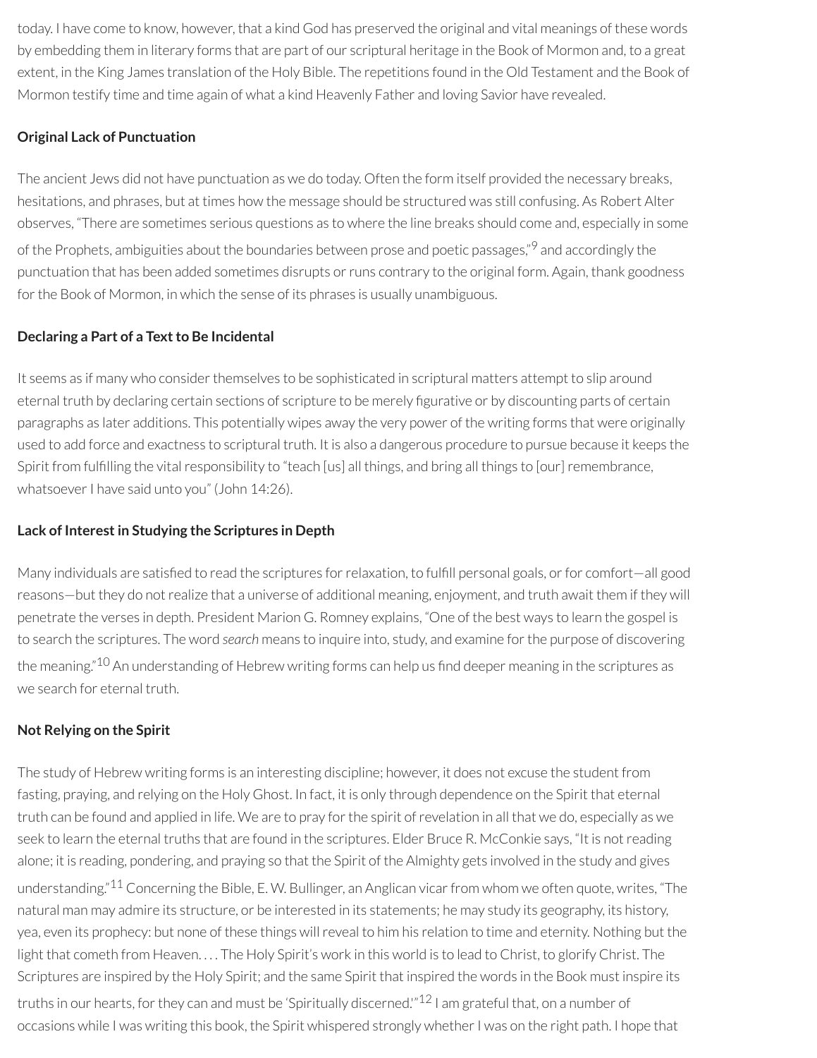today. I have come to know, however, that a kind God has preserved the original and vital meanings of these words by embedding them in literary forms that are part of our scriptural heritage in the Book of Mormon and, to a great extent, in the King James translation of the Holy Bible. The repetitions found in the Old Testament and the Book of Mormon testify time and time again of what a kind Heavenly Father and loving Savior have revealed.

### Original Lack of Punctuation

The ancient Jews did not have punctuation as we do today. Often the form itself provided the necessary breaks, hesitations, and phrases, but at times how the message should be structured was still confusing. As Robert Alter observes, "There are sometimes serious questions as to where the line breaks should come and, especially in some of the Prophets, ambiguities about the boundaries between prose and poetic passages,"[9] and accordingly the punctuation that has been added sometimes disrupts or runs contrary to the original form. Again, thank goodness for the Book of Mormon, in which the sense of its phrases is usually unambiguous.

### Declaring a Part of a Text to Be Incidental

It seems as if many who consider themselves to be sophisticated in scriptural matters attempt to slip around eternal truth by declaring certain sections of scripture to be merely figurative or by discounting parts of certain paragraphs as later additions. This potentially wipes away the very power of the writing forms that were originally used to add force and exactness to scriptural truth. It is also a dangerous procedure to pursue because it keeps the Spirit from fulfilling the vital responsibility to "teach [us] all things, and bring all things to [our] remembrance, whatsoever I have said unto you" (John 14:26).

### Lack of Interest in Studying the Scriptures in Depth

Many individuals are satisfied to read the scriptures for relaxation, to fulfill personal goals, or for comfort—all good reasons—but they do not realize that a universe of additional meaning, enjoyment, and truth await them if they will penetrate the verses in depth. President Marion G. Romney explains, "One of the best ways to learn the gospel is to search the scriptures. The word *search* means to inquire into, study, and examine for the purpose of discovering the meaning."[10] An understanding of Hebrew writing forms can help us find deeper meaning in the scriptures as we search for eternal truth.

### Not Relying on the Spirit

The study of Hebrew writing forms is an interesting discipline; however, it does not excuse the student from fasting, praying, and relying on the Holy Ghost. In fact, it is only through dependence on the Spirit that eternal truth can be found and applied in life. We are to pray for the spirit of revelation in all that we do, especially as we seek to learn the eternal truths that are found in the scriptures. Elder Bruce R. McConkie says, "It is not reading alone; it is reading, pondering, and praying so that the Spirit of the Almighty gets involved in the study and gives understanding."[11] Concerning the Bible, E. W. Bullinger, an Anglican vicar from whom we often quote, writes, "The natural man may admire its structure, or be interested in its statements; he may study its geography, its history, yea, even its prophecy: but none of these things will reveal to him his relation to time and eternity. Nothing but the light that cometh from Heaven. . . . The Holy Spirit's work in this world is to lead to Christ, to glorify Christ. The Scriptures are inspired by the Holy Spirit; and the same Spirit that inspired the words in the Book must inspire its truths in our hearts, for they can and must be 'Spiritually discerned.'"[12] I am grateful that, on a number of occasions while I was writing this book, the Spirit whispered strongly whether I was on the right path. I hope that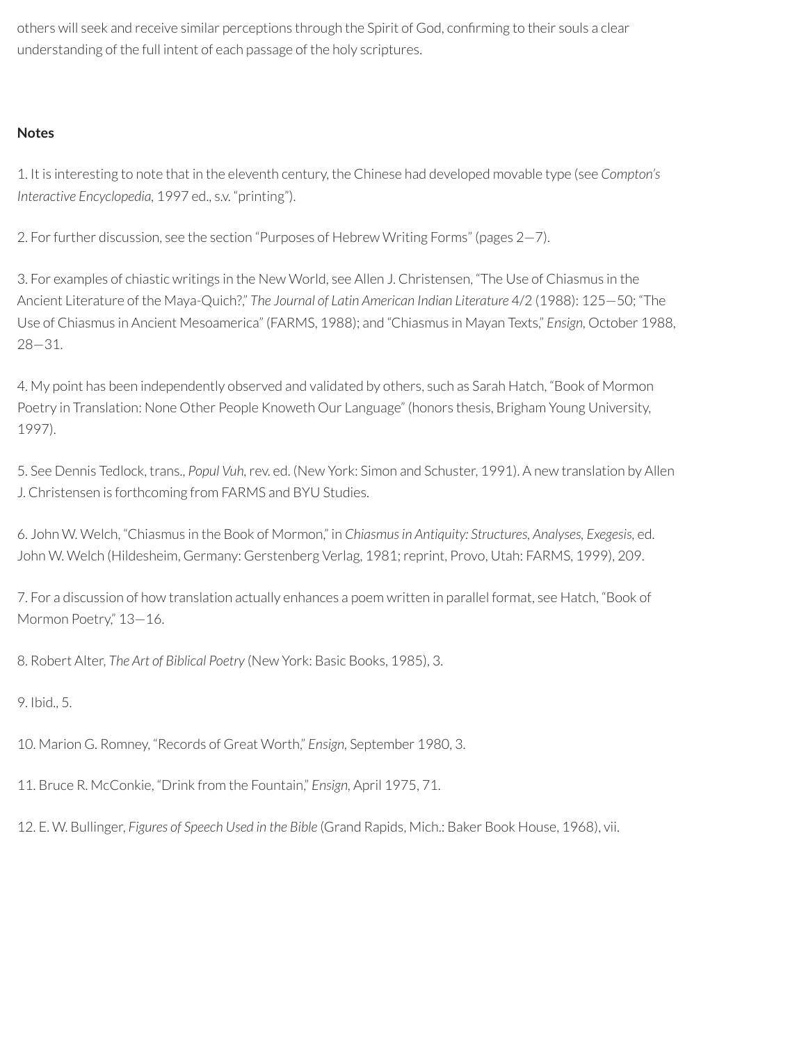others will seek and receive similar perceptions through the Spirit of God, confirming to their souls a clear understanding of the full intent of each passage of the holy scriptures.

**Notes**

1. It is interesting to note that in the eleventh century, the Chinese had developed movable type (see *Compton's Interactive Encyclopedia,* 1997 ed., s.v. "printing").

2. For further discussion, see the section "Purposes of Hebrew Writing Forms" (pages 2—7).

3. For examples of chiastic writings in the New World, see Allen J. Christensen, "The Use of Chiasmus in the Ancient Literature of the Maya-Quich?," *The Journal of Latin American Indian Literature* 4/2 (1988): 125—50; "The Use of Chiasmus in Ancient Mesoamerica" (FARMS, 1988); and "Chiasmus in Mayan Texts," *Ensign,* October 1988, 28—31.

4. My point has been independently observed and validated by others, such as Sarah Hatch, "Book of Mormon Poetry in Translation: None Other People Knoweth Our Language" (honors thesis, Brigham Young University, 1997).

5. See Dennis Tedlock, trans., *Popul Vuh,* rev. ed. (New York: Simon and Schuster, 1991). A new translation by Allen J. Christensen is forthcoming from FARMS and BYU Studies.

6. John W. Welch, "Chiasmus in the Book of Mormon," in *Chiasmus in Antiquity: Structures, Analyses, Exegesis,* ed. John W. Welch (Hildesheim, Germany: Gerstenberg Verlag, 1981; reprint, Provo, Utah: FARMS, 1999), 209.

7. For a discussion of how translation actually enhances a poem written in parallel format, see Hatch, "Book of Mormon Poetry," 13—16.

8. Robert Alter, *The Art of Biblical Poetry* (New York: Basic Books, 1985), 3.

9. Ibid., 5.

10. Marion G. Romney, "Records of Great Worth," *Ensign,* September 1980, 3.

11. Bruce R. McConkie, "Drink from the Fountain," *Ensign,* April 1975, 71.

12. E. W. Bullinger, *Figures of Speech Used in the Bible* (Grand Rapids, Mich.: Baker Book House, 1968), vii.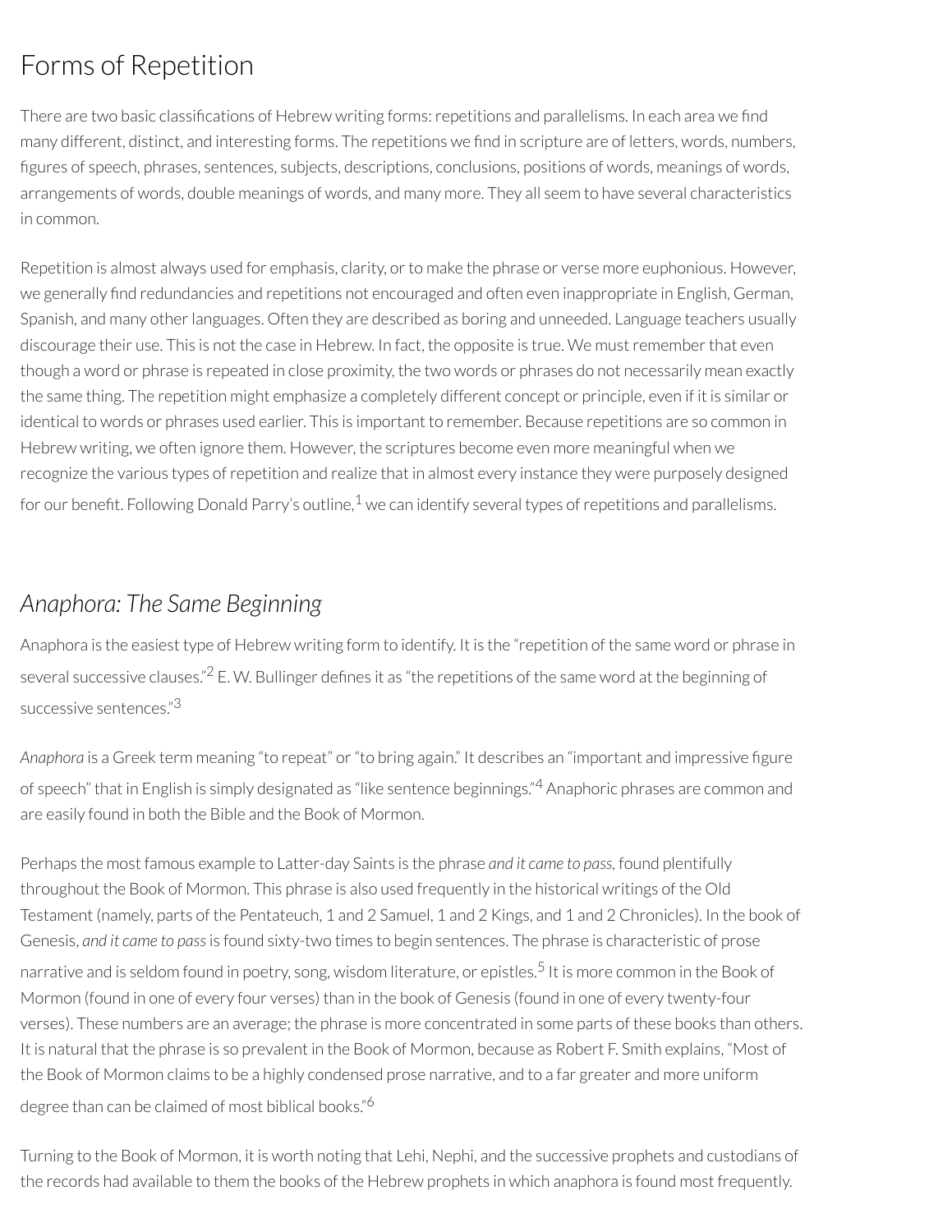## Forms of Repetition

There are two basic classifications of Hebrew writing forms: repetitions and parallelisms. In each area we find many different, distinct, and interesting forms. The repetitions we find in scripture are of letters, words, numbers, figures of speech, phrases, sentences, subjects, descriptions, conclusions, positions of words, meanings of words, arrangements of words, double meanings of words, and many more. They all seem to have several characteristics in common.

Repetition is almost always used for emphasis, clarity, or to make the phrase or verse more euphonious. However, we generally find redundancies and repetitions not encouraged and often even inappropriate in English, German, Spanish, and many other languages. Often they are described as boring and unneeded. Language teachers usually discourage their use. This is not the case in Hebrew. In fact, the opposite is true. We must remember that even though a word or phrase is repeated in close proximity, the two words or phrases do not necessarily mean exactly the same thing. The repetition might emphasize a completely different concept or principle, even if it is similar or identical to words or phrases used earlier. This is important to remember. Because repetitions are so common in Hebrew writing, we often ignore them. However, the scriptures become even more meaningful when we recognize the various types of repetition and realize that in almost every instance they were purposely designed for our benefit. Following Donald Parry's outline,[1] we can identify several types of repetitions and parallelisms.

### *Anaphora: The Same Beginning*

Anaphora is the easiest type of Hebrew writing form to identify. It is the "repetition of the same word or phrase in several successive clauses."[2] E. W. Bullinger defines it as "the repetitions of the same word at the beginning of successive sentences."[3]

*Anaphora* is a Greek term meaning "to repeat" or "to bring again." It describes an "important and impressive figure of speech" that in English is simply designated as "like sentence beginnings."[4] Anaphoric phrases are common and are easily found in both the Bible and the Book of Mormon.

Perhaps the most famous example to Latter-day Saints is the phrase *and it came to pass*, found plentifully throughout the Book of Mormon. This phrase is also used frequently in the historical writings of the Old Testament (namely, parts of the Pentateuch, 1 and 2 Samuel, 1 and 2 Kings, and 1 and 2 Chronicles). In the book of Genesis, *and it came to pass* is found sixty-two times to begin sentences. The phrase is characteristic of prose narrative and is seldom found in poetry, song, wisdom literature, or epistles.[5] It is more common in the Book of Mormon (found in one of every four verses) than in the book of Genesis (found in one of every twenty-four verses). These numbers are an average; the phrase is more concentrated in some parts of these books than others. It is natural that the phrase is so prevalent in the Book of Mormon, because as Robert F. Smith explains, "Most of the Book of Mormon claims to be a highly condensed prose narrative, and to a far greater and more uniform degree than can be claimed of most biblical books."[6]

Turning to the Book of Mormon, it is worth noting that Lehi, Nephi, and the successive prophets and custodians of the records had available to them the books of the Hebrew prophets in which anaphora is found most frequently.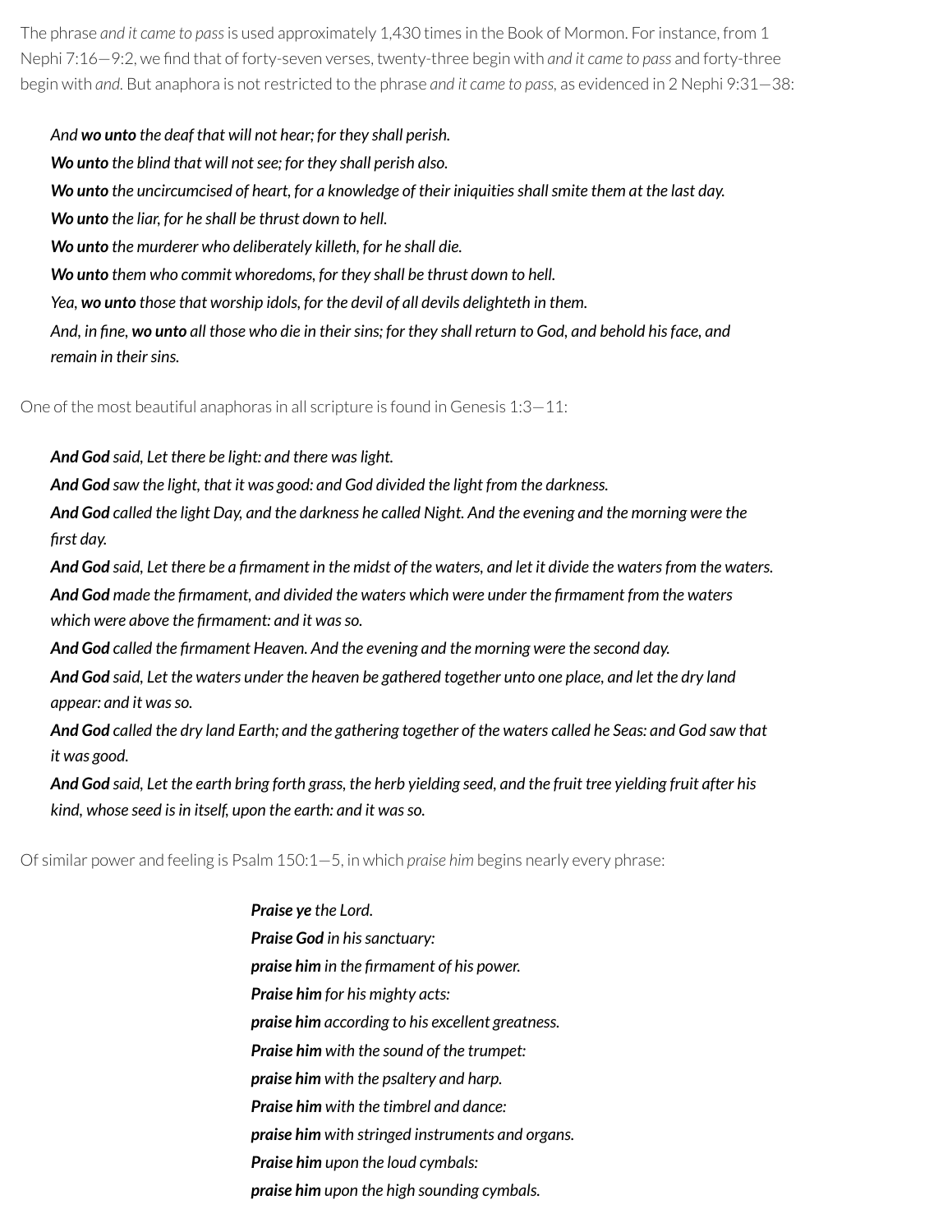The phrase *and it came to pass* is used approximately 1,430 times in the Book of Mormon. For instance, from 1 Nephi 7:16—9:2, we find that of forty-seven verses, twenty-three begin with *and it came to pass* and forty-three begin with *and.* But anaphora is not restricted to the phrase *and it came to pass,* as evidenced in 2 Nephi 9:31—38:

> *And* ***wo unto*** *the deaf that will not hear; for they shall perish.*
> ***Wo unto*** *the blind that will not see; for they shall perish also.*
> ***Wo unto*** *the uncircumcised of heart, for a knowledge of their iniquities shall smite them at the last day.*
> ***Wo unto*** *the liar, for he shall be thrust down to hell.*
> ***Wo unto*** *the murderer who deliberately killeth, for he shall die.*
> ***Wo unto*** *them who commit whoredoms, for they shall be thrust down to hell.*
> *Yea,* ***wo unto*** *those that worship idols, for the devil of all devils delighteth in them.*
> *And, in fine,* ***wo unto*** *all those who die in their sins; for they shall return to God, and behold his face, and remain in their sins.*

One of the most beautiful anaphoras in all scripture is found in Genesis 1:3—11:

> ***And God*** *said, Let there be light: and there was light.*
> ***And God*** *saw the light, that it was good: and God divided the light from the darkness.*
> ***And God*** *called the light Day, and the darkness he called Night. And the evening and the morning were the first day.*
> ***And God*** *said, Let there be a firmament in the midst of the waters, and let it divide the waters from the waters.*
> ***And God*** *made the firmament, and divided the waters which were under the firmament from the waters which were above the firmament: and it was so.*
> ***And God*** *called the firmament Heaven. And the evening and the morning were the second day.*
> ***And God*** *said, Let the waters under the heaven be gathered together unto one place, and let the dry land appear: and it was so.*
> ***And God*** *called the dry land Earth; and the gathering together of the waters called he Seas: and God saw that it was good.*
> ***And God*** *said, Let the earth bring forth grass, the herb yielding seed, and the fruit tree yielding fruit after his kind, whose seed is in itself, upon the earth: and it was so.*

Of similar power and feeling is Psalm 150:1—5, in which *praise him* begins nearly every phrase:

> ***Praise ye*** *the Lord.*
> ***Praise God*** *in his sanctuary:*
> ***praise him*** *in the firmament of his power.*
> ***Praise him*** *for his mighty acts:*
> ***praise him*** *according to his excellent greatness.*
> ***Praise him*** *with the sound of the trumpet:*
> ***praise him*** *with the psaltery and harp.*
> ***Praise him*** *with the timbrel and dance:*
> ***praise him*** *with stringed instruments and organs.*
> ***Praise him*** *upon the loud cymbals:*
> ***praise him*** *upon the high sounding cymbals.*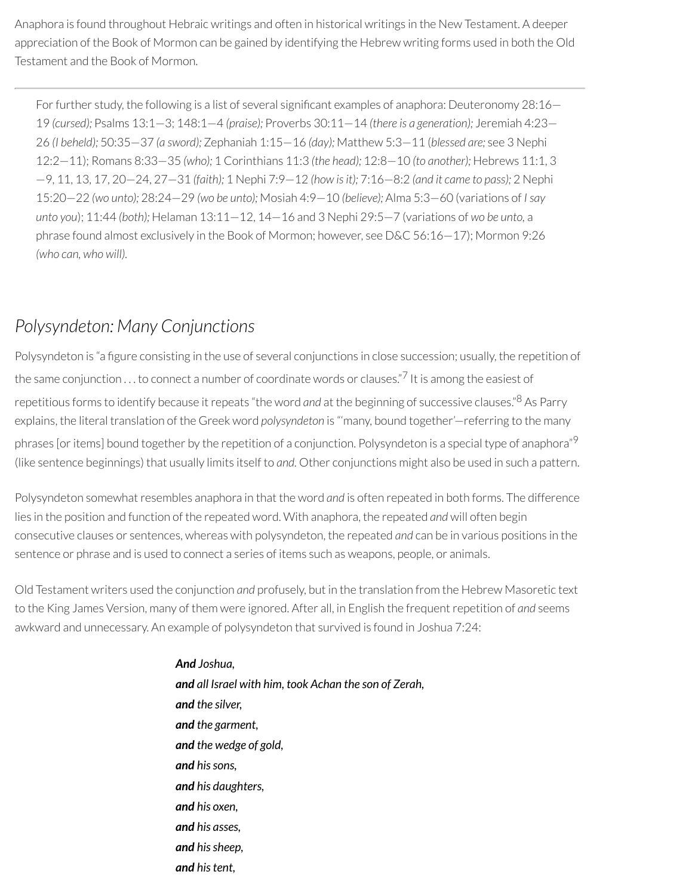Anaphora is found throughout Hebraic writings and often in historical writings in the New Testament. A deeper appreciation of the Book of Mormon can be gained by identifying the Hebrew writing forms used in both the Old Testament and the Book of Mormon.

---

> For further study, the following is a list of several significant examples of anaphora: Deuteronomy 28:16–19 *(cursed);* Psalms 13:1–3; 148:1–4 *(praise);* Proverbs 30:11–14 *(there is a generation);* Jeremiah 4:23–26 *(I beheld);* 50:35–37 *(a sword);* Zephaniah 1:15–16 *(day);* Matthew 5:3–11 (*blessed are;* see 3 Nephi 12:2–11); Romans 8:33–35 *(who);* 1 Corinthians 11:3 *(the head);* 12:8–10 *(to another);* Hebrews 11:1, 3–9, 11, 13, 17, 20–24, 27–31 *(faith);* 1 Nephi 7:9–12 *(how is it);* 7:16–8:2 *(and it came to pass);* 2 Nephi 15:20–22 *(wo unto);* 28:24–29 *(wo be unto);* Mosiah 4:9–10 *(believe);* Alma 5:3–60 (variations of *I say unto you*); 11:44 *(both);* Helaman 13:11–12, 14–16 and 3 Nephi 29:5–7 (variations of *wo be unto,* a phrase found almost exclusively in the Book of Mormon; however, see D&C 56:16–17); Mormon 9:26 *(who can, who will).*

## *Polysyndeton: Many Conjunctions*

Polysyndeton is "a figure consisting in the use of several conjunctions in close succession; usually, the repetition of the same conjunction . . . to connect a number of coordinate words or clauses."[7] It is among the easiest of repetitious forms to identify because it repeats "the word *and* at the beginning of successive clauses."[8] As Parry explains, the literal translation of the Greek word *polysyndeton* is "'many, bound together'—referring to the many phrases [or items] bound together by the repetition of a conjunction. Polysyndeton is a special type of anaphora"[9] (like sentence beginnings) that usually limits itself to *and.* Other conjunctions might also be used in such a pattern.

Polysyndeton somewhat resembles anaphora in that the word *and* is often repeated in both forms. The difference lies in the position and function of the repeated word. With anaphora, the repeated *and* will often begin consecutive clauses or sentences, whereas with polysyndeton, the repeated *and* can be in various positions in the sentence or phrase and is used to connect a series of items such as weapons, people, or animals.

Old Testament writers used the conjunction *and* profusely, but in the translation from the Hebrew Masoretic text to the King James Version, many of them were ignored. After all, in English the frequent repetition of *and* seems awkward and unnecessary. An example of polysyndeton that survived is found in Joshua 7:24:

> ***And*** *Joshua,*
> ***and*** *all Israel with him, took Achan the son of Zerah,*
> ***and*** *the silver,*
> ***and*** *the garment,*
> ***and*** *the wedge of gold,*
> ***and*** *his sons,*
> ***and*** *his daughters,*
> ***and*** *his oxen,*
> ***and*** *his asses,*
> ***and*** *his sheep,*
> ***and*** *his tent,*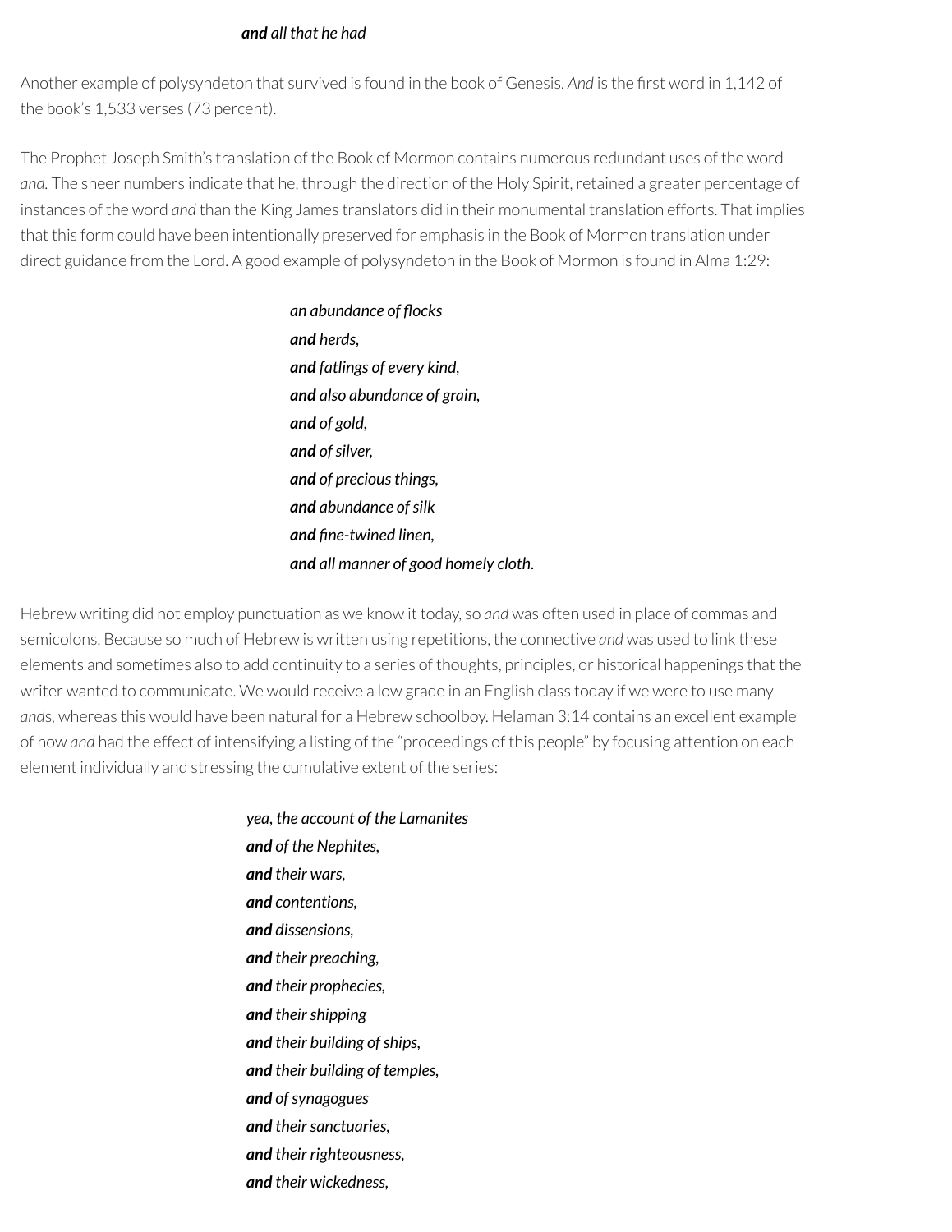***and*** *all that he had*

Another example of polysyndeton that survived is found in the book of Genesis. *And* is the first word in 1,142 of the book's 1,533 verses (73 percent).

The Prophet Joseph Smith's translation of the Book of Mormon contains numerous redundant uses of the word *and*. The sheer numbers indicate that he, through the direction of the Holy Spirit, retained a greater percentage of instances of the word *and* than the King James translators did in their monumental translation efforts. That implies that this form could have been intentionally preserved for emphasis in the Book of Mormon translation under direct guidance from the Lord. A good example of polysyndeton in the Book of Mormon is found in Alma 1:29:

> *an abundance of flocks*
> ***and*** *herds,*
> ***and*** *fatlings of every kind,*
> ***and*** *also abundance of grain,*
> ***and*** *of gold,*
> ***and*** *of silver,*
> ***and*** *of precious things,*
> ***and*** *abundance of silk*
> ***and*** *fine-twined linen,*
> ***and*** *all manner of good homely cloth.*

Hebrew writing did not employ punctuation as we know it today, so *and* was often used in place of commas and semicolons. Because so much of Hebrew is written using repetitions, the connective *and* was used to link these elements and sometimes also to add continuity to a series of thoughts, principles, or historical happenings that the writer wanted to communicate. We would receive a low grade in an English class today if we were to use many *and*s, whereas this would have been natural for a Hebrew schoolboy. Helaman 3:14 contains an excellent example of how *and* had the effect of intensifying a listing of the "proceedings of this people" by focusing attention on each element individually and stressing the cumulative extent of the series:

> *yea, the account of the Lamanites*
> ***and*** *of the Nephites,*
> ***and*** *their wars,*
> ***and*** *contentions,*
> ***and*** *dissensions,*
> ***and*** *their preaching,*
> ***and*** *their prophecies,*
> ***and*** *their shipping*
> ***and*** *their building of ships,*
> ***and*** *their building of temples,*
> ***and*** *of synagogues*
> ***and*** *their sanctuaries,*
> ***and*** *their righteousness,*
> ***and*** *their wickedness,*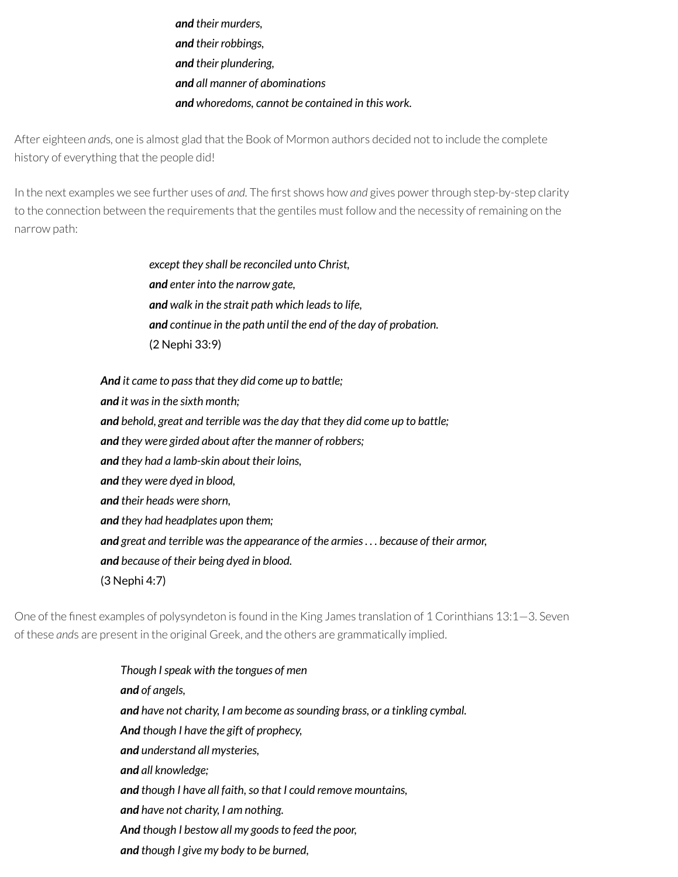*__and__ their murders,*
*__and__ their robbings,*
*__and__ their plundering,*
*__and__ all manner of abominations*
*__and__ whoredoms, cannot be contained in this work.*

After eighteen *and*s, one is almost glad that the Book of Mormon authors decided not to include the complete history of everything that the people did!

In the next examples we see further uses of *and*. The first shows how *and* gives power through step-by-step clarity to the connection between the requirements that the gentiles must follow and the necessity of remaining on the narrow path:

> *except they shall be reconciled unto Christ,*
> *__and__ enter into the narrow gate,*
> *__and__ walk in the strait path which leads to life,*
> *__and__ continue in the path until the end of the day of probation.*
> (2 Nephi 33:9)

> *__And__ it came to pass that they did come up to battle;*
> *__and__ it was in the sixth month;*
> *__and__ behold, great and terrible was the day that they did come up to battle;*
> *__and__ they were girded about after the manner of robbers;*
> *__and__ they had a lamb-skin about their loins,*
> *__and__ they were dyed in blood,*
> *__and__ their heads were shorn,*
> *__and__ they had headplates upon them;*
> *__and__ great and terrible was the appearance of the armies . . . because of their armor,*
> *__and__ because of their being dyed in blood.*
> (3 Nephi 4:7)

One of the finest examples of polysyndeton is found in the King James translation of 1 Corinthians 13:1—3. Seven of these *and*s are present in the original Greek, and the others are grammatically implied.

> *Though I speak with the tongues of men*
> *__and__ of angels,*
> *__and__ have not charity, I am become as sounding brass, or a tinkling cymbal.*
> *__And__ though I have the gift of prophecy,*
> *__and__ understand all mysteries,*
> *__and__ all knowledge;*
> *__and__ though I have all faith, so that I could remove mountains,*
> *__and__ have not charity, I am nothing.*
> *__And__ though I bestow all my goods to feed the poor,*
> *__and__ though I give my body to be burned,*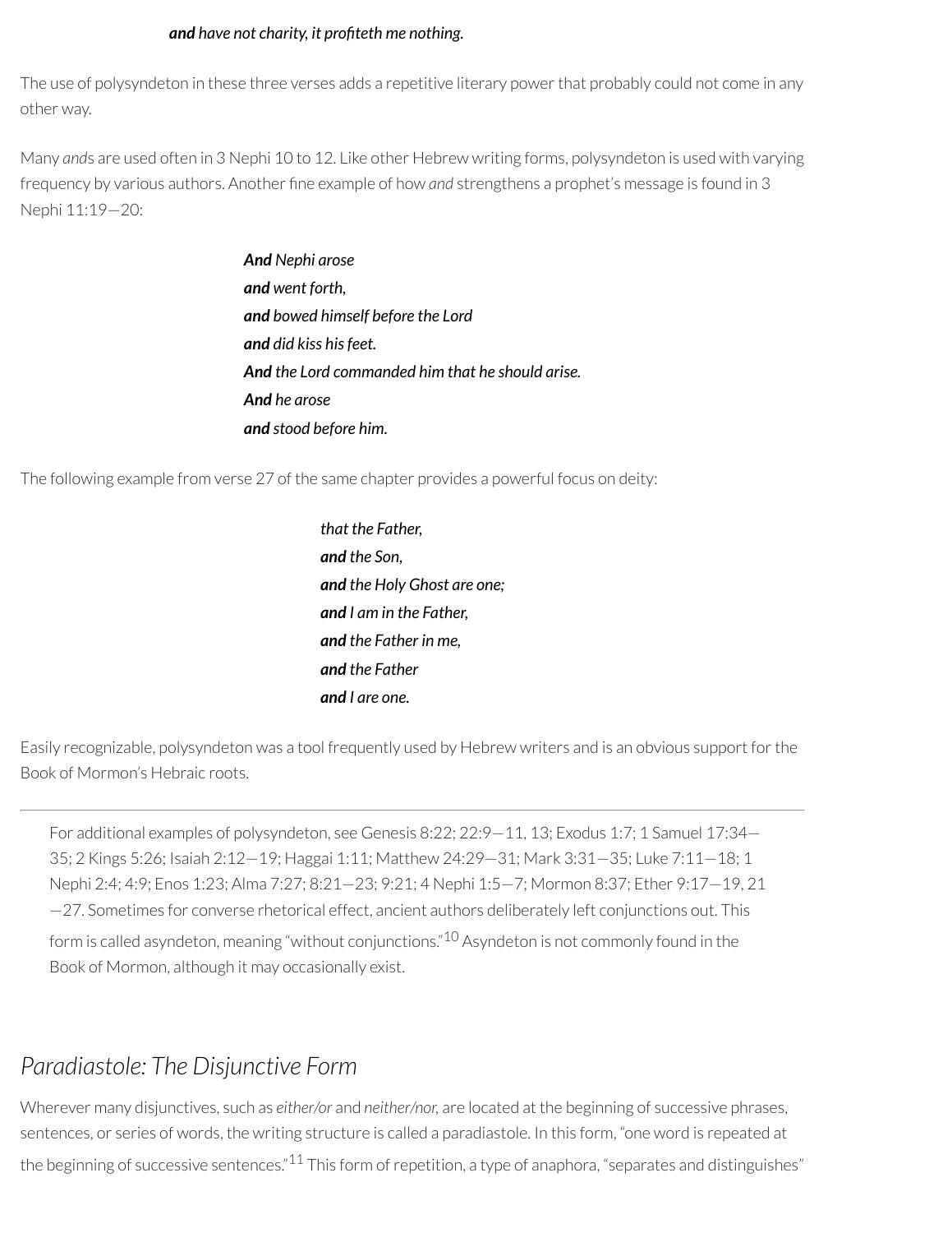***and*** *have not charity, it profiteth me nothing.*

The use of polysyndeton in these three verses adds a repetitive literary power that probably could not come in any other way.

Many *and*s are used often in 3 Nephi 10 to 12. Like other Hebrew writing forms, polysyndeton is used with varying frequency by various authors. Another fine example of how *and* strengthens a prophet's message is found in 3 Nephi 11:19—20:

> ***And*** *Nephi arose*
> ***and*** *went forth,*
> ***and*** *bowed himself before the Lord*
> ***and*** *did kiss his feet.*
> ***And*** *the Lord commanded him that he should arise.*
> ***And*** *he arose*
> ***and*** *stood before him.*

The following example from verse 27 of the same chapter provides a powerful focus on deity:

> *that the Father,*
> ***and*** *the Son,*
> ***and*** *the Holy Ghost are one;*
> ***and*** *I am in the Father,*
> ***and*** *the Father in me,*
> ***and*** *the Father*
> ***and*** *I are one.*

Easily recognizable, polysyndeton was a tool frequently used by Hebrew writers and is an obvious support for the Book of Mormon's Hebraic roots.

---

For additional examples of polysyndeton, see Genesis 8:22; 22:9—11, 13; Exodus 1:7; 1 Samuel 17:34—35; 2 Kings 5:26; Isaiah 2:12—19; Haggai 1:11; Matthew 24:29—31; Mark 3:31—35; Luke 7:11—18; 1 Nephi 2:4; 4:9; Enos 1:23; Alma 7:27; 8:21—23; 9:21; 4 Nephi 1:5—7; Mormon 8:37; Ether 9:17—19, 21—27. Sometimes for converse rhetorical effect, ancient authors deliberately left conjunctions out. This form is called asyndeton, meaning "without conjunctions."[10] Asyndeton is not commonly found in the Book of Mormon, although it may occasionally exist.

## *Paradiastole: The Disjunctive Form*

Wherever many disjunctives, such as *either/or* and *neither/nor*, are located at the beginning of successive phrases, sentences, or series of words, the writing structure is called a paradiastole. In this form, "one word is repeated at the beginning of successive sentences."[11] This form of repetition, a type of anaphora, "separates and distinguishes"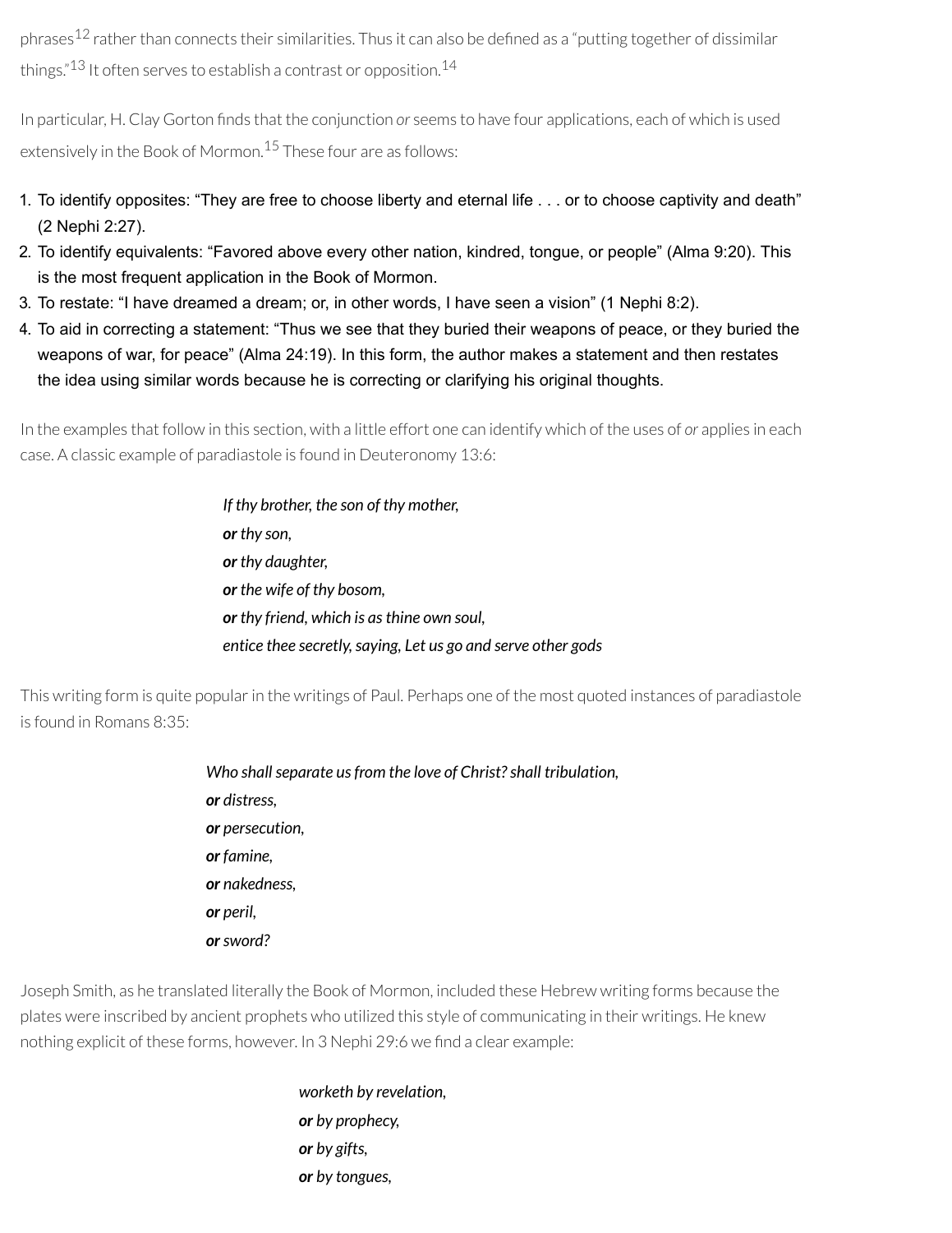phrases[12] rather than connects their similarities. Thus it can also be defined as a "putting together of dissimilar things."[13] It often serves to establish a contrast or opposition.[14]

In particular, H. Clay Gorton finds that the conjunction *or* seems to have four applications, each of which is used extensively in the Book of Mormon.[15] These four are as follows:

1. To identify opposites: "They are free to choose liberty and eternal life . . . or to choose captivity and death" (2 Nephi 2:27).
2. To identify equivalents: "Favored above every other nation, kindred, tongue, or people" (Alma 9:20). This is the most frequent application in the Book of Mormon.
3. To restate: "I have dreamed a dream; or, in other words, I have seen a vision" (1 Nephi 8:2).
4. To aid in correcting a statement: "Thus we see that they buried their weapons of peace, or they buried the weapons of war, for peace" (Alma 24:19). In this form, the author makes a statement and then restates the idea using similar words because he is correcting or clarifying his original thoughts.

In the examples that follow in this section, with a little effort one can identify which of the uses of *or* applies in each case. A classic example of paradiastole is found in Deuteronomy 13:6:

> *If thy brother, the son of thy mother,*
> ***or** thy son,*
> ***or** thy daughter,*
> ***or** the wife of thy bosom,*
> ***or** thy friend, which is as thine own soul,*
> *entice thee secretly, saying, Let us go and serve other gods*

This writing form is quite popular in the writings of Paul. Perhaps one of the most quoted instances of paradiastole is found in Romans 8:35:

> *Who shall separate us from the love of Christ? shall tribulation,*
> ***or** distress,*
> ***or** persecution,*
> ***or** famine,*
> ***or** nakedness,*
> ***or** peril,*
> ***or** sword?*

Joseph Smith, as he translated literally the Book of Mormon, included these Hebrew writing forms because the plates were inscribed by ancient prophets who utilized this style of communicating in their writings. He knew nothing explicit of these forms, however. In 3 Nephi 29:6 we find a clear example:

> *worketh by revelation,*
> ***or** by prophecy,*
> ***or** by gifts,*
> ***or** by tongues,*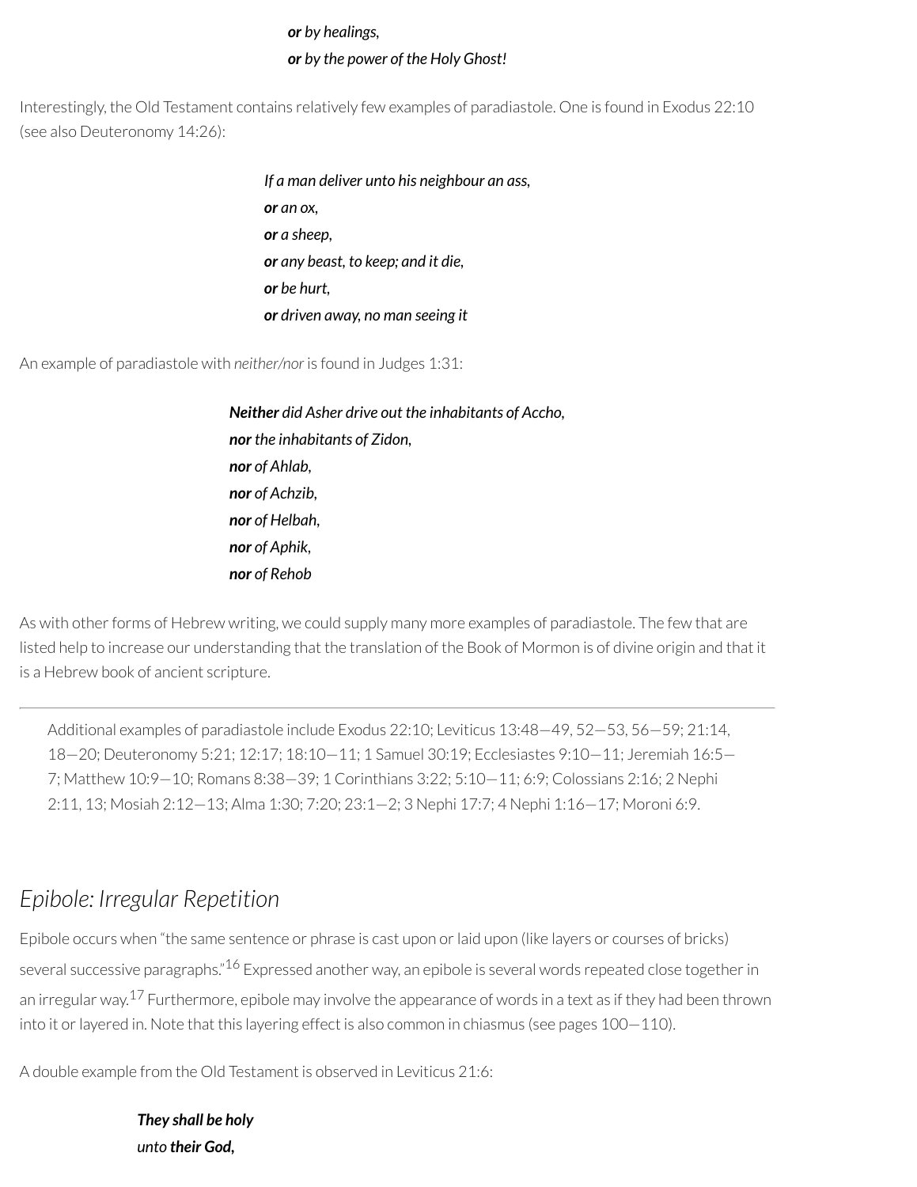***or*** *by healings,*
***or*** *by the power of the Holy Ghost!*

Interestingly, the Old Testament contains relatively few examples of paradiastole. One is found in Exodus 22:10 (see also Deuteronomy 14:26):

> *If a man deliver unto his neighbour an ass,*
> ***or*** *an ox,*
> ***or*** *a sheep,*
> ***or*** *any beast, to keep; and it die,*
> ***or*** *be hurt,*
> ***or*** *driven away, no man seeing it*

An example of paradiastole with *neither/nor* is found in Judges 1:31:

> ***Neither*** *did Asher drive out the inhabitants of Accho,*
> ***nor*** *the inhabitants of Zidon,*
> ***nor*** *of Ahlab,*
> ***nor*** *of Achzib,*
> ***nor*** *of Helbah,*
> ***nor*** *of Aphik,*
> ***nor*** *of Rehob*

As with other forms of Hebrew writing, we could supply many more examples of paradiastole. The few that are listed help to increase our understanding that the translation of the Book of Mormon is of divine origin and that it is a Hebrew book of ancient scripture.

---

> Additional examples of paradiastole include Exodus 22:10; Leviticus 13:48—49, 52—53, 56—59; 21:14, 18—20; Deuteronomy 5:21; 12:17; 18:10—11; 1 Samuel 30:19; Ecclesiastes 9:10—11; Jeremiah 16:5—7; Matthew 10:9—10; Romans 8:38—39; 1 Corinthians 3:22; 5:10—11; 6:9; Colossians 2:16; 2 Nephi 2:11, 13; Mosiah 2:12—13; Alma 1:30; 7:20; 23:1—2; 3 Nephi 17:7; 4 Nephi 1:16—17; Moroni 6:9.

## *Epibole: Irregular Repetition*

Epibole occurs when "the same sentence or phrase is cast upon or laid upon (like layers or courses of bricks) several successive paragraphs."[16] Expressed another way, an epibole is several words repeated close together in an irregular way.[17] Furthermore, epibole may involve the appearance of words in a text as if they had been thrown into it or layered in. Note that this layering effect is also common in chiasmus (see pages 100—110).

A double example from the Old Testament is observed in Leviticus 21:6:

> ***They shall be holy***
> *unto* ***their God,***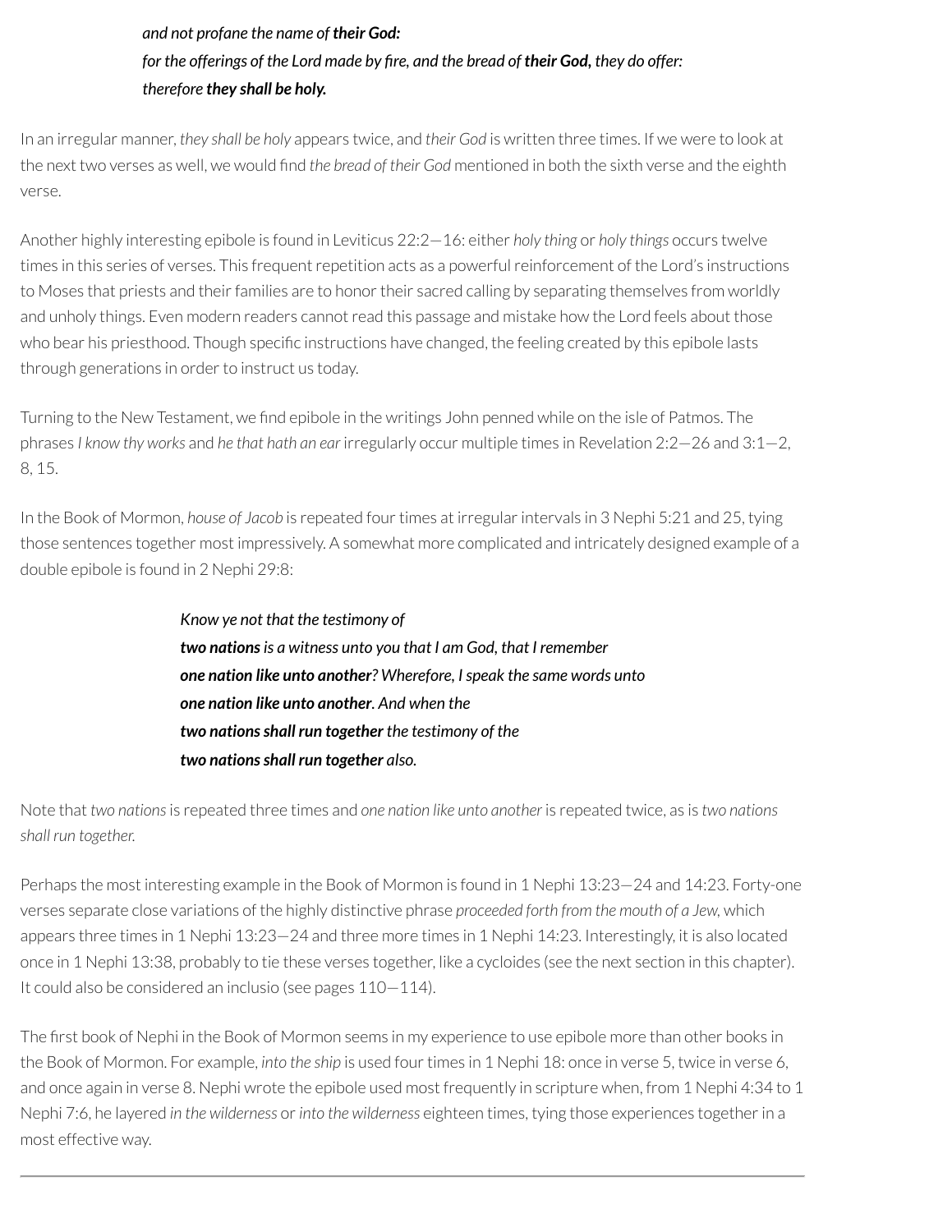*and not profane the name of* ***their God:***
*for the offerings of the Lord made by fire, and the bread of* ***their God,*** *they do offer:*
*therefore* ***they shall be holy.***

In an irregular manner, *they shall be holy* appears twice, and *their God* is written three times. If we were to look at the next two verses as well, we would find *the bread of their God* mentioned in both the sixth verse and the eighth verse.

Another highly interesting epibole is found in Leviticus 22:2—16: either *holy thing* or *holy things* occurs twelve times in this series of verses. This frequent repetition acts as a powerful reinforcement of the Lord's instructions to Moses that priests and their families are to honor their sacred calling by separating themselves from worldly and unholy things. Even modern readers cannot read this passage and mistake how the Lord feels about those who bear his priesthood. Though specific instructions have changed, the feeling created by this epibole lasts through generations in order to instruct us today.

Turning to the New Testament, we find epibole in the writings John penned while on the isle of Patmos. The phrases *I know thy works* and *he that hath an ear* irregularly occur multiple times in Revelation 2:2—26 and 3:1—2, 8, 15.

In the Book of Mormon, *house of Jacob* is repeated four times at irregular intervals in 3 Nephi 5:21 and 25, tying those sentences together most impressively. A somewhat more complicated and intricately designed example of a double epibole is found in 2 Nephi 29:8:

*Know ye not that the testimony of*
***two nations*** *is a witness unto you that I am God, that I remember*
***one nation like unto another****? Wherefore, I speak the same words unto*
***one nation like unto another****. And when the*
***two nations shall run together*** *the testimony of the*
***two nations shall run together*** *also.*

Note that *two nations* is repeated three times and *one nation like unto another* is repeated twice, as is *two nations shall run together.*

Perhaps the most interesting example in the Book of Mormon is found in 1 Nephi 13:23—24 and 14:23. Forty-one verses separate close variations of the highly distinctive phrase *proceeded forth from the mouth of a Jew,* which appears three times in 1 Nephi 13:23—24 and three more times in 1 Nephi 14:23. Interestingly, it is also located once in 1 Nephi 13:38, probably to tie these verses together, like a cycloides (see the next section in this chapter). It could also be considered an inclusio (see pages 110—114).

The first book of Nephi in the Book of Mormon seems in my experience to use epibole more than other books in the Book of Mormon. For example, *into the ship* is used four times in 1 Nephi 18: once in verse 5, twice in verse 6, and once again in verse 8. Nephi wrote the epibole used most frequently in scripture when, from 1 Nephi 4:34 to 1 Nephi 7:6, he layered *in the wilderness* or *into the wilderness* eighteen times, tying those experiences together in a most effective way.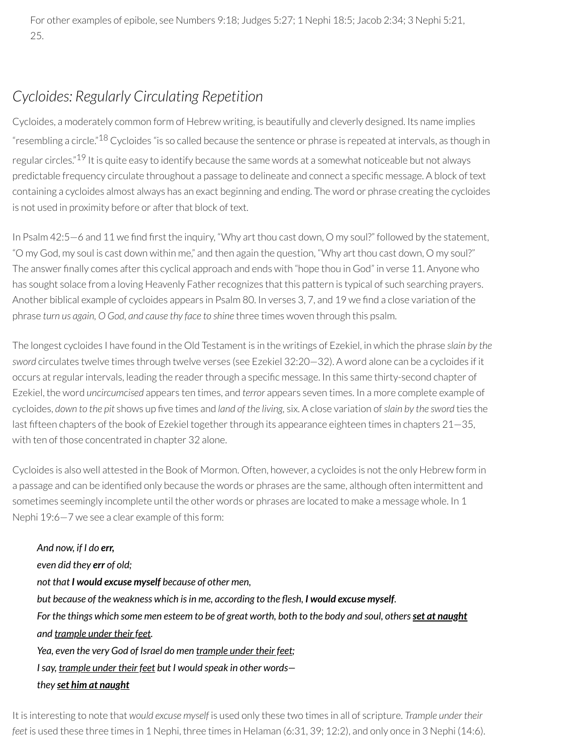For other examples of epibole, see Numbers 9:18; Judges 5:27; 1 Nephi 18:5; Jacob 2:34; 3 Nephi 5:21, 25.

## *Cycloides: Regularly Circulating Repetition*

Cycloides, a moderately common form of Hebrew writing, is beautifully and cleverly designed. Its name implies "resembling a circle."[18] Cycloides "is so called because the sentence or phrase is repeated at intervals, as though in regular circles."[19] It is quite easy to identify because the same words at a somewhat noticeable but not always predictable frequency circulate throughout a passage to delineate and connect a specific message. A block of text containing a cycloides almost always has an exact beginning and ending. The word or phrase creating the cycloides is not used in proximity before or after that block of text.

In Psalm 42:5—6 and 11 we find first the inquiry, "Why art thou cast down, O my soul?" followed by the statement, "O my God, my soul is cast down within me," and then again the question, "Why art thou cast down, O my soul?" The answer finally comes after this cyclical approach and ends with "hope thou in God" in verse 11. Anyone who has sought solace from a loving Heavenly Father recognizes that this pattern is typical of such searching prayers. Another biblical example of cycloides appears in Psalm 80. In verses 3, 7, and 19 we find a close variation of the phrase *turn us again, O God, and cause thy face to shine* three times woven through this psalm.

The longest cycloides I have found in the Old Testament is in the writings of Ezekiel, in which the phrase *slain by the sword* circulates twelve times through twelve verses (see Ezekiel 32:20—32). A word alone can be a cycloides if it occurs at regular intervals, leading the reader through a specific message. In this same thirty-second chapter of Ezekiel, the word *uncircumcised* appears ten times, and *terror* appears seven times. In a more complete example of cycloides, *down to the pit* shows up five times and *land of the living*, six. A close variation of *slain by the sword* ties the last fifteen chapters of the book of Ezekiel together through its appearance eighteen times in chapters 21—35, with ten of those concentrated in chapter 32 alone.

Cycloides is also well attested in the Book of Mormon. Often, however, a cycloides is not the only Hebrew form in a passage and can be identified only because the words or phrases are the same, although often intermittent and sometimes seemingly incomplete until the other words or phrases are located to make a message whole. In 1 Nephi 19:6—7 we see a clear example of this form:

> *And now, if I do* ***err,***
> *even did they* ***err*** *of old;*
> *not that* ***I would excuse myself*** *because of other men,*
> *but because of the weakness which is in me, according to the flesh,* ***I would excuse myself****.*
> *For the things which some men esteem to be of great worth, both to the body and soul, others* ***<u>set at naught</u>***
> *and <u>trample under their feet</u>.*
> *Yea, even the very God of Israel do men <u>trample under their feet</u>;*
> *I say, <u>trample under their feet</u> but I would speak in other words—*
> *they* ***<u>set him at naught</u>***

It is interesting to note that *would excuse myself* is used only these two times in all of scripture. *Trample under their feet* is used these three times in 1 Nephi, three times in Helaman (6:31, 39; 12:2), and only once in 3 Nephi (14:6).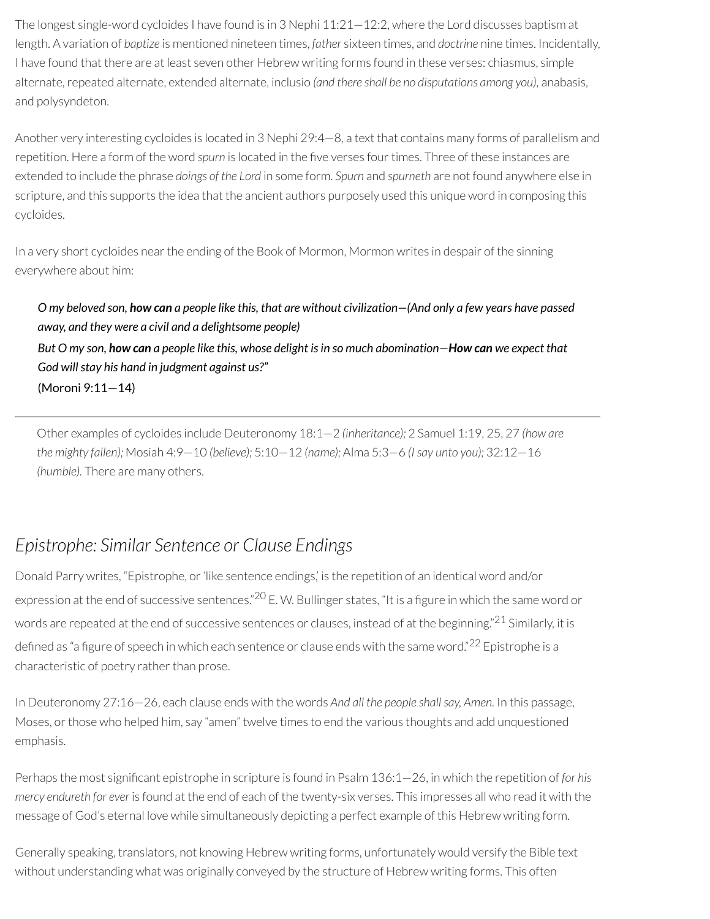The longest single-word cycloides I have found is in 3 Nephi 11:21—12:2, where the Lord discusses baptism at length. A variation of *baptize* is mentioned nineteen times, *father* sixteen times, and *doctrine* nine times. Incidentally, I have found that there are at least seven other Hebrew writing forms found in these verses: chiasmus, simple alternate, repeated alternate, extended alternate, inclusio *(and there shall be no disputations among you)*, anabasis, and polysyndeton.

Another very interesting cycloides is located in 3 Nephi 29:4—8, a text that contains many forms of parallelism and repetition. Here a form of the word *spurn* is located in the five verses four times. Three of these instances are extended to include the phrase *doings of the Lord* in some form. *Spurn* and *spurneth* are not found anywhere else in scripture, and this supports the idea that the ancient authors purposely used this unique word in composing this cycloides.

In a very short cycloides near the ending of the Book of Mormon, Mormon writes in despair of the sinning everywhere about him:

> *O my beloved son,* ***how can*** *a people like this, that are without civilization—(And only a few years have passed away, and they were a civil and a delightsome people)*
> *But O my son,* ***how can*** *a people like this, whose delight is in so much abomination—***How can*** *we expect that God will stay his hand in judgment against us?"*
> (Moroni 9:11—14)

---

> Other examples of cycloides include Deuteronomy 18:1—2 *(inheritance);* 2 Samuel 1:19, 25, 27 *(how are the mighty fallen);* Mosiah 4:9—10 *(believe);* 5:10—12 *(name);* Alma 5:3—6 *(I say unto you);* 32:12—16 *(humble).* There are many others.

## *Epistrophe: Similar Sentence or Clause Endings*

Donald Parry writes, "Epistrophe, or 'like sentence endings,' is the repetition of an identical word and/or expression at the end of successive sentences."[20] E. W. Bullinger states, "It is a figure in which the same word or words are repeated at the end of successive sentences or clauses, instead of at the beginning."[21] Similarly, it is defined as "a figure of speech in which each sentence or clause ends with the same word."[22] Epistrophe is a characteristic of poetry rather than prose.

In Deuteronomy 27:16—26, each clause ends with the words *And all the people shall say, Amen.* In this passage, Moses, or those who helped him, say "amen" twelve times to end the various thoughts and add unquestioned emphasis.

Perhaps the most significant epistrophe in scripture is found in Psalm 136:1—26, in which the repetition of *for his mercy endureth for ever* is found at the end of each of the twenty-six verses. This impresses all who read it with the message of God's eternal love while simultaneously depicting a perfect example of this Hebrew writing form.

Generally speaking, translators, not knowing Hebrew writing forms, unfortunately would versify the Bible text without understanding what was originally conveyed by the structure of Hebrew writing forms. This often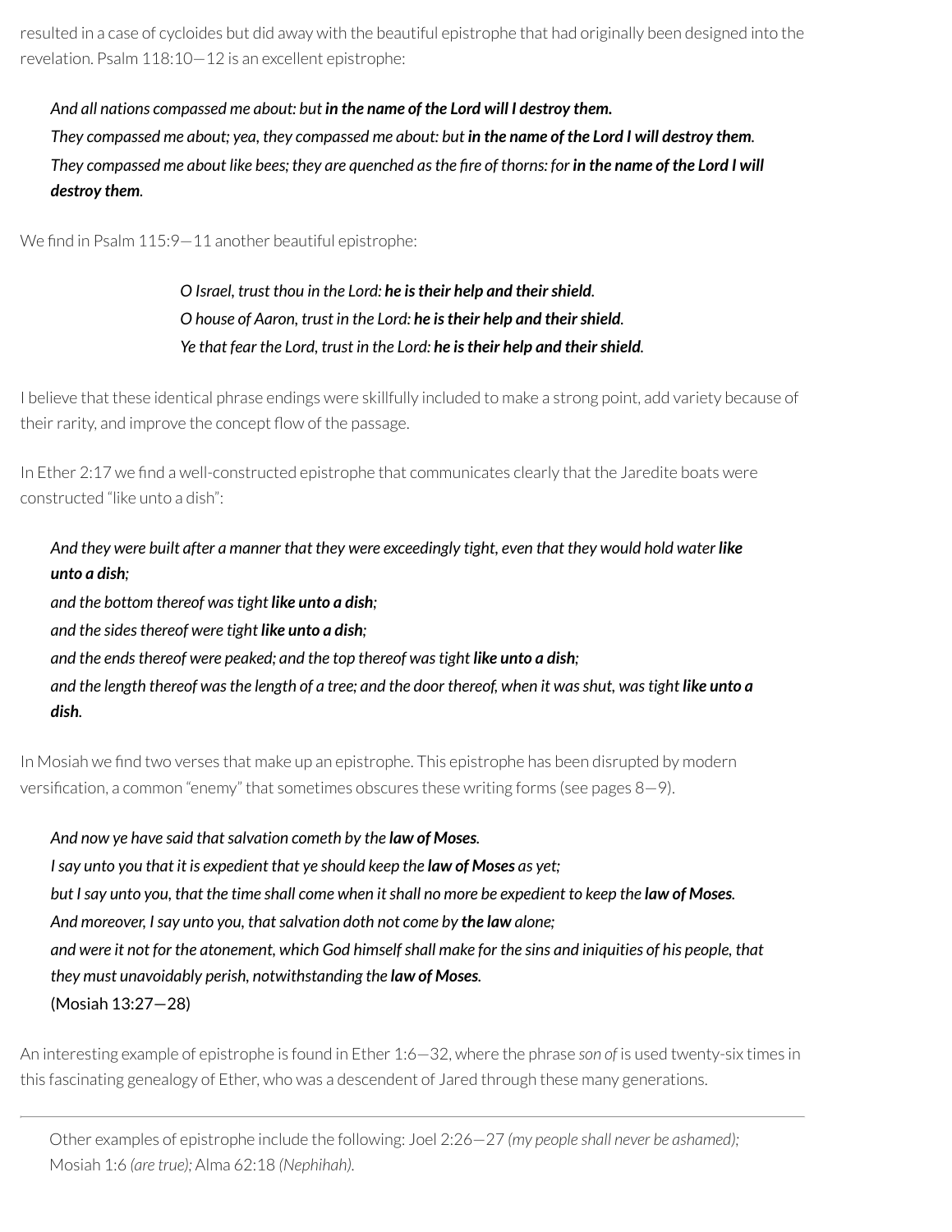resulted in a case of cycloides but did away with the beautiful epistrophe that had originally been designed into the revelation. Psalm 118:10—12 is an excellent epistrophe:

> *And all nations compassed me about: but* ***in the name of the Lord will I destroy them.***
> *They compassed me about; yea, they compassed me about: but* ***in the name of the Lord I will destroy them.***
> *They compassed me about like bees; they are quenched as the fire of thorns: for* ***in the name of the Lord I will destroy them.***

We find in Psalm 115:9—11 another beautiful epistrophe:

> *O Israel, trust thou in the Lord:* ***he is their help and their shield.***
> *O house of Aaron, trust in the Lord:* ***he is their help and their shield.***
> *Ye that fear the Lord, trust in the Lord:* ***he is their help and their shield.***

I believe that these identical phrase endings were skillfully included to make a strong point, add variety because of their rarity, and improve the concept flow of the passage.

In Ether 2:17 we find a well-constructed epistrophe that communicates clearly that the Jaredite boats were constructed "like unto a dish":

> *And they were built after a manner that they were exceedingly tight, even that they would hold water* ***like unto a dish;***
> *and the bottom thereof was tight* ***like unto a dish;***
> *and the sides thereof were tight* ***like unto a dish;***
> *and the ends thereof were peaked; and the top thereof was tight* ***like unto a dish;***
> *and the length thereof was the length of a tree; and the door thereof, when it was shut, was tight* ***like unto a dish.***

In Mosiah we find two verses that make up an epistrophe. This epistrophe has been disrupted by modern versification, a common "enemy" that sometimes obscures these writing forms (see pages 8—9).

> *And now ye have said that salvation cometh by the* ***law of Moses.***
> *I say unto you that it is expedient that ye should keep the* ***law of Moses*** *as yet;*
> *but I say unto you, that the time shall come when it shall no more be expedient to keep the* ***law of Moses.***
> *And moreover, I say unto you, that salvation doth not come by* ***the law*** *alone;*
> *and were it not for the atonement, which God himself shall make for the sins and iniquities of his people, that they must unavoidably perish, notwithstanding the* ***law of Moses.***
> (Mosiah 13:27—28)

An interesting example of epistrophe is found in Ether 1:6—32, where the phrase *son of* is used twenty-six times in this fascinating genealogy of Ether, who was a descendent of Jared through these many generations.

---

Other examples of epistrophe include the following: Joel 2:26—27 *(my people shall never be ashamed);* Mosiah 1:6 *(are true);* Alma 62:18 *(Nephihah).*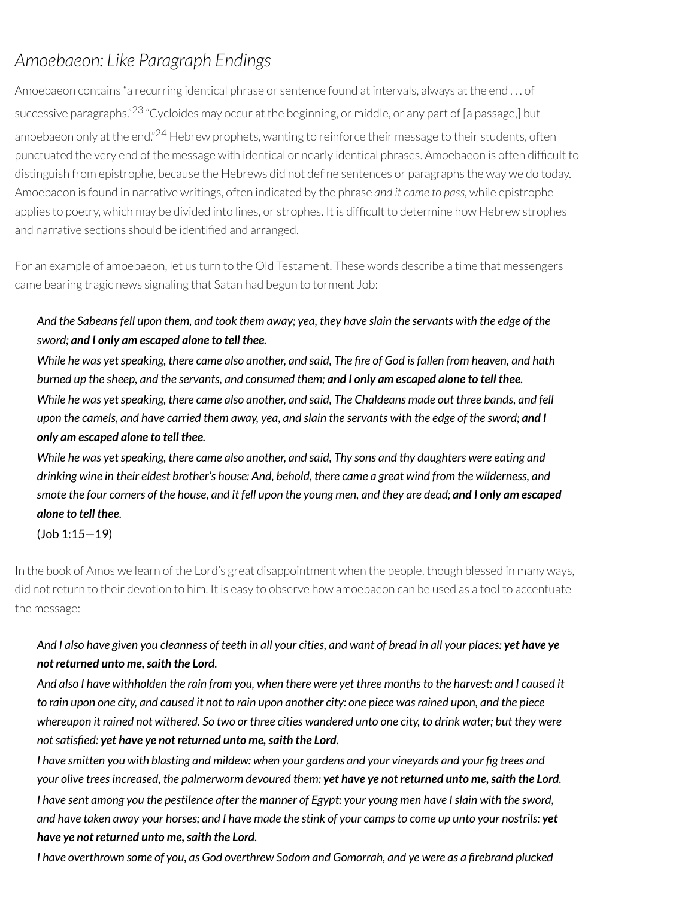## *Amoebaeon: Like Paragraph Endings*

Amoebaeon contains "a recurring identical phrase or sentence found at intervals, always at the end . . . of successive paragraphs."[23] "Cycloides may occur at the beginning, or middle, or any part of [a passage,] but amoebaeon only at the end."[24] Hebrew prophets, wanting to reinforce their message to their students, often punctuated the very end of the message with identical or nearly identical phrases. Amoebaeon is often difficult to distinguish from epistrophe, because the Hebrews did not define sentences or paragraphs the way we do today. Amoebaeon is found in narrative writings, often indicated by the phrase *and it came to pass*, while epistrophe applies to poetry, which may be divided into lines, or strophes. It is difficult to determine how Hebrew strophes and narrative sections should be identified and arranged.

For an example of amoebaeon, let us turn to the Old Testament. These words describe a time that messengers came bearing tragic news signaling that Satan had begun to torment Job:

> *And the Sabeans fell upon them, and took them away; yea, they have slain the servants with the edge of the sword;* ***and I only am escaped alone to tell thee****.*
> *While he was yet speaking, there came also another, and said, The fire of God is fallen from heaven, and hath burned up the sheep, and the servants, and consumed them;* ***and I only am escaped alone to tell thee****.*
> *While he was yet speaking, there came also another, and said, The Chaldeans made out three bands, and fell upon the camels, and have carried them away, yea, and slain the servants with the edge of the sword;* ***and I only am escaped alone to tell thee****.*
> *While he was yet speaking, there came also another, and said, Thy sons and thy daughters were eating and drinking wine in their eldest brother's house: And, behold, there came a great wind from the wilderness, and smote the four corners of the house, and it fell upon the young men, and they are dead;* ***and I only am escaped alone to tell thee****.*
> (Job 1:15—19)

In the book of Amos we learn of the Lord's great disappointment when the people, though blessed in many ways, did not return to their devotion to him. It is easy to observe how amoebaeon can be used as a tool to accentuate the message:

> *And I also have given you cleanness of teeth in all your cities, and want of bread in all your places:* ***yet have ye not returned unto me, saith the Lord****.*
> *And also I have withholden the rain from you, when there were yet three months to the harvest: and I caused it to rain upon one city, and caused it not to rain upon another city: one piece was rained upon, and the piece whereupon it rained not withered. So two or three cities wandered unto one city, to drink water; but they were not satisfied:* ***yet have ye not returned unto me, saith the Lord****.*
> *I have smitten you with blasting and mildew: when your gardens and your vineyards and your fig trees and your olive trees increased, the palmerworm devoured them:* ***yet have ye not returned unto me, saith the Lord****.*
> *I have sent among you the pestilence after the manner of Egypt: your young men have I slain with the sword, and have taken away your horses; and I have made the stink of your camps to come up unto your nostrils:* ***yet have ye not returned unto me, saith the Lord****.*
> *I have overthrown some of you, as God overthrew Sodom and Gomorrah, and ye were as a firebrand plucked*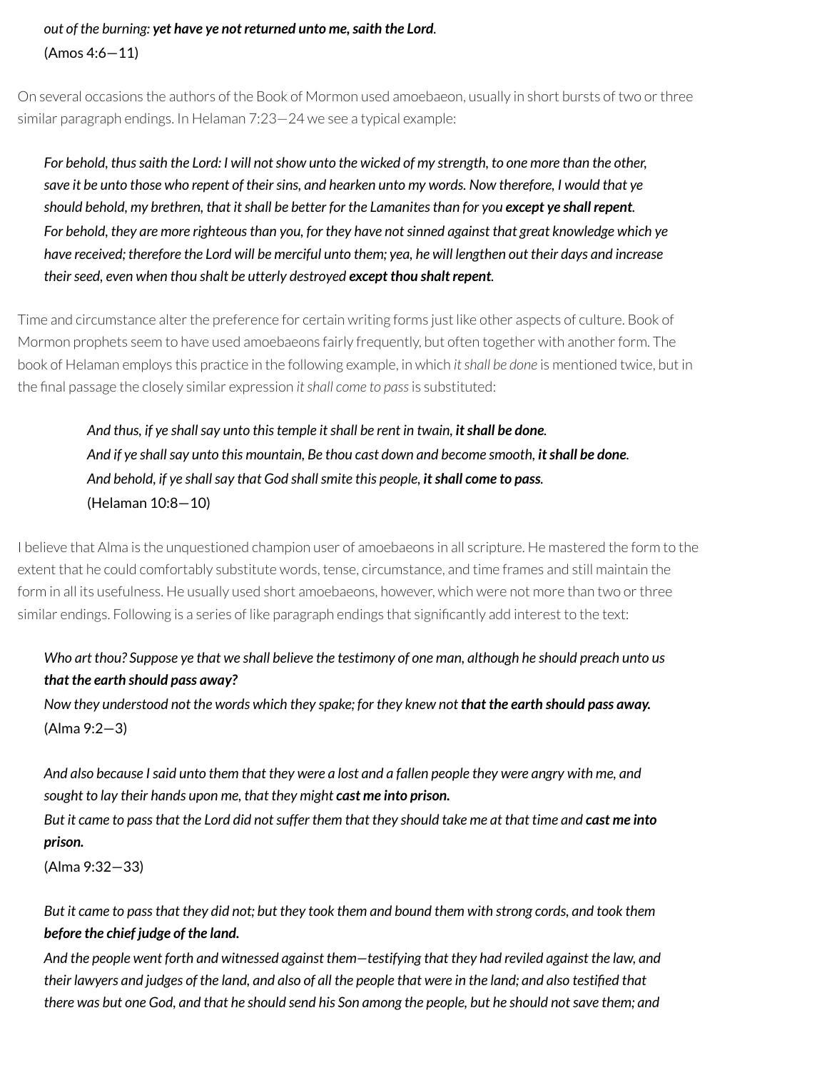*out of the burning:* ***yet have ye not returned unto me, saith the Lord.***
(Amos 4:6—11)

On several occasions the authors of the Book of Mormon used amoebaeon, usually in short bursts of two or three similar paragraph endings. In Helaman 7:23—24 we see a typical example:

> *For behold, thus saith the Lord: I will not show unto the wicked of my strength, to one more than the other, save it be unto those who repent of their sins, and hearken unto my words. Now therefore, I would that ye should behold, my brethren, that it shall be better for the Lamanites than for you* ***except ye shall repent.***
> *For behold, they are more righteous than you, for they have not sinned against that great knowledge which ye have received; therefore the Lord will be merciful unto them; yea, he will lengthen out their days and increase their seed, even when thou shalt be utterly destroyed* ***except thou shalt repent.***

Time and circumstance alter the preference for certain writing forms just like other aspects of culture. Book of Mormon prophets seem to have used amoebaeons fairly frequently, but often together with another form. The book of Helaman employs this practice in the following example, in which *it shall be done* is mentioned twice, but in the final passage the closely similar expression *it shall come to pass* is substituted:

> *And thus, if ye shall say unto this temple it shall be rent in twain,* ***it shall be done.***
> *And if ye shall say unto this mountain, Be thou cast down and become smooth,* ***it shall be done.***
> *And behold, if ye shall say that God shall smite this people,* ***it shall come to pass.***
> (Helaman 10:8—10)

I believe that Alma is the unquestioned champion user of amoebaeons in all scripture. He mastered the form to the extent that he could comfortably substitute words, tense, circumstance, and time frames and still maintain the form in all its usefulness. He usually used short amoebaeons, however, which were not more than two or three similar endings. Following is a series of like paragraph endings that significantly add interest to the text:

> *Who art thou? Suppose ye that we shall believe the testimony of one man, although he should preach unto us* ***that the earth should pass away?***
> *Now they understood not the words which they spake; for they knew not* ***that the earth should pass away.***
> (Alma 9:2—3)

> *And also because I said unto them that they were a lost and a fallen people they were angry with me, and sought to lay their hands upon me, that they might* ***cast me into prison.***
> *But it came to pass that the Lord did not suffer them that they should take me at that time and* ***cast me into prison.***
> (Alma 9:32—33)

> *But it came to pass that they did not; but they took them and bound them with strong cords, and took them* ***before the chief judge of the land.***
> *And the people went forth and witnessed against them—testifying that they had reviled against the law, and their lawyers and judges of the land, and also of all the people that were in the land; and also testified that there was but one God, and that he should send his Son among the people, but he should not save them; and*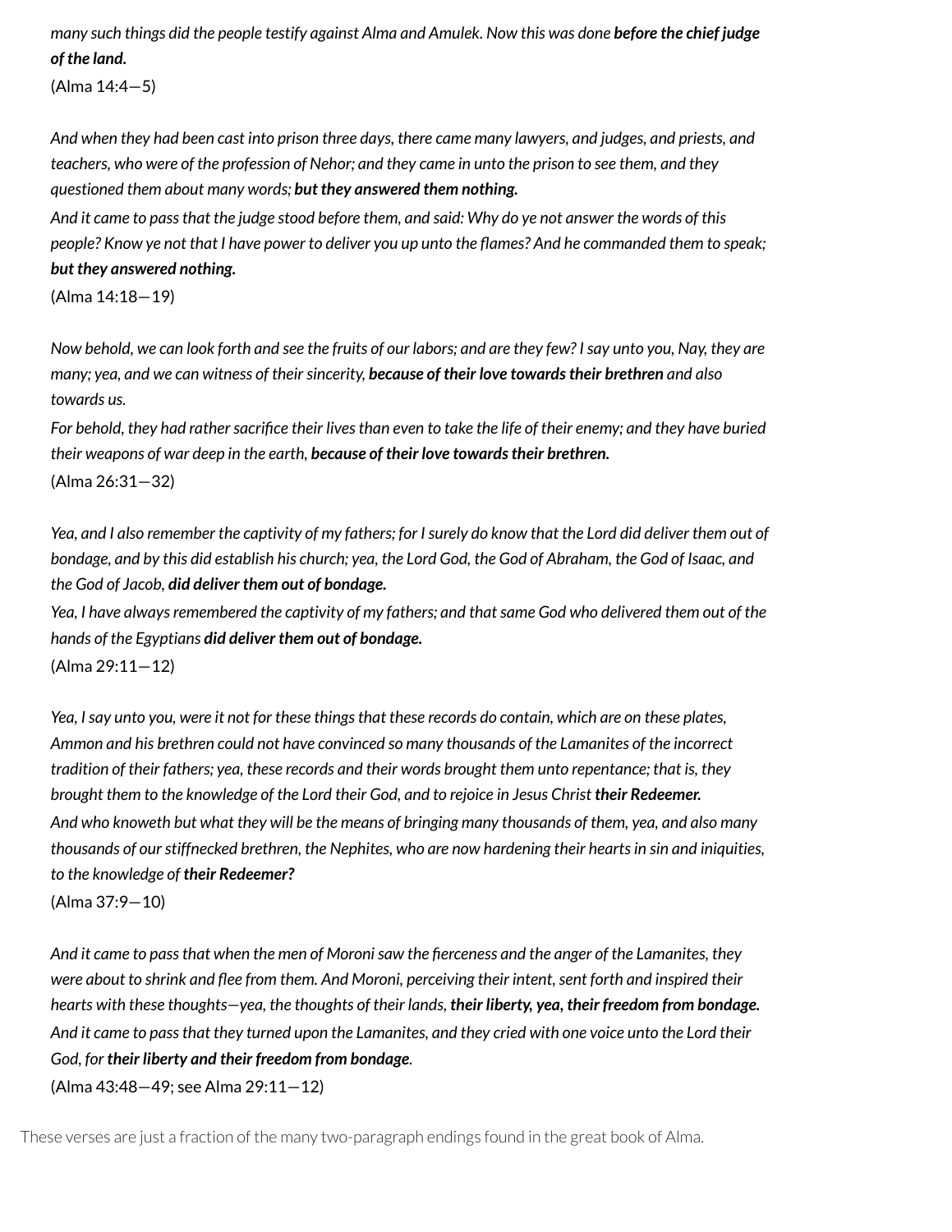*many such things did the people testify against Alma and Amulek. Now this was done* ***before the chief judge of the land.***
(Alma 14:4—5)

*And when they had been cast into prison three days, there came many lawyers, and judges, and priests, and teachers, who were of the profession of Nehor; and they came in unto the prison to see them, and they questioned them about many words;* ***but they answered them nothing.***
*And it came to pass that the judge stood before them, and said: Why do ye not answer the words of this people? Know ye not that I have power to deliver you up unto the flames? And he commanded them to speak;* ***but they answered nothing.***
(Alma 14:18—19)

*Now behold, we can look forth and see the fruits of our labors; and are they few? I say unto you, Nay, they are many; yea, and we can witness of their sincerity,* ***because of their love towards their brethren*** *and also towards us.*
*For behold, they had rather sacrifice their lives than even to take the life of their enemy; and they have buried their weapons of war deep in the earth,* ***because of their love towards their brethren.***
(Alma 26:31—32)

*Yea, and I also remember the captivity of my fathers; for I surely do know that the Lord did deliver them out of bondage, and by this did establish his church; yea, the Lord God, the God of Abraham, the God of Isaac, and the God of Jacob,* ***did deliver them out of bondage.***
*Yea, I have always remembered the captivity of my fathers; and that same God who delivered them out of the hands of the Egyptians* ***did deliver them out of bondage.***
(Alma 29:11—12)

*Yea, I say unto you, were it not for these things that these records do contain, which are on these plates, Ammon and his brethren could not have convinced so many thousands of the Lamanites of the incorrect tradition of their fathers; yea, these records and their words brought them unto repentance; that is, they brought them to the knowledge of the Lord their God, and to rejoice in Jesus Christ* ***their Redeemer.***
*And who knoweth but what they will be the means of bringing many thousands of them, yea, and also many thousands of our stiffnecked brethren, the Nephites, who are now hardening their hearts in sin and iniquities, to the knowledge of* ***their Redeemer?***
(Alma 37:9—10)

*And it came to pass that when the men of Moroni saw the fierceness and the anger of the Lamanites, they were about to shrink and flee from them. And Moroni, perceiving their intent, sent forth and inspired their hearts with these thoughts—yea, the thoughts of their lands,* ***their liberty, yea, their freedom from bondage.***
*And it came to pass that they turned upon the Lamanites, and they cried with one voice unto the Lord their God, for* ***their liberty and their freedom from bondage****.*
(Alma 43:48—49; see Alma 29:11—12)

These verses are just a fraction of the many two-paragraph endings found in the great book of Alma.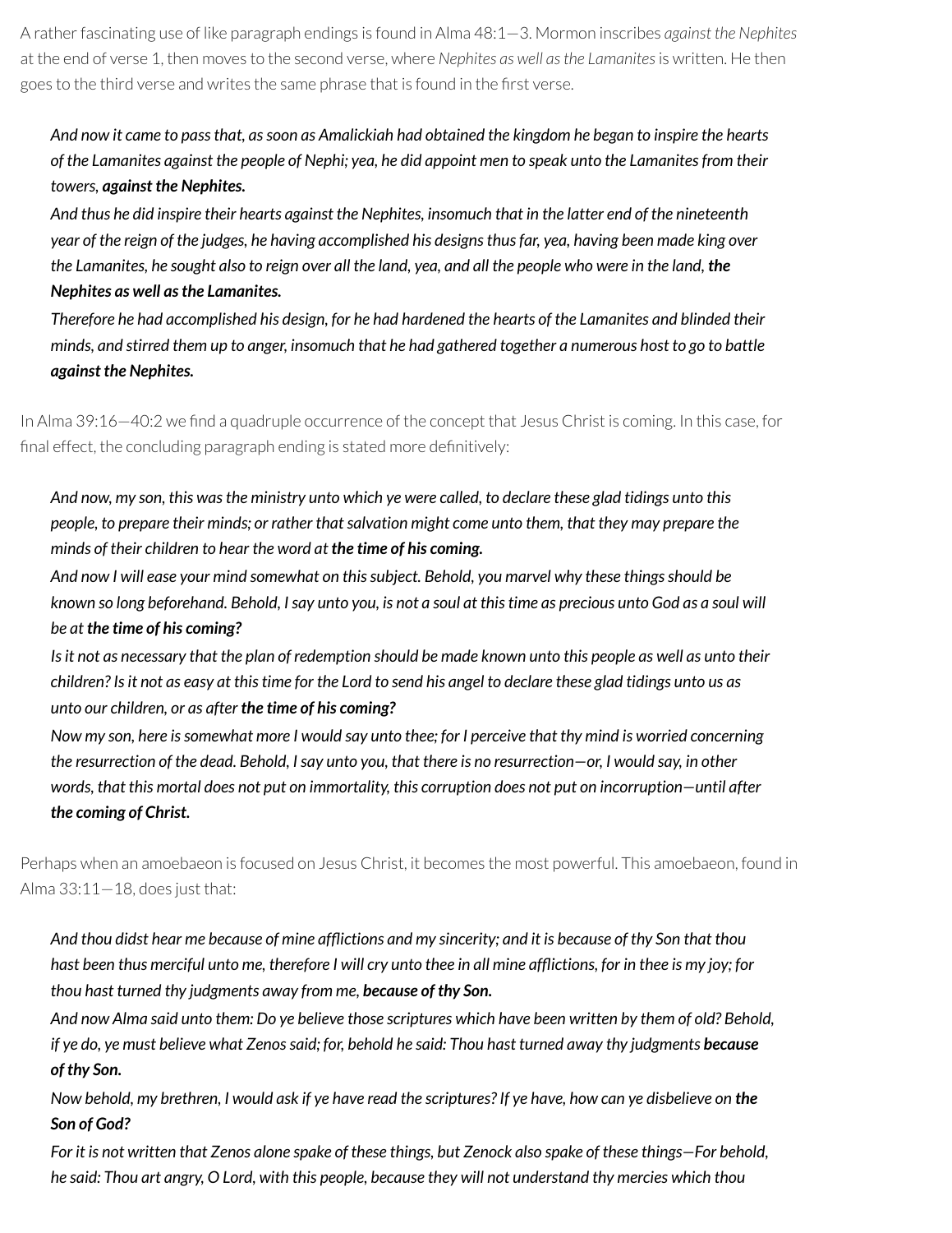A rather fascinating use of like paragraph endings is found in Alma 48:1—3. Mormon inscribes *against the Nephites* at the end of verse 1, then moves to the second verse, where *Nephites as well as the Lamanites* is written. He then goes to the third verse and writes the same phrase that is found in the first verse.

> *And now it came to pass that, as soon as Amalickiah had obtained the kingdom he began to inspire the hearts of the Lamanites against the people of Nephi; yea, he did appoint men to speak unto the Lamanites from their towers, **against the Nephites.***
> *And thus he did inspire their hearts against the Nephites, insomuch that in the latter end of the nineteenth year of the reign of the judges, he having accomplished his designs thus far, yea, having been made king over the Lamanites, he sought also to reign over all the land, yea, and all the people who were in the land, **the Nephites as well as the Lamanites.***
> *Therefore he had accomplished his design, for he had hardened the hearts of the Lamanites and blinded their minds, and stirred them up to anger, insomuch that he had gathered together a numerous host to go to battle **against the Nephites.***

In Alma 39:16—40:2 we find a quadruple occurrence of the concept that Jesus Christ is coming. In this case, for final effect, the concluding paragraph ending is stated more definitively:

> *And now, my son, this was the ministry unto which ye were called, to declare these glad tidings unto this people, to prepare their minds; or rather that salvation might come unto them, that they may prepare the minds of their children to hear the word at **the time of his coming.***
> *And now I will ease your mind somewhat on this subject. Behold, you marvel why these things should be known so long beforehand. Behold, I say unto you, is not a soul at this time as precious unto God as a soul will be at **the time of his coming?***
> *Is it not as necessary that the plan of redemption should be made known unto this people as well as unto their children? Is it not as easy at this time for the Lord to send his angel to declare these glad tidings unto us as unto our children, or as after **the time of his coming?***
> *Now my son, here is somewhat more I would say unto thee; for I perceive that thy mind is worried concerning the resurrection of the dead. Behold, I say unto you, that there is no resurrection—or, I would say, in other words, that this mortal does not put on immortality, this corruption does not put on incorruption—until after **the coming of Christ.***

Perhaps when an amoebaeon is focused on Jesus Christ, it becomes the most powerful. This amoebaeon, found in Alma 33:11—18, does just that:

> *And thou didst hear me because of mine afflictions and my sincerity; and it is because of thy Son that thou hast been thus merciful unto me, therefore I will cry unto thee in all mine afflictions, for in thee is my joy; for thou hast turned thy judgments away from me, **because of thy Son.***
> *And now Alma said unto them: Do ye believe those scriptures which have been written by them of old? Behold, if ye do, ye must believe what Zenos said; for, behold he said: Thou hast turned away thy judgments **because of thy Son.***
> *Now behold, my brethren, I would ask if ye have read the scriptures? If ye have, how can ye disbelieve on **the Son of God?***
> *For it is not written that Zenos alone spake of these things, but Zenock also spake of these things—For behold, he said: Thou art angry, O Lord, with this people, because they will not understand thy mercies which thou*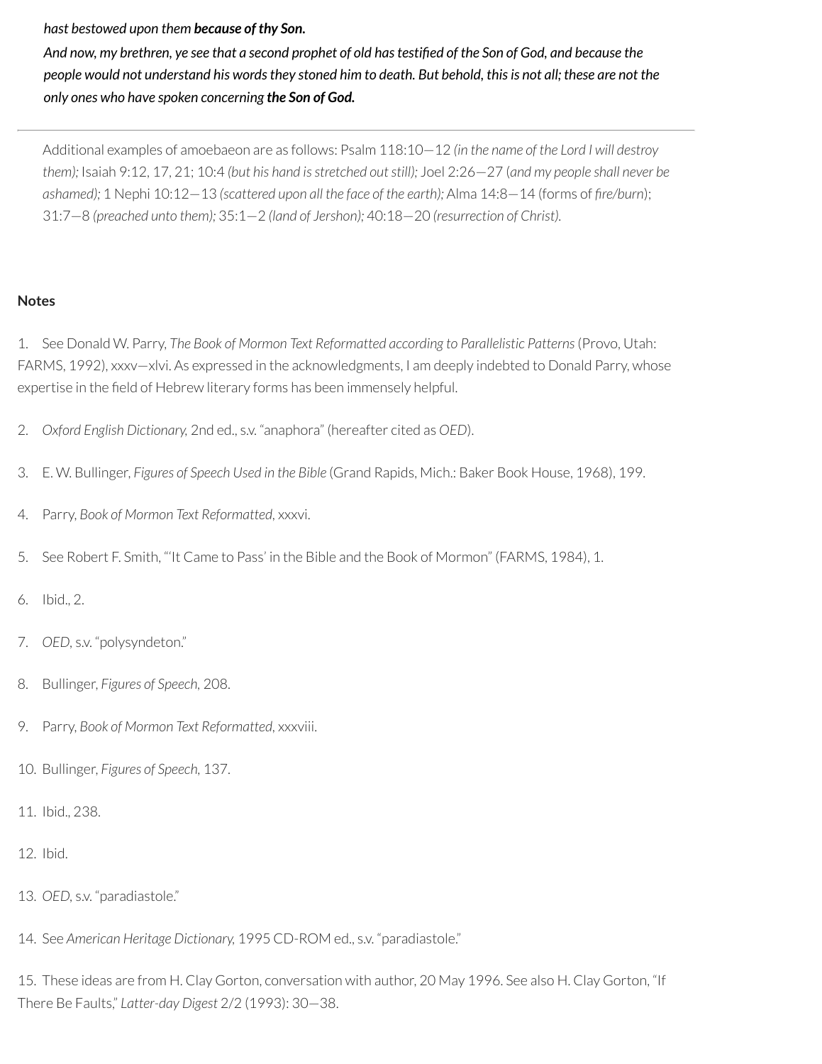*hast bestowed upon them **because of thy Son.***

*And now, my brethren, ye see that a second prophet of old has testified of the Son of God, and because the people would not understand his words they stoned him to death. But behold, this is not all; these are not the only ones who have spoken concerning **the Son of God.***

---

Additional examples of amoebaeon are as follows: Psalm 118:10—12 *(in the name of the Lord I will destroy them);* Isaiah 9:12, 17, 21; 10:4 *(but his hand is stretched out still);* Joel 2:26—27 (*and my people shall never be ashamed);* 1 Nephi 10:12—13 *(scattered upon all the face of the earth);* Alma 14:8—14 (forms of *fire/burn*); 31:7—8 *(preached unto them);* 35:1—2 *(land of Jershon);* 40:18—20 *(resurrection of Christ).*

**Notes**

1. See Donald W. Parry, *The Book of Mormon Text Reformatted according to Parallelistic Patterns* (Provo, Utah: FARMS, 1992), xxxv—xlvi. As expressed in the acknowledgments, I am deeply indebted to Donald Parry, whose expertise in the field of Hebrew literary forms has been immensely helpful.

2. *Oxford English Dictionary,* 2nd ed., s.v. "anaphora" (hereafter cited as *OED*).

3. E. W. Bullinger, *Figures of Speech Used in the Bible* (Grand Rapids, Mich.: Baker Book House, 1968), 199.

4. Parry, *Book of Mormon Text Reformatted*, xxxvi.

5. See Robert F. Smith, "'It Came to Pass' in the Bible and the Book of Mormon" (FARMS, 1984), 1.

6. Ibid., 2.

7. *OED*, s.v. "polysyndeton."

8. Bullinger, *Figures of Speech,* 208.

9. Parry, *Book of Mormon Text Reformatted*, xxxviii.

10. Bullinger, *Figures of Speech,* 137.

11. Ibid., 238.

12. Ibid.

13. *OED*, s.v. "paradiastole."

14. See *American Heritage Dictionary,* 1995 CD-ROM ed., s.v. "paradiastole."

15. These ideas are from H. Clay Gorton, conversation with author, 20 May 1996. See also H. Clay Gorton, "If There Be Faults," *Latter-day Digest* 2/2 (1993): 30—38.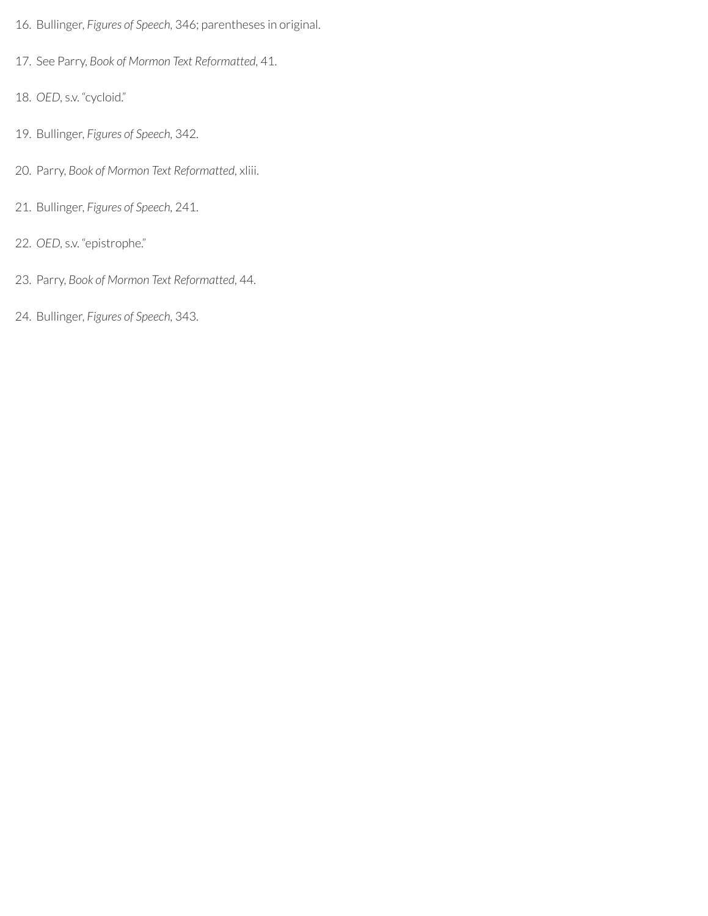16. Bullinger, *Figures of Speech*, 346; parentheses in original.

17. See Parry, *Book of Mormon Text Reformatted*, 41.

18. *OED*, s.v. "cycloid."

19. Bullinger, *Figures of Speech*, 342.

20. Parry, *Book of Mormon Text Reformatted*, xliii.

21. Bullinger, *Figures of Speech*, 241.

22. *OED*, s.v. "epistrophe."

23. Parry, *Book of Mormon Text Reformatted*, 44.

24. Bullinger, *Figures of Speech*, 343.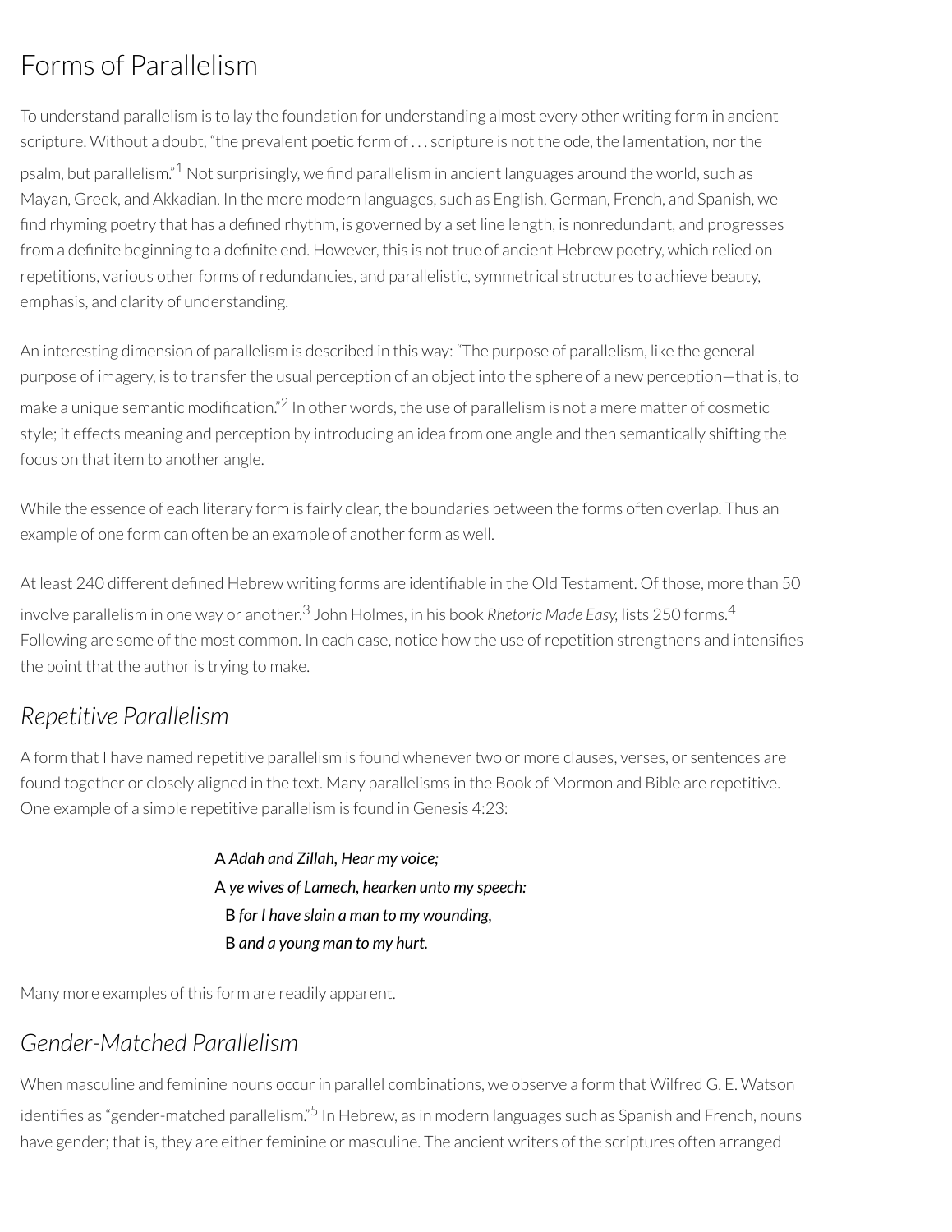# Forms of Parallelism

To understand parallelism is to lay the foundation for understanding almost every other writing form in ancient scripture. Without a doubt, "the prevalent poetic form of . . . scripture is not the ode, the lamentation, nor the psalm, but parallelism."[1] Not surprisingly, we find parallelism in ancient languages around the world, such as Mayan, Greek, and Akkadian. In the more modern languages, such as English, German, French, and Spanish, we find rhyming poetry that has a defined rhythm, is governed by a set line length, is nonredundant, and progresses from a definite beginning to a definite end. However, this is not true of ancient Hebrew poetry, which relied on repetitions, various other forms of redundancies, and parallelistic, symmetrical structures to achieve beauty, emphasis, and clarity of understanding.

An interesting dimension of parallelism is described in this way: "The purpose of parallelism, like the general purpose of imagery, is to transfer the usual perception of an object into the sphere of a new perception—that is, to make a unique semantic modification."[2] In other words, the use of parallelism is not a mere matter of cosmetic style; it effects meaning and perception by introducing an idea from one angle and then semantically shifting the focus on that item to another angle.

While the essence of each literary form is fairly clear, the boundaries between the forms often overlap. Thus an example of one form can often be an example of another form as well.

At least 240 different defined Hebrew writing forms are identifiable in the Old Testament. Of those, more than 50 involve parallelism in one way or another.[3] John Holmes, in his book *Rhetoric Made Easy*, lists 250 forms.[4] Following are some of the most common. In each case, notice how the use of repetition strengthens and intensifies the point that the author is trying to make.

## *Repetitive Parallelism*

A form that I have named repetitive parallelism is found whenever two or more clauses, verses, or sentences are found together or closely aligned in the text. Many parallelisms in the Book of Mormon and Bible are repetitive. One example of a simple repetitive parallelism is found in Genesis 4:23:

> A *Adah and Zillah, Hear my voice;*
> A *ye wives of Lamech, hearken unto my speech:*
>   B *for I have slain a man to my wounding,*
>   B *and a young man to my hurt.*

Many more examples of this form are readily apparent.

## *Gender-Matched Parallelism*

When masculine and feminine nouns occur in parallel combinations, we observe a form that Wilfred G. E. Watson identifies as "gender-matched parallelism."[5] In Hebrew, as in modern languages such as Spanish and French, nouns have gender; that is, they are either feminine or masculine. The ancient writers of the scriptures often arranged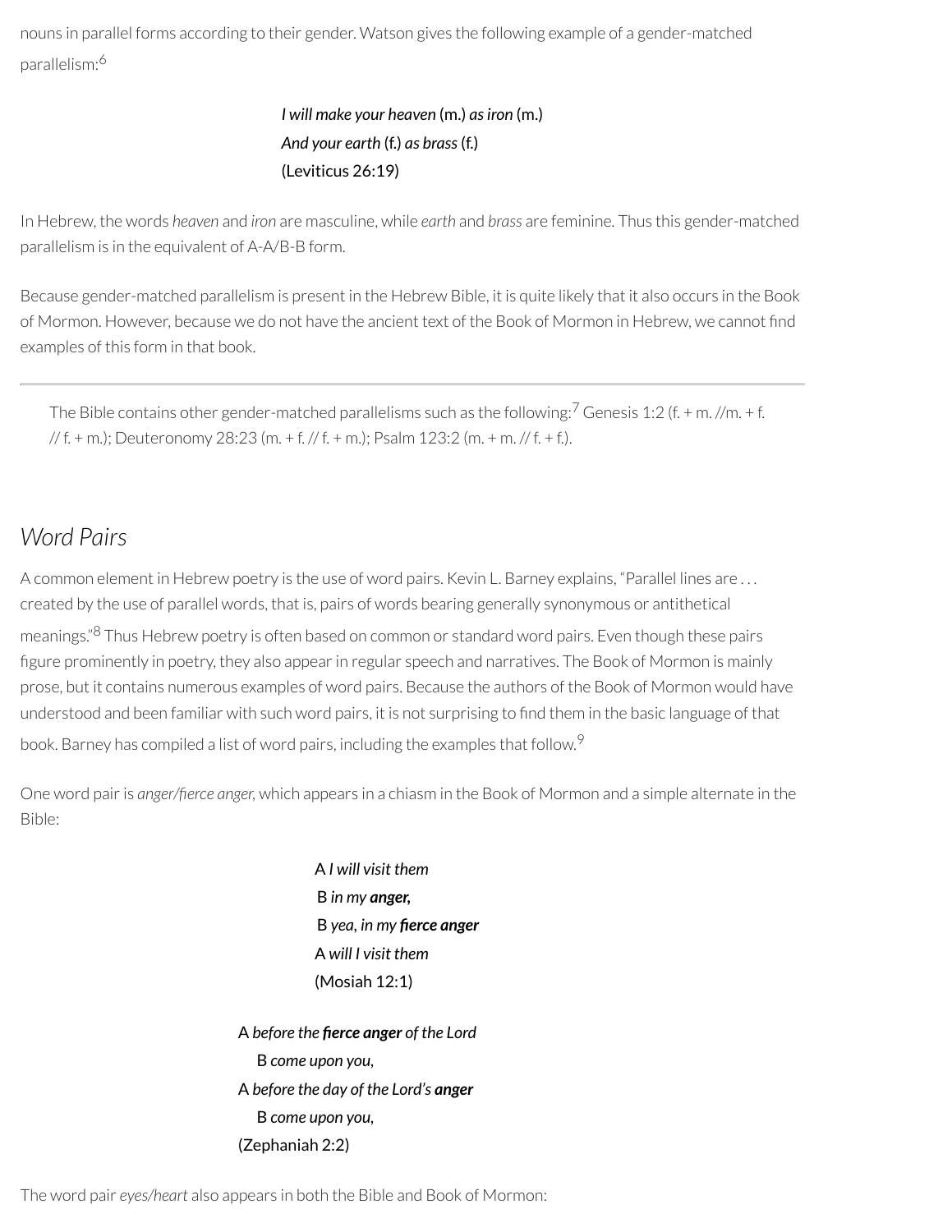nouns in parallel forms according to their gender. Watson gives the following example of a gender-matched parallelism:[6]

> *I will make your heaven* (m.) *as iron* (m.)
> *And your earth* (f.) *as brass* (f.)
> (Leviticus 26:19)

In Hebrew, the words *heaven* and *iron* are masculine, while *earth* and *brass* are feminine. Thus this gender-matched parallelism is in the equivalent of A-A/B-B form.

Because gender-matched parallelism is present in the Hebrew Bible, it is quite likely that it also occurs in the Book of Mormon. However, because we do not have the ancient text of the Book of Mormon in Hebrew, we cannot find examples of this form in that book.

---

> The Bible contains other gender-matched parallelisms such as the following:[7] Genesis 1:2 (f. + m. //m. + f. // f. + m.); Deuteronomy 28:23 (m. + f. // f. + m.); Psalm 123:2 (m. + m. // f. + f.).

## *Word Pairs*

A common element in Hebrew poetry is the use of word pairs. Kevin L. Barney explains, "Parallel lines are . . . created by the use of parallel words, that is, pairs of words bearing generally synonymous or antithetical meanings."[8] Thus Hebrew poetry is often based on common or standard word pairs. Even though these pairs figure prominently in poetry, they also appear in regular speech and narratives. The Book of Mormon is mainly prose, but it contains numerous examples of word pairs. Because the authors of the Book of Mormon would have understood and been familiar with such word pairs, it is not surprising to find them in the basic language of that book. Barney has compiled a list of word pairs, including the examples that follow.[9]

One word pair is *anger/fierce anger,* which appears in a chiasm in the Book of Mormon and a simple alternate in the Bible:

> A *I will visit them*
> B *in my **anger,***
> B *yea, in my **fierce anger***
> A *will I visit them*
> (Mosiah 12:1)

> A *before the **fierce anger** of the Lord*
> B *come upon you,*
> A *before the day of the Lord's **anger***
> B *come upon you,*
> (Zephaniah 2:2)

The word pair *eyes/heart* also appears in both the Bible and Book of Mormon: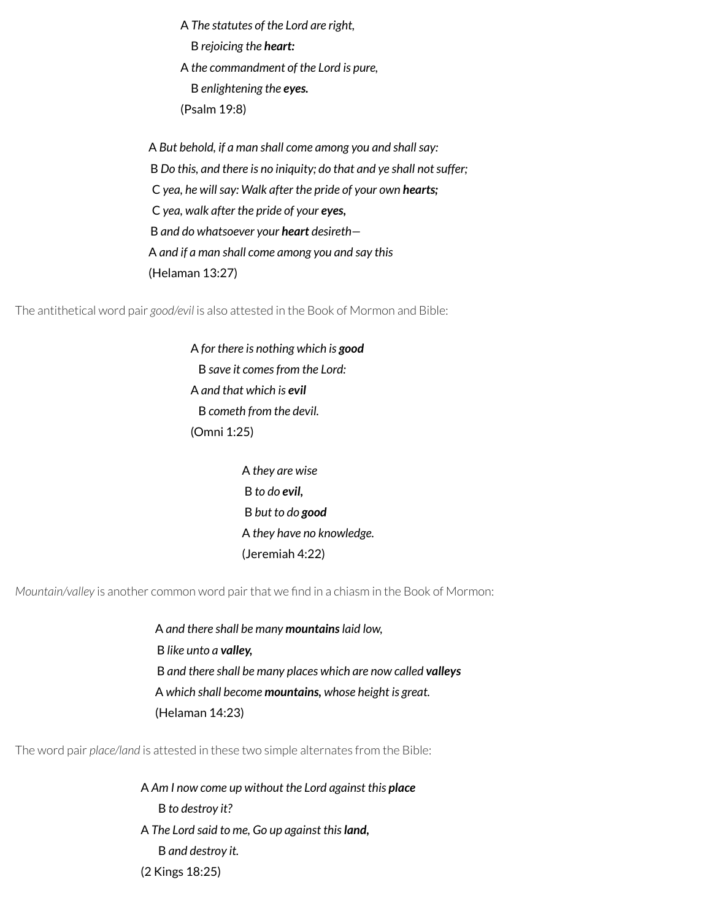A *The statutes of the Lord are right,*
 B *rejoicing the* ***heart:***
A *the commandment of the Lord is pure,*
 B *enlightening the* ***eyes.***
(Psalm 19:8)

A *But behold, if a man shall come among you and shall say:*
 B *Do this, and there is no iniquity; do that and ye shall not suffer;*
  C *yea, he will say: Walk after the pride of your own* ***hearts;***
  C *yea, walk after the pride of your* ***eyes,***
 B *and do whatsoever your* ***heart*** *desireth—*
A *and if a man shall come among you and say this*
(Helaman 13:27)

The antithetical word pair *good/evil* is also attested in the Book of Mormon and Bible:

A *for there is nothing which is* ***good***
 B *save it comes from the Lord:*
A *and that which is* ***evil***
 B *cometh from the devil.*
(Omni 1:25)

A *they are wise*
 B *to do* ***evil,***
 B *but to do* ***good***
A *they have no knowledge.*
(Jeremiah 4:22)

*Mountain/valley* is another common word pair that we find in a chiasm in the Book of Mormon:

A *and there shall be many* ***mountains*** *laid low,*
 B *like unto a* ***valley,***
 B *and there shall be many places which are now called* ***valleys***
A *which shall become* ***mountains,*** *whose height is great.*
(Helaman 14:23)

The word pair *place/land* is attested in these two simple alternates from the Bible:

A *Am I now come up without the Lord against this* ***place***
 B *to destroy it?*
A *The Lord said to me, Go up against this* ***land,***
 B *and destroy it.*
(2 Kings 18:25)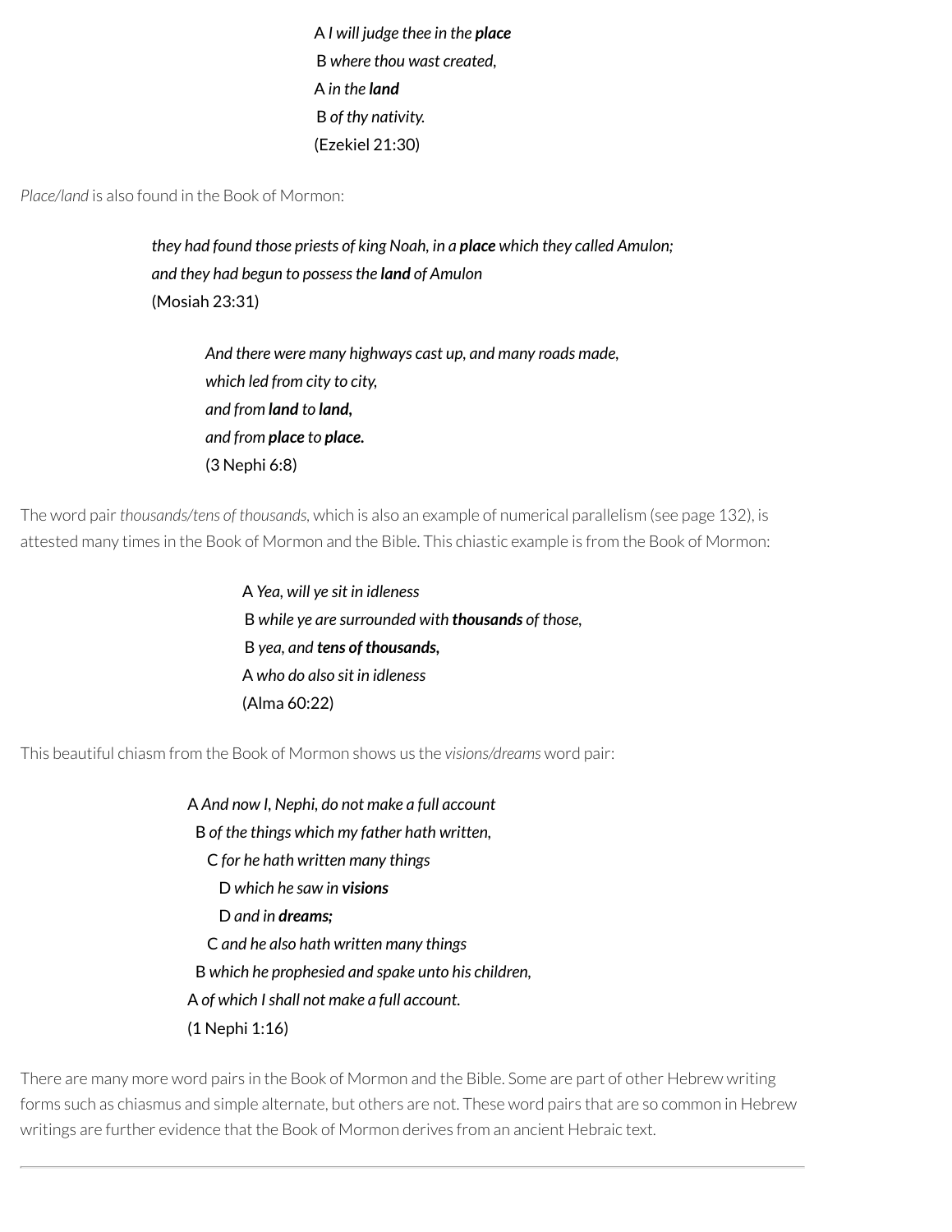A *I will judge thee in the* ***place***
B *where thou wast created,*
A *in the* ***land***
B *of thy nativity.*
(Ezekiel 21:30)

*Place/land* is also found in the Book of Mormon:

*they had found those priests of king Noah, in a* ***place*** *which they called Amulon;*
*and they had begun to possess the* ***land*** *of Amulon*
(Mosiah 23:31)

*And there were many highways cast up, and many roads made,*
*which led from city to city,*
*and from* ***land*** *to* ***land,***
*and from* ***place*** *to* ***place.***
(3 Nephi 6:8)

The word pair *thousands/tens of thousands,* which is also an example of numerical parallelism (see page 132), is attested many times in the Book of Mormon and the Bible. This chiastic example is from the Book of Mormon:

A *Yea, will ye sit in idleness*
B *while ye are surrounded with* ***thousands*** *of those,*
B *yea, and* ***tens of thousands,***
A *who do also sit in idleness*
(Alma 60:22)

This beautiful chiasm from the Book of Mormon shows us the *visions/dreams* word pair:

A *And now I, Nephi, do not make a full account*
B *of the things which my father hath written,*
C *for he hath written many things*
D *which he saw in* ***visions***
D *and in* ***dreams;***
C *and he also hath written many things*
B *which he prophesied and spake unto his children,*
A *of which I shall not make a full account.*
(1 Nephi 1:16)

There are many more word pairs in the Book of Mormon and the Bible. Some are part of other Hebrew writing forms such as chiasmus and simple alternate, but others are not. These word pairs that are so common in Hebrew writings are further evidence that the Book of Mormon derives from an ancient Hebraic text.

---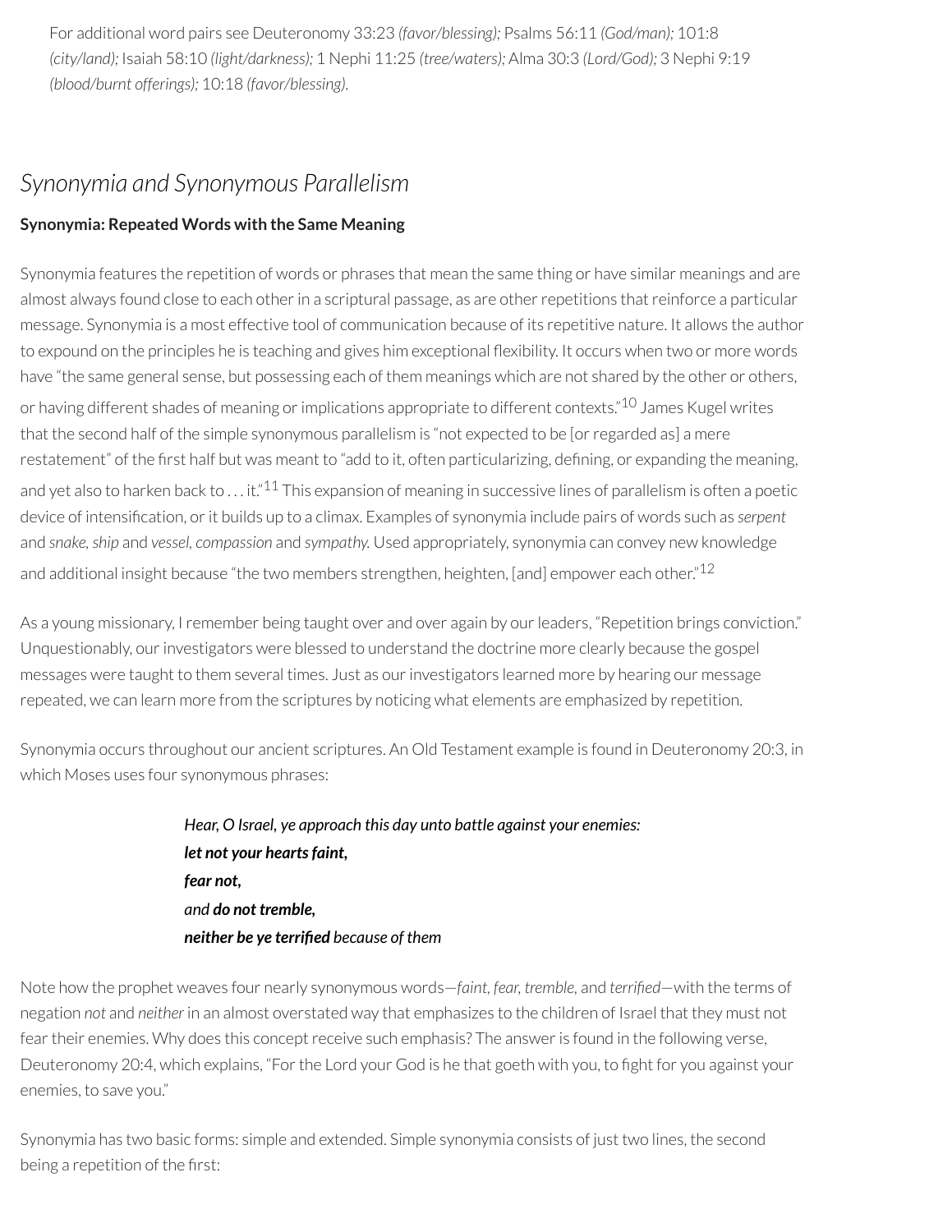For additional word pairs see Deuteronomy 33:23 *(favor/blessing);* Psalms 56:11 *(God/man);* 101:8 *(city/land);* Isaiah 58:10 *(light/darkness);* 1 Nephi 11:25 *(tree/waters);* Alma 30:3 *(Lord/God);* 3 Nephi 9:19 *(blood/burnt offerings);* 10:18 *(favor/blessing).*

## *Synonymia and Synonymous Parallelism*

### Synonymia: Repeated Words with the Same Meaning

Synonymia features the repetition of words or phrases that mean the same thing or have similar meanings and are almost always found close to each other in a scriptural passage, as are other repetitions that reinforce a particular message. Synonymia is a most effective tool of communication because of its repetitive nature. It allows the author to expound on the principles he is teaching and gives him exceptional flexibility. It occurs when two or more words have "the same general sense, but possessing each of them meanings which are not shared by the other or others, or having different shades of meaning or implications appropriate to different contexts."[10] James Kugel writes that the second half of the simple synonymous parallelism is "not expected to be [or regarded as] a mere restatement" of the first half but was meant to "add to it, often particularizing, defining, or expanding the meaning, and yet also to harken back to . . . it."[11] This expansion of meaning in successive lines of parallelism is often a poetic device of intensification, or it builds up to a climax. Examples of synonymia include pairs of words such as *serpent* and *snake, ship* and *vessel, compassion* and *sympathy.* Used appropriately, synonymia can convey new knowledge and additional insight because "the two members strengthen, heighten, [and] empower each other."[12]

As a young missionary, I remember being taught over and over again by our leaders, "Repetition brings conviction." Unquestionably, our investigators were blessed to understand the doctrine more clearly because the gospel messages were taught to them several times. Just as our investigators learned more by hearing our message repeated, we can learn more from the scriptures by noticing what elements are emphasized by repetition.

Synonymia occurs throughout our ancient scriptures. An Old Testament example is found in Deuteronomy 20:3, in which Moses uses four synonymous phrases:

> *Hear, O Israel, ye approach this day unto battle against your enemies:*
> ***let not your hearts faint,***
> ***fear not,***
> *and* ***do not tremble,***
> ***neither be ye terrified*** *because of them*

Note how the prophet weaves four nearly synonymous words—*faint, fear, tremble,* and *terrified*—with the terms of negation *not* and *neither* in an almost overstated way that emphasizes to the children of Israel that they must not fear their enemies. Why does this concept receive such emphasis? The answer is found in the following verse, Deuteronomy 20:4, which explains, "For the Lord your God is he that goeth with you, to fight for you against your enemies, to save you."

Synonymia has two basic forms: simple and extended. Simple synonymia consists of just two lines, the second being a repetition of the first: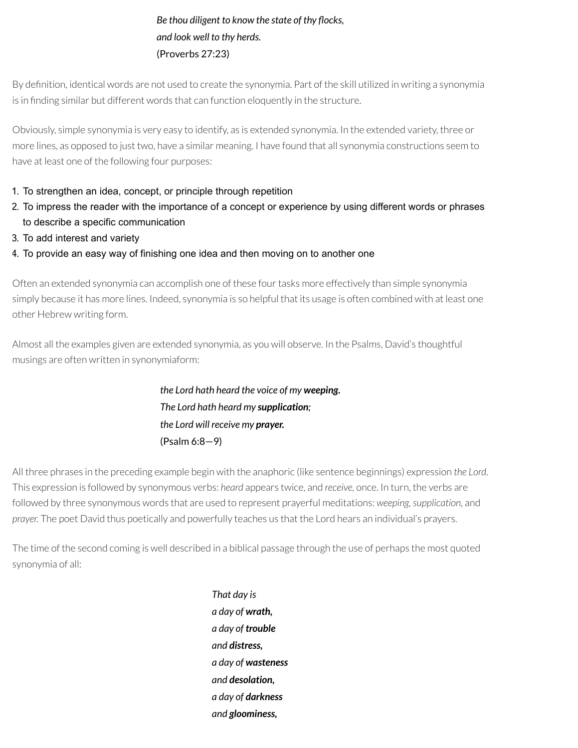*Be thou diligent to know the state of thy flocks,*  
*and look well to thy herds.*  
(Proverbs 27:23)

By definition, identical words are not used to create the synonymia. Part of the skill utilized in writing a synonymia is in finding similar but different words that can function eloquently in the structure.

Obviously, simple synonymia is very easy to identify, as is extended synonymia. In the extended variety, three or more lines, as opposed to just two, have a similar meaning. I have found that all synonymia constructions seem to have at least one of the following four purposes:

1. To strengthen an idea, concept, or principle through repetition
2. To impress the reader with the importance of a concept or experience by using different words or phrases to describe a specific communication
3. To add interest and variety
4. To provide an easy way of finishing one idea and then moving on to another one

Often an extended synonymia can accomplish one of these four tasks more effectively than simple synonymia simply because it has more lines. Indeed, synonymia is so helpful that its usage is often combined with at least one other Hebrew writing form.

Almost all the examples given are extended synonymia, as you will observe. In the Psalms, David's thoughtful musings are often written in synonymiaform:

*the Lord hath heard the voice of my **weeping.***  
*The Lord hath heard my **supplication**;*  
*the Lord will receive my **prayer.***  
(Psalm 6:8—9)

All three phrases in the preceding example begin with the anaphoric (like sentence beginnings) expression *the Lord*. This expression is followed by synonymous verbs: *heard* appears twice, and *receive*, once. In turn, the verbs are followed by three synonymous words that are used to represent prayerful meditations: *weeping*, *supplication*, and *prayer*. The poet David thus poetically and powerfully teaches us that the Lord hears an individual's prayers.

The time of the second coming is well described in a biblical passage through the use of perhaps the most quoted synonymia of all:

*That day is*  
*a day of **wrath,***  
*a day of **trouble***  
*and **distress,***  
*a day of **wasteness***  
*and **desolation,***  
*a day of **darkness***  
*and **gloominess,***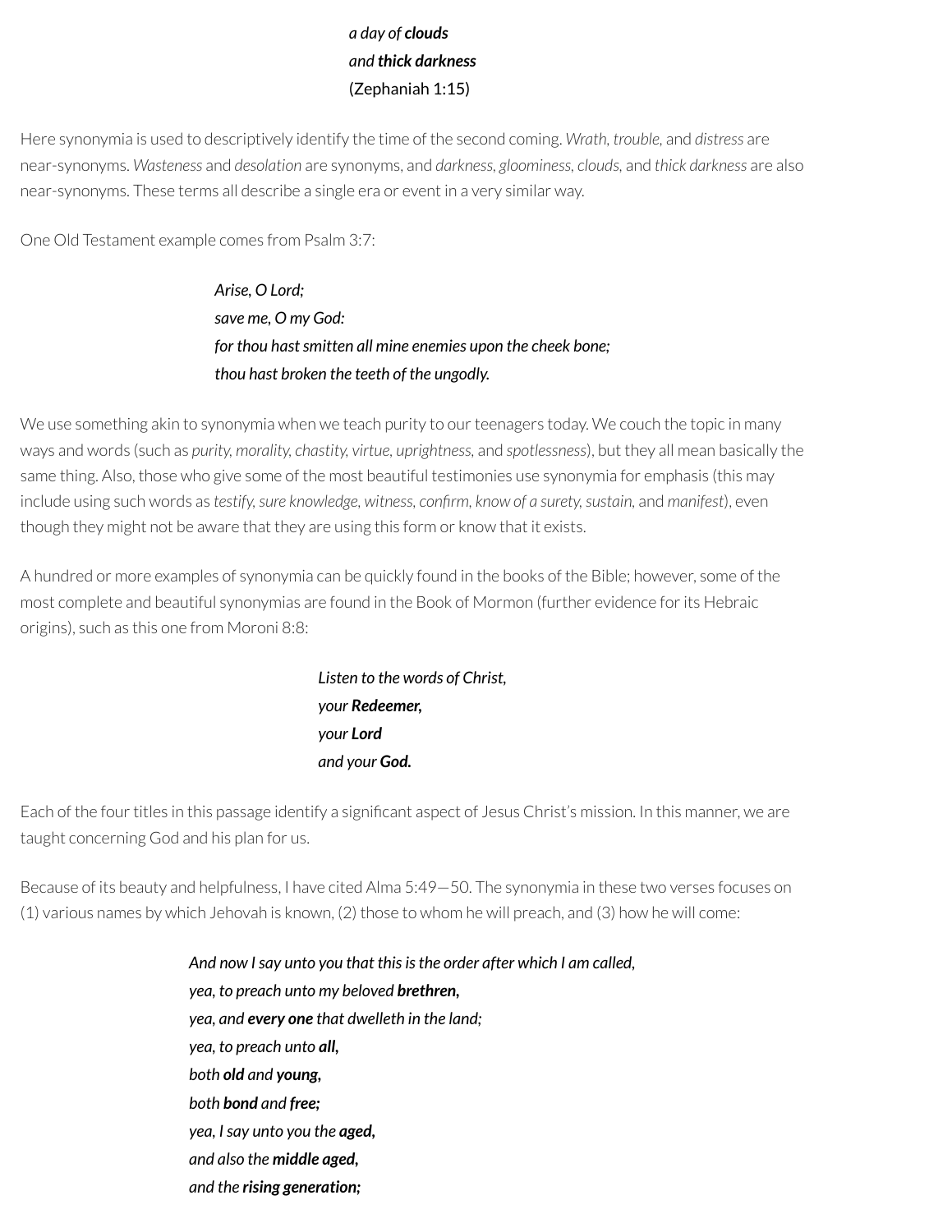*a day of **clouds***
*and **thick darkness***
(Zephaniah 1:15)

Here synonymia is used to descriptively identify the time of the second coming. *Wrath, trouble,* and *distress* are near-synonyms. *Wasteness* and *desolation* are synonyms, and *darkness, gloominess, clouds,* and *thick darkness* are also near-synonyms. These terms all describe a single era or event in a very similar way.

One Old Testament example comes from Psalm 3:7:

*Arise, O Lord;*
*save me, O my God:*
*for thou hast smitten all mine enemies upon the cheek bone;*
*thou hast broken the teeth of the ungodly.*

We use something akin to synonymia when we teach purity to our teenagers today. We couch the topic in many ways and words (such as *purity, morality, chastity, virtue, uprightness,* and *spotlessness*), but they all mean basically the same thing. Also, those who give some of the most beautiful testimonies use synonymia for emphasis (this may include using such words as *testify, sure knowledge, witness, confirm, know of a surety, sustain,* and *manifest*), even though they might not be aware that they are using this form or know that it exists.

A hundred or more examples of synonymia can be quickly found in the books of the Bible; however, some of the most complete and beautiful synonymias are found in the Book of Mormon (further evidence for its Hebraic origins), such as this one from Moroni 8:8:

*Listen to the words of Christ,*
*your **Redeemer,***
*your **Lord***
*and your **God.***

Each of the four titles in this passage identify a significant aspect of Jesus Christ's mission. In this manner, we are taught concerning God and his plan for us.

Because of its beauty and helpfulness, I have cited Alma 5:49—50. The synonymia in these two verses focuses on (1) various names by which Jehovah is known, (2) those to whom he will preach, and (3) how he will come:

*And now I say unto you that this is the order after which I am called,*
*yea, to preach unto my beloved **brethren,***
*yea, and **every one** that dwelleth in the land;*
*yea, to preach unto **all,***
*both **old** and **young,***
*both **bond** and **free;***
*yea, I say unto you the **aged,***
*and also the **middle aged,***
*and the **rising generation;***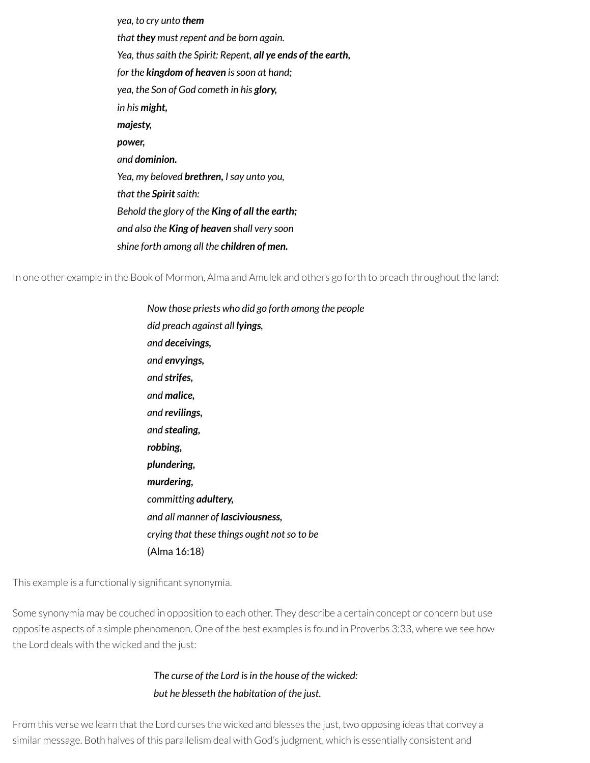*yea, to cry unto **them***
*that **they** must repent and be born again.*
*Yea, thus saith the Spirit: Repent, **all ye ends of the earth,***
*for the **kingdom of heaven** is soon at hand;*
*yea, the Son of God cometh in his **glory,***
*in his **might,***
***majesty,***
***power,***
*and **dominion.***
*Yea, my beloved **brethren,** I say unto you,*
*that the **Spirit** saith:*
*Behold the glory of the **King of all the earth;***
*and also the **King of heaven** shall very soon*
*shine forth among all the **children of men.***

In one other example in the Book of Mormon, Alma and Amulek and others go forth to preach throughout the land:

*Now those priests who did go forth among the people*
*did preach against all **lyings**,*
*and **deceivings,***
*and **envyings,***
*and **strifes,***
*and **malice,***
*and **revilings,***
*and **stealing,***
***robbing,***
***plundering,***
***murdering,***
*committing **adultery,***
*and all manner of **lasciviousness,***
***crying that these things ought not so to be***
(Alma 16:18)

This example is a functionally significant synonymia.

Some synonymia may be couched in opposition to each other. They describe a certain concept or concern but use opposite aspects of a simple phenomenon. One of the best examples is found in Proverbs 3:33, where we see how the Lord deals with the wicked and the just:

*The curse of the Lord is in the house of the wicked:*
*but he blesseth the habitation of the just.*

From this verse we learn that the Lord curses the wicked and blesses the just, two opposing ideas that convey a similar message. Both halves of this parallelism deal with God's judgment, which is essentially consistent and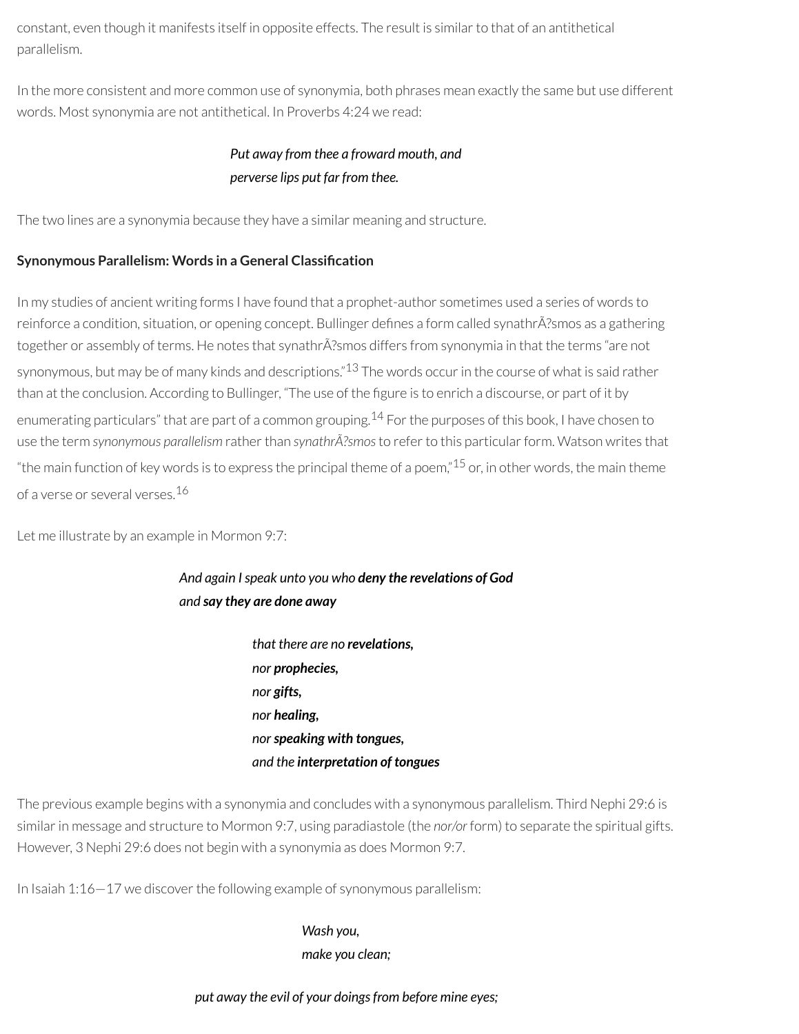constant, even though it manifests itself in opposite effects. The result is similar to that of an antithetical parallelism.

In the more consistent and more common use of synonymia, both phrases mean exactly the same but use different words. Most synonymia are not antithetical. In Proverbs 4:24 we read:

> *Put away from thee a froward mouth, and*
> *perverse lips put far from thee.*

The two lines are a synonymia because they have a similar meaning and structure.

**Synonymous Parallelism: Words in a General Classification**

In my studies of ancient writing forms I have found that a prophet-author sometimes used a series of words to reinforce a condition, situation, or opening concept. Bullinger defines a form called synathrÃ?smos as a gathering together or assembly of terms. He notes that synathrÃ?smos differs from synonymia in that the terms "are not synonymous, but may be of many kinds and descriptions."[13] The words occur in the course of what is said rather than at the conclusion. According to Bullinger, "The use of the figure is to enrich a discourse, or part of it by enumerating particulars" that are part of a common grouping.[14] For the purposes of this book, I have chosen to use the term *synonymous parallelism* rather than *synathrÃ?smos* to refer to this particular form. Watson writes that "the main function of key words is to express the principal theme of a poem,"[15] or, in other words, the main theme of a verse or several verses.[16]

Let me illustrate by an example in Mormon 9:7:

> *And again I speak unto you who* ***deny the revelations of God***
> *and* ***say they are done away***
>
> *that there are no* ***revelations,***
> *nor* ***prophecies,***
> *nor* ***gifts,***
> *nor* ***healing,***
> *nor* ***speaking with tongues,***
> *and the* ***interpretation of tongues***

The previous example begins with a synonymia and concludes with a synonymous parallelism. Third Nephi 29:6 is similar in message and structure to Mormon 9:7, using paradiastole (the *nor/or* form) to separate the spiritual gifts. However, 3 Nephi 29:6 does not begin with a synonymia as does Mormon 9:7.

In Isaiah 1:16—17 we discover the following example of synonymous parallelism:

> *Wash you,*
> *make you clean;*
>
> *put away the evil of your doings from before mine eyes;*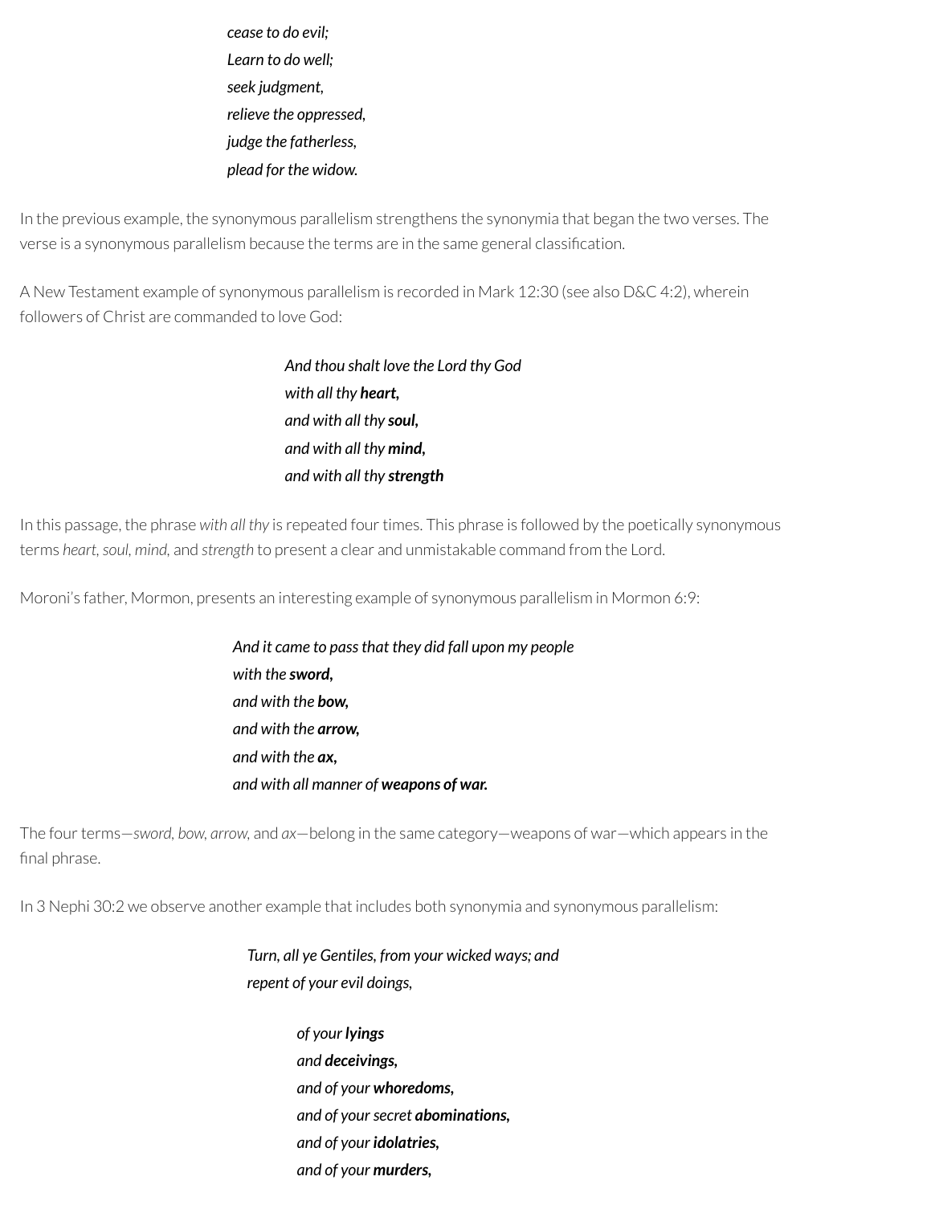*cease to do evil;*
*Learn to do well;*
*seek judgment,*
*relieve the oppressed,*
*judge the fatherless,*
*plead for the widow.*

In the previous example, the synonymous parallelism strengthens the synonymia that began the two verses. The verse is a synonymous parallelism because the terms are in the same general classification.

A New Testament example of synonymous parallelism is recorded in Mark 12:30 (see also D&C 4:2), wherein followers of Christ are commanded to love God:

> *And thou shalt love the Lord thy God*
> *with all thy **heart,***
> *and with all thy **soul,***
> *and with all thy **mind,***
> *and with all thy **strength***

In this passage, the phrase *with all thy* is repeated four times. This phrase is followed by the poetically synonymous terms *heart, soul, mind,* and *strength* to present a clear and unmistakable command from the Lord.

Moroni's father, Mormon, presents an interesting example of synonymous parallelism in Mormon 6:9:

> *And it came to pass that they did fall upon my people*
> *with the **sword,***
> *and with the **bow,***
> *and with the **arrow,***
> *and with the **ax,***
> *and with all manner of **weapons of war.***

The four terms—*sword, bow, arrow,* and *ax*—belong in the same category—weapons of war—which appears in the final phrase.

In 3 Nephi 30:2 we observe another example that includes both synonymia and synonymous parallelism:

> *Turn, all ye Gentiles, from your wicked ways; and*
> *repent of your evil doings,*
>
> > *of your **lyings***
> > *and **deceivings,***
> > *and of your **whoredoms,***
> > *and of your secret **abominations,***
> > *and of your **idolatries,***
> > *and of your **murders,***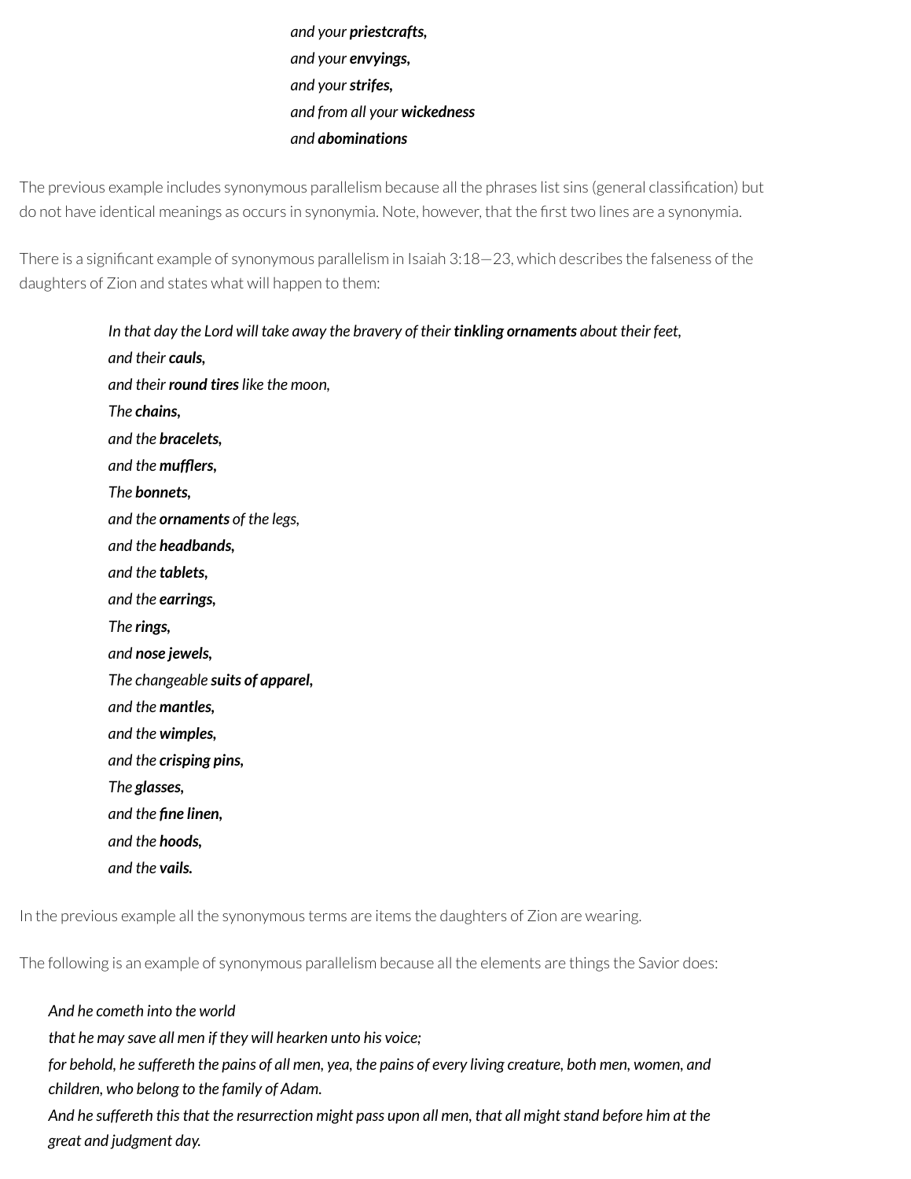> *and your **priestcrafts,***
> *and your **envyings,***
> *and your **strifes,***
> *and from all your **wickedness***
> *and **abominations***

The previous example includes synonymous parallelism because all the phrases list sins (general classification) but do not have identical meanings as occurs in synonymia. Note, however, that the first two lines are a synonymia.

There is a significant example of synonymous parallelism in Isaiah 3:18—23, which describes the falseness of the daughters of Zion and states what will happen to them:

> *In that day the Lord will take away the bravery of their **tinkling ornaments** about their feet,*
> *and their **cauls,***
> *and their **round tires** like the moon,*
> *The **chains,***
> *and the **bracelets,***
> *and the **mufflers,***
> *The **bonnets,***
> *and the **ornaments** of the legs,*
> *and the **headbands,***
> *and the **tablets,***
> *and the **earrings,***
> *The **rings,***
> *and **nose jewels,***
> *The changeable **suits of apparel,***
> *and the **mantles,***
> *and the **wimples,***
> *and the **crisping pins,***
> *The **glasses,***
> *and the **fine linen,***
> *and the **hoods,***
> *and the **vails.***

In the previous example all the synonymous terms are items the daughters of Zion are wearing.

The following is an example of synonymous parallelism because all the elements are things the Savior does:

> *And he cometh into the world*
> *that he may save all men if they will hearken unto his voice;*
> *for behold, he suffereth the pains of all men, yea, the pains of every living creature, both men, women, and children, who belong to the family of Adam.*
> *And he suffereth this that the resurrection might pass upon all men, that all might stand before him at the great and judgment day.*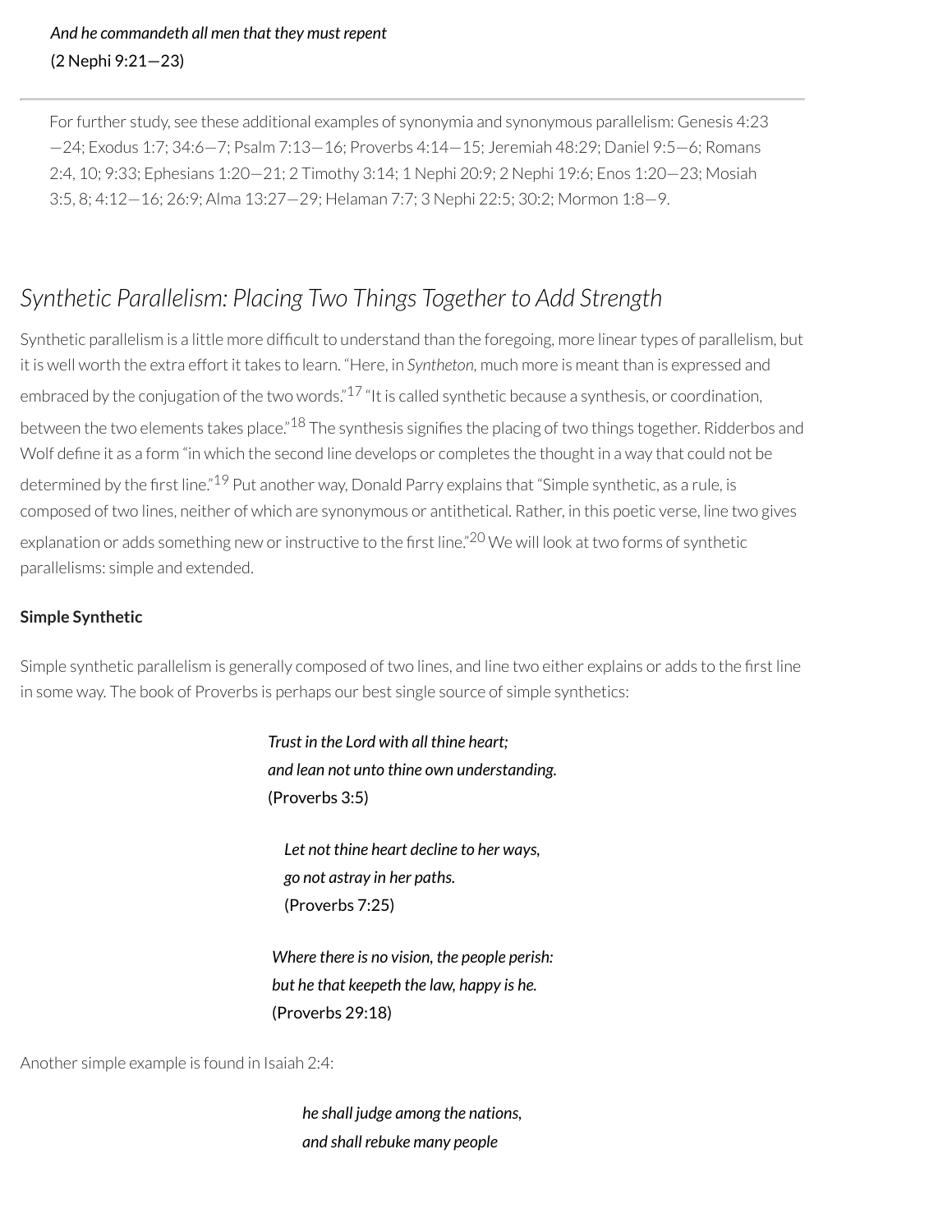*And he commandeth all men that they must repent*
(2 Nephi 9:21—23)

---

> For further study, see these additional examples of synonymia and synonymous parallelism: Genesis 4:23—24; Exodus 1:7; 34:6—7; Psalm 7:13—16; Proverbs 4:14—15; Jeremiah 48:29; Daniel 9:5—6; Romans 2:4, 10; 9:33; Ephesians 1:20—21; 2 Timothy 3:14; 1 Nephi 20:9; 2 Nephi 19:6; Enos 1:20—23; Mosiah 3:5, 8; 4:12—16; 26:9; Alma 13:27—29; Helaman 7:7; 3 Nephi 22:5; 30:2; Mormon 1:8—9.

## *Synthetic Parallelism: Placing Two Things Together to Add Strength*

Synthetic parallelism is a little more difficult to understand than the foregoing, more linear types of parallelism, but it is well worth the extra effort it takes to learn. "Here, in *Syntheton*, much more is meant than is expressed and embraced by the conjugation of the two words."[17] "It is called synthetic because a synthesis, or coordination, between the two elements takes place."[18] The synthesis signifies the placing of two things together. Ridderbos and Wolf define it as a form "in which the second line develops or completes the thought in a way that could not be determined by the first line."[19] Put another way, Donald Parry explains that "Simple synthetic, as a rule, is composed of two lines, neither of which are synonymous or antithetical. Rather, in this poetic verse, line two gives explanation or adds something new or instructive to the first line."[20] We will look at two forms of synthetic parallelisms: simple and extended.

**Simple Synthetic**

Simple synthetic parallelism is generally composed of two lines, and line two either explains or adds to the first line in some way. The book of Proverbs is perhaps our best single source of simple synthetics:

*Trust in the Lord with all thine heart;*
*and lean not unto thine own understanding.*
(Proverbs 3:5)

*Let not thine heart decline to her ways,*
*go not astray in her paths.*
(Proverbs 7:25)

*Where there is no vision, the people perish:*
*but he that keepeth the law, happy is he.*
(Proverbs 29:18)

Another simple example is found in Isaiah 2:4:

*he shall judge among the nations,*
*and shall rebuke many people*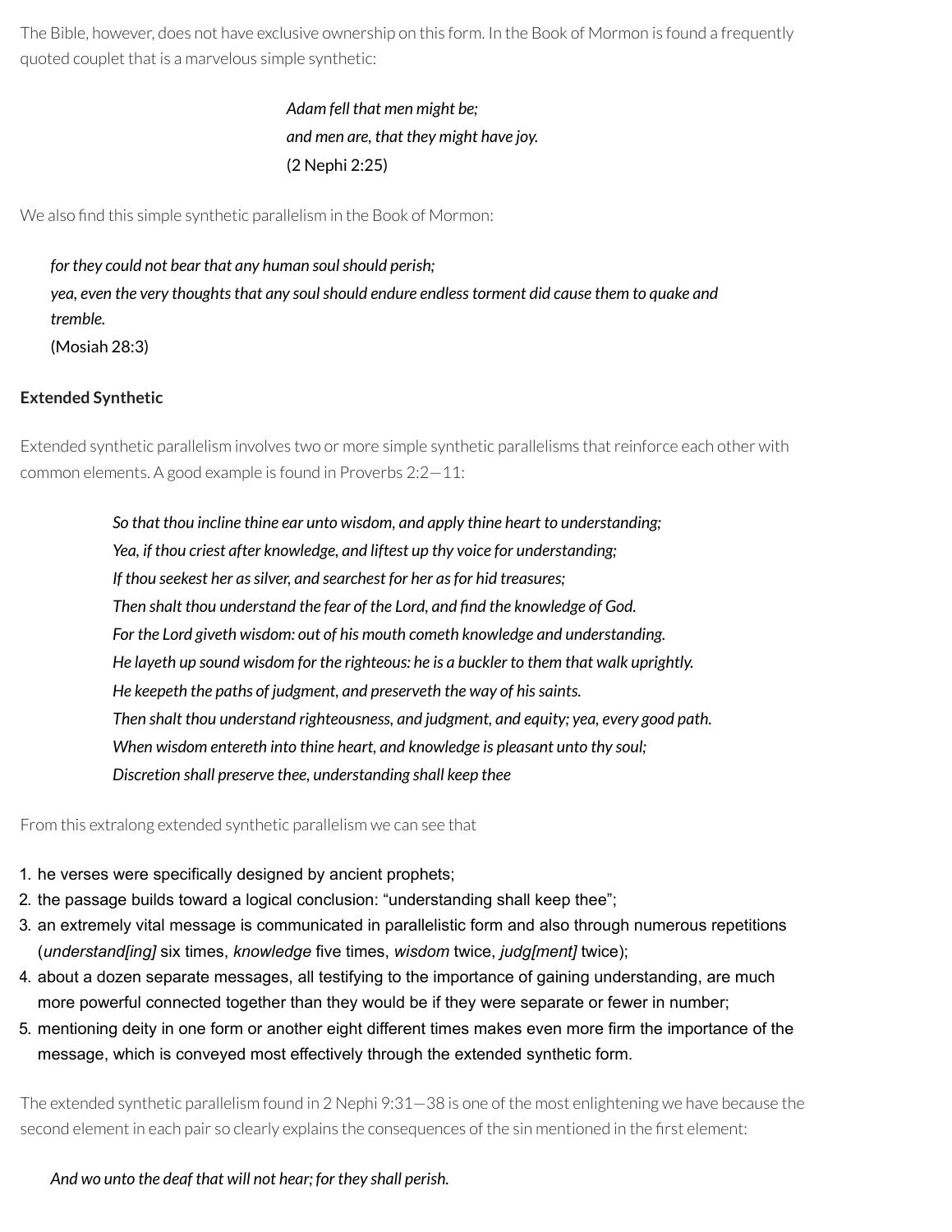The Bible, however, does not have exclusive ownership on this form. In the Book of Mormon is found a frequently quoted couplet that is a marvelous simple synthetic:

> *Adam fell that men might be;*
> *and men are, that they might have joy.*
> (2 Nephi 2:25)

We also find this simple synthetic parallelism in the Book of Mormon:

> *for they could not bear that any human soul should perish;*
> *yea, even the very thoughts that any soul should endure endless torment did cause them to quake and tremble.*
> (Mosiah 28:3)

**Extended Synthetic**

Extended synthetic parallelism involves two or more simple synthetic parallelisms that reinforce each other with common elements. A good example is found in Proverbs 2:2—11:

> *So that thou incline thine ear unto wisdom, and apply thine heart to understanding;*
> *Yea, if thou criest after knowledge, and liftest up thy voice for understanding;*
> *If thou seekest her as silver, and searchest for her as for hid treasures;*
> *Then shalt thou understand the fear of the Lord, and find the knowledge of God.*
> *For the Lord giveth wisdom: out of his mouth cometh knowledge and understanding.*
> *He layeth up sound wisdom for the righteous: he is a buckler to them that walk uprightly.*
> *He keepeth the paths of judgment, and preserveth the way of his saints.*
> *Then shalt thou understand righteousness, and judgment, and equity; yea, every good path.*
> *When wisdom entereth into thine heart, and knowledge is pleasant unto thy soul;*
> *Discretion shall preserve thee, understanding shall keep thee*

From this extralong extended synthetic parallelism we can see that

1. he verses were specifically designed by ancient prophets;
2. the passage builds toward a logical conclusion: "understanding shall keep thee";
3. an extremely vital message is communicated in parallelistic form and also through numerous repetitions (*understand[ing]* six times, *knowledge* five times, *wisdom* twice, *judg[ment]* twice);
4. about a dozen separate messages, all testifying to the importance of gaining understanding, are much more powerful connected together than they would be if they were separate or fewer in number;
5. mentioning deity in one form or another eight different times makes even more firm the importance of the message, which is conveyed most effectively through the extended synthetic form.

The extended synthetic parallelism found in 2 Nephi 9:31—38 is one of the most enlightening we have because the second element in each pair so clearly explains the consequences of the sin mentioned in the first element:

> *And wo unto the deaf that will not hear; for they shall perish.*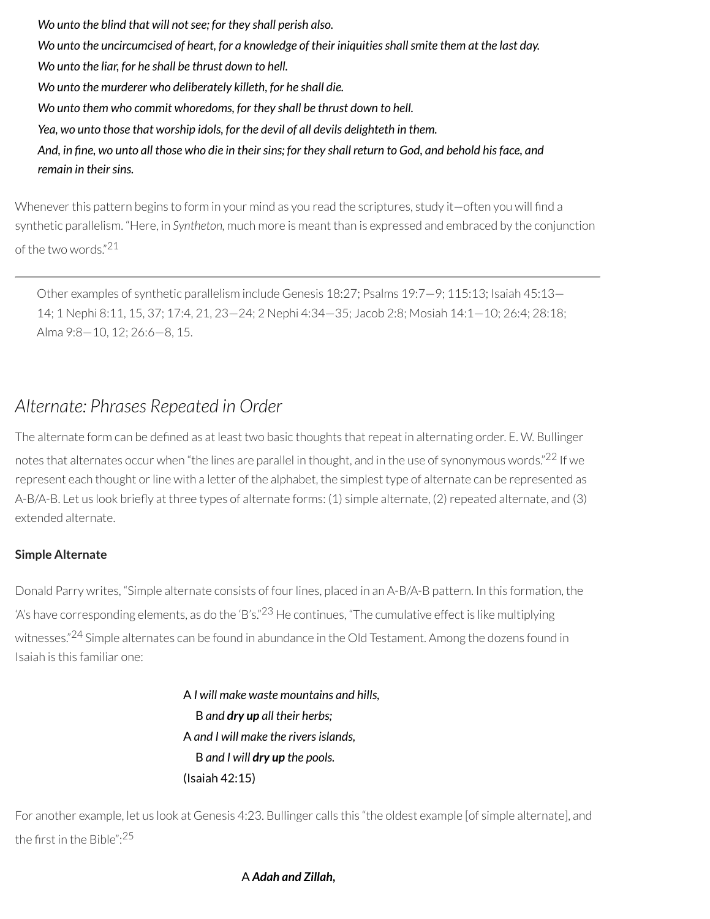*Wo unto the blind that will not see; for they shall perish also.*
*Wo unto the uncircumcised of heart, for a knowledge of their iniquities shall smite them at the last day.*
*Wo unto the liar, for he shall be thrust down to hell.*
*Wo unto the murderer who deliberately killeth, for he shall die.*
*Wo unto them who commit whoredoms, for they shall be thrust down to hell.*
*Yea, wo unto those that worship idols, for the devil of all devils delighteth in them.*
*And, in fine, wo unto all those who die in their sins; for they shall return to God, and behold his face, and remain in their sins.*

Whenever this pattern begins to form in your mind as you read the scriptures, study it—often you will find a synthetic parallelism. "Here, in *Syntheton,* much more is meant than is expressed and embraced by the conjunction of the two words."[21]

---

> Other examples of synthetic parallelism include Genesis 18:27; Psalms 19:7—9; 115:13; Isaiah 45:13—14; 1 Nephi 8:11, 15, 37; 17:4, 21, 23—24; 2 Nephi 4:34—35; Jacob 2:8; Mosiah 14:1—10; 26:4; 28:18; Alma 9:8—10, 12; 26:6—8, 15.

## *Alternate: Phrases Repeated in Order*

The alternate form can be defined as at least two basic thoughts that repeat in alternating order. E. W. Bullinger notes that alternates occur when "the lines are parallel in thought, and in the use of synonymous words."[22] If we represent each thought or line with a letter of the alphabet, the simplest type of alternate can be represented as A-B/A-B. Let us look briefly at three types of alternate forms: (1) simple alternate, (2) repeated alternate, and (3) extended alternate.

**Simple Alternate**

Donald Parry writes, "Simple alternate consists of four lines, placed in an A-B/A-B pattern. In this formation, the 'A's have corresponding elements, as do the 'B's."[23] He continues, "The cumulative effect is like multiplying witnesses."[24] Simple alternates can be found in abundance in the Old Testament. Among the dozens found in Isaiah is this familiar one:

A *I will make waste mountains and hills,*
  B *and **dry up** all their herbs;*
A *and I will make the rivers islands,*
  B *and I will **dry up** the pools.*
(Isaiah 42:15)

For another example, let us look at Genesis 4:23. Bullinger calls this "the oldest example [of simple alternate], and the first in the Bible":[25]

A ***Adah and Zillah,***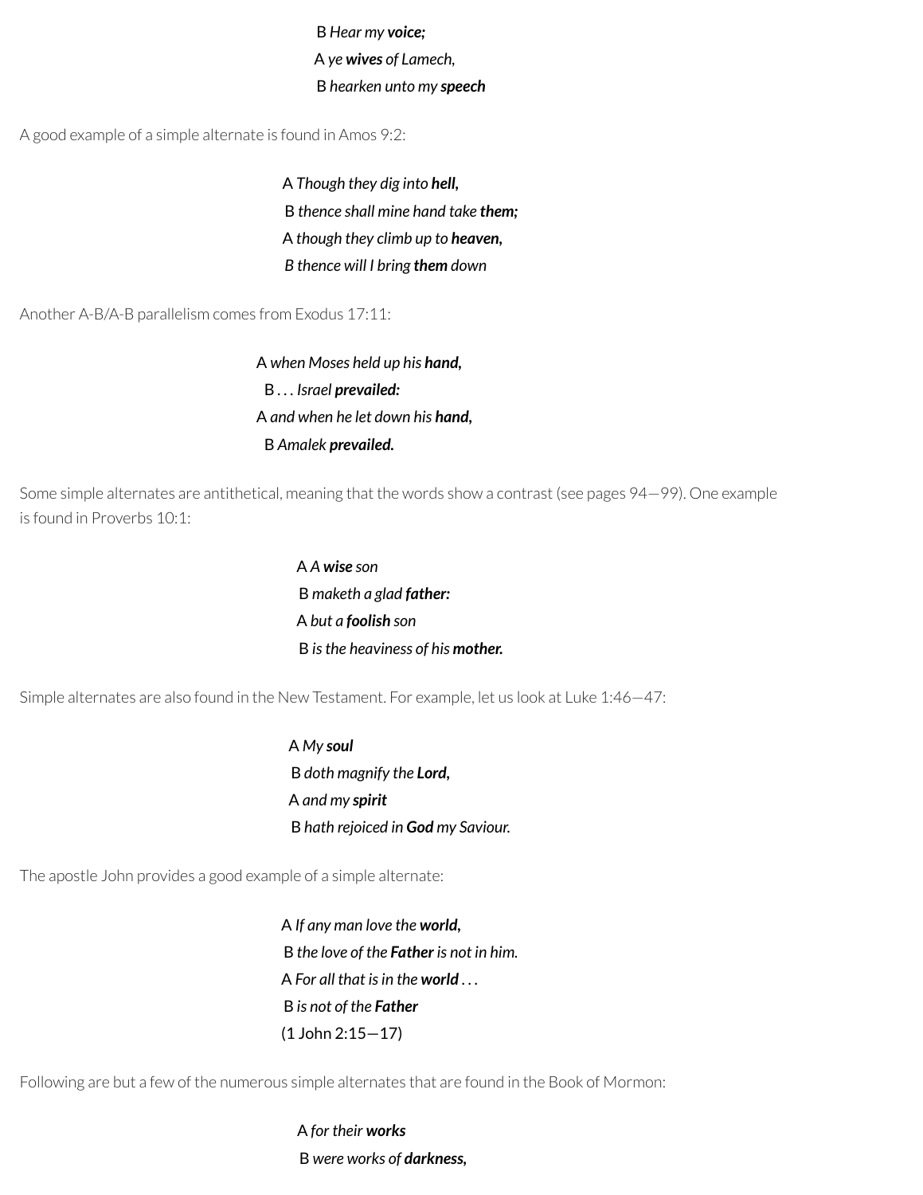B *Hear my **voice;***
A *ye **wives** of Lamech,*
B *hearken unto my **speech***

A good example of a simple alternate is found in Amos 9:2:

A *Though they dig into **hell,***
B *thence shall mine hand take **them;***
A *though they climb up to **heaven,***
B *thence will I bring **them** down*

Another A-B/A-B parallelism comes from Exodus 17:11:

A *when Moses held up his **hand,***
B . . . *Israel **prevailed:***
A *and when he let down his **hand,***
B *Amalek **prevailed.***

Some simple alternates are antithetical, meaning that the words show a contrast (see pages 94—99). One example is found in Proverbs 10:1:

A *A **wise** son*
B *maketh a glad **father:***
A *but a **foolish** son*
B *is the heaviness of his **mother.***

Simple alternates are also found in the New Testament. For example, let us look at Luke 1:46—47:

A *My **soul***
B *doth magnify the **Lord,***
A *and my **spirit***
B *hath rejoiced in **God** my Saviour.*

The apostle John provides a good example of a simple alternate:

A *If any man love the **world,***
B *the love of the **Father** is not in him.*
A *For all that is in the **world** . . .*
B *is not of the **Father***
(1 John 2:15—17)

Following are but a few of the numerous simple alternates that are found in the Book of Mormon:

A *for their **works***
B *were works of **darkness,***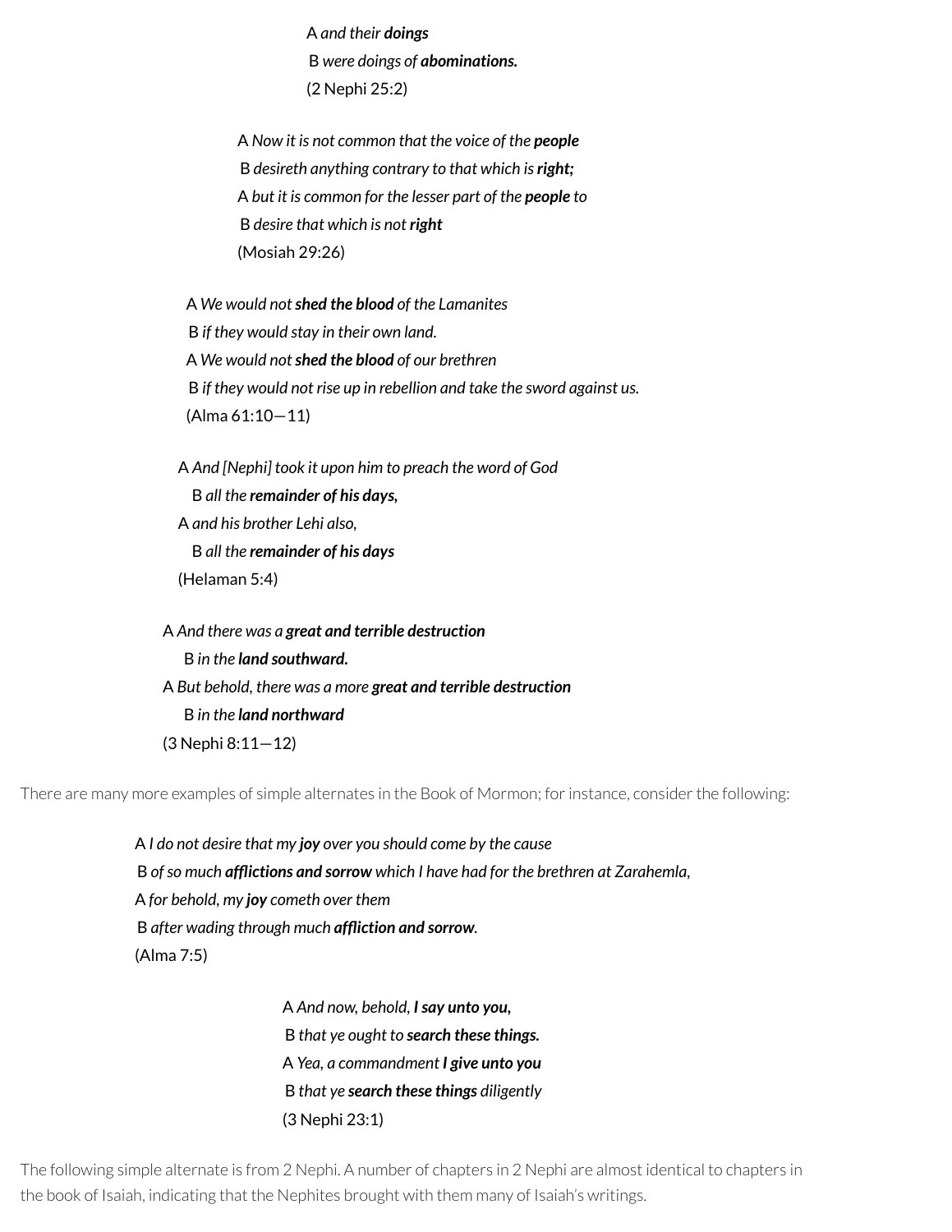A *and their **doings***
B *were doings of **abominations.***
(2 Nephi 25:2)

A *Now it is not common that the voice of the **people***
B *desireth anything contrary to that which is **right;***
A *but it is common for the lesser part of the **people** to*
B *desire that which is not **right***
(Mosiah 29:26)

A *We would not **shed the blood** of the Lamanites*
B *if they would stay in their own land.*
A *We would not **shed the blood** of our brethren*
B *if they would not rise up in rebellion and take the sword against us.*
(Alma 61:10—11)

A *And [Nephi] took it upon him to preach the word of God*
B *all the **remainder of his days,***
A *and his brother Lehi also,*
B *all the **remainder of his days***
(Helaman 5:4)

A *And there was a **great and terrible destruction***
B *in the **land southward.***
A *But behold, there was a more **great and terrible destruction***
B *in the **land northward***
(3 Nephi 8:11—12)

There are many more examples of simple alternates in the Book of Mormon; for instance, consider the following:

A *I do not desire that my **joy** over you should come by the cause*
B *of so much **afflictions and sorrow** which I have had for the brethren at Zarahemla,*
A *for behold, my **joy** cometh over them*
B *after wading through much **affliction and sorrow**.*
(Alma 7:5)

A *And now, behold, **I say unto you,***
B *that ye ought to **search these things.***
A *Yea, a commandment **I give unto you***
B *that ye **search these things** diligently*
(3 Nephi 23:1)

The following simple alternate is from 2 Nephi. A number of chapters in 2 Nephi are almost identical to chapters in the book of Isaiah, indicating that the Nephites brought with them many of Isaiah's writings.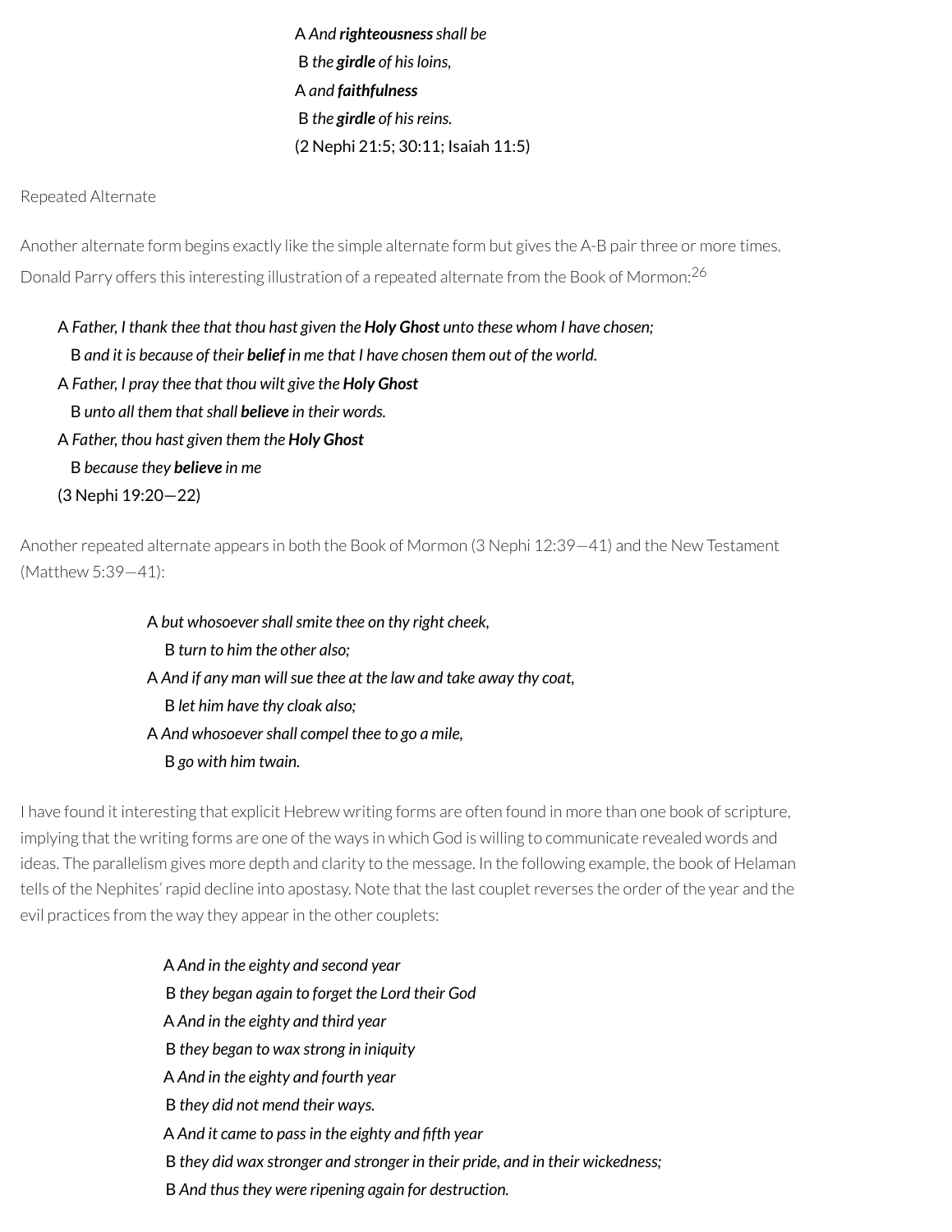A *And* ***righteousness*** *shall be*
 B *the* ***girdle*** *of his loins,*
A *and* ***faithfulness***
 B *the* ***girdle*** *of his reins.*
(2 Nephi 21:5; 30:11; Isaiah 11:5)

Repeated Alternate

Another alternate form begins exactly like the simple alternate form but gives the A-B pair three or more times. Donald Parry offers this interesting illustration of a repeated alternate from the Book of Mormon:[26]

A *Father, I thank thee that thou hast given the* ***Holy Ghost*** *unto these whom I have chosen;*
 B *and it is because of their* ***belief*** *in me that I have chosen them out of the world.*
A *Father, I pray thee that thou wilt give the* ***Holy Ghost***
 B *unto all them that shall* ***believe*** *in their words.*
A *Father, thou hast given them the* ***Holy Ghost***
 B *because they* ***believe*** *in me*
(3 Nephi 19:20—22)

Another repeated alternate appears in both the Book of Mormon (3 Nephi 12:39—41) and the New Testament (Matthew 5:39—41):

A *but whosoever shall smite thee on thy right cheek,*
 B *turn to him the other also;*
A *And if any man will sue thee at the law and take away thy coat,*
 B *let him have thy cloak also;*
A *And whosoever shall compel thee to go a mile,*
 B *go with him twain.*

I have found it interesting that explicit Hebrew writing forms are often found in more than one book of scripture, implying that the writing forms are one of the ways in which God is willing to communicate revealed words and ideas. The parallelism gives more depth and clarity to the message. In the following example, the book of Helaman tells of the Nephites' rapid decline into apostasy. Note that the last couplet reverses the order of the year and the evil practices from the way they appear in the other couplets:

A *And in the eighty and second year*
 B *they began again to forget the Lord their God*
A *And in the eighty and third year*
 B *they began to wax strong in iniquity*
A *And in the eighty and fourth year*
 B *they did not mend their ways.*
A *And it came to pass in the eighty and fifth year*
 B *they did wax stronger and stronger in their pride, and in their wickedness;*
 B *And thus they were ripening again for destruction.*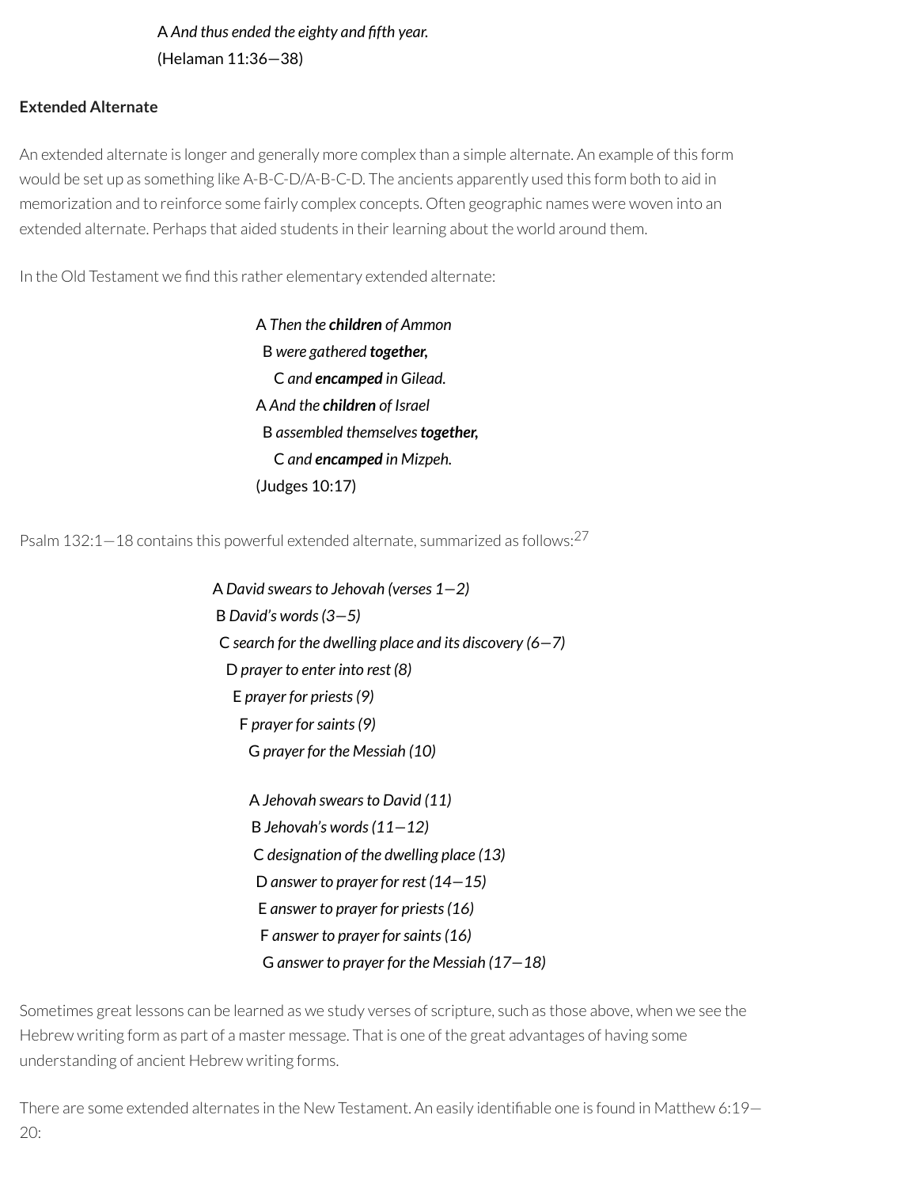A *And thus ended the eighty and fifth year.*
(Helaman 11:36—38)

**Extended Alternate**

An extended alternate is longer and generally more complex than a simple alternate. An example of this form would be set up as something like A-B-C-D/A-B-C-D. The ancients apparently used this form both to aid in memorization and to reinforce some fairly complex concepts. Often geographic names were woven into an extended alternate. Perhaps that aided students in their learning about the world around them.

In the Old Testament we find this rather elementary extended alternate:

A *Then the **children** of Ammon*
B *were gathered **together,***
C *and **encamped** in Gilead.*
A *And the **children** of Israel*
B *assembled themselves **together,***
C *and **encamped** in Mizpeh.*
(Judges 10:17)

Psalm 132:1—18 contains this powerful extended alternate, summarized as follows:[27]

A *David swears to Jehovah (verses 1—2)*
B *David's words (3—5)*
C *search for the dwelling place and its discovery (6—7)*
D *prayer to enter into rest (8)*
E *prayer for priests (9)*
F *prayer for saints (9)*
G *prayer for the Messiah (10)*

A *Jehovah swears to David (11)*
B *Jehovah's words (11—12)*
C *designation of the dwelling place (13)*
D *answer to prayer for rest (14—15)*
E *answer to prayer for priests (16)*
F *answer to prayer for saints (16)*
G *answer to prayer for the Messiah (17—18)*

Sometimes great lessons can be learned as we study verses of scripture, such as those above, when we see the Hebrew writing form as part of a master message. That is one of the great advantages of having some understanding of ancient Hebrew writing forms.

There are some extended alternates in the New Testament. An easily identifiable one is found in Matthew 6:19—20: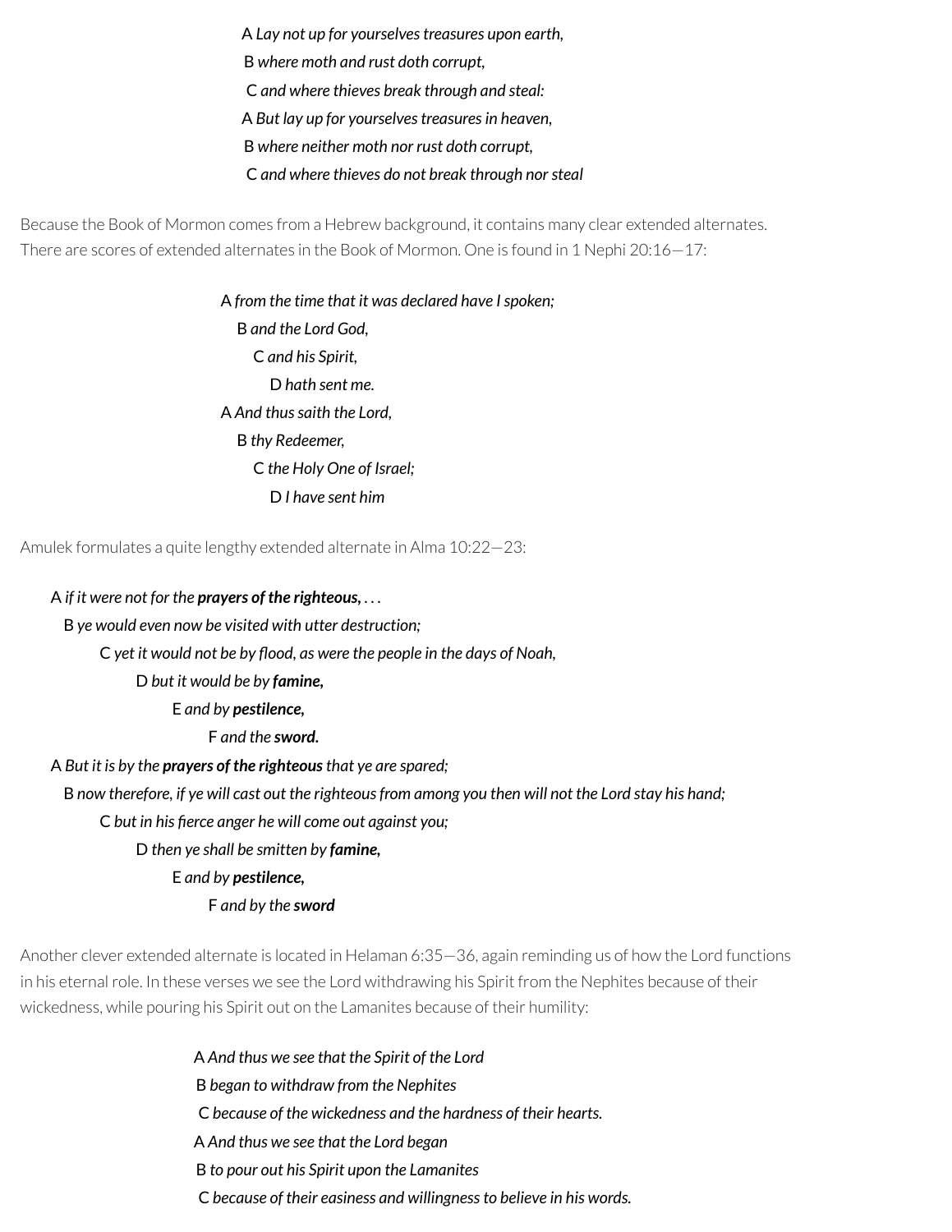A *Lay not up for yourselves treasures upon earth,*
B *where moth and rust doth corrupt,*
C *and where thieves break through and steal:*
A *But lay up for yourselves treasures in heaven,*
B *where neither moth nor rust doth corrupt,*
C *and where thieves do not break through nor steal*

Because the Book of Mormon comes from a Hebrew background, it contains many clear extended alternates. There are scores of extended alternates in the Book of Mormon. One is found in 1 Nephi 20:16—17:

A *from the time that it was declared have I spoken;*
  B *and the Lord God,*
    C *and his Spirit,*
      D *hath sent me.*
A *And thus saith the Lord,*
  B *thy Redeemer,*
    C *the Holy One of Israel;*
      D *I have sent him*

Amulek formulates a quite lengthy extended alternate in Alma 10:22—23:

A *if it were not for the* ***prayers of the righteous,*** *. . .*
  B *ye would even now be visited with utter destruction;*
    C *yet it would not be by flood, as were the people in the days of Noah,*
      D *but it would be by* ***famine,***
        E *and by* ***pestilence,***
          F *and the* ***sword.***
A *But it is by the* ***prayers of the righteous*** *that ye are spared;*
  B *now therefore, if ye will cast out the righteous from among you then will not the Lord stay his hand;*
    C *but in his fierce anger he will come out against you;*
      D *then ye shall be smitten by* ***famine,***
        E *and by* ***pestilence,***
          F *and by the* ***sword***

Another clever extended alternate is located in Helaman 6:35—36, again reminding us of how the Lord functions in his eternal role. In these verses we see the Lord withdrawing his Spirit from the Nephites because of their wickedness, while pouring his Spirit out on the Lamanites because of their humility:

A *And thus we see that the Spirit of the Lord*
B *began to withdraw from the Nephites*
C *because of the wickedness and the hardness of their hearts.*
A *And thus we see that the Lord began*
B *to pour out his Spirit upon the Lamanites*
C *because of their easiness and willingness to believe in his words.*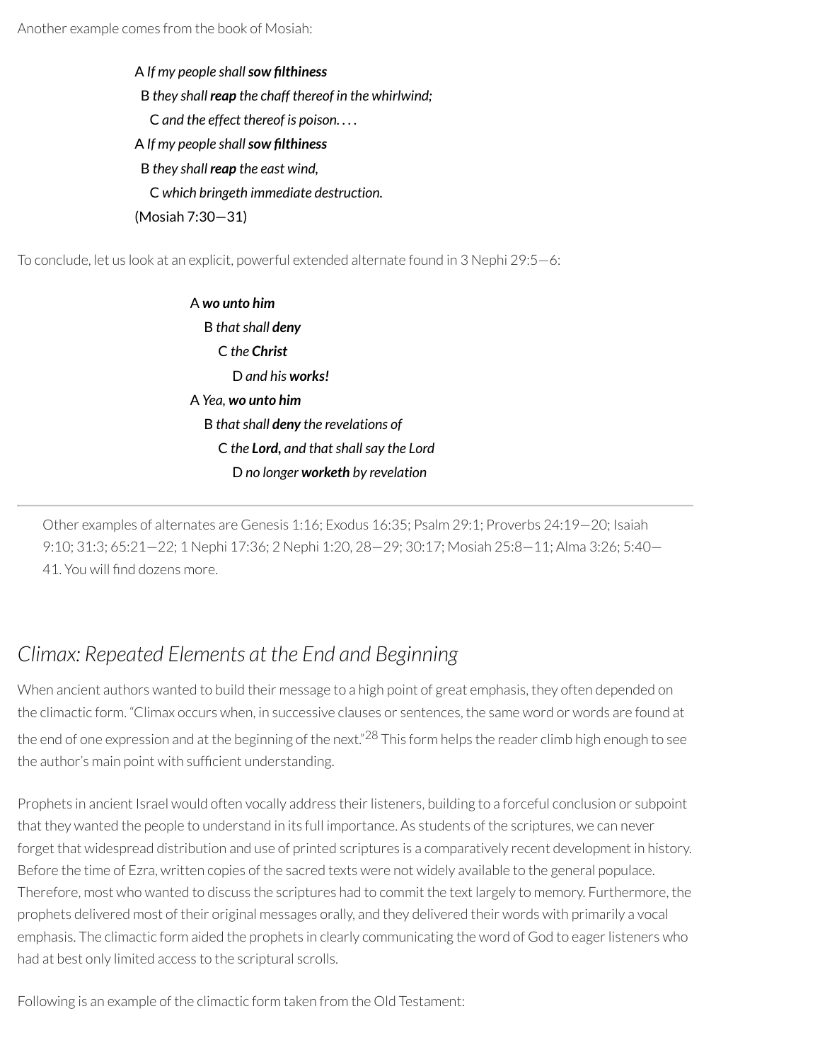Another example comes from the book of Mosiah:

> A *If my people shall **sow filthiness***
> &nbsp;&nbsp;B *they shall **reap** the chaff thereof in the whirlwind;*
> &nbsp;&nbsp;&nbsp;&nbsp;C *and the effect thereof is poison. . . .*
> A *If my people shall **sow filthiness***
> &nbsp;&nbsp;B *they shall **reap** the east wind,*
> &nbsp;&nbsp;&nbsp;&nbsp;C *which bringeth immediate destruction.*
> (Mosiah 7:30—31)

To conclude, let us look at an explicit, powerful extended alternate found in 3 Nephi 29:5—6:

> A ***wo unto him***
> &nbsp;&nbsp;B *that shall **deny***
> &nbsp;&nbsp;&nbsp;&nbsp;C *the **Christ***
> &nbsp;&nbsp;&nbsp;&nbsp;&nbsp;&nbsp;D *and his **works!***
> A *Yea, **wo unto him***
> &nbsp;&nbsp;B *that shall **deny** the revelations of*
> &nbsp;&nbsp;&nbsp;&nbsp;C *the **Lord,** and that shall say the Lord*
> &nbsp;&nbsp;&nbsp;&nbsp;&nbsp;&nbsp;D *no longer **worketh** by revelation*

---

Other examples of alternates are Genesis 1:16; Exodus 16:35; Psalm 29:1; Proverbs 24:19—20; Isaiah 9:10; 31:3; 65:21—22; 1 Nephi 17:36; 2 Nephi 1:20, 28—29; 30:17; Mosiah 25:8—11; Alma 3:26; 5:40—41. You will find dozens more.

## *Climax: Repeated Elements at the End and Beginning*

When ancient authors wanted to build their message to a high point of great emphasis, they often depended on the climactic form. "Climax occurs when, in successive clauses or sentences, the same word or words are found at the end of one expression and at the beginning of the next."[28] This form helps the reader climb high enough to see the author's main point with sufficient understanding.

Prophets in ancient Israel would often vocally address their listeners, building to a forceful conclusion or subpoint that they wanted the people to understand in its full importance. As students of the scriptures, we can never forget that widespread distribution and use of printed scriptures is a comparatively recent development in history. Before the time of Ezra, written copies of the sacred texts were not widely available to the general populace. Therefore, most who wanted to discuss the scriptures had to commit the text largely to memory. Furthermore, the prophets delivered most of their original messages orally, and they delivered their words with primarily a vocal emphasis. The climactic form aided the prophets in clearly communicating the word of God to eager listeners who had at best only limited access to the scriptural scrolls.

Following is an example of the climactic form taken from the Old Testament: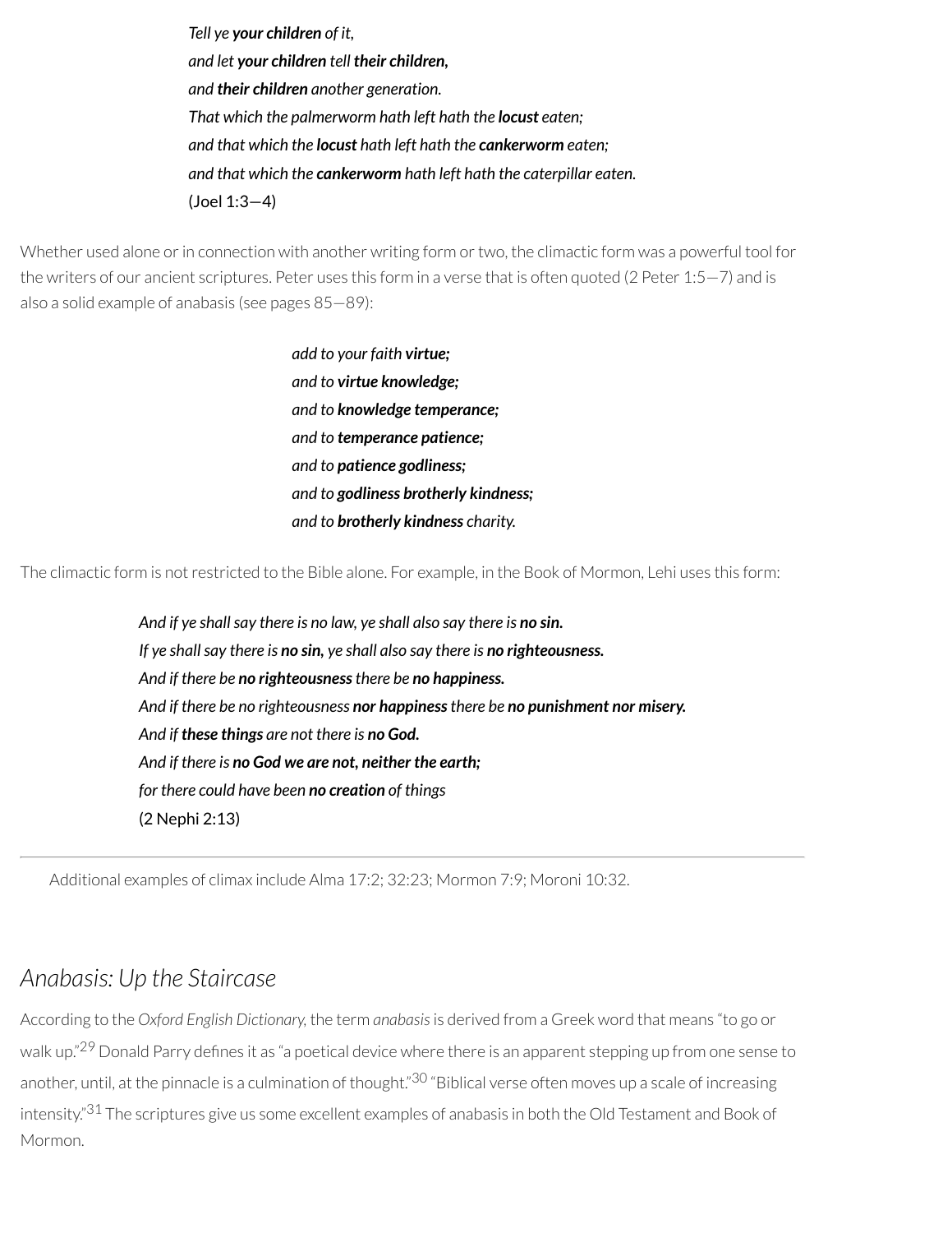*Tell ye **your children** of it,*
*and let **your children** tell **their children,***
*and **their children** another generation.*
*That which the palmerworm hath left hath the **locust** eaten;*
*and that which the **locust** hath left hath the **cankerworm** eaten;*
*and that which the **cankerworm** hath left hath the caterpillar eaten.*
(Joel 1:3—4)

Whether used alone or in connection with another writing form or two, the climactic form was a powerful tool for the writers of our ancient scriptures. Peter uses this form in a verse that is often quoted (2 Peter 1:5—7) and is also a solid example of anabasis (see pages 85—89):

*add to your faith **virtue;***
*and to **virtue knowledge;***
*and to **knowledge temperance;***
*and to **temperance patience;***
*and to **patience godliness;***
*and to **godliness brotherly kindness;***
*and to **brotherly kindness** charity.*

The climactic form is not restricted to the Bible alone. For example, in the Book of Mormon, Lehi uses this form:

*And if ye shall say there is no law, ye shall also say there is **no sin.***
*If ye shall say there is **no sin,** ye shall also say there is **no righteousness.***
*And if there be **no righteousness** there be **no happiness.***
*And if there be no righteousness **nor happiness** there be **no punishment nor misery.***
*And if **these things** are not there is **no God.***
*And if there is **no God we are not, neither the earth;***
*for there could have been **no creation** of things*
(2 Nephi 2:13)

---

Additional examples of climax include Alma 17:2; 32:23; Mormon 7:9; Moroni 10:32.

## *Anabasis: Up the Staircase*

According to the *Oxford English Dictionary,* the term *anabasis* is derived from a Greek word that means "to go or walk up."[29] Donald Parry defines it as "a poetical device where there is an apparent stepping up from one sense to another, until, at the pinnacle is a culmination of thought."[30] "Biblical verse often moves up a scale of increasing intensity."[31] The scriptures give us some excellent examples of anabasis in both the Old Testament and Book of Mormon.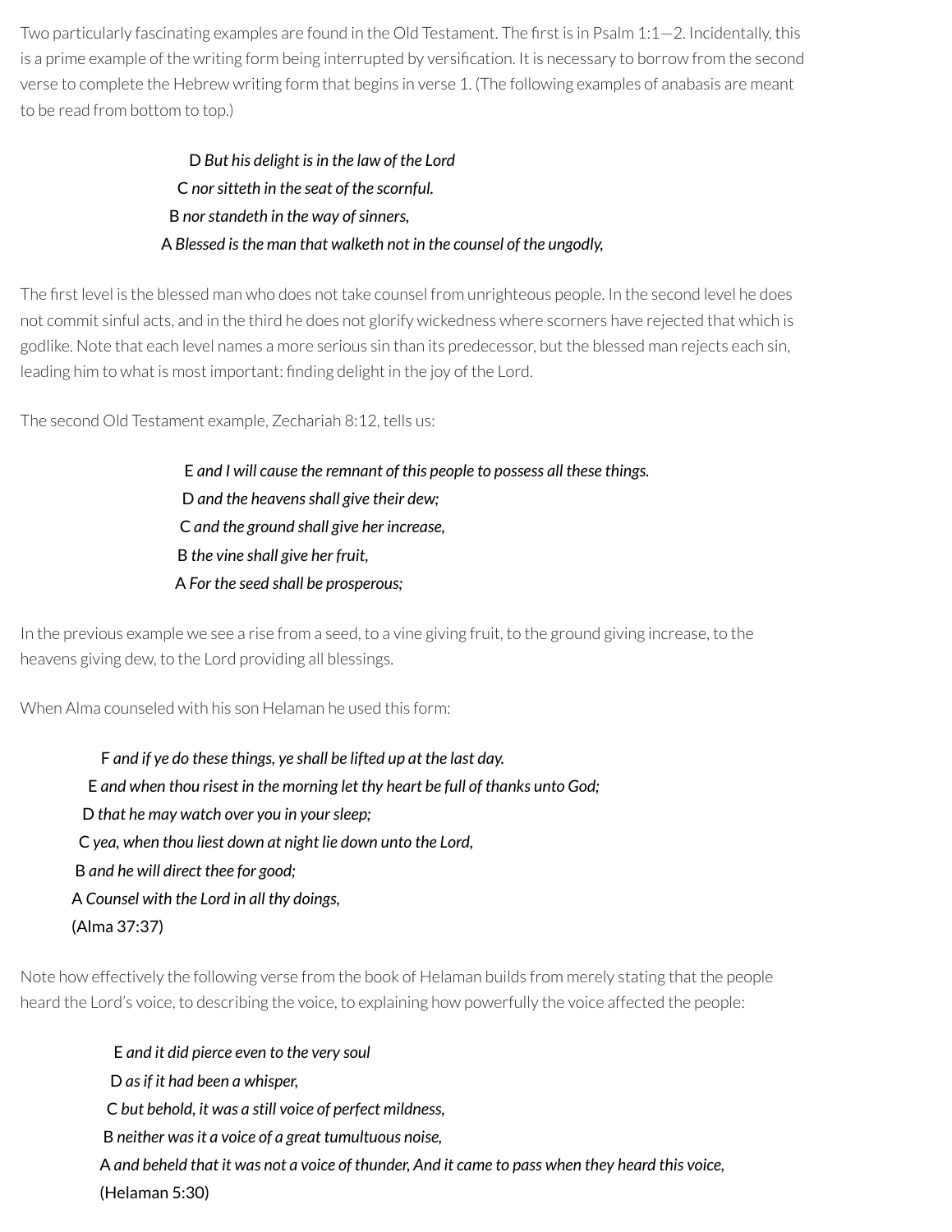Two particularly fascinating examples are found in the Old Testament. The first is in Psalm 1:1—2. Incidentally, this is a prime example of the writing form being interrupted by versification. It is necessary to borrow from the second verse to complete the Hebrew writing form that begins in verse 1. (The following examples of anabasis are meant to be read from bottom to top.)

D *But his delight is in the law of the Lord*
C *nor sitteth in the seat of the scornful.*
B *nor standeth in the way of sinners,*
A *Blessed is the man that walketh not in the counsel of the ungodly,*

The first level is the blessed man who does not take counsel from unrighteous people. In the second level he does not commit sinful acts, and in the third he does not glorify wickedness where scorners have rejected that which is godlike. Note that each level names a more serious sin than its predecessor, but the blessed man rejects each sin, leading him to what is most important: finding delight in the joy of the Lord.

The second Old Testament example, Zechariah 8:12, tells us:

E *and I will cause the remnant of this people to possess all these things.*
D *and the heavens shall give their dew;*
C *and the ground shall give her increase,*
B *the vine shall give her fruit,*
A *For the seed shall be prosperous;*

In the previous example we see a rise from a seed, to a vine giving fruit, to the ground giving increase, to the heavens giving dew, to the Lord providing all blessings.

When Alma counseled with his son Helaman he used this form:

F *and if ye do these things, ye shall be lifted up at the last day.*
E *and when thou risest in the morning let thy heart be full of thanks unto God;*
D *that he may watch over you in your sleep;*
C *yea, when thou liest down at night lie down unto the Lord,*
B *and he will direct thee for good;*
A *Counsel with the Lord in all thy doings,*
(Alma 37:37)

Note how effectively the following verse from the book of Helaman builds from merely stating that the people heard the Lord's voice, to describing the voice, to explaining how powerfully the voice affected the people:

E *and it did pierce even to the very soul*
D *as if it had been a whisper,*
C *but behold, it was a still voice of perfect mildness,*
B *neither was it a voice of a great tumultuous noise,*
A *and beheld that it was not a voice of thunder, And it came to pass when they heard this voice,*
(Helaman 5:30)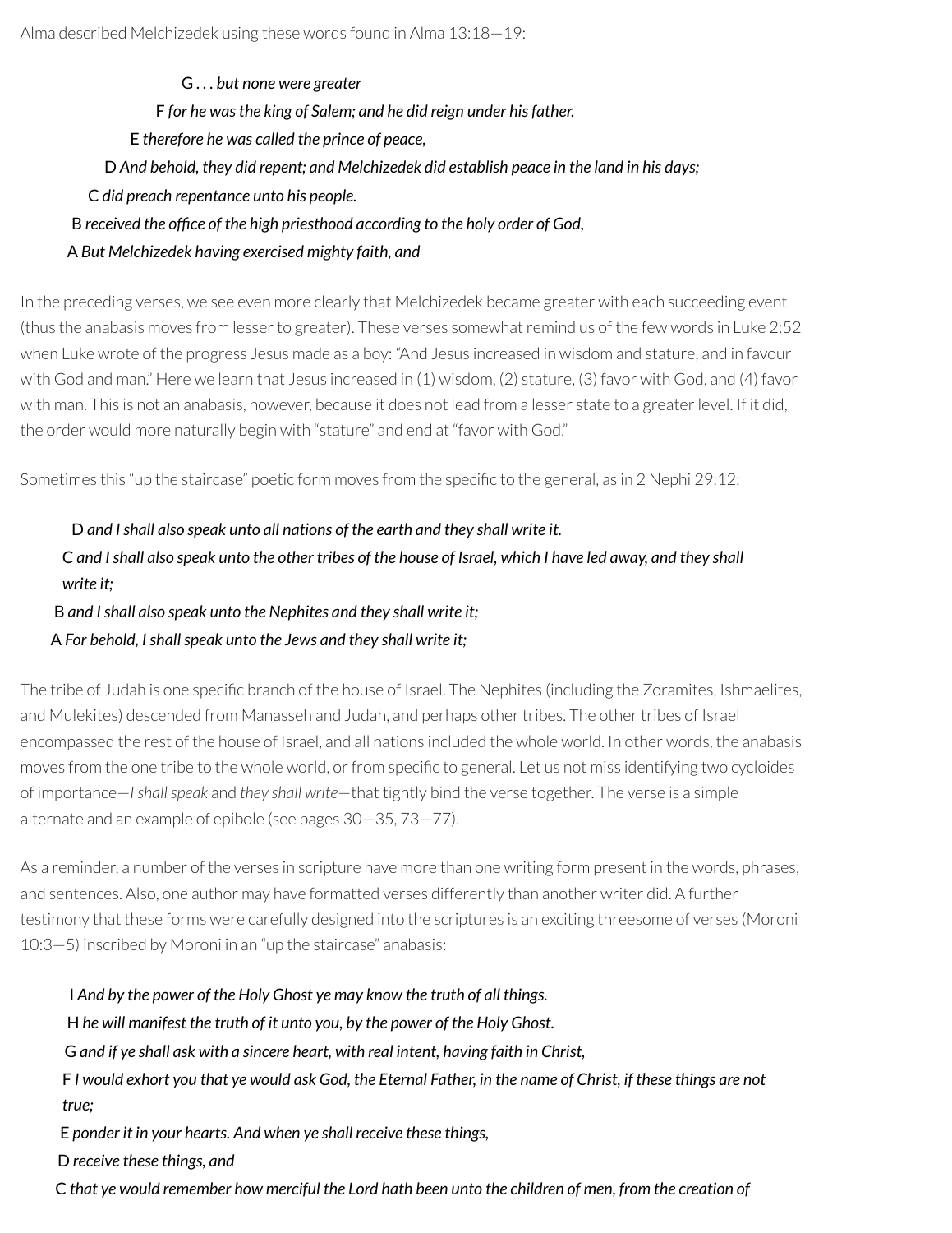Alma described Melchizedek using these words found in Alma 13:18—19:

G . . . *but none were greater*

F *for he was the king of Salem; and he did reign under his father.*

E *therefore he was called the prince of peace,*

D *And behold, they did repent; and Melchizedek did establish peace in the land in his days;*

C *did preach repentance unto his people.*

B *received the office of the high priesthood according to the holy order of God,*

A *But Melchizedek having exercised mighty faith, and*

In the preceding verses, we see even more clearly that Melchizedek became greater with each succeeding event (thus the anabasis moves from lesser to greater). These verses somewhat remind us of the few words in Luke 2:52 when Luke wrote of the progress Jesus made as a boy: "And Jesus increased in wisdom and stature, and in favour with God and man." Here we learn that Jesus increased in (1) wisdom, (2) stature, (3) favor with God, and (4) favor with man. This is not an anabasis, however, because it does not lead from a lesser state to a greater level. If it did, the order would more naturally begin with "stature" and end at "favor with God."

Sometimes this "up the staircase" poetic form moves from the specific to the general, as in 2 Nephi 29:12:

D *and I shall also speak unto all nations of the earth and they shall write it.*

C *and I shall also speak unto the other tribes of the house of Israel, which I have led away, and they shall write it;*

B *and I shall also speak unto the Nephites and they shall write it;*

A *For behold, I shall speak unto the Jews and they shall write it;*

The tribe of Judah is one specific branch of the house of Israel. The Nephites (including the Zoramites, Ishmaelites, and Mulekites) descended from Manasseh and Judah, and perhaps other tribes. The other tribes of Israel encompassed the rest of the house of Israel, and all nations included the whole world. In other words, the anabasis moves from the one tribe to the whole world, or from specific to general. Let us not miss identifying two cycloides of importance—*I shall speak* and *they shall write*—that tightly bind the verse together. The verse is a simple alternate and an example of epibole (see pages 30—35, 73—77).

As a reminder, a number of the verses in scripture have more than one writing form present in the words, phrases, and sentences. Also, one author may have formatted verses differently than another writer did. A further testimony that these forms were carefully designed into the scriptures is an exciting threesome of verses (Moroni 10:3—5) inscribed by Moroni in an "up the staircase" anabasis:

I *And by the power of the Holy Ghost ye may know the truth of all things.*

H *he will manifest the truth of it unto you, by the power of the Holy Ghost.*

G *and if ye shall ask with a sincere heart, with real intent, having faith in Christ,*

F *I would exhort you that ye would ask God, the Eternal Father, in the name of Christ, if these things are not true;*

E *ponder it in your hearts. And when ye shall receive these things,*

D *receive these things, and*

C *that ye would remember how merciful the Lord hath been unto the children of men, from the creation of*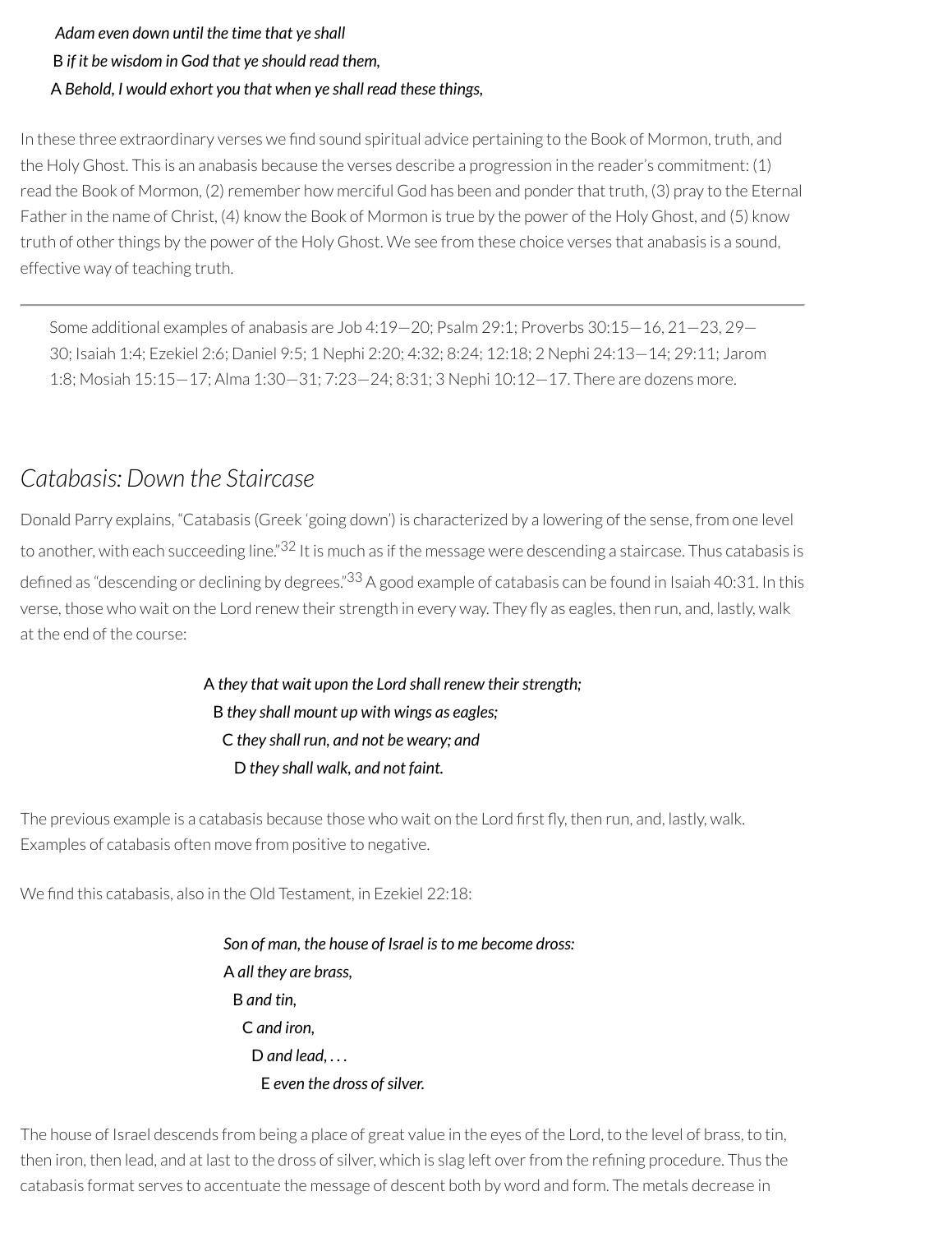*Adam even down until the time that ye shall*
B *if it be wisdom in God that ye should read them,*
A *Behold, I would exhort you that when ye shall read these things,*

In these three extraordinary verses we find sound spiritual advice pertaining to the Book of Mormon, truth, and the Holy Ghost. This is an anabasis because the verses describe a progression in the reader's commitment: (1) read the Book of Mormon, (2) remember how merciful God has been and ponder that truth, (3) pray to the Eternal Father in the name of Christ, (4) know the Book of Mormon is true by the power of the Holy Ghost, and (5) know truth of other things by the power of the Holy Ghost. We see from these choice verses that anabasis is a sound, effective way of teaching truth.

---

> Some additional examples of anabasis are Job 4:19—20; Psalm 29:1; Proverbs 30:15—16, 21—23, 29—30; Isaiah 1:4; Ezekiel 2:6; Daniel 9:5; 1 Nephi 2:20; 4:32; 8:24; 12:18; 2 Nephi 24:13—14; 29:11; Jarom 1:8; Mosiah 15:15—17; Alma 1:30—31; 7:23—24; 8:31; 3 Nephi 10:12—17. There are dozens more.

## *Catabasis: Down the Staircase*

Donald Parry explains, "Catabasis (Greek 'going down') is characterized by a lowering of the sense, from one level to another, with each succeeding line."[32] It is much as if the message were descending a staircase. Thus catabasis is defined as "descending or declining by degrees."[33] A good example of catabasis can be found in Isaiah 40:31. In this verse, those who wait on the Lord renew their strength in every way. They fly as eagles, then run, and, lastly, walk at the end of the course:

A *they that wait upon the Lord shall renew their strength;*
B *they shall mount up with wings as eagles;*
C *they shall run, and not be weary; and*
D *they shall walk, and not faint.*

The previous example is a catabasis because those who wait on the Lord first fly, then run, and, lastly, walk. Examples of catabasis often move from positive to negative.

We find this catabasis, also in the Old Testament, in Ezekiel 22:18:

*Son of man, the house of Israel is to me become dross:*
A *all they are brass,*
B *and tin,*
C *and iron,*
D *and lead, . . .*
E *even the dross of silver.*

The house of Israel descends from being a place of great value in the eyes of the Lord, to the level of brass, to tin, then iron, then lead, and at last to the dross of silver, which is slag left over from the refining procedure. Thus the catabasis format serves to accentuate the message of descent both by word and form. The metals decrease in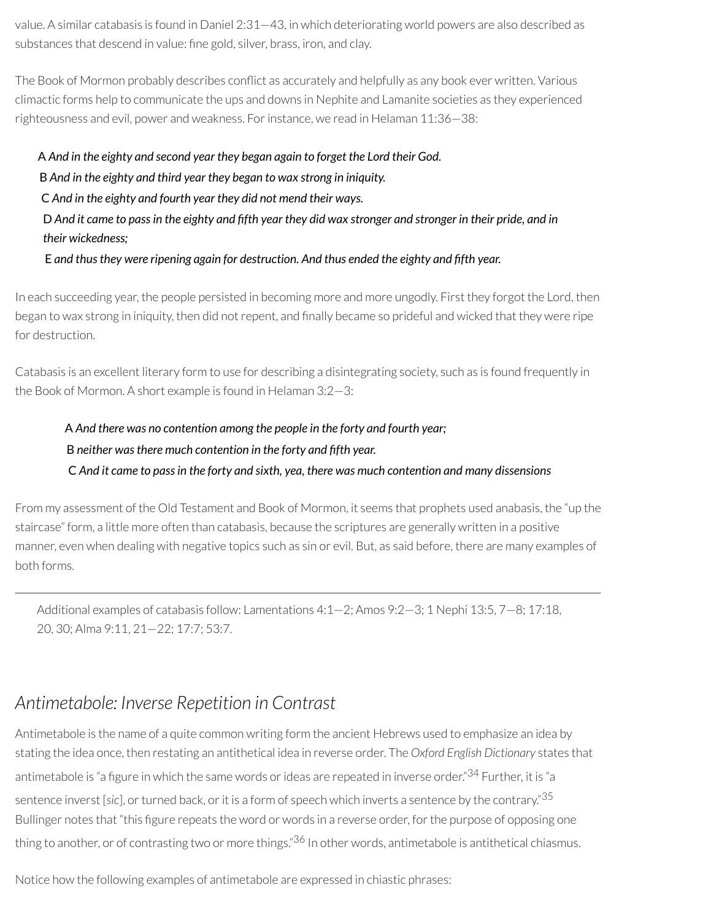value. A similar catabasis is found in Daniel 2:31—43, in which deteriorating world powers are also described as substances that descend in value: fine gold, silver, brass, iron, and clay.

The Book of Mormon probably describes conflict as accurately and helpfully as any book ever written. Various climactic forms help to communicate the ups and downs in Nephite and Lamanite societies as they experienced righteousness and evil, power and weakness. For instance, we read in Helaman 11:36—38:

> A *And in the eighty and second year they began again to forget the Lord their God.*
> B *And in the eighty and third year they began to wax strong in iniquity.*
> C *And in the eighty and fourth year they did not mend their ways.*
> D *And it came to pass in the eighty and fifth year they did wax stronger and stronger in their pride, and in their wickedness;*
> E *and thus they were ripening again for destruction. And thus ended the eighty and fifth year.*

In each succeeding year, the people persisted in becoming more and more ungodly. First they forgot the Lord, then began to wax strong in iniquity, then did not repent, and finally became so prideful and wicked that they were ripe for destruction.

Catabasis is an excellent literary form to use for describing a disintegrating society, such as is found frequently in the Book of Mormon. A short example is found in Helaman 3:2—3:

> A *And there was no contention among the people in the forty and fourth year;*
> B *neither was there much contention in the forty and fifth year.*
> C *And it came to pass in the forty and sixth, yea, there was much contention and many dissensions*

From my assessment of the Old Testament and Book of Mormon, it seems that prophets used anabasis, the "up the staircase" form, a little more often than catabasis, because the scriptures are generally written in a positive manner, even when dealing with negative topics such as sin or evil. But, as said before, there are many examples of both forms.

---

Additional examples of catabasis follow: Lamentations 4:1—2; Amos 9:2—3; 1 Nephi 13:5, 7—8; 17:18, 20, 30; Alma 9:11, 21—22; 17:7; 53:7.

## *Antimetabole: Inverse Repetition in Contrast*

Antimetabole is the name of a quite common writing form the ancient Hebrews used to emphasize an idea by stating the idea once, then restating an antithetical idea in reverse order. The *Oxford English Dictionary* states that antimetabole is "a figure in which the same words or ideas are repeated in inverse order."[34] Further, it is "a sentence inverst [*sic*], or turned back, or it is a form of speech which inverts a sentence by the contrary."[35] Bullinger notes that "this figure repeats the word or words in a reverse order, for the purpose of opposing one thing to another, or of contrasting two or more things."[36] In other words, antimetabole is antithetical chiasmus.

Notice how the following examples of antimetabole are expressed in chiastic phrases: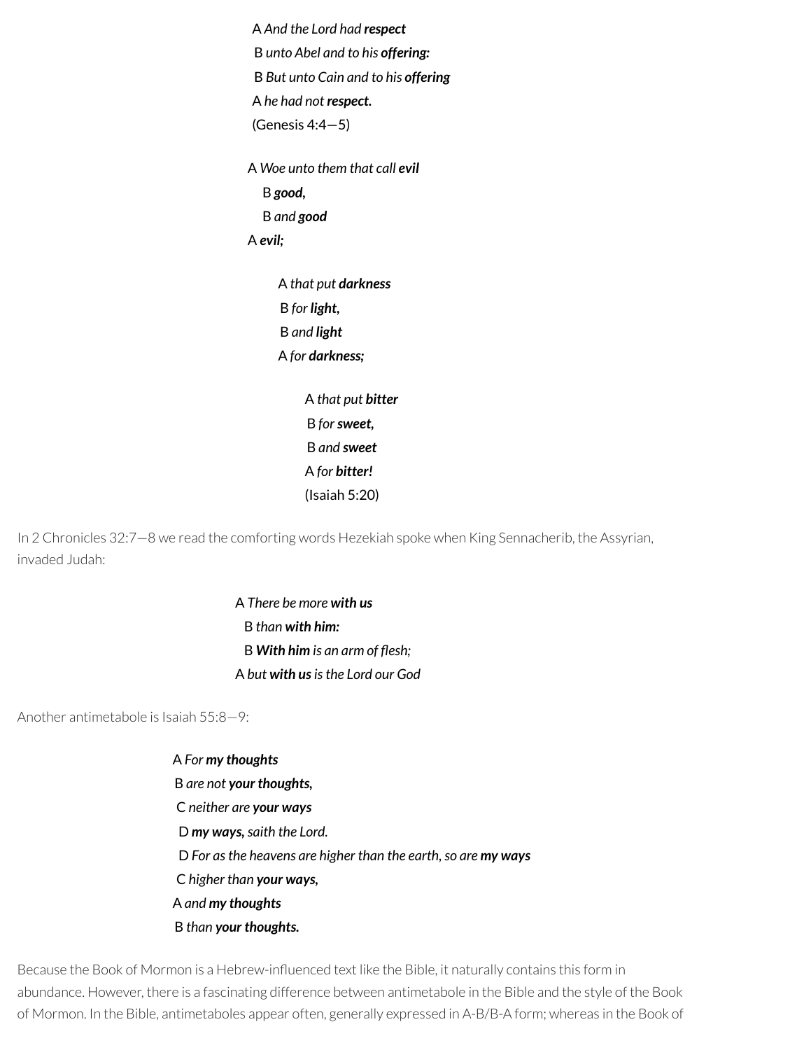A *And the Lord had **respect***
B *unto Abel and to his **offering:***
B *But unto Cain and to his **offering***
A *he had not **respect.***
(Genesis 4:4—5)

A *Woe unto them that call **evil***
B ***good,***
B *and **good***
A ***evil;***

A *that put **darkness***
B *for **light,***
B *and **light***
A *for **darkness;***

A *that put **bitter***
B *for **sweet,***
B *and **sweet***
A *for **bitter!***
(Isaiah 5:20)

In 2 Chronicles 32:7—8 we read the comforting words Hezekiah spoke when King Sennacherib, the Assyrian, invaded Judah:

A *There be more **with us***
B *than **with him:***
B ***With him** is an arm of flesh;*
A *but **with us** is the Lord our God*

Another antimetabole is Isaiah 55:8—9:

A *For **my thoughts***
B *are not **your thoughts,***
C *neither are **your ways***
D ***my ways,** saith the Lord.*
D *For as the heavens are higher than the earth, so are **my ways***
C *higher than **your ways,***
A *and **my thoughts***
B *than **your thoughts.***

Because the Book of Mormon is a Hebrew-influenced text like the Bible, it naturally contains this form in abundance. However, there is a fascinating difference between antimetabole in the Bible and the style of the Book of Mormon. In the Bible, antimetaboles appear often, generally expressed in A-B/B-A form; whereas in the Book of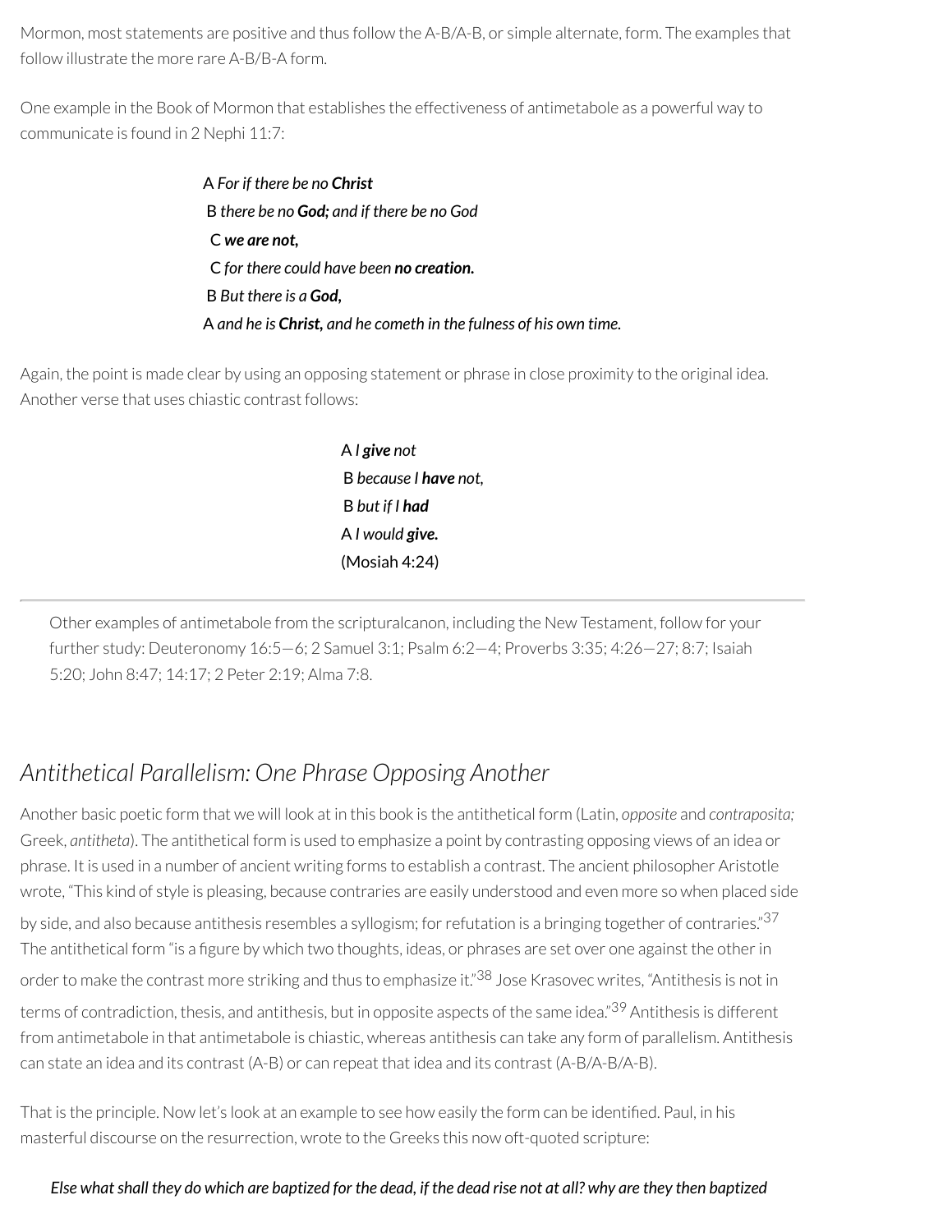Mormon, most statements are positive and thus follow the A-B/A-B, or simple alternate, form. The examples that follow illustrate the more rare A-B/B-A form.

One example in the Book of Mormon that establishes the effectiveness of antimetabole as a powerful way to communicate is found in 2 Nephi 11:7:

> A *For if there be no* ***Christ***
> B *there be no* ***God;*** *and if there be no God*
> C ***we are not,***
> C *for there could have been* ***no creation.***
> B *But there is a* ***God,***
> A *and he is* ***Christ,*** *and he cometh in the fulness of his own time.*

Again, the point is made clear by using an opposing statement or phrase in close proximity to the original idea. Another verse that uses chiastic contrast follows:

> A *I* ***give*** *not*
> B *because I* ***have*** *not,*
> B *but if I* ***had***
> A *I would* ***give.***
> (Mosiah 4:24)

---

> Other examples of antimetabole from the scripturalcanon, including the New Testament, follow for your further study: Deuteronomy 16:5—6; 2 Samuel 3:1; Psalm 6:2—4; Proverbs 3:35; 4:26—27; 8:7; Isaiah 5:20; John 8:47; 14:17; 2 Peter 2:19; Alma 7:8.

## *Antithetical Parallelism: One Phrase Opposing Another*

Another basic poetic form that we will look at in this book is the antithetical form (Latin, *opposite* and *contraposita;* Greek, *antitheta*). The antithetical form is used to emphasize a point by contrasting opposing views of an idea or phrase. It is used in a number of ancient writing forms to establish a contrast. The ancient philosopher Aristotle wrote, "This kind of style is pleasing, because contraries are easily understood and even more so when placed side by side, and also because antithesis resembles a syllogism; for refutation is a bringing together of contraries."[37] The antithetical form "is a figure by which two thoughts, ideas, or phrases are set over one against the other in order to make the contrast more striking and thus to emphasize it."[38] Jose Krasovec writes, "Antithesis is not in terms of contradiction, thesis, and antithesis, but in opposite aspects of the same idea."[39] Antithesis is different from antimetabole in that antimetabole is chiastic, whereas antithesis can take any form of parallelism. Antithesis can state an idea and its contrast (A-B) or can repeat that idea and its contrast (A-B/A-B/A-B).

That is the principle. Now let's look at an example to see how easily the form can be identified. Paul, in his masterful discourse on the resurrection, wrote to the Greeks this now oft-quoted scripture:

> ***Else what shall they do which are baptized for the dead, if the dead rise not at all? why are they then baptized***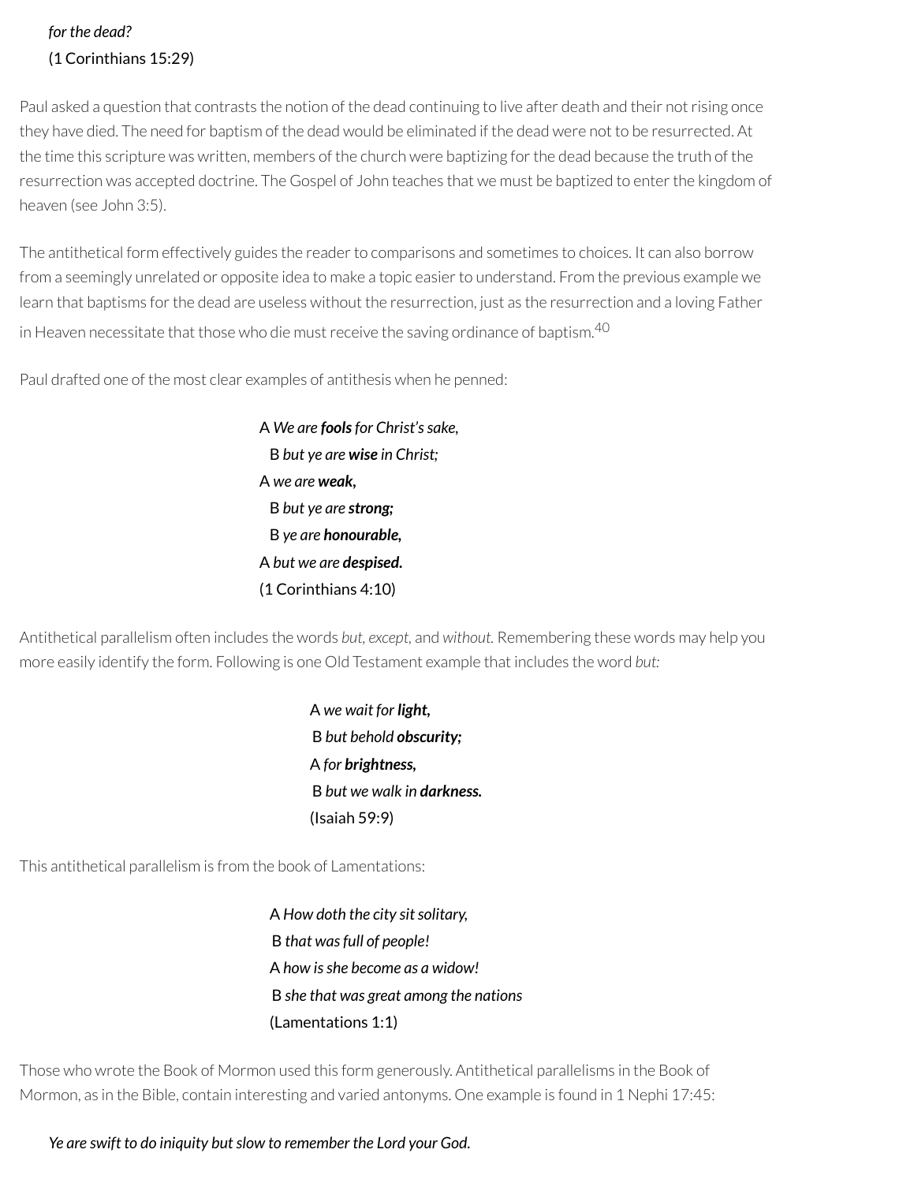*for the dead?*
(1 Corinthians 15:29)

Paul asked a question that contrasts the notion of the dead continuing to live after death and their not rising once they have died. The need for baptism of the dead would be eliminated if the dead were not to be resurrected. At the time this scripture was written, members of the church were baptizing for the dead because the truth of the resurrection was accepted doctrine. The Gospel of John teaches that we must be baptized to enter the kingdom of heaven (see John 3:5).

The antithetical form effectively guides the reader to comparisons and sometimes to choices. It can also borrow from a seemingly unrelated or opposite idea to make a topic easier to understand. From the previous example we learn that baptisms for the dead are useless without the resurrection, just as the resurrection and a loving Father in Heaven necessitate that those who die must receive the saving ordinance of baptism.[40]

Paul drafted one of the most clear examples of antithesis when he penned:

A *We are **fools** for Christ's sake,*
  B *but ye are **wise** in Christ;*
A *we are **weak,***
  B *but ye are **strong;***
  B *ye are **honourable,***
A *but we are **despised.***
(1 Corinthians 4:10)

Antithetical parallelism often includes the words *but*, *except*, and *without.* Remembering these words may help you more easily identify the form. Following is one Old Testament example that includes the word *but:*

A *we wait for **light,***
 B *but behold **obscurity;***
A *for **brightness,***
 B *but we walk in **darkness.***
(Isaiah 59:9)

This antithetical parallelism is from the book of Lamentations:

A *How doth the city sit solitary,*
 B *that was full of people!*
A *how is she become as a widow!*
 B *she that was great among the nations*
(Lamentations 1:1)

Those who wrote the Book of Mormon used this form generously. Antithetical parallelisms in the Book of Mormon, as in the Bible, contain interesting and varied antonyms. One example is found in 1 Nephi 17:45:

***Ye are swift to do iniquity but slow to remember the Lord your God.***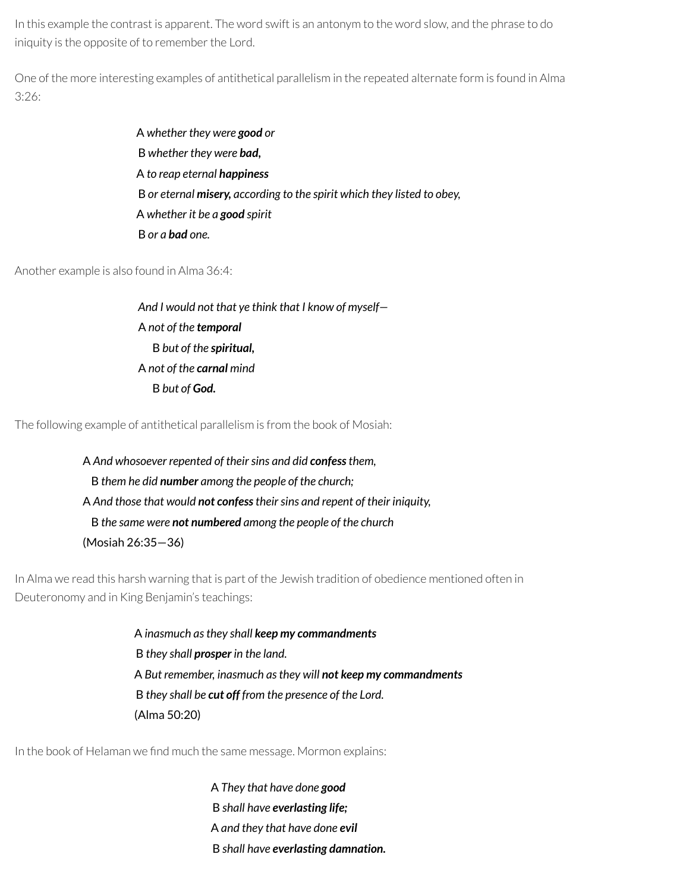In this example the contrast is apparent. The word swift is an antonym to the word slow, and the phrase to do iniquity is the opposite of to remember the Lord.

One of the more interesting examples of antithetical parallelism in the repeated alternate form is found in Alma 3:26:

> A *whether they were **good** or*
> B *whether they were **bad,***
> A *to reap eternal **happiness***
> B *or eternal **misery,** according to the spirit which they listed to obey,*
> A *whether it be a **good** spirit*
> B *or a **bad** one.*

Another example is also found in Alma 36:4:

> *And I would not that ye think that I know of myself—*
> A *not of the **temporal***
> B *but of the **spiritual,***
> A *not of the **carnal** mind*
> B *but of **God.***

The following example of antithetical parallelism is from the book of Mosiah:

> A *And whosoever repented of their sins and did **confess** them,*
> B *them he did **number** among the people of the church;*
> A *And those that would **not confess** their sins and repent of their iniquity,*
> B *the same were **not numbered** among the people of the church*
> (Mosiah 26:35—36)

In Alma we read this harsh warning that is part of the Jewish tradition of obedience mentioned often in Deuteronomy and in King Benjamin's teachings:

> A *inasmuch as they shall **keep my commandments***
> B *they shall **prosper** in the land.*
> A *But remember, inasmuch as they will **not keep my commandments***
> B *they shall be **cut off** from the presence of the Lord.*
> (Alma 50:20)

In the book of Helaman we find much the same message. Mormon explains:

> A *They that have done **good***
> B *shall have **everlasting life;***
> A *and they that have done **evil***
> B *shall have **everlasting damnation.***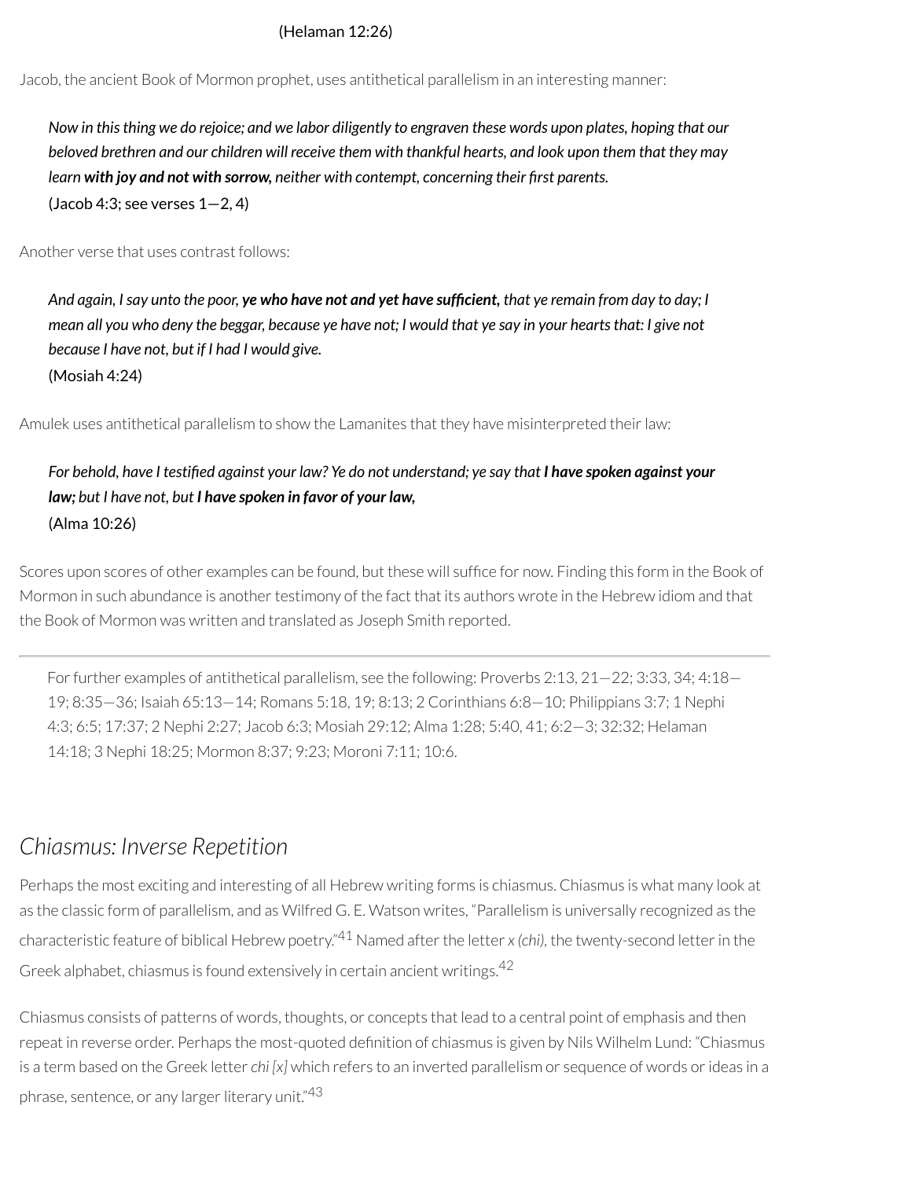(Helaman 12:26)

Jacob, the ancient Book of Mormon prophet, uses antithetical parallelism in an interesting manner:

> *Now in this thing we do rejoice; and we labor diligently to engraven these words upon plates, hoping that our beloved brethren and our children will receive them with thankful hearts, and look upon them that they may learn* ***with joy and not with sorrow,*** *neither with contempt, concerning their first parents.*
> (Jacob 4:3; see verses 1—2, 4)

Another verse that uses contrast follows:

> *And again, I say unto the poor,* ***ye who have not and yet have sufficient,*** *that ye remain from day to day; I mean all you who deny the beggar, because ye have not; I would that ye say in your hearts that: I give not because I have not, but if I had I would give.*
> (Mosiah 4:24)

Amulek uses antithetical parallelism to show the Lamanites that they have misinterpreted their law:

> *For behold, have I testified against your law? Ye do not understand; ye say that* ***I have spoken against your law;*** *but I have not, but* ***I have spoken in favor of your law,***
> (Alma 10:26)

Scores upon scores of other examples can be found, but these will suffice for now. Finding this form in the Book of Mormon in such abundance is another testimony of the fact that its authors wrote in the Hebrew idiom and that the Book of Mormon was written and translated as Joseph Smith reported.

---

For further examples of antithetical parallelism, see the following: Proverbs 2:13, 21—22; 3:33, 34; 4:18—19; 8:35—36; Isaiah 65:13—14; Romans 5:18, 19; 8:13; 2 Corinthians 6:8—10; Philippians 3:7; 1 Nephi 4:3; 6:5; 17:37; 2 Nephi 2:27; Jacob 6:3; Mosiah 29:12; Alma 1:28; 5:40, 41; 6:2—3; 32:32; Helaman 14:18; 3 Nephi 18:25; Mormon 8:37; 9:23; Moroni 7:11; 10:6.

## *Chiasmus: Inverse Repetition*

Perhaps the most exciting and interesting of all Hebrew writing forms is chiasmus. Chiasmus is what many look at as the classic form of parallelism, and as Wilfred G. E. Watson writes, "Parallelism is universally recognized as the characteristic feature of biblical Hebrew poetry."[41] Named after the letter *x (chi)*, the twenty-second letter in the Greek alphabet, chiasmus is found extensively in certain ancient writings.[42]

Chiasmus consists of patterns of words, thoughts, or concepts that lead to a central point of emphasis and then repeat in reverse order. Perhaps the most-quoted definition of chiasmus is given by Nils Wilhelm Lund: "Chiasmus is a term based on the Greek letter *chi [x]* which refers to an inverted parallelism or sequence of words or ideas in a phrase, sentence, or any larger literary unit."[43]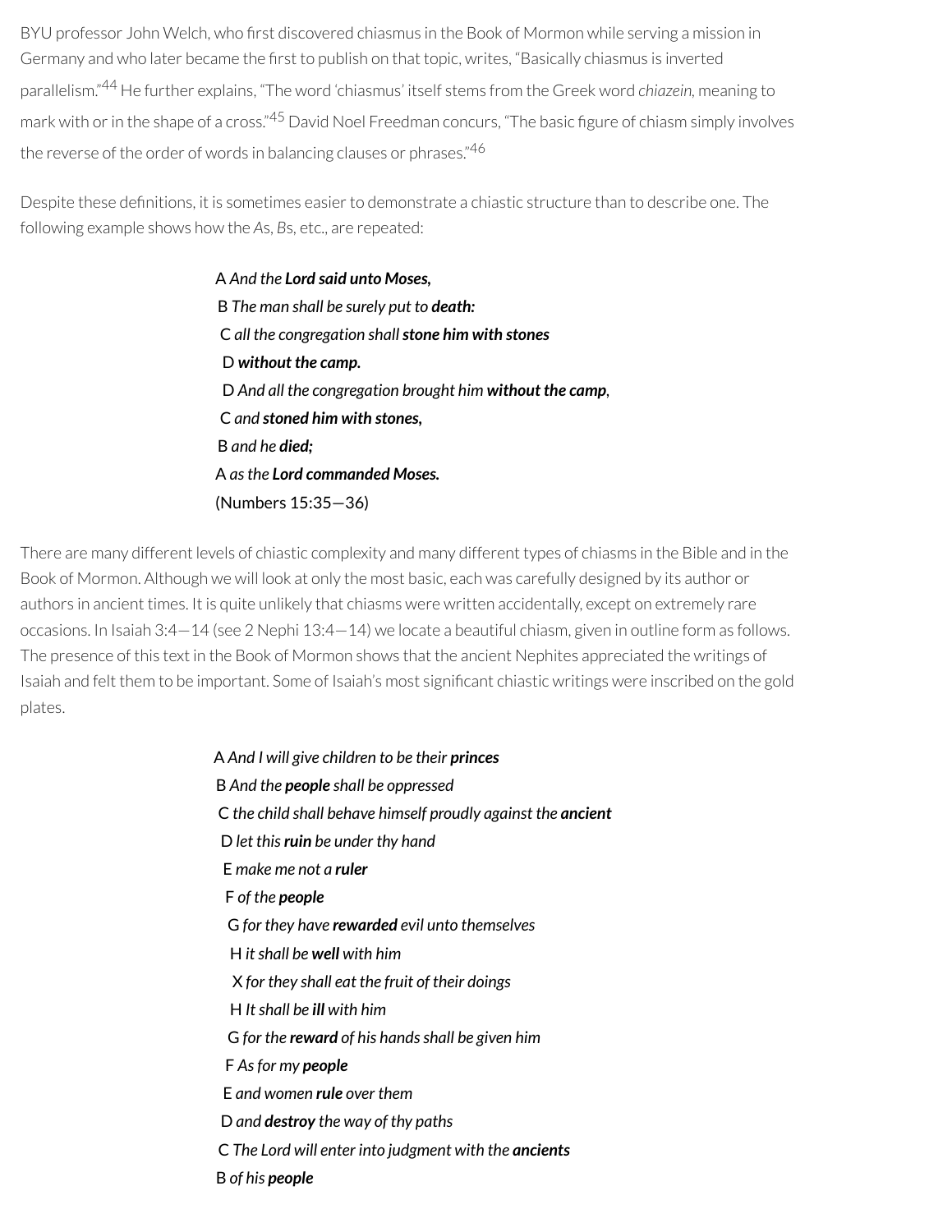BYU professor John Welch, who first discovered chiasmus in the Book of Mormon while serving a mission in Germany and who later became the first to publish on that topic, writes, "Basically chiasmus is inverted parallelism."[44] He further explains, "The word 'chiasmus' itself stems from the Greek word *chiazein*, meaning to mark with or in the shape of a cross."[45] David Noel Freedman concurs, "The basic figure of chiasm simply involves the reverse of the order of words in balancing clauses or phrases."[46]

Despite these definitions, it is sometimes easier to demonstrate a chiastic structure than to describe one. The following example shows how the *A*s, *B*s, etc., are repeated:

A *And the **Lord said unto Moses,***
 B *The man shall be surely put to **death:***
  C *all the congregation shall **stone him with stones***
   D ***without the camp.***
   D *And all the congregation brought him **without the camp**,*
  C *and **stoned him with stones,***
 B *and he **died;***
A *as the **Lord commanded Moses.***
(Numbers 15:35—36)

There are many different levels of chiastic complexity and many different types of chiasms in the Bible and in the Book of Mormon. Although we will look at only the most basic, each was carefully designed by its author or authors in ancient times. It is quite unlikely that chiasms were written accidentally, except on extremely rare occasions. In Isaiah 3:4—14 (see 2 Nephi 13:4—14) we locate a beautiful chiasm, given in outline form as follows. The presence of this text in the Book of Mormon shows that the ancient Nephites appreciated the writings of Isaiah and felt them to be important. Some of Isaiah's most significant chiastic writings were inscribed on the gold plates.

A *And I will give children to be their **princes***
 B *And the **people** shall be oppressed*
  C *the child shall behave himself proudly against the **ancient***
   D *let this **ruin** be under thy hand*
    E *make me not a **ruler***
     F *of the **people***
      G *for they have **rewarded** evil unto themselves*
       H *it shall be **well** with him*
        X *for they shall eat the fruit of their doings*
       H *It shall be **ill** with him*
      G *for the **reward** of his hands shall be given him*
     F *As for my **people***
    E *and women **rule** over them*
   D *and **destroy** the way of thy paths*
  C *The Lord will enter into judgment with the **ancients***
 B *of his **people***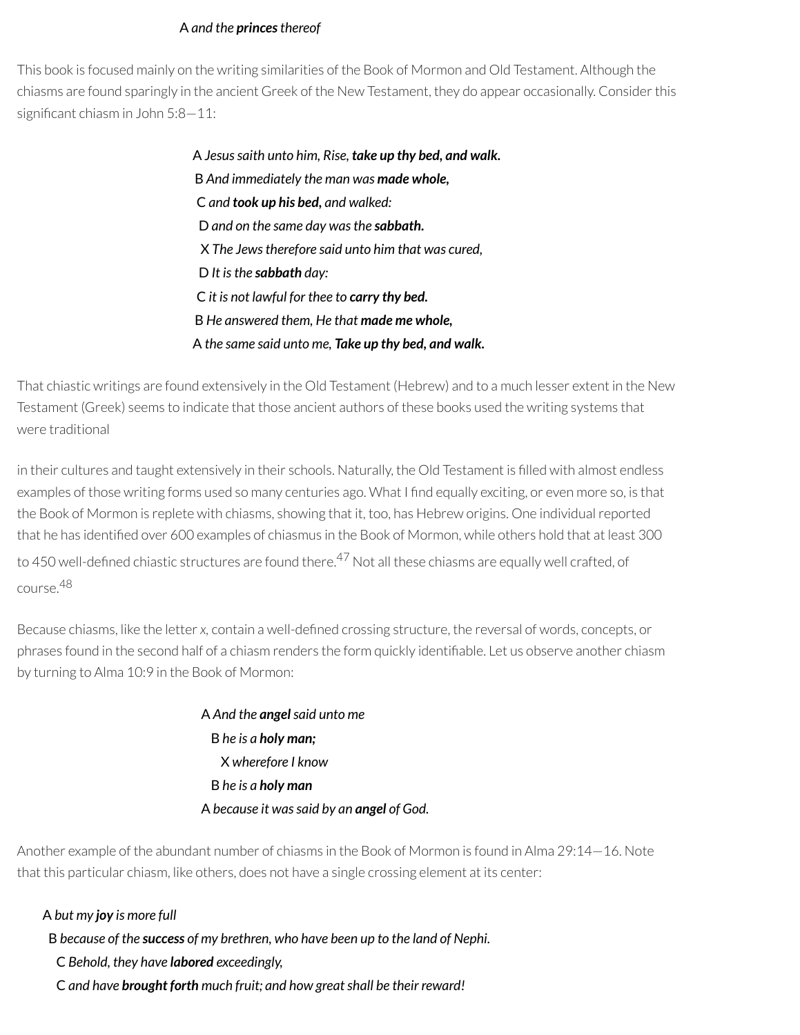A *and the **princes** thereof*

This book is focused mainly on the writing similarities of the Book of Mormon and Old Testament. Although the chiasms are found sparingly in the ancient Greek of the New Testament, they do appear occasionally. Consider this significant chiasm in John 5:8—11:

A *Jesus saith unto him, Rise, **take up thy bed, and walk.***
B *And immediately the man was **made whole,***
C *and **took up his bed,** and walked:*
D *and on the same day was the **sabbath.***
X *The Jews therefore said unto him that was cured,*
D *It is the **sabbath** day:*
C *it is not lawful for thee to **carry thy bed.***
B *He answered them, He that **made me whole,***
A *the same said unto me, **Take up thy bed, and walk.***

That chiastic writings are found extensively in the Old Testament (Hebrew) and to a much lesser extent in the New Testament (Greek) seems to indicate that those ancient authors of these books used the writing systems that were traditional in their cultures and taught extensively in their schools. Naturally, the Old Testament is filled with almost endless examples of those writing forms used so many centuries ago. What I find equally exciting, or even more so, is that the Book of Mormon is replete with chiasms, showing that it, too, has Hebrew origins. One individual reported that he has identified over 600 examples of chiasmus in the Book of Mormon, while others hold that at least 300 to 450 well-defined chiastic structures are found there.[47] Not all these chiasms are equally well crafted, of course.[48]

Because chiasms, like the letter *x*, contain a well-defined crossing structure, the reversal of words, concepts, or phrases found in the second half of a chiasm renders the form quickly identifiable. Let us observe another chiasm by turning to Alma 10:9 in the Book of Mormon:

A *And the **angel** said unto me*
B *he is a **holy man;***
X *wherefore I know*
B *he is a **holy man***
A *because it was said by an **angel** of God.*

Another example of the abundant number of chiasms in the Book of Mormon is found in Alma 29:14—16. Note that this particular chiasm, like others, does not have a single crossing element at its center:

A *but my **joy** is more full*
B *because of the **success** of my brethren, who have been up to the land of Nephi.*
C *Behold, they have **labored** exceedingly,*
C *and have **brought forth** much fruit; and how great shall be their reward!*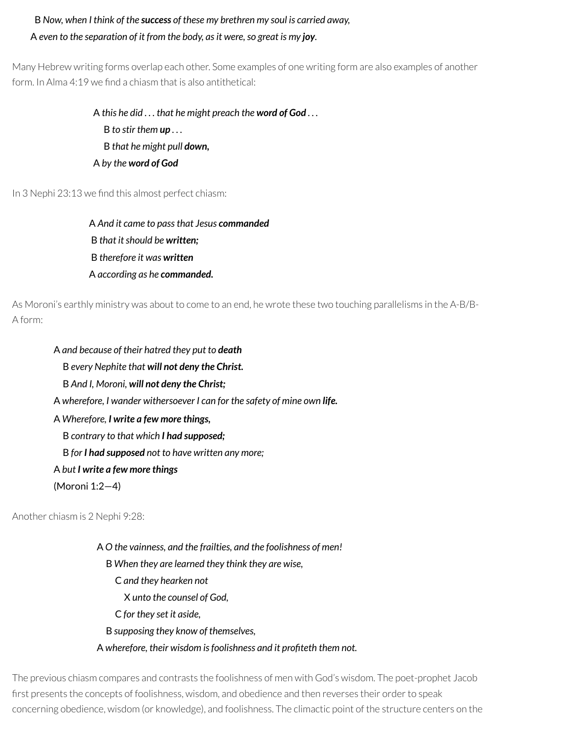B *Now, when I think of the* ***success*** *of these my brethren my soul is carried away,*
A *even to the separation of it from the body, as it were, so great is my* ***joy****.*

Many Hebrew writing forms overlap each other. Some examples of one writing form are also examples of another form. In Alma 4:19 we find a chiasm that is also antithetical:

A *this he did . . . that he might preach the* ***word of God*** *. . .*
B *to stir them* ***up*** *. . .*
B *that he might pull* ***down,***
A *by the* ***word of God***

In 3 Nephi 23:13 we find this almost perfect chiasm:

A *And it came to pass that Jesus* ***commanded***
B *that it should be* ***written;***
B *therefore it was* ***written***
A *according as he* ***commanded.***

As Moroni's earthly ministry was about to come to an end, he wrote these two touching parallelisms in the A-B/B-A form:

A *and because of their hatred they put to* ***death***
B *every Nephite that* ***will not deny the Christ.***
B *And I, Moroni,* ***will not deny the Christ;***
A *wherefore, I wander withersoever I can for the safety of mine own* ***life.***
A *Wherefore,* ***I write a few more things,***
B *contrary to that which* ***I had supposed;***
B *for* ***I had supposed*** *not to have written any more;*
A *but* ***I write a few more things***
(Moroni 1:2—4)

Another chiasm is 2 Nephi 9:28:

A *O the vainness, and the frailties, and the foolishness of men!*
B *When they are learned they think they are wise,*
C *and they hearken not*
X *unto the counsel of God,*
C *for they set it aside,*
B *supposing they know of themselves,*
A *wherefore, their wisdom is foolishness and it profiteth them not.*

The previous chiasm compares and contrasts the foolishness of men with God's wisdom. The poet-prophet Jacob first presents the concepts of foolishness, wisdom, and obedience and then reverses their order to speak concerning obedience, wisdom (or knowledge), and foolishness. The climactic point of the structure centers on the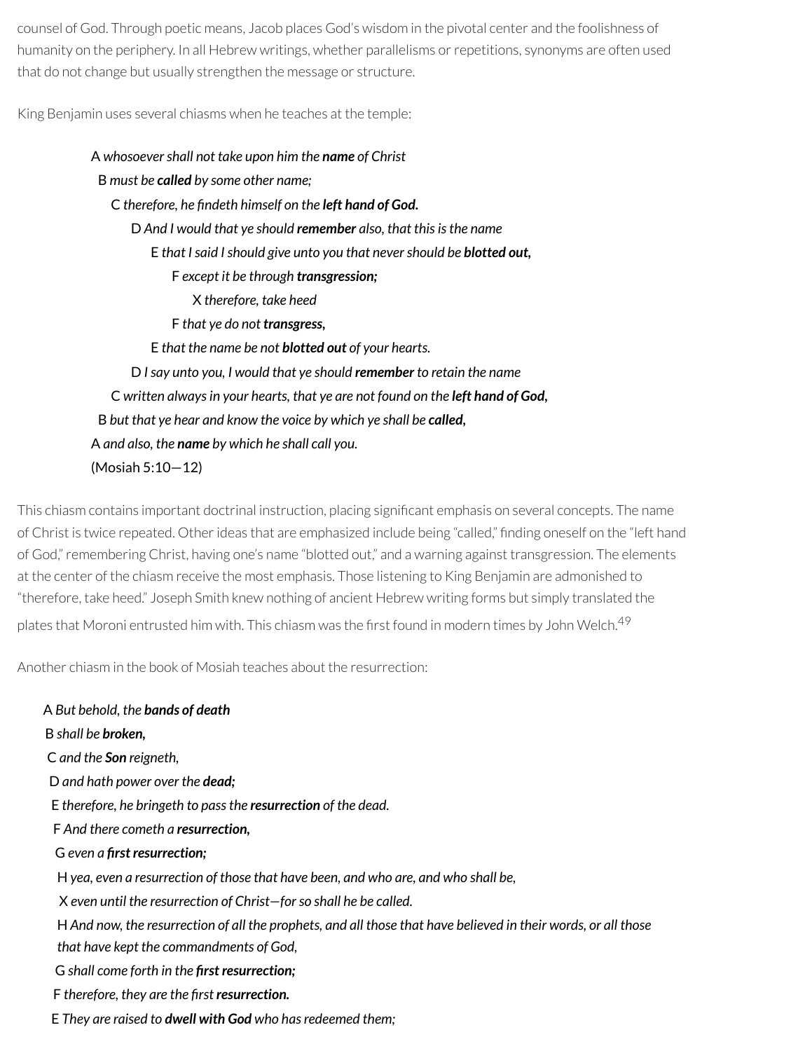counsel of God. Through poetic means, Jacob places God's wisdom in the pivotal center and the foolishness of humanity on the periphery. In all Hebrew writings, whether parallelisms or repetitions, synonyms are often used that do not change but usually strengthen the message or structure.

King Benjamin uses several chiasms when he teaches at the temple:

A *whosoever shall not take upon him the* ***name*** *of Christ*
B *must be* ***called*** *by some other name;*
C *therefore, he findeth himself on the* ***left hand of God.***
D *And I would that ye should* ***remember*** *also, that this is the name*
E *that I said I should give unto you that never should be* ***blotted out,***
F *except it be through* ***transgression;***
X *therefore, take heed*
F *that ye do not* ***transgress,***
E *that the name be not* ***blotted out*** *of your hearts.*
D *I say unto you, I would that ye should* ***remember*** *to retain the name*
C *written always in your hearts, that ye are not found on the* ***left hand of God,***
B *but that ye hear and know the voice by which ye shall be* ***called,***
A *and also, the* ***name*** *by which he shall call you.*
(Mosiah 5:10—12)

This chiasm contains important doctrinal instruction, placing significant emphasis on several concepts. The name of Christ is twice repeated. Other ideas that are emphasized include being "called," finding oneself on the "left hand of God," remembering Christ, having one's name "blotted out," and a warning against transgression. The elements at the center of the chiasm receive the most emphasis. Those listening to King Benjamin are admonished to "therefore, take heed." Joseph Smith knew nothing of ancient Hebrew writing forms but simply translated the plates that Moroni entrusted him with. This chiasm was the first found in modern times by John Welch.[49]

Another chiasm in the book of Mosiah teaches about the resurrection:

A *But behold, the* ***bands of death***
B *shall be* ***broken,***
C *and the* ***Son*** *reigneth,*
D *and hath power over the* ***dead;***
E *therefore, he bringeth to pass the* ***resurrection*** *of the dead.*
F *And there cometh a* ***resurrection,***
G *even a* ***first resurrection;***
H *yea, even a resurrection of those that have been, and who are, and who shall be,*
X *even until the resurrection of Christ—for so shall he be called.*
H *And now, the resurrection of all the prophets, and all those that have believed in their words, or all those that have kept the commandments of God,*
G *shall come forth in the* ***first resurrection;***
F *therefore, they are the first* ***resurrection.***
E *They are raised to* ***dwell with God*** *who has redeemed them;*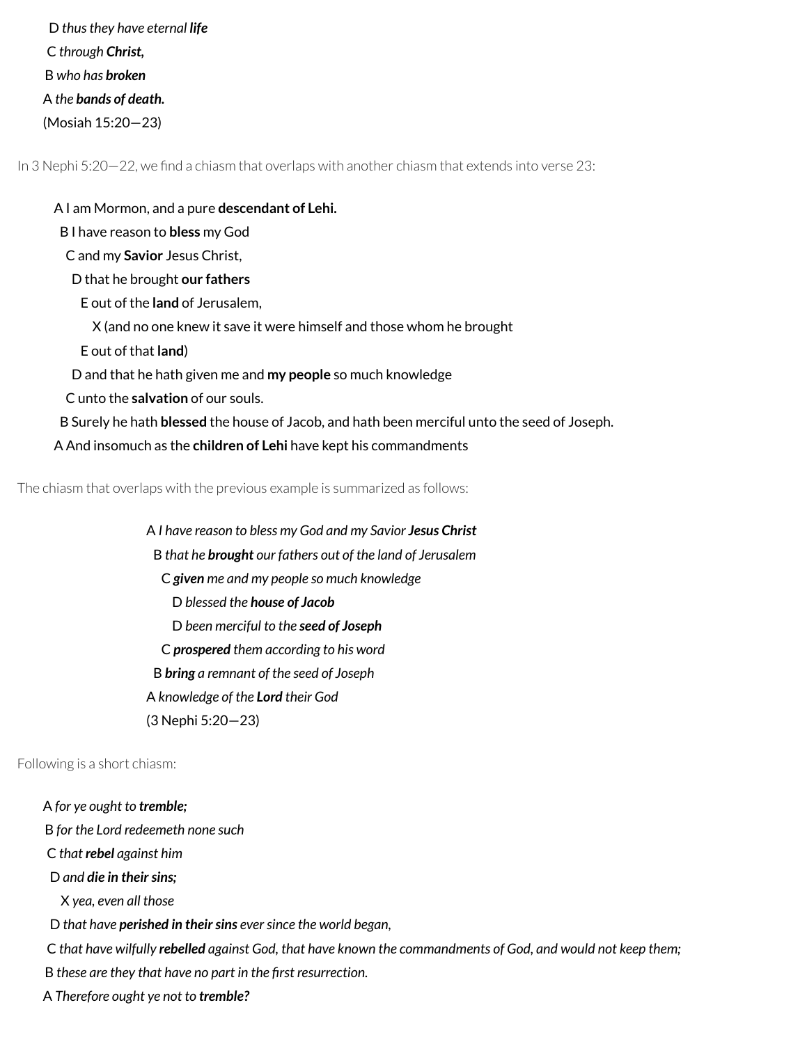D *thus they have eternal **life***

C *through **Christ,***

B *who has **broken***

A *the **bands of death.***

(Mosiah 15:20—23)

In 3 Nephi 5:20—22, we find a chiasm that overlaps with another chiasm that extends into verse 23:

A I am Mormon, and a pure **descendant of Lehi.**

B I have reason to **bless** my God

C and my **Savior** Jesus Christ,

D that he brought **our fathers**

E out of the **land** of Jerusalem,

X (and no one knew it save it were himself and those whom he brought

E out of that **land**)

D and that he hath given me and **my people** so much knowledge

C unto the **salvation** of our souls.

B Surely he hath **blessed** the house of Jacob, and hath been merciful unto the seed of Joseph.

A And insomuch as the **children of Lehi** have kept his commandments

The chiasm that overlaps with the previous example is summarized as follows:

A *I have reason to bless my God and my Savior **Jesus Christ***

B *that he **brought** our fathers out of the land of Jerusalem*

C ***given** me and my people so much knowledge*

D *blessed the **house of Jacob***

D *been merciful to the **seed of Joseph***

C ***prospered** them according to his word*

B ***bring** a remnant of the seed of Joseph*

A *knowledge of the **Lord** their God*

(3 Nephi 5:20—23)

Following is a short chiasm:

A *for ye ought to **tremble;***

B *for the Lord redeemeth none such*

C *that **rebel** against him*

D *and **die in their sins;***

X *yea, even all those*

D *that have **perished in their sins** ever since the world began,*

C *that have wilfully **rebelled** against God, that have known the commandments of God, and would not keep them;*

B *these are they that have no part in the first resurrection.*

A *Therefore ought ye not to **tremble?***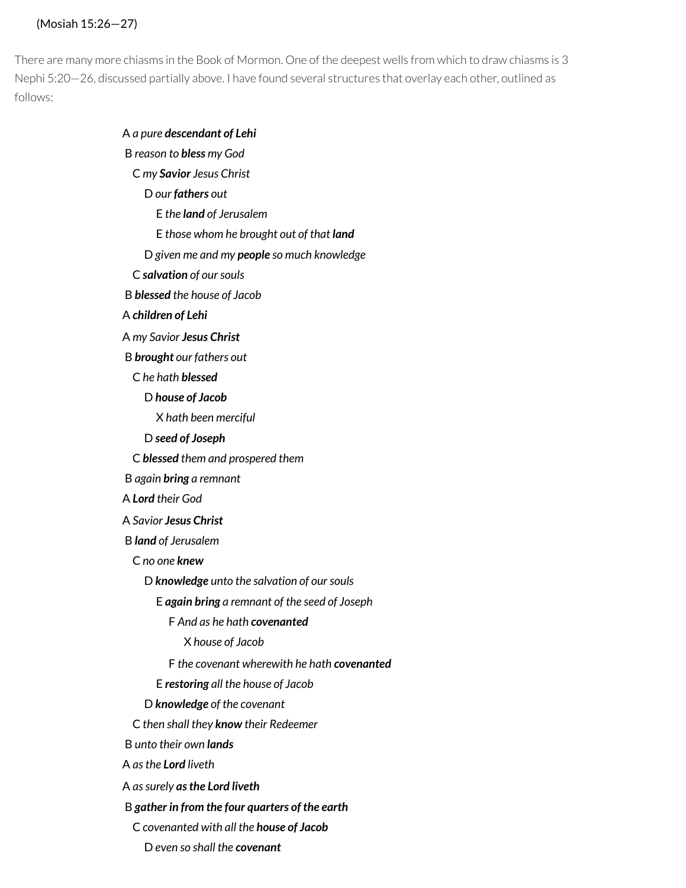(Mosiah 15:26—27)

There are many more chiasms in the Book of Mormon. One of the deepest wells from which to draw chiasms is 3 Nephi 5:20—26, discussed partially above. I have found several structures that overlay each other, outlined as follows:

A *a pure **descendant of Lehi***
 B *reason to **bless** my God*
  C *my **Savior** Jesus Christ*
   D *our **fathers** out*
    E *the **land** of Jerusalem*
    E *those whom he brought out of that **land***
   D *given me and my **people** so much knowledge*
  C ***salvation** of our souls*
 B ***blessed** the house of Jacob*
A ***children of Lehi***

A *my Savior **Jesus Christ***
 B ***brought** our fathers out*
  C *he hath **blessed***
   D ***house of Jacob***
    X *hath been merciful*
   D ***seed of Joseph***
  C ***blessed** them and prospered them*
 B *again **bring** a remnant*
A ***Lord** their God*

A *Savior **Jesus Christ***
 B ***land** of Jerusalem*
  C *no one **knew***
   D ***knowledge** unto the salvation of our souls*
    E ***again bring** a remnant of the seed of Joseph*
     F *And as he hath **covenanted***
      X *house of Jacob*
     F *the covenant wherewith he hath **covenanted***
    E ***restoring** all the house of Jacob*
   D ***knowledge** of the covenant*
  C *then shall they **know** their Redeemer*
 B *unto their own **lands***
A *as the **Lord** liveth*

A *as surely **as the Lord liveth***
 B ***gather in from the four quarters of the earth***
  C *covenanted with all the **house of Jacob***
   D *even so shall the **covenant***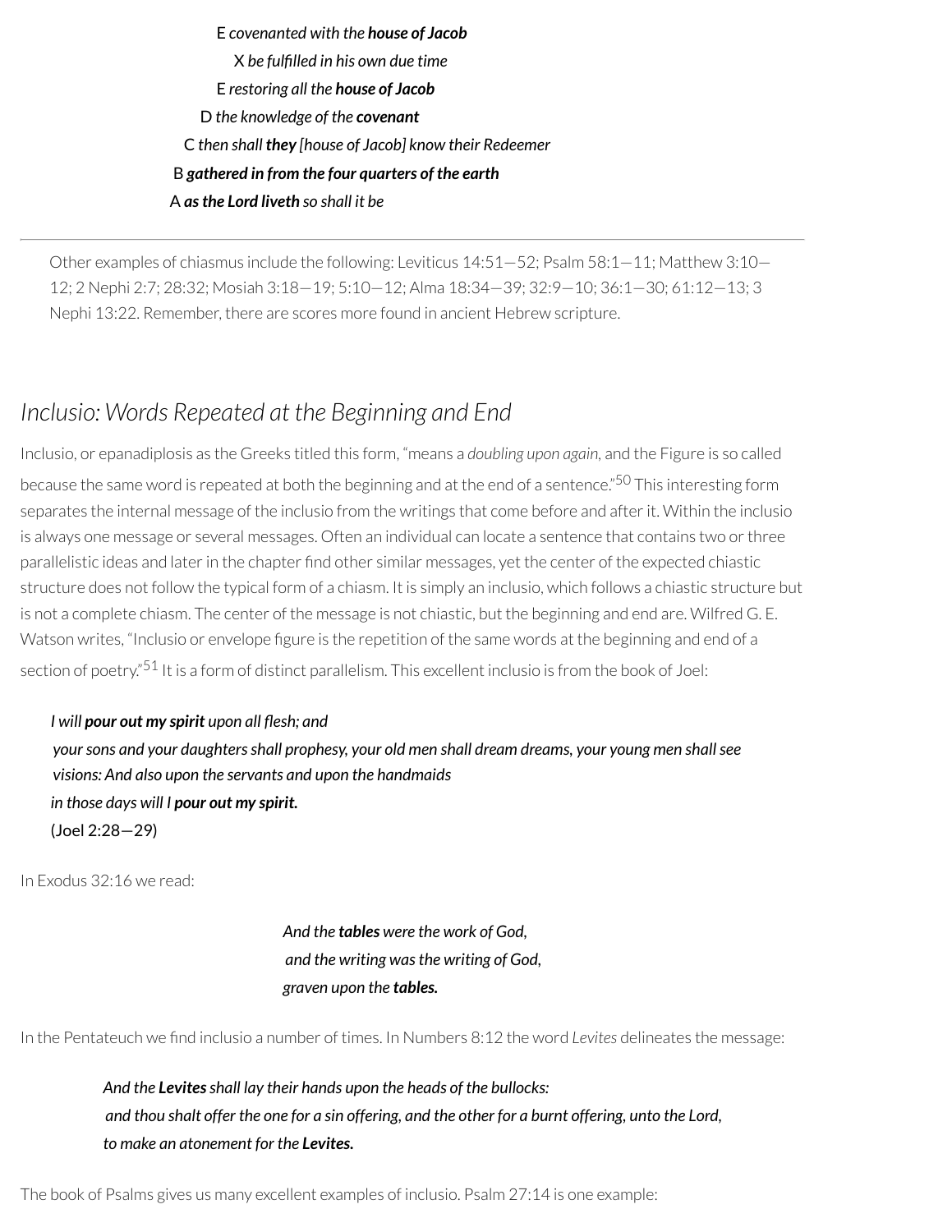E *covenanted with the **house of Jacob***
X *be fulfilled in his own due time*
E *restoring all the **house of Jacob***
D *the knowledge of the **covenant***
C *then shall **they** [house of Jacob] know their Redeemer*
B ***gathered in from the four quarters of the earth***
A ***as the Lord liveth** so shall it be*

---

Other examples of chiasmus include the following: Leviticus 14:51—52; Psalm 58:1—11; Matthew 3:10—12; 2 Nephi 2:7; 28:32; Mosiah 3:18—19; 5:10—12; Alma 18:34—39; 32:9—10; 36:1—30; 61:12—13; 3 Nephi 13:22. Remember, there are scores more found in ancient Hebrew scripture.

## *Inclusio: Words Repeated at the Beginning and End*

Inclusio, or epanadiplosis as the Greeks titled this form, "means a *doubling upon again*, and the Figure is so called because the same word is repeated at both the beginning and at the end of a sentence."[50] This interesting form separates the internal message of the inclusio from the writings that come before and after it. Within the inclusio is always one message or several messages. Often an individual can locate a sentence that contains two or three parallelistic ideas and later in the chapter find other similar messages, yet the center of the expected chiastic structure does not follow the typical form of a chiasm. It is simply an inclusio, which follows a chiastic structure but is not a complete chiasm. The center of the message is not chiastic, but the beginning and end are. Wilfred G. E. Watson writes, "Inclusio or envelope figure is the repetition of the same words at the beginning and end of a section of poetry."[51] It is a form of distinct parallelism. This excellent inclusio is from the book of Joel:

*I will **pour out my spirit** upon all flesh; and*
*your sons and your daughters shall prophesy, your old men shall dream dreams, your young men shall see visions: And also upon the servants and upon the handmaids*
*in those days will I **pour out my spirit.***
(Joel 2:28—29)

In Exodus 32:16 we read:

*And the **tables** were the work of God,*
*and the writing was the writing of God,*
*graven upon the **tables.***

In the Pentateuch we find inclusio a number of times. In Numbers 8:12 the word *Levites* delineates the message:

*And the **Levites** shall lay their hands upon the heads of the bullocks:*
*and thou shalt offer the one for a sin offering, and the other for a burnt offering, unto the Lord,*
*to make an atonement for the **Levites.***

The book of Psalms gives us many excellent examples of inclusio. Psalm 27:14 is one example: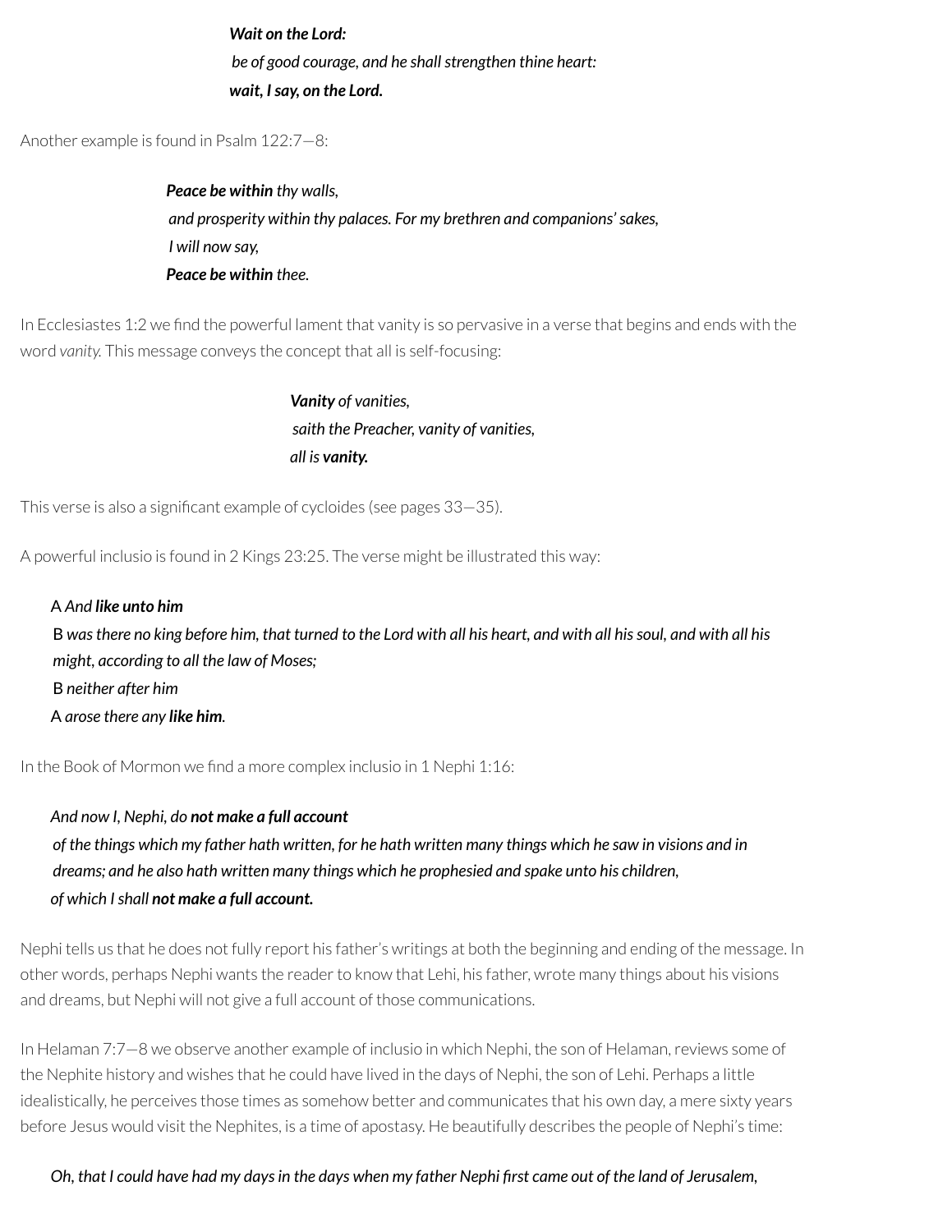***Wait on the Lord:***  
*be of good courage, and he shall strengthen thine heart:*  
***wait, I say, on the Lord.***

Another example is found in Psalm 122:7—8:

***Peace be within*** *thy walls,*  
*and prosperity within thy palaces. For my brethren and companions' sakes,*  
*I will now say,*  
***Peace be within*** *thee.*

In Ecclesiastes 1:2 we find the powerful lament that vanity is so pervasive in a verse that begins and ends with the word *vanity.* This message conveys the concept that all is self-focusing:

***Vanity*** *of vanities,*  
*saith the Preacher, vanity of vanities,*  
*all is* ***vanity.***

This verse is also a significant example of cycloides (see pages 33—35).

A powerful inclusio is found in 2 Kings 23:25. The verse might be illustrated this way:

A *And* ***like unto him***  
B *was there no king before him, that turned to the Lord with all his heart, and with all his soul, and with all his might, according to all the law of Moses;*  
B *neither after him*  
A *arose there any* ***like him.***

In the Book of Mormon we find a more complex inclusio in 1 Nephi 1:16:

*And now I, Nephi, do* ***not make a full account***  
*of the things which my father hath written, for he hath written many things which he saw in visions and in dreams; and he also hath written many things which he prophesied and spake unto his children,*  
*of which I shall* ***not make a full account.***

Nephi tells us that he does not fully report his father's writings at both the beginning and ending of the message. In other words, perhaps Nephi wants the reader to know that Lehi, his father, wrote many things about his visions and dreams, but Nephi will not give a full account of those communications.

In Helaman 7:7—8 we observe another example of inclusio in which Nephi, the son of Helaman, reviews some of the Nephite history and wishes that he could have lived in the days of Nephi, the son of Lehi. Perhaps a little idealistically, he perceives those times as somehow better and communicates that his own day, a mere sixty years before Jesus would visit the Nephites, is a time of apostasy. He beautifully describes the people of Nephi's time:

***Oh, that I could have had my days in the days when my father Nephi first came out of the land of Jerusalem,***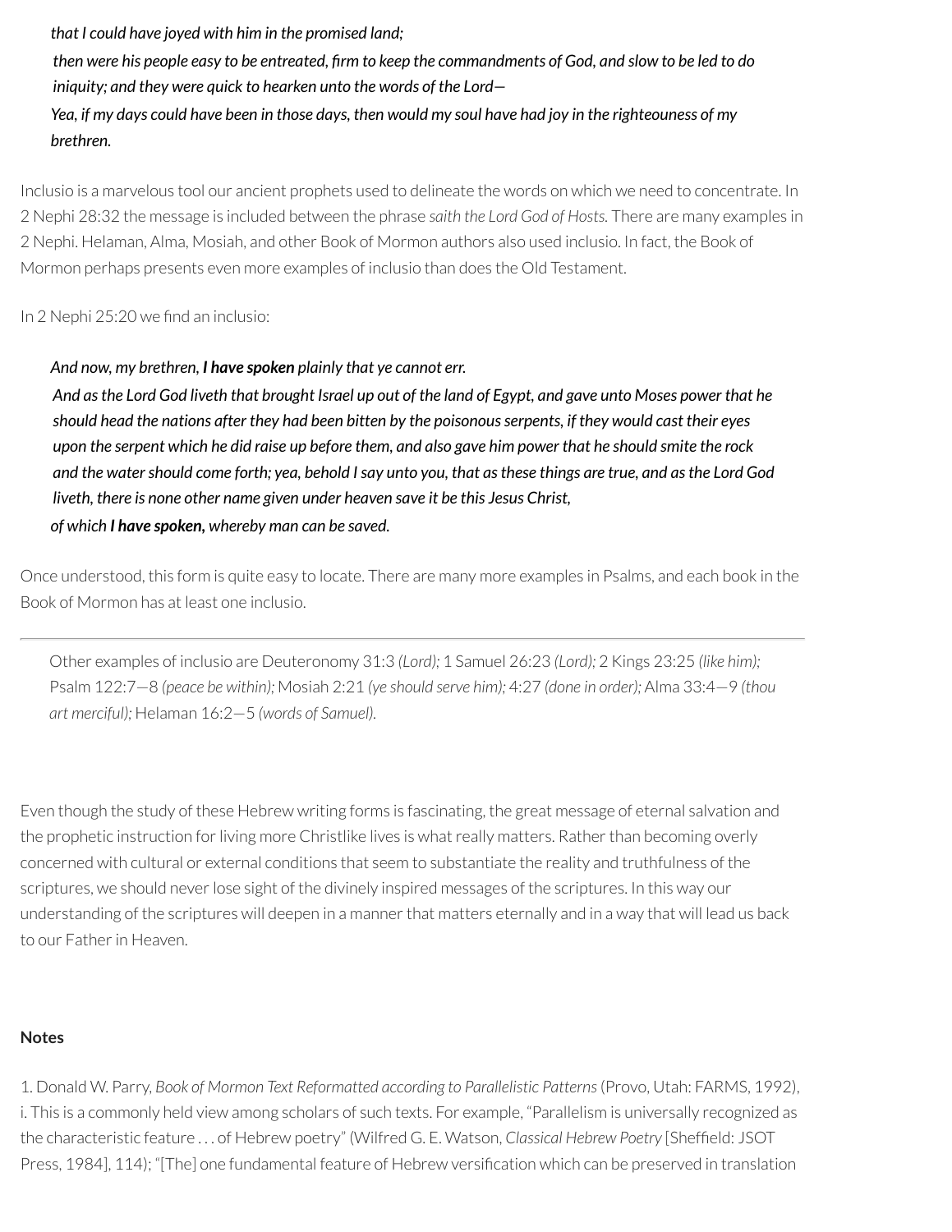*that I could have joyed with him in the promised land;*

*then were his people easy to be entreated, firm to keep the commandments of God, and slow to be led to do iniquity; and they were quick to hearken unto the words of the Lord—*

*Yea, if my days could have been in those days, then would my soul have had joy in the righteouness of my brethren.*

Inclusio is a marvelous tool our ancient prophets used to delineate the words on which we need to concentrate. In 2 Nephi 28:32 the message is included between the phrase *saith the Lord God of Hosts.* There are many examples in 2 Nephi. Helaman, Alma, Mosiah, and other Book of Mormon authors also used inclusio. In fact, the Book of Mormon perhaps presents even more examples of inclusio than does the Old Testament.

In 2 Nephi 25:20 we find an inclusio:

*And now, my brethren, **I have spoken** plainly that ye cannot err.*

*And as the Lord God liveth that brought Israel up out of the land of Egypt, and gave unto Moses power that he should head the nations after they had been bitten by the poisonous serpents, if they would cast their eyes upon the serpent which he did raise up before them, and also gave him power that he should smite the rock and the water should come forth; yea, behold I say unto you, that as these things are true, and as the Lord God liveth, there is none other name given under heaven save it be this Jesus Christ,*

*of which **I have spoken,** whereby man can be saved.*

Once understood, this form is quite easy to locate. There are many more examples in Psalms, and each book in the Book of Mormon has at least one inclusio.

---

Other examples of inclusio are Deuteronomy 31:3 *(Lord);* 1 Samuel 26:23 *(Lord);* 2 Kings 23:25 *(like him);* Psalm 122:7—8 *(peace be within);* Mosiah 2:21 *(ye should serve him);* 4:27 *(done in order);* Alma 33:4—9 *(thou art merciful);* Helaman 16:2—5 *(words of Samuel).*

Even though the study of these Hebrew writing forms is fascinating, the great message of eternal salvation and the prophetic instruction for living more Christlike lives is what really matters. Rather than becoming overly concerned with cultural or external conditions that seem to substantiate the reality and truthfulness of the scriptures, we should never lose sight of the divinely inspired messages of the scriptures. In this way our understanding of the scriptures will deepen in a manner that matters eternally and in a way that will lead us back to our Father in Heaven.

**Notes**

1. Donald W. Parry, *Book of Mormon Text Reformatted according to Parallelistic Patterns* (Provo, Utah: FARMS, 1992), i. This is a commonly held view among scholars of such texts. For example, "Parallelism is universally recognized as the characteristic feature . . . of Hebrew poetry" (Wilfred G. E. Watson, *Classical Hebrew Poetry* [Sheffield: JSOT Press, 1984], 114); "[The] one fundamental feature of Hebrew versification which can be preserved in translation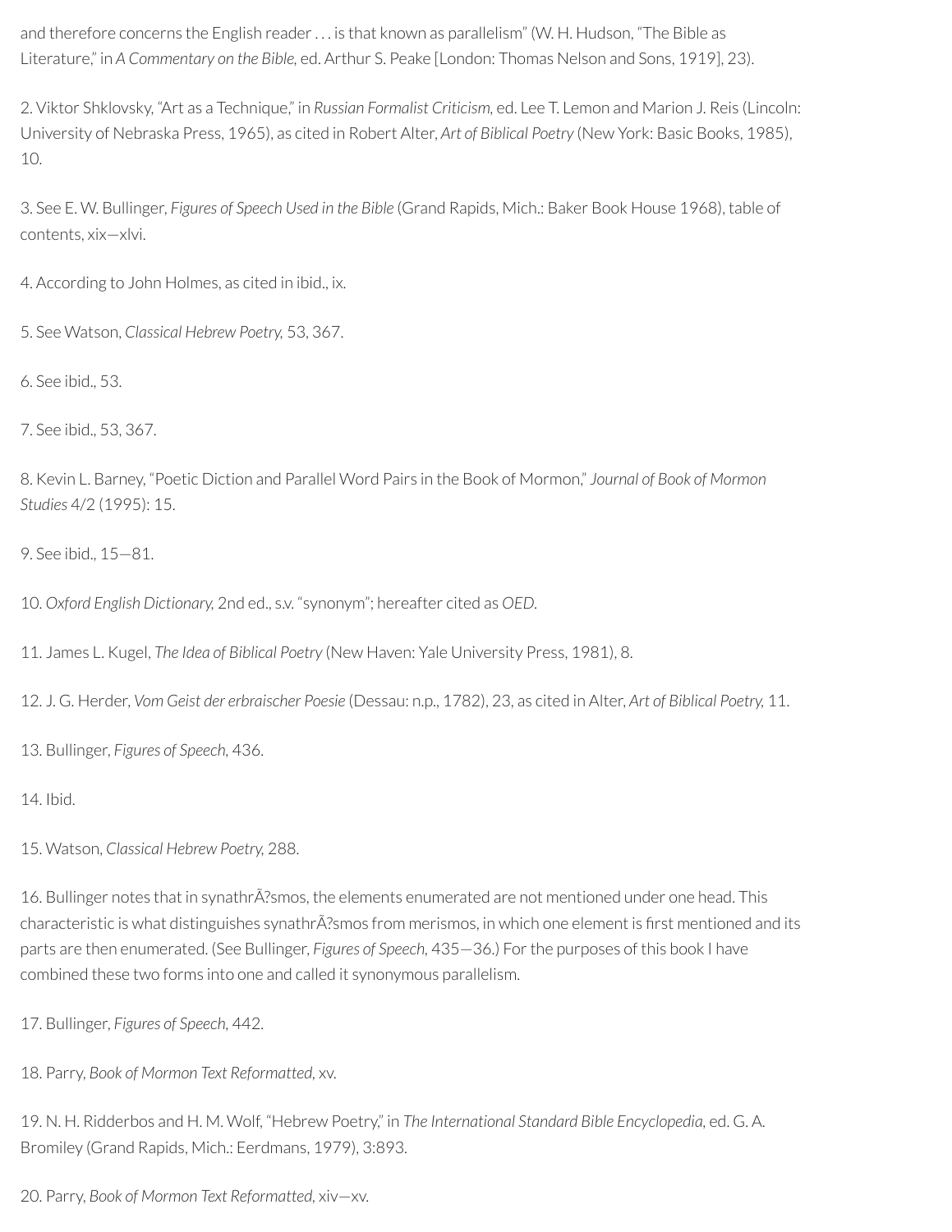and therefore concerns the English reader . . . is that known as parallelism" (W. H. Hudson, "The Bible as Literature," in *A Commentary on the Bible,* ed. Arthur S. Peake [London: Thomas Nelson and Sons, 1919], 23).

2. Viktor Shklovsky, "Art as a Technique," in *Russian Formalist Criticism,* ed. Lee T. Lemon and Marion J. Reis (Lincoln: University of Nebraska Press, 1965), as cited in Robert Alter, *Art of Biblical Poetry* (New York: Basic Books, 1985), 10.

3. See E. W. Bullinger, *Figures of Speech Used in the Bible* (Grand Rapids, Mich.: Baker Book House 1968), table of contents, xix—xlvi.

4. According to John Holmes, as cited in ibid., ix.

5. See Watson, *Classical Hebrew Poetry,* 53, 367.

6. See ibid., 53.

7. See ibid., 53, 367.

8. Kevin L. Barney, "Poetic Diction and Parallel Word Pairs in the Book of Mormon," *Journal of Book of Mormon Studies* 4/2 (1995): 15.

9. See ibid., 15—81.

10. *Oxford English Dictionary,* 2nd ed., s.v. "synonym"; hereafter cited as *OED.*

11. James L. Kugel, *The Idea of Biblical Poetry* (New Haven: Yale University Press, 1981), 8.

12. J. G. Herder, *Vom Geist der erbraischer Poesie* (Dessau: n.p., 1782), 23, as cited in Alter, *Art of Biblical Poetry,* 11.

13. Bullinger, *Figures of Speech,* 436.

14. Ibid.

15. Watson, *Classical Hebrew Poetry,* 288.

16. Bullinger notes that in synathrÃ?smos, the elements enumerated are not mentioned under one head. This characteristic is what distinguishes synathrÃ?smos from merismos, in which one element is first mentioned and its parts are then enumerated. (See Bullinger, *Figures of Speech,* 435—36.) For the purposes of this book I have combined these two forms into one and called it synonymous parallelism.

17. Bullinger, *Figures of Speech,* 442.

18. Parry, *Book of Mormon Text Reformatted,* xv.

19. N. H. Ridderbos and H. M. Wolf, "Hebrew Poetry," in *The International Standard Bible Encyclopedia,* ed. G. A. Bromiley (Grand Rapids, Mich.: Eerdmans, 1979), 3:893.

20. Parry, *Book of Mormon Text Reformatted,* xiv—xv.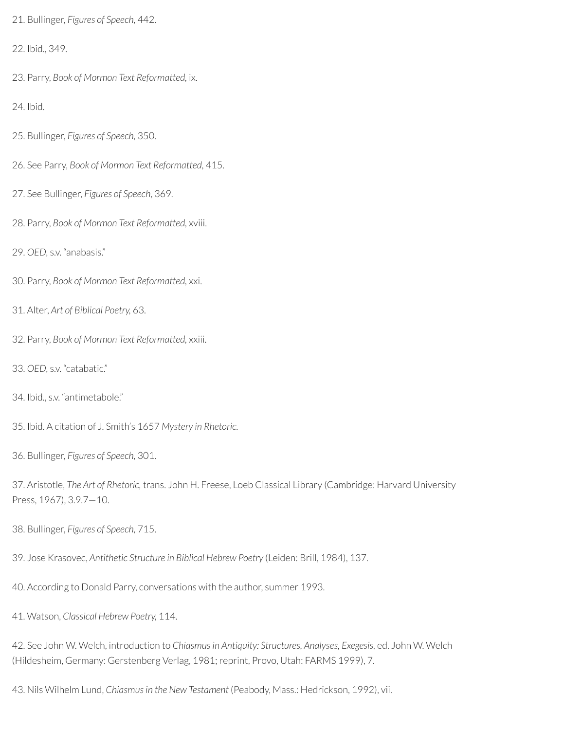21. Bullinger, *Figures of Speech,* 442.

22. Ibid., 349.

23. Parry, *Book of Mormon Text Reformatted,* ix.

24. Ibid.

25. Bullinger, *Figures of Speech,* 350.

26. See Parry, *Book of Mormon Text Reformatted,* 415.

27. See Bullinger, *Figures of Speech,* 369.

28. Parry, *Book of Mormon Text Reformatted,* xviii.

29. *OED,* s.v. "anabasis."

30. Parry, *Book of Mormon Text Reformatted,* xxi.

31. Alter, *Art of Biblical Poetry,* 63.

32. Parry, *Book of Mormon Text Reformatted,* xxiii.

33. *OED,* s.v. "catabatic."

34. Ibid., s.v. "antimetabole."

35. Ibid. A citation of J. Smith's 1657 *Mystery in Rhetoric.*

36. Bullinger, *Figures of Speech,* 301.

37. Aristotle, *The Art of Rhetoric,* trans. John H. Freese, Loeb Classical Library (Cambridge: Harvard University Press, 1967), 3.9.7—10.

38. Bullinger, *Figures of Speech,* 715.

39. Jose Krasovec, *Antithetic Structure in Biblical Hebrew Poetry* (Leiden: Brill, 1984), 137.

40. According to Donald Parry, conversations with the author, summer 1993.

41. Watson, *Classical Hebrew Poetry,* 114.

42. See John W. Welch, introduction to *Chiasmus in Antiquity: Structures, Analyses, Exegesis,* ed. John W. Welch (Hildesheim, Germany: Gerstenberg Verlag, 1981; reprint, Provo, Utah: FARMS 1999), 7.

43. Nils Wilhelm Lund, *Chiasmus in the New Testament* (Peabody, Mass.: Hedrickson, 1992), vii.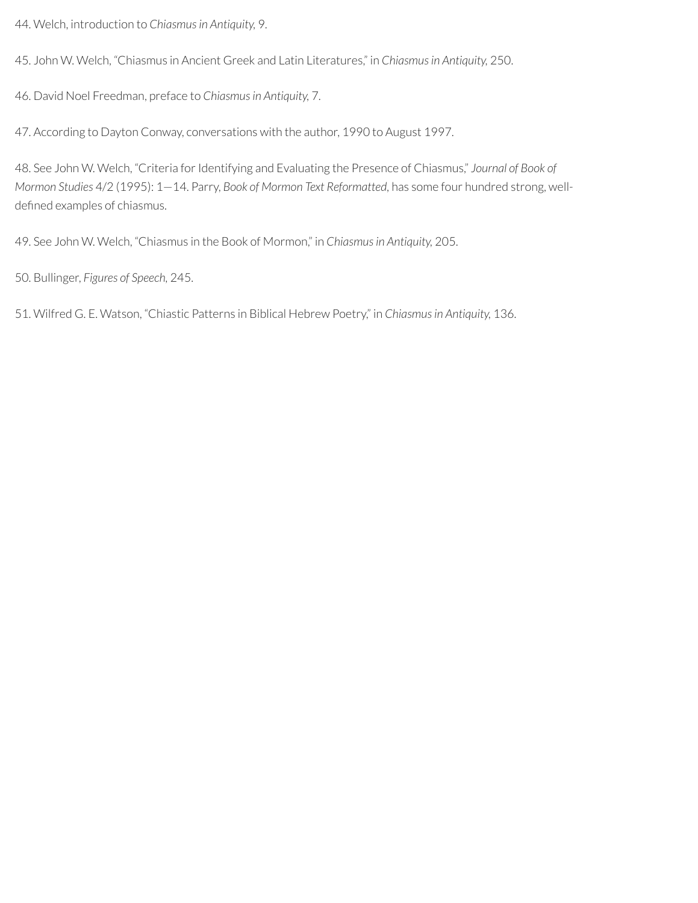44. Welch, introduction to *Chiasmus in Antiquity,* 9.

45. John W. Welch, "Chiasmus in Ancient Greek and Latin Literatures," in *Chiasmus in Antiquity,* 250.

46. David Noel Freedman, preface to *Chiasmus in Antiquity,* 7.

47. According to Dayton Conway, conversations with the author, 1990 to August 1997.

48. See John W. Welch, "Criteria for Identifying and Evaluating the Presence of Chiasmus," *Journal of Book of Mormon Studies* 4/2 (1995): 1—14. Parry, *Book of Mormon Text Reformatted,* has some four hundred strong, well-defined examples of chiasmus.

49. See John W. Welch, "Chiasmus in the Book of Mormon," in *Chiasmus in Antiquity,* 205.

50. Bullinger, *Figures of Speech,* 245.

51. Wilfred G. E. Watson, "Chiastic Patterns in Biblical Hebrew Poetry," in *Chiasmus in Antiquity,* 136.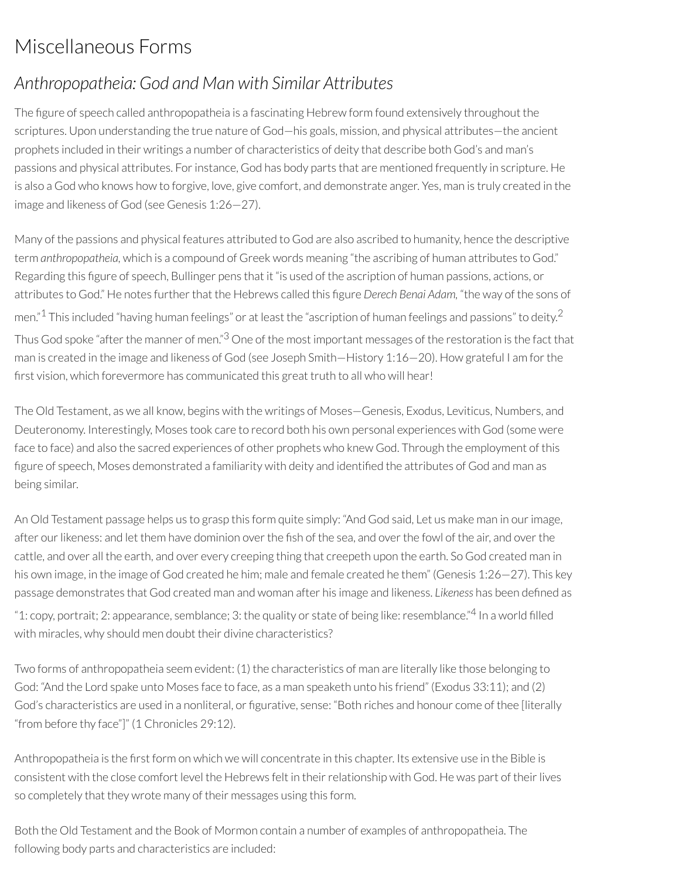# Miscellaneous Forms

## *Anthropopatheia: God and Man with Similar Attributes*

The figure of speech called anthropopatheia is a fascinating Hebrew form found extensively throughout the scriptures. Upon understanding the true nature of God—his goals, mission, and physical attributes—the ancient prophets included in their writings a number of characteristics of deity that describe both God's and man's passions and physical attributes. For instance, God has body parts that are mentioned frequently in scripture. He is also a God who knows how to forgive, love, give comfort, and demonstrate anger. Yes, man is truly created in the image and likeness of God (see Genesis 1:26—27).

Many of the passions and physical features attributed to God are also ascribed to humanity, hence the descriptive term *anthropopatheia*, which is a compound of Greek words meaning "the ascribing of human attributes to God." Regarding this figure of speech, Bullinger pens that it "is used of the ascription of human passions, actions, or attributes to God." He notes further that the Hebrews called this figure *Derech Benai Adam*, "the way of the sons of men."[1] This included "having human feelings" or at least the "ascription of human feelings and passions" to deity.[2] Thus God spoke "after the manner of men."[3] One of the most important messages of the restoration is the fact that man is created in the image and likeness of God (see Joseph Smith—History 1:16—20). How grateful I am for the first vision, which forevermore has communicated this great truth to all who will hear!

The Old Testament, as we all know, begins with the writings of Moses—Genesis, Exodus, Leviticus, Numbers, and Deuteronomy. Interestingly, Moses took care to record both his own personal experiences with God (some were face to face) and also the sacred experiences of other prophets who knew God. Through the employment of this figure of speech, Moses demonstrated a familiarity with deity and identified the attributes of God and man as being similar.

An Old Testament passage helps us to grasp this form quite simply: "And God said, Let us make man in our image, after our likeness: and let them have dominion over the fish of the sea, and over the fowl of the air, and over the cattle, and over all the earth, and over every creeping thing that creepeth upon the earth. So God created man in his own image, in the image of God created he him; male and female created he them" (Genesis 1:26—27). This key passage demonstrates that God created man and woman after his image and likeness. *Likeness* has been defined as "1: copy, portrait; 2: appearance, semblance; 3: the quality or state of being like: resemblance."[4] In a world filled with miracles, why should men doubt their divine characteristics?

Two forms of anthropopatheia seem evident: (1) the characteristics of man are literally like those belonging to God: "And the Lord spake unto Moses face to face, as a man speaketh unto his friend" (Exodus 33:11); and (2) God's characteristics are used in a nonliteral, or figurative, sense: "Both riches and honour come of thee [literally "from before thy face"]" (1 Chronicles 29:12).

Anthropopatheia is the first form on which we will concentrate in this chapter. Its extensive use in the Bible is consistent with the close comfort level the Hebrews felt in their relationship with God. He was part of their lives so completely that they wrote many of their messages using this form.

Both the Old Testament and the Book of Mormon contain a number of examples of anthropopatheia. The following body parts and characteristics are included: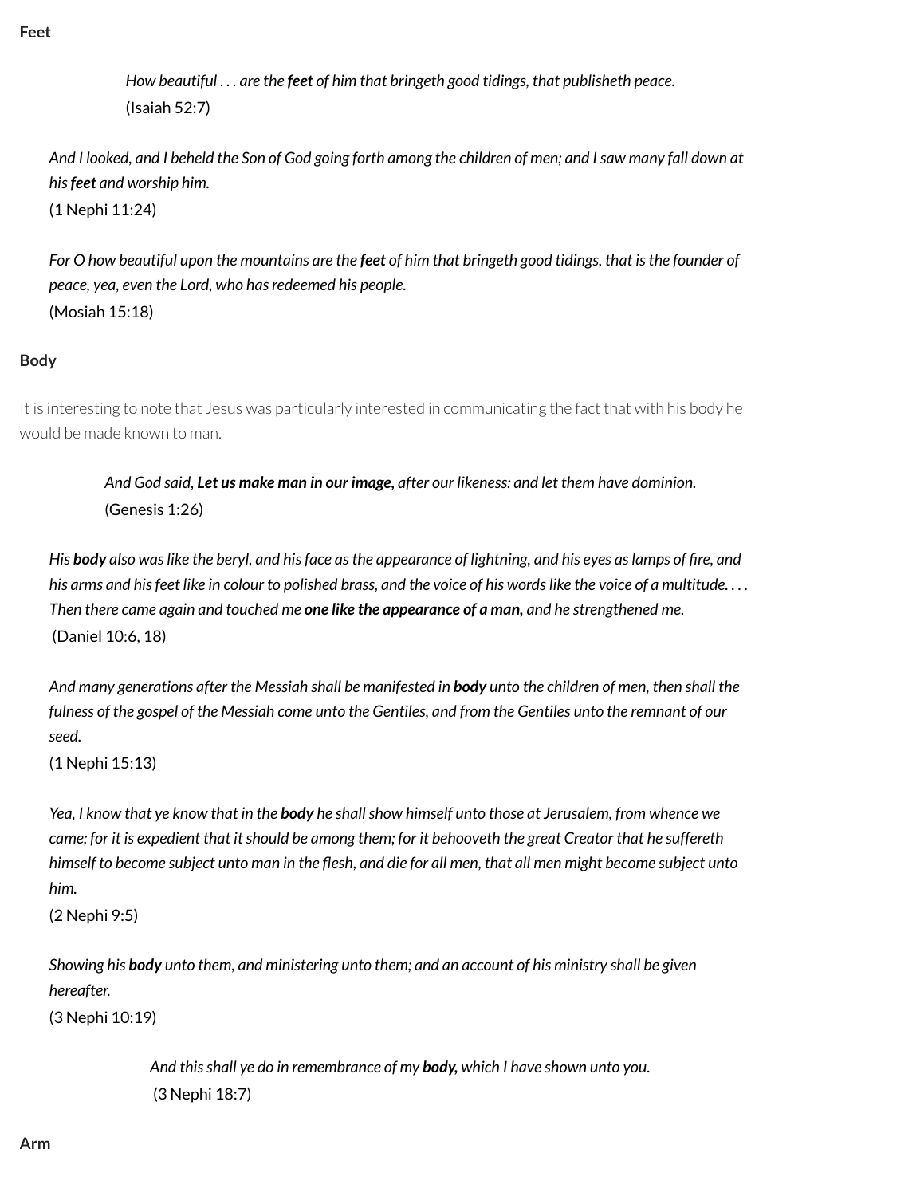**Feet**

> *How beautiful . . . are the **feet** of him that bringeth good tidings, that publisheth peace.*
> (Isaiah 52:7)

> *And I looked, and I beheld the Son of God going forth among the children of men; and I saw many fall down at his **feet** and worship him.*
> (1 Nephi 11:24)

> *For O how beautiful upon the mountains are the **feet** of him that bringeth good tidings, that is the founder of peace, yea, even the Lord, who has redeemed his people.*
> (Mosiah 15:18)

**Body**

It is interesting to note that Jesus was particularly interested in communicating the fact that with his body he would be made known to man.

> *And God said, **Let us make man in our image,** after our likeness: and let them have dominion.*
> (Genesis 1:26)

> *His **body** also was like the beryl, and his face as the appearance of lightning, and his eyes as lamps of fire, and his arms and his feet like in colour to polished brass, and the voice of his words like the voice of a multitude. . . . Then there came again and touched me **one like the appearance of a man,** and he strengthened me.*
> (Daniel 10:6, 18)

> *And many generations after the Messiah shall be manifested in **body** unto the children of men, then shall the fulness of the gospel of the Messiah come unto the Gentiles, and from the Gentiles unto the remnant of our seed.*
> (1 Nephi 15:13)

> *Yea, I know that ye know that in the **body** he shall show himself unto those at Jerusalem, from whence we came; for it is expedient that it should be among them; for it behooveth the great Creator that he suffereth himself to become subject unto man in the flesh, and die for all men, that all men might become subject unto him.*
> (2 Nephi 9:5)

> *Showing his **body** unto them, and ministering unto them; and an account of his ministry shall be given hereafter.*
> (3 Nephi 10:19)

> *And this shall ye do in remembrance of my **body,** which I have shown unto you.*
> (3 Nephi 18:7)

**Arm**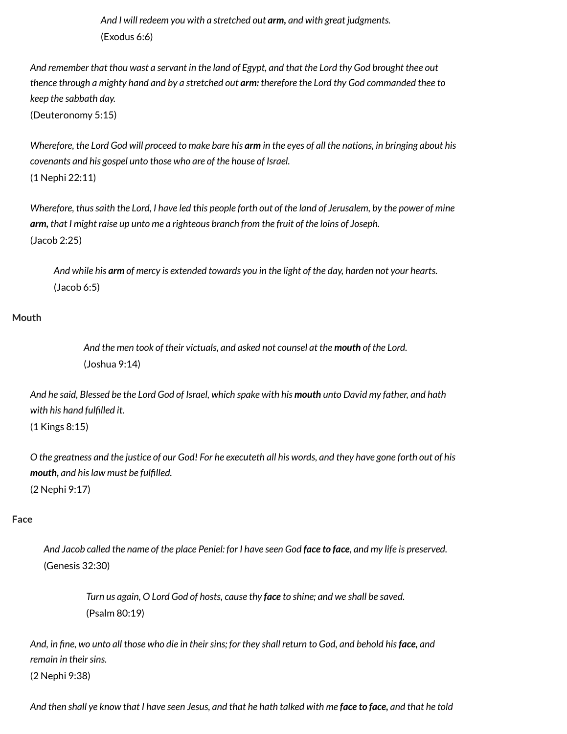*And I will redeem you with a stretched out **arm,** and with great judgments.*
(Exodus 6:6)

*And remember that thou wast a servant in the land of Egypt, and that the Lord thy God brought thee out thence through a mighty hand and by a stretched out **arm:** therefore the Lord thy God commanded thee to keep the sabbath day.*
(Deuteronomy 5:15)

*Wherefore, the Lord God will proceed to make bare his **arm** in the eyes of all the nations, in bringing about his covenants and his gospel unto those who are of the house of Israel.*
(1 Nephi 22:11)

*Wherefore, thus saith the Lord, I have led this people forth out of the land of Jerusalem, by the power of mine **arm,** that I might raise up unto me a righteous branch from the fruit of the loins of Joseph.*
(Jacob 2:25)

*And while his **arm** of mercy is extended towards you in the light of the day, harden not your hearts.*
(Jacob 6:5)

**Mouth**

*And the men took of their victuals, and asked not counsel at the **mouth** of the Lord.*
(Joshua 9:14)

*And he said, Blessed be the Lord God of Israel, which spake with his **mouth** unto David my father, and hath with his hand fulfilled it.*
(1 Kings 8:15)

*O the greatness and the justice of our God! For he executeth all his words, and they have gone forth out of his **mouth,** and his law must be fulfilled.*
(2 Nephi 9:17)

**Face**

*And Jacob called the name of the place Peniel: for I have seen God **face to face**, and my life is preserved.*
(Genesis 32:30)

*Turn us again, O Lord God of hosts, cause thy **face** to shine; and we shall be saved.*
(Psalm 80:19)

*And, in fine, wo unto all those who die in their sins; for they shall return to God, and behold his **face,** and remain in their sins.*
(2 Nephi 9:38)

*And then shall ye know that I have seen Jesus, and that he hath talked with me **face to face,** and that he told*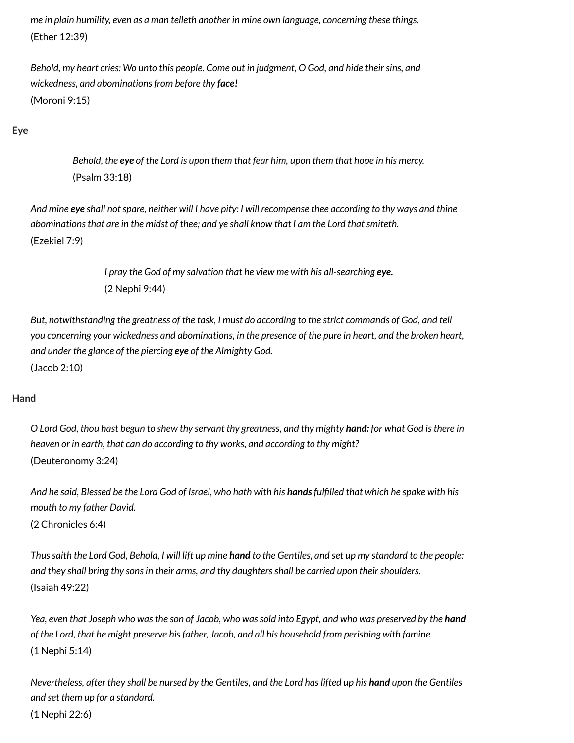*me in plain humility, even as a man telleth another in mine own language, concerning these things.*
(Ether 12:39)

*Behold, my heart cries: Wo unto this people. Come out in judgment, O God, and hide their sins, and wickedness, and abominations from before thy* ***face!***
(Moroni 9:15)

**Eye**

*Behold, the* ***eye*** *of the Lord is upon them that fear him, upon them that hope in his mercy.*
(Psalm 33:18)

*And mine* ***eye*** *shall not spare, neither will I have pity: I will recompense thee according to thy ways and thine abominations that are in the midst of thee; and ye shall know that I am the Lord that smiteth.*
(Ezekiel 7:9)

*I pray the God of my salvation that he view me with his all-searching* ***eye.***
(2 Nephi 9:44)

*But, notwithstanding the greatness of the task, I must do according to the strict commands of God, and tell you concerning your wickedness and abominations, in the presence of the pure in heart, and the broken heart, and under the glance of the piercing* ***eye*** *of the Almighty God.*
(Jacob 2:10)

**Hand**

*O Lord God, thou hast begun to shew thy servant thy greatness, and thy mighty* ***hand:*** *for what God is there in heaven or in earth, that can do according to thy works, and according to thy might?*
(Deuteronomy 3:24)

*And he said, Blessed be the Lord God of Israel, who hath with his* ***hands*** *fulfilled that which he spake with his mouth to my father David.*
(2 Chronicles 6:4)

*Thus saith the Lord God, Behold, I will lift up mine* ***hand*** *to the Gentiles, and set up my standard to the people: and they shall bring thy sons in their arms, and thy daughters shall be carried upon their shoulders.*
(Isaiah 49:22)

*Yea, even that Joseph who was the son of Jacob, who was sold into Egypt, and who was preserved by the* ***hand*** *of the Lord, that he might preserve his father, Jacob, and all his household from perishing with famine.*
(1 Nephi 5:14)

*Nevertheless, after they shall be nursed by the Gentiles, and the Lord has lifted up his* ***hand*** *upon the Gentiles and set them up for a standard.*
(1 Nephi 22:6)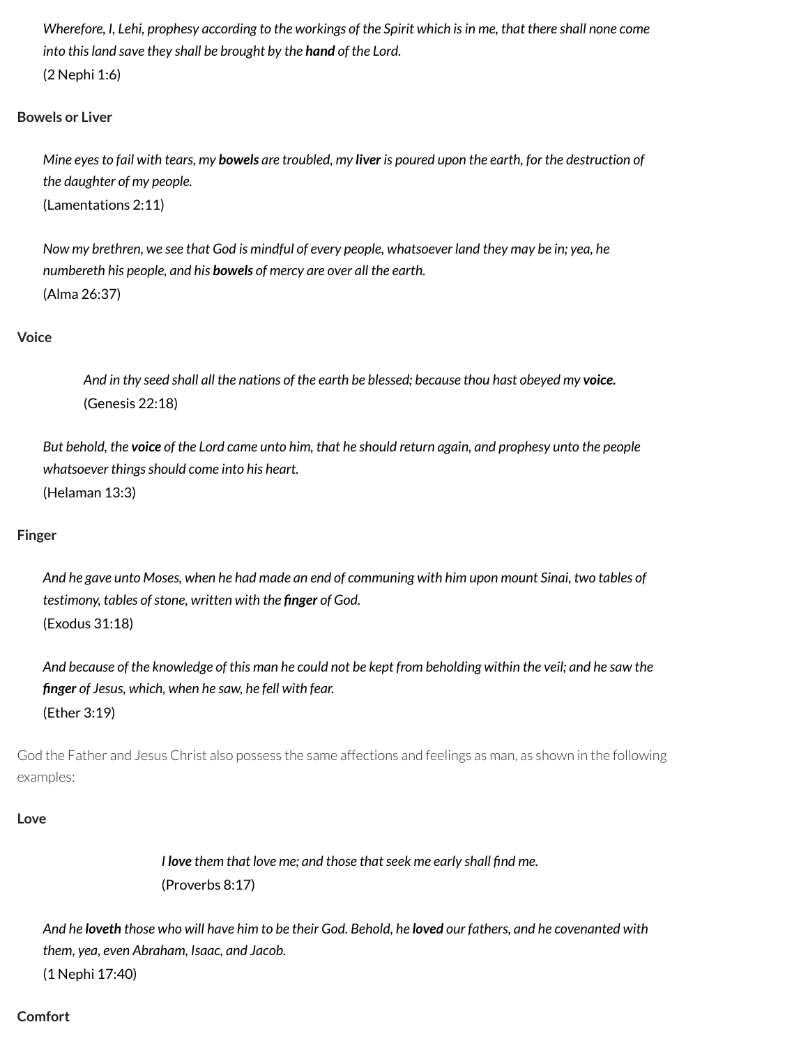> *Wherefore, I, Lehi, prophesy according to the workings of the Spirit which is in me, that there shall none come into this land save they shall be brought by the **hand** of the Lord.*
> (2 Nephi 1:6)

**Bowels or Liver**

> *Mine eyes to fail with tears, my **bowels** are troubled, my **liver** is poured upon the earth, for the destruction of the daughter of my people.*
> (Lamentations 2:11)

> *Now my brethren, we see that God is mindful of every people, whatsoever land they may be in; yea, he numbereth his people, and his **bowels** of mercy are over all the earth.*
> (Alma 26:37)

**Voice**

> *And in thy seed shall all the nations of the earth be blessed; because thou hast obeyed my **voice.***
> (Genesis 22:18)

> *But behold, the **voice** of the Lord came unto him, that he should return again, and prophesy unto the people whatsoever things should come into his heart.*
> (Helaman 13:3)

**Finger**

> *And he gave unto Moses, when he had made an end of communing with him upon mount Sinai, two tables of testimony, tables of stone, written with the **finger** of God.*
> (Exodus 31:18)

> *And because of the knowledge of this man he could not be kept from beholding within the veil; and he saw the **finger** of Jesus, which, when he saw, he fell with fear.*
> (Ether 3:19)

God the Father and Jesus Christ also possess the same affections and feelings as man, as shown in the following examples:

**Love**

> *I **love** them that love me; and those that seek me early shall find me.*
> (Proverbs 8:17)

> *And he **loveth** those who will have him to be their God. Behold, he **loved** our fathers, and he covenanted with them, yea, even Abraham, Isaac, and Jacob.*
> (1 Nephi 17:40)

**Comfort**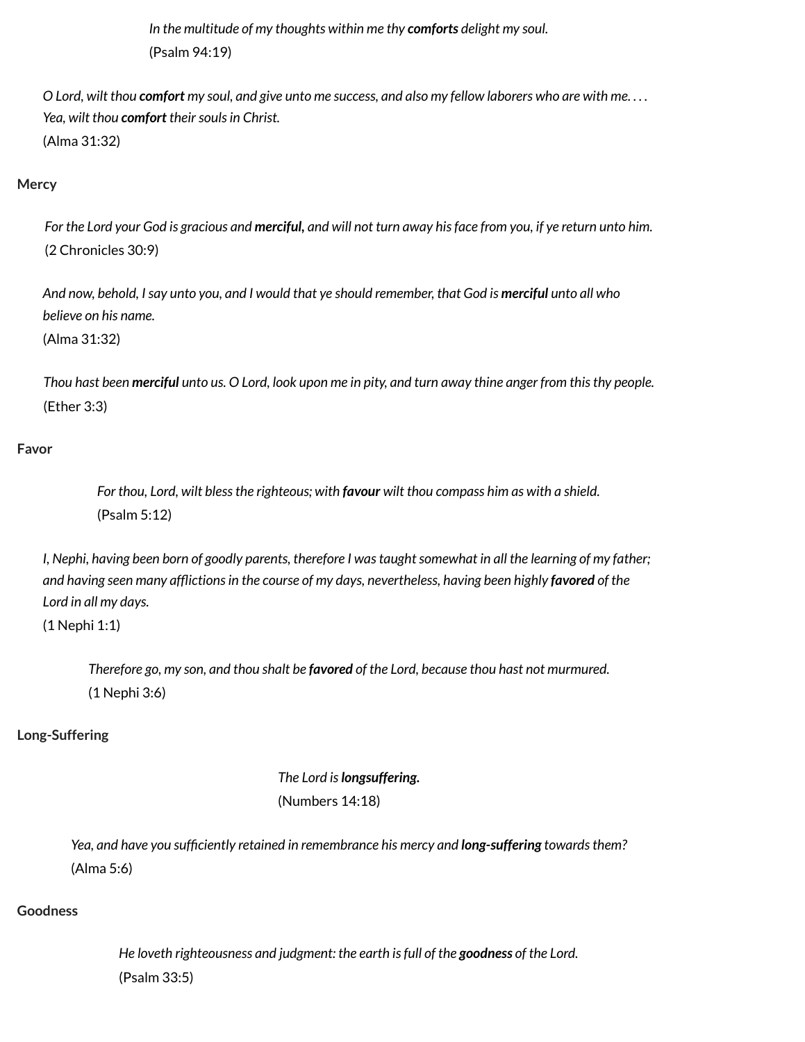*In the multitude of my thoughts within me thy **comforts** delight my soul.*
(Psalm 94:19)

*O Lord, wilt thou **comfort** my soul, and give unto me success, and also my fellow laborers who are with me. . . . Yea, wilt thou **comfort** their souls in Christ.*
(Alma 31:32)

**Mercy**

*For the Lord your God is gracious and **merciful,** and will not turn away his face from you, if ye return unto him.*
(2 Chronicles 30:9)

*And now, behold, I say unto you, and I would that ye should remember, that God is **merciful** unto all who believe on his name.*
(Alma 31:32)

*Thou hast been **merciful** unto us. O Lord, look upon me in pity, and turn away thine anger from this thy people.*
(Ether 3:3)

**Favor**

*For thou, Lord, wilt bless the righteous; with **favour** wilt thou compass him as with a shield.*
(Psalm 5:12)

*I, Nephi, having been born of goodly parents, therefore I was taught somewhat in all the learning of my father; and having seen many afflictions in the course of my days, nevertheless, having been highly **favored** of the Lord in all my days.*
(1 Nephi 1:1)

*Therefore go, my son, and thou shalt be **favored** of the Lord, because thou hast not murmured.*
(1 Nephi 3:6)

**Long-Suffering**

*The Lord is **longsuffering.***
(Numbers 14:18)

*Yea, and have you sufficiently retained in remembrance his mercy and **long-suffering** towards them?*
(Alma 5:6)

**Goodness**

*He loveth righteousness and judgment: the earth is full of the **goodness** of the Lord.*
(Psalm 33:5)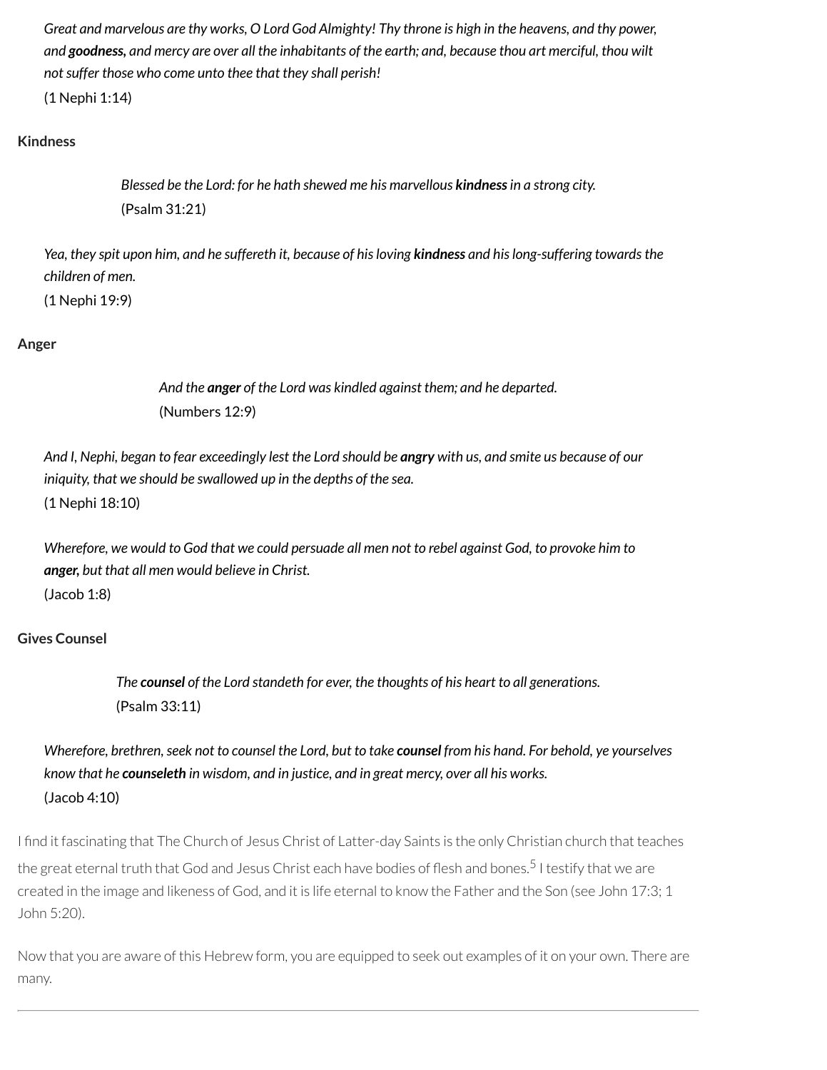*Great and marvelous are thy works, O Lord God Almighty! Thy throne is high in the heavens, and thy power, and **goodness,** and mercy are over all the inhabitants of the earth; and, because thou art merciful, thou wilt not suffer those who come unto thee that they shall perish!*
(1 Nephi 1:14)

**Kindness**

*Blessed be the Lord: for he hath shewed me his marvellous **kindness** in a strong city.*
(Psalm 31:21)

*Yea, they spit upon him, and he suffereth it, because of his loving **kindness** and his long-suffering towards the children of men.*
(1 Nephi 19:9)

**Anger**

*And the **anger** of the Lord was kindled against them; and he departed.*
(Numbers 12:9)

*And I, Nephi, began to fear exceedingly lest the Lord should be **angry** with us, and smite us because of our iniquity, that we should be swallowed up in the depths of the sea.*
(1 Nephi 18:10)

*Wherefore, we would to God that we could persuade all men not to rebel against God, to provoke him to **anger,** but that all men would believe in Christ.*
(Jacob 1:8)

**Gives Counsel**

*The **counsel** of the Lord standeth for ever, the thoughts of his heart to all generations.*
(Psalm 33:11)

*Wherefore, brethren, seek not to counsel the Lord, but to take **counsel** from his hand. For behold, ye yourselves know that he **counseleth** in wisdom, and in justice, and in great mercy, over all his works.*
(Jacob 4:10)

I find it fascinating that The Church of Jesus Christ of Latter-day Saints is the only Christian church that teaches the great eternal truth that God and Jesus Christ each have bodies of flesh and bones.[5] I testify that we are created in the image and likeness of God, and it is life eternal to know the Father and the Son (see John 17:3; 1 John 5:20).

Now that you are aware of this Hebrew form, you are equipped to seek out examples of it on your own. There are many.

---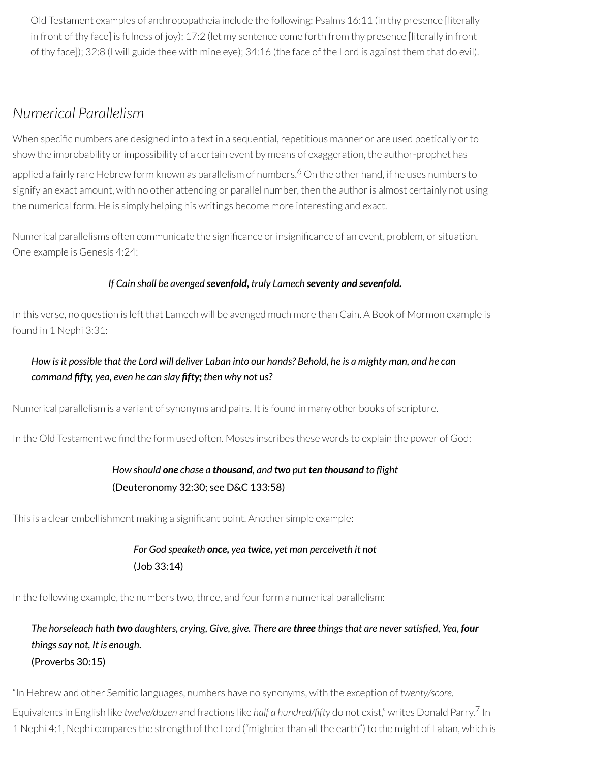Old Testament examples of anthropopatheia include the following: Psalms 16:11 (in thy presence [literally in front of thy face] is fulness of joy); 17:2 (let my sentence come forth from thy presence [literally in front of thy face]); 32:8 (I will guide thee with mine eye); 34:16 (the face of the Lord is against them that do evil).

## *Numerical Parallelism*

When specific numbers are designed into a text in a sequential, repetitious manner or are used poetically or to show the improbability or impossibility of a certain event by means of exaggeration, the author-prophet has applied a fairly rare Hebrew form known as parallelism of numbers.[6] On the other hand, if he uses numbers to signify an exact amount, with no other attending or parallel number, then the author is almost certainly not using the numerical form. He is simply helping his writings become more interesting and exact.

Numerical parallelisms often communicate the significance or insignificance of an event, problem, or situation. One example is Genesis 4:24:

*If Cain shall be avenged* ***sevenfold,*** *truly Lamech* ***seventy and sevenfold.***

In this verse, no question is left that Lamech will be avenged much more than Cain. A Book of Mormon example is found in 1 Nephi 3:31:

> *How is it possible that the Lord will deliver Laban into our hands? Behold, he is a mighty man, and he can command* ***fifty,*** *yea, even he can slay* ***fifty;*** *then why not us?*

Numerical parallelism is a variant of synonyms and pairs. It is found in many other books of scripture.

In the Old Testament we find the form used often. Moses inscribes these words to explain the power of God:

*How should* ***one*** *chase a* ***thousand,*** *and* ***two*** *put* ***ten thousand*** *to flight*
(Deuteronomy 32:30; see D&C 133:58)

This is a clear embellishment making a significant point. Another simple example:

*For God speaketh* ***once,*** *yea* ***twice,*** *yet man perceiveth it not*
(Job 33:14)

In the following example, the numbers two, three, and four form a numerical parallelism:

> *The horseleach hath* ***two*** *daughters, crying, Give, give. There are* ***three*** *things that are never satisfied, Yea,* ***four*** *things say not, It is enough.*
> (Proverbs 30:15)

"In Hebrew and other Semitic languages, numbers have no synonyms, with the exception of *twenty/score.* Equivalents in English like *twelve/dozen* and fractions like *half a hundred/fifty* do not exist," writes Donald Parry.[7] In 1 Nephi 4:1, Nephi compares the strength of the Lord ("mightier than all the earth") to the might of Laban, which is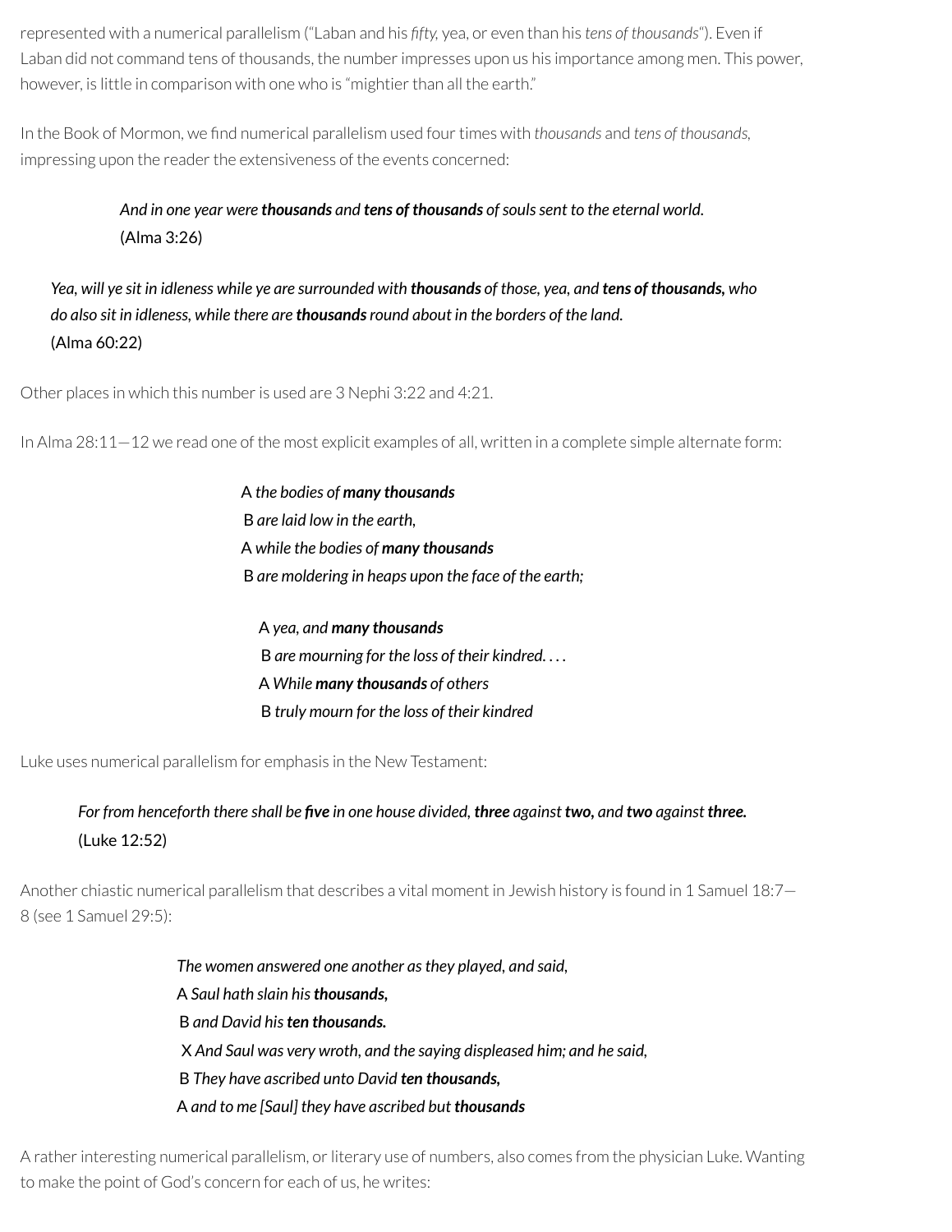represented with a numerical parallelism ("Laban and his *fifty,* yea, or even than his *tens of thousands*"). Even if Laban did not command tens of thousands, the number impresses upon us his importance among men. This power, however, is little in comparison with one who is "mightier than all the earth."

In the Book of Mormon, we find numerical parallelism used four times with *thousands* and *tens of thousands,* impressing upon the reader the extensiveness of the events concerned:

> *And in one year were **thousands** and **tens of thousands** of souls sent to the eternal world.*
> (Alma 3:26)

> *Yea, will ye sit in idleness while ye are surrounded with **thousands** of those, yea, and **tens of thousands,** who do also sit in idleness, while there are **thousands** round about in the borders of the land.*
> (Alma 60:22)

Other places in which this number is used are 3 Nephi 3:22 and 4:21.

In Alma 28:11—12 we read one of the most explicit examples of all, written in a complete simple alternate form:

> A *the bodies of **many thousands***
> B *are laid low in the earth,*
> A *while the bodies of **many thousands***
> B *are moldering in heaps upon the face of the earth;*
>
> A *yea, and **many thousands***
> B *are mourning for the loss of their kindred. . . .*
> A *While **many thousands** of others*
> B *truly mourn for the loss of their kindred*

Luke uses numerical parallelism for emphasis in the New Testament:

> *For from henceforth there shall be **five** in one house divided, **three** against **two,** and **two** against **three.***
> (Luke 12:52)

Another chiastic numerical parallelism that describes a vital moment in Jewish history is found in 1 Samuel 18:7—8 (see 1 Samuel 29:5):

> *The women answered one another as they played, and said,*
> A *Saul hath slain his **thousands,***
> B *and David his **ten thousands.***
> X *And Saul was very wroth, and the saying displeased him; and he said,*
> B *They have ascribed unto David **ten thousands,***
> A *and to me [Saul] they have ascribed but **thousands***

A rather interesting numerical parallelism, or literary use of numbers, also comes from the physician Luke. Wanting to make the point of God's concern for each of us, he writes: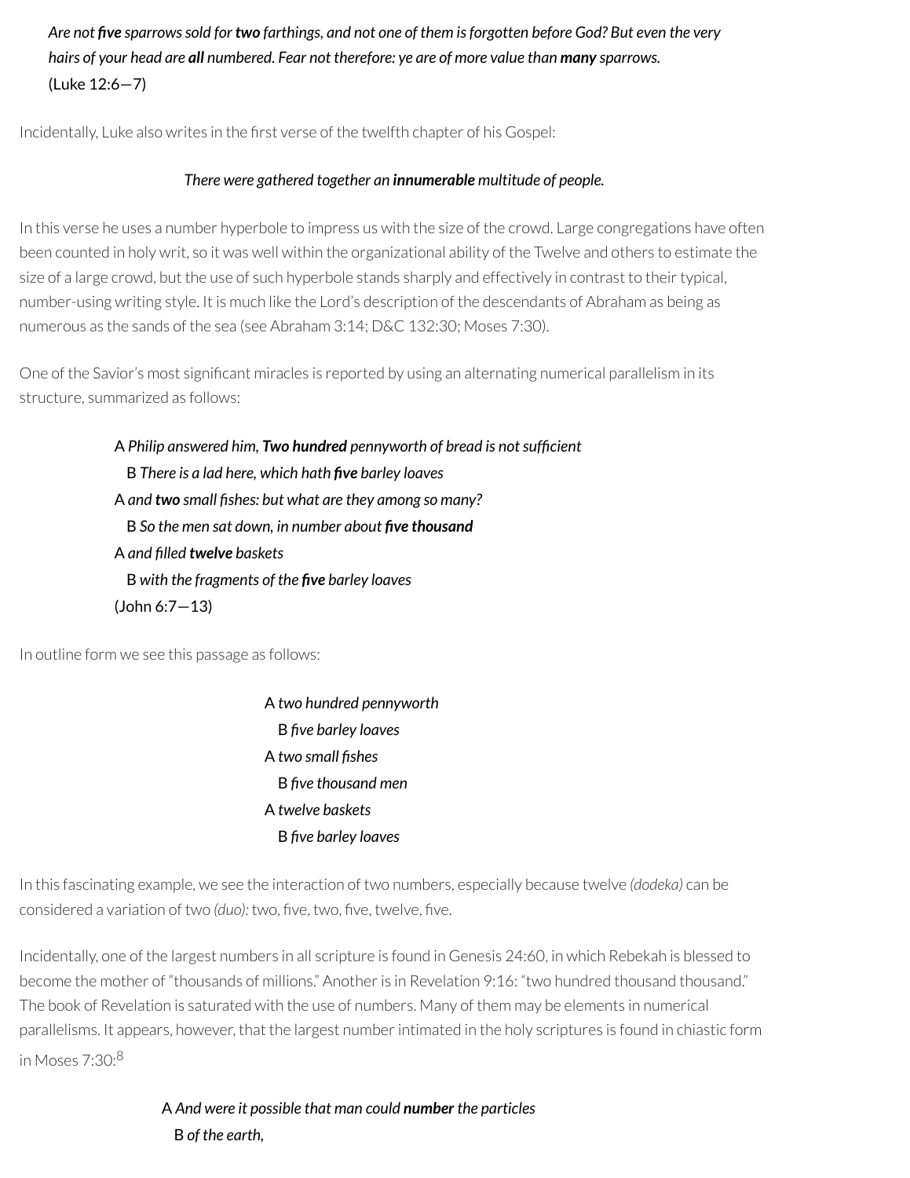> *Are not **five** sparrows sold for **two** farthings, and not one of them is forgotten before God? But even the very hairs of your head are **all** numbered. Fear not therefore: ye are of more value than **many** sparrows.*
> (Luke 12:6—7)

Incidentally, Luke also writes in the first verse of the twelfth chapter of his Gospel:

> *There were gathered together an **innumerable** multitude of people.*

In this verse he uses a number hyperbole to impress us with the size of the crowd. Large congregations have often been counted in holy writ, so it was well within the organizational ability of the Twelve and others to estimate the size of a large crowd, but the use of such hyperbole stands sharply and effectively in contrast to their typical, number-using writing style. It is much like the Lord's description of the descendants of Abraham as being as numerous as the sands of the sea (see Abraham 3:14; D&C 132:30; Moses 7:30).

One of the Savior's most significant miracles is reported by using an alternating numerical parallelism in its structure, summarized as follows:

> A *Philip answered him, **Two hundred** pennyworth of bread is not sufficient*
>   B *There is a lad here, which hath **five** barley loaves*
> A *and **two** small fishes: but what are they among so many?*
>   B *So the men sat down, in number about **five thousand***
> A *and filled **twelve** baskets*
>   B *with the fragments of the **five** barley loaves*
> (John 6:7—13)

In outline form we see this passage as follows:

> A *two hundred pennyworth*
>   B *five barley loaves*
> A *two small fishes*
>   B *five thousand men*
> A *twelve baskets*
>   B *five barley loaves*

In this fascinating example, we see the interaction of two numbers, especially because twelve *(dodeka)* can be considered a variation of two *(duo):* two, five, two, five, twelve, five.

Incidentally, one of the largest numbers in all scripture is found in Genesis 24:60, in which Rebekah is blessed to become the mother of "thousands of millions." Another is in Revelation 9:16: "two hundred thousand thousand." The book of Revelation is saturated with the use of numbers. Many of them may be elements in numerical parallelisms. It appears, however, that the largest number intimated in the holy scriptures is found in chiastic form in Moses 7:30:[8]

> A *And were it possible that man could **number** the particles*
>   B *of the earth,*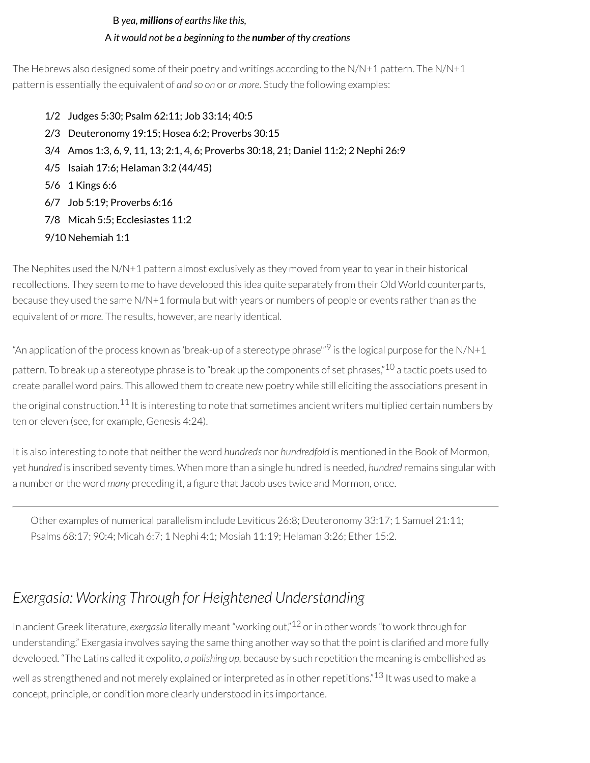B *yea, **millions** of earths like this,*
A *it would not be a beginning to the **number** of thy creations*

The Hebrews also designed some of their poetry and writings according to the N/N+1 pattern. The N/N+1 pattern is essentially the equivalent of *and so on* or *or more*. Study the following examples:

- 1/2 Judges 5:30; Psalm 62:11; Job 33:14; 40:5
- 2/3 Deuteronomy 19:15; Hosea 6:2; Proverbs 30:15
- 3/4 Amos 1:3, 6, 9, 11, 13; 2:1, 4, 6; Proverbs 30:18, 21; Daniel 11:2; 2 Nephi 26:9
- 4/5 Isaiah 17:6; Helaman 3:2 (44/45)
- 5/6 1 Kings 6:6
- 6/7 Job 5:19; Proverbs 6:16
- 7/8 Micah 5:5; Ecclesiastes 11:2
- 9/10 Nehemiah 1:1

The Nephites used the N/N+1 pattern almost exclusively as they moved from year to year in their historical recollections. They seem to me to have developed this idea quite separately from their Old World counterparts, because they used the same N/N+1 formula but with years or numbers of people or events rather than as the equivalent of *or more*. The results, however, are nearly identical.

"An application of the process known as 'break-up of a stereotype phrase'"[9] is the logical purpose for the N/N+1 pattern. To break up a stereotype phrase is to "break up the components of set phrases,"[10] a tactic poets used to create parallel word pairs. This allowed them to create new poetry while still eliciting the associations present in the original construction.[11] It is interesting to note that sometimes ancient writers multiplied certain numbers by ten or eleven (see, for example, Genesis 4:24).

It is also interesting to note that neither the word *hundreds* nor *hundredfold* is mentioned in the Book of Mormon, yet *hundred* is inscribed seventy times. When more than a single hundred is needed, *hundred* remains singular with a number or the word *many* preceding it, a figure that Jacob uses twice and Mormon, once.

---

> Other examples of numerical parallelism include Leviticus 26:8; Deuteronomy 33:17; 1 Samuel 21:11; Psalms 68:17; 90:4; Micah 6:7; 1 Nephi 4:1; Mosiah 11:19; Helaman 3:26; Ether 15:2.

## *Exergasia: Working Through for Heightened Understanding*

In ancient Greek literature, *exergasia* literally meant "working out,"[12] or in other words "to work through for understanding." Exergasia involves saying the same thing another way so that the point is clarified and more fully developed. "The Latins called it expolito, *a polishing up*, because by such repetition the meaning is embellished as well as strengthened and not merely explained or interpreted as in other repetitions."[13] It was used to make a concept, principle, or condition more clearly understood in its importance.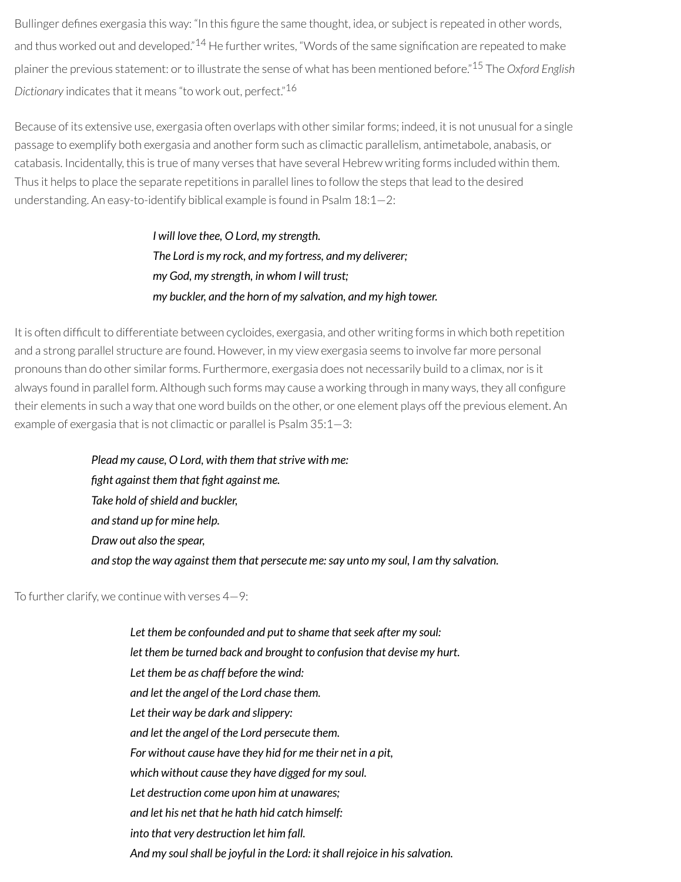Bullinger defines exergasia this way: "In this figure the same thought, idea, or subject is repeated in other words, and thus worked out and developed."[14] He further writes, "Words of the same signification are repeated to make plainer the previous statement: or to illustrate the sense of what has been mentioned before."[15] The *Oxford English Dictionary* indicates that it means "to work out, perfect."[16]

Because of its extensive use, exergasia often overlaps with other similar forms; indeed, it is not unusual for a single passage to exemplify both exergasia and another form such as climactic parallelism, antimetabole, anabasis, or catabasis. Incidentally, this is true of many verses that have several Hebrew writing forms included within them. Thus it helps to place the separate repetitions in parallel lines to follow the steps that lead to the desired understanding. An easy-to-identify biblical example is found in Psalm 18:1—2:

> *I will love thee, O Lord, my strength.*
> *The Lord is my rock, and my fortress, and my deliverer;*
> *my God, my strength, in whom I will trust;*
> *my buckler, and the horn of my salvation, and my high tower.*

It is often difficult to differentiate between cycloides, exergasia, and other writing forms in which both repetition and a strong parallel structure are found. However, in my view exergasia seems to involve far more personal pronouns than do other similar forms. Furthermore, exergasia does not necessarily build to a climax, nor is it always found in parallel form. Although such forms may cause a working through in many ways, they all configure their elements in such a way that one word builds on the other, or one element plays off the previous element. An example of exergasia that is not climactic or parallel is Psalm 35:1—3:

> *Plead my cause, O Lord, with them that strive with me:*
> *fight against them that fight against me.*
> *Take hold of shield and buckler,*
> *and stand up for mine help.*
> *Draw out also the spear,*
> *and stop the way against them that persecute me: say unto my soul, I am thy salvation.*

To further clarify, we continue with verses 4—9:

> *Let them be confounded and put to shame that seek after my soul:*
> *let them be turned back and brought to confusion that devise my hurt.*
> *Let them be as chaff before the wind:*
> *and let the angel of the Lord chase them.*
> *Let their way be dark and slippery:*
> *and let the angel of the Lord persecute them.*
> *For without cause have they hid for me their net in a pit,*
> *which without cause they have digged for my soul.*
> *Let destruction come upon him at unawares;*
> *and let his net that he hath hid catch himself:*
> *into that very destruction let him fall.*
> *And my soul shall be joyful in the Lord: it shall rejoice in his salvation.*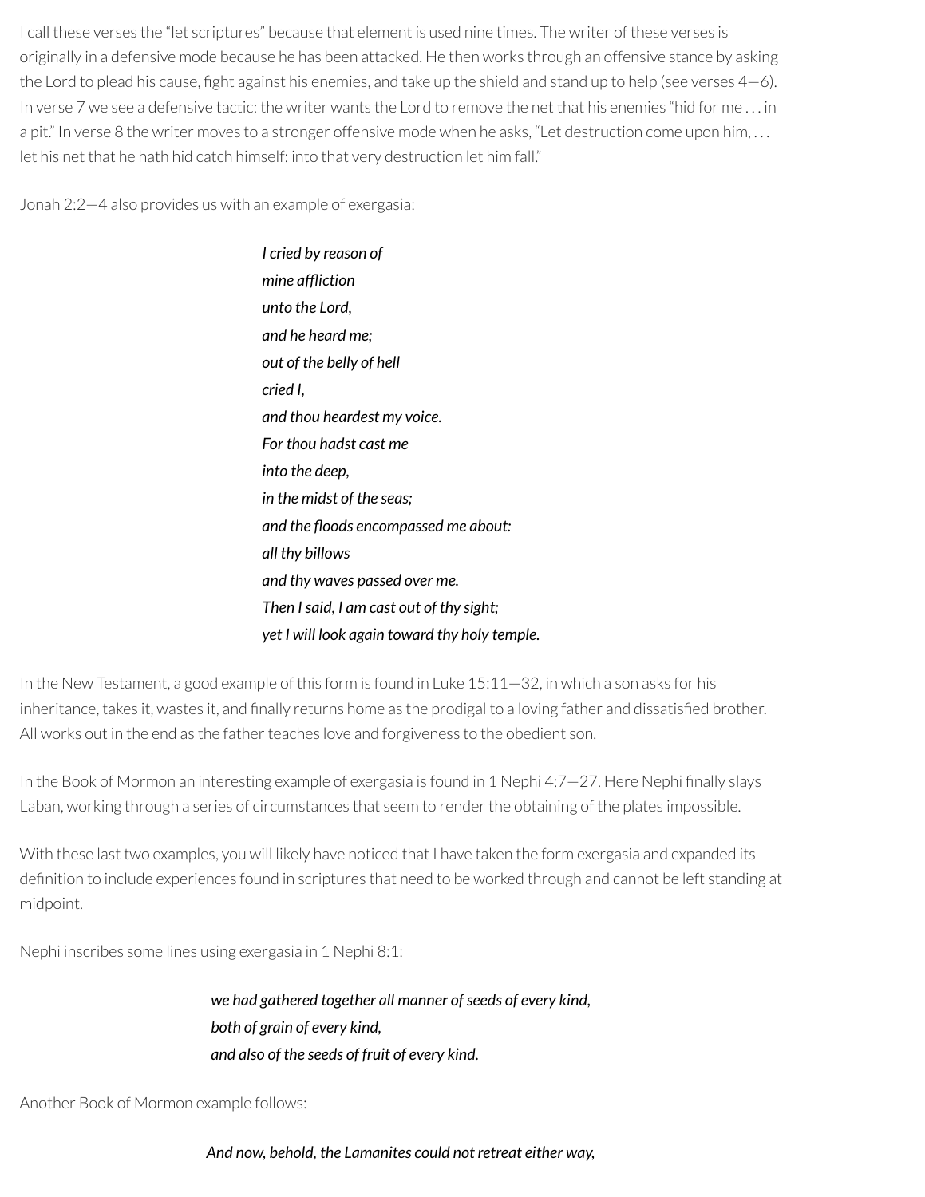I call these verses the "let scriptures" because that element is used nine times. The writer of these verses is originally in a defensive mode because he has been attacked. He then works through an offensive stance by asking the Lord to plead his cause, fight against his enemies, and take up the shield and stand up to help (see verses 4—6). In verse 7 we see a defensive tactic: the writer wants the Lord to remove the net that his enemies "hid for me . . . in a pit." In verse 8 the writer moves to a stronger offensive mode when he asks, "Let destruction come upon him, . . . let his net that he hath hid catch himself: into that very destruction let him fall."

Jonah 2:2—4 also provides us with an example of exergasia:

> *I cried by reason of*
> *mine affliction*
> *unto the Lord,*
> *and he heard me;*
> *out of the belly of hell*
> *cried I,*
> *and thou heardest my voice.*
> *For thou hadst cast me*
> *into the deep,*
> *in the midst of the seas;*
> *and the floods encompassed me about:*
> *all thy billows*
> *and thy waves passed over me.*
> *Then I said, I am cast out of thy sight;*
> *yet I will look again toward thy holy temple.*

In the New Testament, a good example of this form is found in Luke 15:11—32, in which a son asks for his inheritance, takes it, wastes it, and finally returns home as the prodigal to a loving father and dissatisfied brother. All works out in the end as the father teaches love and forgiveness to the obedient son.

In the Book of Mormon an interesting example of exergasia is found in 1 Nephi 4:7—27. Here Nephi finally slays Laban, working through a series of circumstances that seem to render the obtaining of the plates impossible.

With these last two examples, you will likely have noticed that I have taken the form exergasia and expanded its definition to include experiences found in scriptures that need to be worked through and cannot be left standing at midpoint.

Nephi inscribes some lines using exergasia in 1 Nephi 8:1:

> *we had gathered together all manner of seeds of every kind,*
> *both of grain of every kind,*
> *and also of the seeds of fruit of every kind.*

Another Book of Mormon example follows:

> *And now, behold, the Lamanites could not retreat either way,*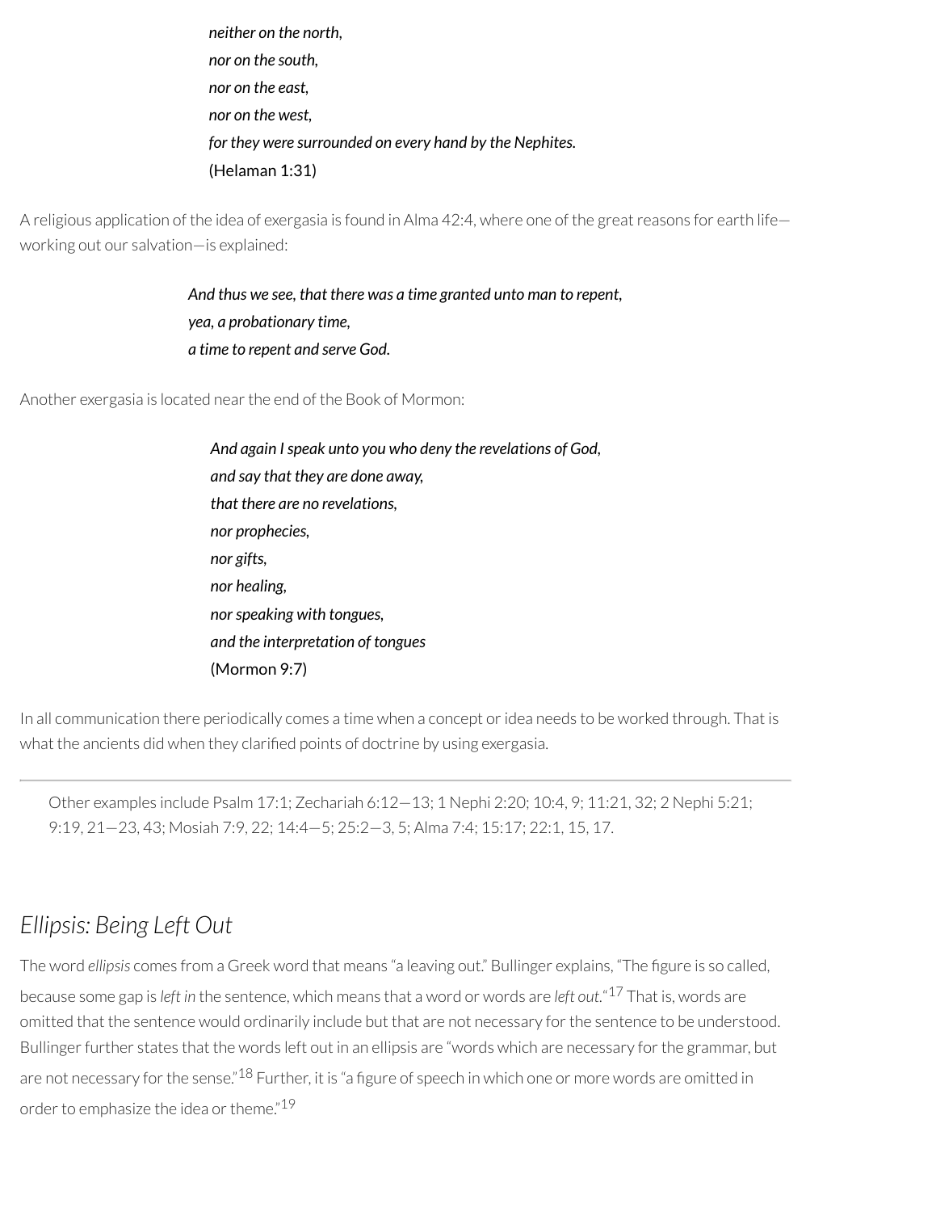*neither on the north,*
*nor on the south,*
*nor on the east,*
*nor on the west,*
*for they were surrounded on every hand by the Nephites.*
(Helaman 1:31)

A religious application of the idea of exergasia is found in Alma 42:4, where one of the great reasons for earth life—working out our salvation—is explained:

> *And thus we see, that there was a time granted unto man to repent,*
> *yea, a probationary time,*
> *a time to repent and serve God.*

Another exergasia is located near the end of the Book of Mormon:

> *And again I speak unto you who deny the revelations of God,*
> *and say that they are done away,*
> *that there are no revelations,*
> *nor prophecies,*
> *nor gifts,*
> *nor healing,*
> *nor speaking with tongues,*
> *and the interpretation of tongues*
> (Mormon 9:7)

In all communication there periodically comes a time when a concept or idea needs to be worked through. That is what the ancients did when they clarified points of doctrine by using exergasia.

---

Other examples include Psalm 17:1; Zechariah 6:12—13; 1 Nephi 2:20; 10:4, 9; 11:21, 32; 2 Nephi 5:21; 9:19, 21—23, 43; Mosiah 7:9, 22; 14:4—5; 25:2—3, 5; Alma 7:4; 15:17; 22:1, 15, 17.

## *Ellipsis: Being Left Out*

The word *ellipsis* comes from a Greek word that means "a leaving out." Bullinger explains, "The figure is so called, because some gap is *left in* the sentence, which means that a word or words are *left out*."[17] That is, words are omitted that the sentence would ordinarily include but that are not necessary for the sentence to be understood. Bullinger further states that the words left out in an ellipsis are "words which are necessary for the grammar, but are not necessary for the sense."[18] Further, it is "a figure of speech in which one or more words are omitted in order to emphasize the idea or theme."[19]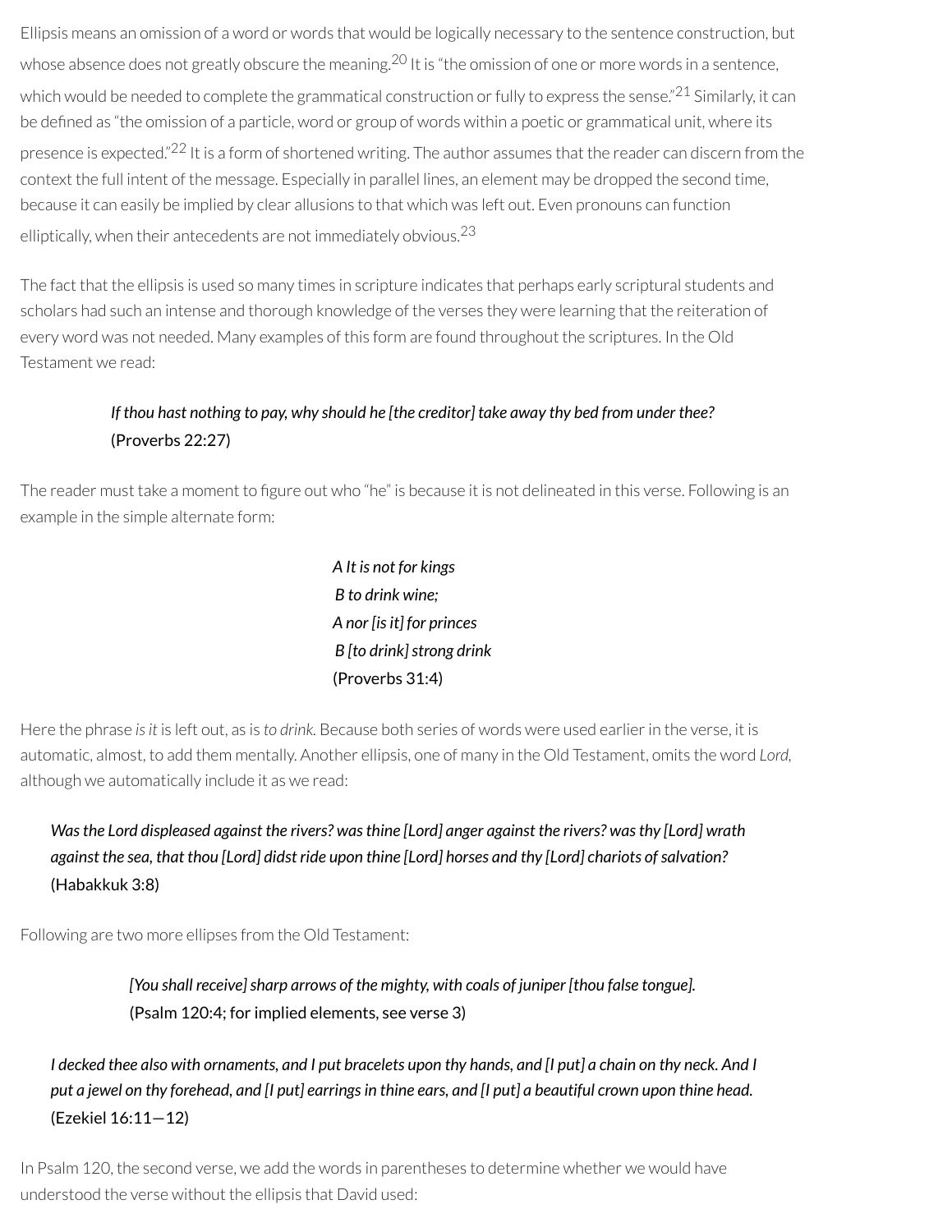Ellipsis means an omission of a word or words that would be logically necessary to the sentence construction, but whose absence does not greatly obscure the meaning.[20] It is "the omission of one or more words in a sentence, which would be needed to complete the grammatical construction or fully to express the sense."[21] Similarly, it can be defined as "the omission of a particle, word or group of words within a poetic or grammatical unit, where its presence is expected."[22] It is a form of shortened writing. The author assumes that the reader can discern from the context the full intent of the message. Especially in parallel lines, an element may be dropped the second time, because it can easily be implied by clear allusions to that which was left out. Even pronouns can function elliptically, when their antecedents are not immediately obvious.[23]

The fact that the ellipsis is used so many times in scripture indicates that perhaps early scriptural students and scholars had such an intense and thorough knowledge of the verses they were learning that the reiteration of every word was not needed. Many examples of this form are found throughout the scriptures. In the Old Testament we read:

> ***If thou hast nothing to pay, why should he [the creditor] take away thy bed from under thee?***
> (Proverbs 22:27)

The reader must take a moment to figure out who "he" is because it is not delineated in this verse. Following is an example in the simple alternate form:

> *A It is not for kings*
> *B to drink wine;*
> *A nor [is it] for princes*
> *B [to drink] strong drink*
> (Proverbs 31:4)

Here the phrase *is it* is left out, as is *to drink.* Because both series of words were used earlier in the verse, it is automatic, almost, to add them mentally. Another ellipsis, one of many in the Old Testament, omits the word *Lord,* although we automatically include it as we read:

> ***Was the Lord displeased against the rivers? was thine [Lord] anger against the rivers? was thy [Lord] wrath against the sea, that thou [Lord] didst ride upon thine [Lord] horses and thy [Lord] chariots of salvation?***
> (Habakkuk 3:8)

Following are two more ellipses from the Old Testament:

> ***[You shall receive] sharp arrows of the mighty, with coals of juniper [thou false tongue].***
> (Psalm 120:4; for implied elements, see verse 3)

> ***I decked thee also with ornaments, and I put bracelets upon thy hands, and [I put] a chain on thy neck. And I put a jewel on thy forehead, and [I put] earrings in thine ears, and [I put] a beautiful crown upon thine head.***
> (Ezekiel 16:11—12)

In Psalm 120, the second verse, we add the words in parentheses to determine whether we would have understood the verse without the ellipsis that David used: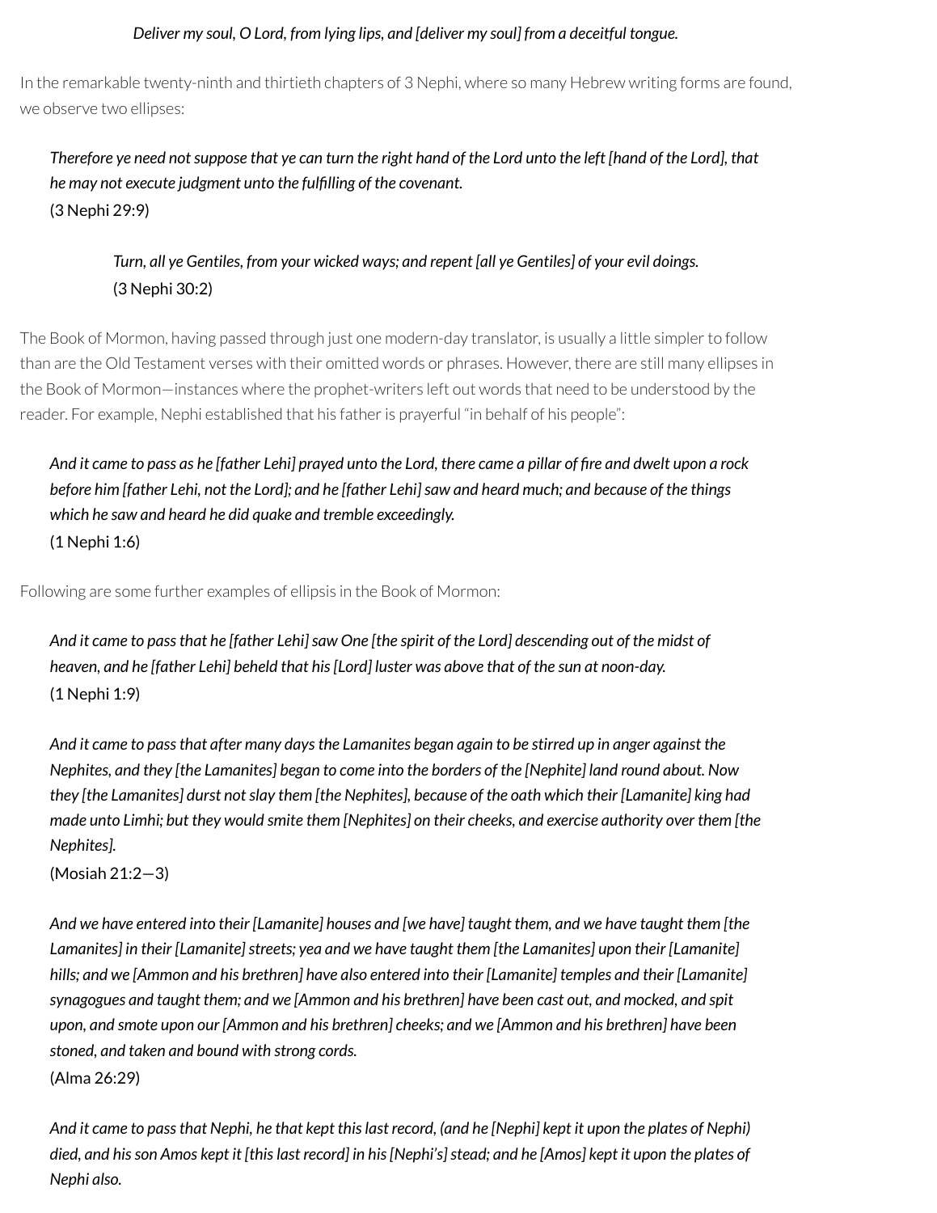*Deliver my soul, O Lord, from lying lips, and [deliver my soul] from a deceitful tongue.*

In the remarkable twenty-ninth and thirtieth chapters of 3 Nephi, where so many Hebrew writing forms are found, we observe two ellipses:

> *Therefore ye need not suppose that ye can turn the right hand of the Lord unto the left [hand of the Lord], that he may not execute judgment unto the fulfilling of the covenant.*
> (3 Nephi 29:9)

> *Turn, all ye Gentiles, from your wicked ways; and repent [all ye Gentiles] of your evil doings.*
> (3 Nephi 30:2)

The Book of Mormon, having passed through just one modern-day translator, is usually a little simpler to follow than are the Old Testament verses with their omitted words or phrases. However, there are still many ellipses in the Book of Mormon—instances where the prophet-writers left out words that need to be understood by the reader. For example, Nephi established that his father is prayerful "in behalf of his people":

> *And it came to pass as he [father Lehi] prayed unto the Lord, there came a pillar of fire and dwelt upon a rock before him [father Lehi, not the Lord]; and he [father Lehi] saw and heard much; and because of the things which he saw and heard he did quake and tremble exceedingly.*
> (1 Nephi 1:6)

Following are some further examples of ellipsis in the Book of Mormon:

> *And it came to pass that he [father Lehi] saw One [the spirit of the Lord] descending out of the midst of heaven, and he [father Lehi] beheld that his [Lord] luster was above that of the sun at noon-day.*
> (1 Nephi 1:9)

> *And it came to pass that after many days the Lamanites began again to be stirred up in anger against the Nephites, and they [the Lamanites] began to come into the borders of the [Nephite] land round about. Now they [the Lamanites] durst not slay them [the Nephites], because of the oath which their [Lamanite] king had made unto Limhi; but they would smite them [Nephites] on their cheeks, and exercise authority over them [the Nephites].*
> (Mosiah 21:2—3)

> *And we have entered into their [Lamanite] houses and [we have] taught them, and we have taught them [the Lamanites] in their [Lamanite] streets; yea and we have taught them [the Lamanites] upon their [Lamanite] hills; and we [Ammon and his brethren] have also entered into their [Lamanite] temples and their [Lamanite] synagogues and taught them; and we [Ammon and his brethren] have been cast out, and mocked, and spit upon, and smote upon our [Ammon and his brethren] cheeks; and we [Ammon and his brethren] have been stoned, and taken and bound with strong cords.*
> (Alma 26:29)

> *And it came to pass that Nephi, he that kept this last record, (and he [Nephi] kept it upon the plates of Nephi) died, and his son Amos kept it [this last record] in his [Nephi's] stead; and he [Amos] kept it upon the plates of Nephi also.*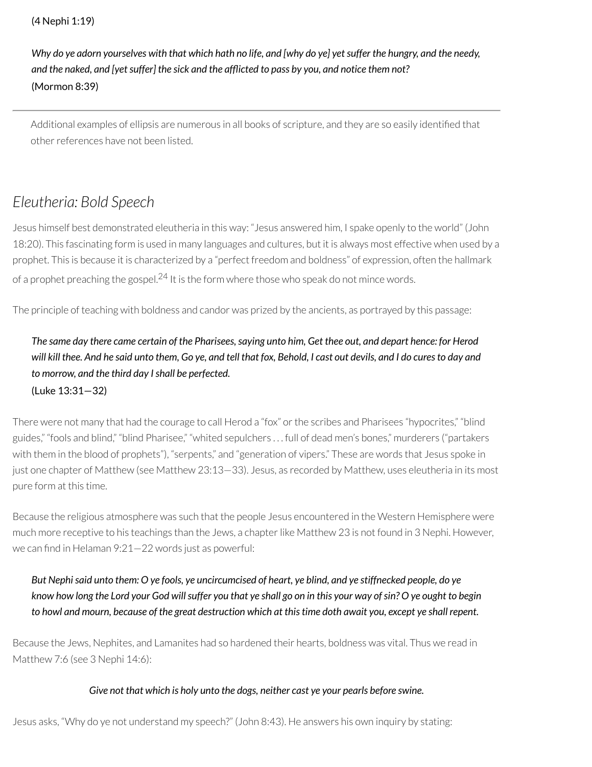(4 Nephi 1:19)

> ***Why do ye adorn yourselves with that which hath no life, and [why do ye] yet suffer the hungry, and the needy, and the naked, and [yet suffer] the sick and the afflicted to pass by you, and notice them not?***
> (Mormon 8:39)

---

Additional examples of ellipsis are numerous in all books of scripture, and they are so easily identified that other references have not been listed.

## *Eleutheria: Bold Speech*

Jesus himself best demonstrated eleutheria in this way: "Jesus answered him, I spake openly to the world" (John 18:20). This fascinating form is used in many languages and cultures, but it is always most effective when used by a prophet. This is because it is characterized by a "perfect freedom and boldness" of expression, often the hallmark of a prophet preaching the gospel.[24] It is the form where those who speak do not mince words.

The principle of teaching with boldness and candor was prized by the ancients, as portrayed by this passage:

> ***The same day there came certain of the Pharisees, saying unto him, Get thee out, and depart hence: for Herod will kill thee. And he said unto them, Go ye, and tell that fox, Behold, I cast out devils, and I do cures to day and to morrow, and the third day I shall be perfected.***
> (Luke 13:31—32)

There were not many that had the courage to call Herod a "fox" or the scribes and Pharisees "hypocrites," "blind guides," "fools and blind," "blind Pharisee," "whited sepulchers . . . full of dead men's bones," murderers ("partakers with them in the blood of prophets"), "serpents," and "generation of vipers." These are words that Jesus spoke in just one chapter of Matthew (see Matthew 23:13—33). Jesus, as recorded by Matthew, uses eleutheria in its most pure form at this time.

Because the religious atmosphere was such that the people Jesus encountered in the Western Hemisphere were much more receptive to his teachings than the Jews, a chapter like Matthew 23 is not found in 3 Nephi. However, we can find in Helaman 9:21—22 words just as powerful:

> ***But Nephi said unto them: O ye fools, ye uncircumcised of heart, ye blind, and ye stiffnecked people, do ye know how long the Lord your God will suffer you that ye shall go on in this your way of sin? O ye ought to begin to howl and mourn, because of the great destruction which at this time doth await you, except ye shall repent.***

Because the Jews, Nephites, and Lamanites had so hardened their hearts, boldness was vital. Thus we read in Matthew 7:6 (see 3 Nephi 14:6):

> ***Give not that which is holy unto the dogs, neither cast ye your pearls before swine.***

Jesus asks, "Why do ye not understand my speech?" (John 8:43). He answers his own inquiry by stating: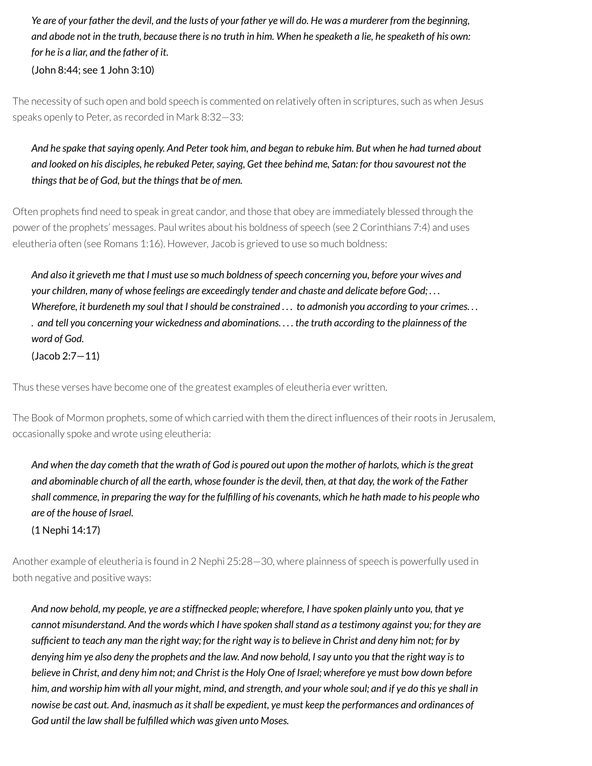> *Ye are of your father the devil, and the lusts of your father ye will do. He was a murderer from the beginning, and abode not in the truth, because there is no truth in him. When he speaketh a lie, he speaketh of his own: for he is a liar, and the father of it.*
> (John 8:44; see 1 John 3:10)

The necessity of such open and bold speech is commented on relatively often in scriptures, such as when Jesus speaks openly to Peter, as recorded in Mark 8:32—33:

> *And he spake that saying openly. And Peter took him, and began to rebuke him. But when he had turned about and looked on his disciples, he rebuked Peter, saying, Get thee behind me, Satan: for thou savourest not the things that be of God, but the things that be of men.*

Often prophets find need to speak in great candor, and those that obey are immediately blessed through the power of the prophets' messages. Paul writes about his boldness of speech (see 2 Corinthians 7:4) and uses eleutheria often (see Romans 1:16). However, Jacob is grieved to use so much boldness:

> *And also it grieveth me that I must use so much boldness of speech concerning you, before your wives and your children, many of whose feelings are exceedingly tender and chaste and delicate before God; . . . Wherefore, it burdeneth my soul that I should be constrained . . . to admonish you according to your crimes. . . . and tell you concerning your wickedness and abominations. . . . the truth according to the plainness of the word of God.*
> (Jacob 2:7—11)

Thus these verses have become one of the greatest examples of eleutheria ever written.

The Book of Mormon prophets, some of which carried with them the direct influences of their roots in Jerusalem, occasionally spoke and wrote using eleutheria:

> *And when the day cometh that the wrath of God is poured out upon the mother of harlots, which is the great and abominable church of all the earth, whose founder is the devil, then, at that day, the work of the Father shall commence, in preparing the way for the fulfilling of his covenants, which he hath made to his people who are of the house of Israel.*
> (1 Nephi 14:17)

Another example of eleutheria is found in 2 Nephi 25:28—30, where plainness of speech is powerfully used in both negative and positive ways:

> *And now behold, my people, ye are a stiffnecked people; wherefore, I have spoken plainly unto you, that ye cannot misunderstand. And the words which I have spoken shall stand as a testimony against you; for they are sufficient to teach any man the right way; for the right way is to believe in Christ and deny him not; for by denying him ye also deny the prophets and the law. And now behold, I say unto you that the right way is to believe in Christ, and deny him not; and Christ is the Holy One of Israel; wherefore ye must bow down before him, and worship him with all your might, mind, and strength, and your whole soul; and if ye do this ye shall in nowise be cast out. And, inasmuch as it shall be expedient, ye must keep the performances and ordinances of God until the law shall be fulfilled which was given unto Moses.*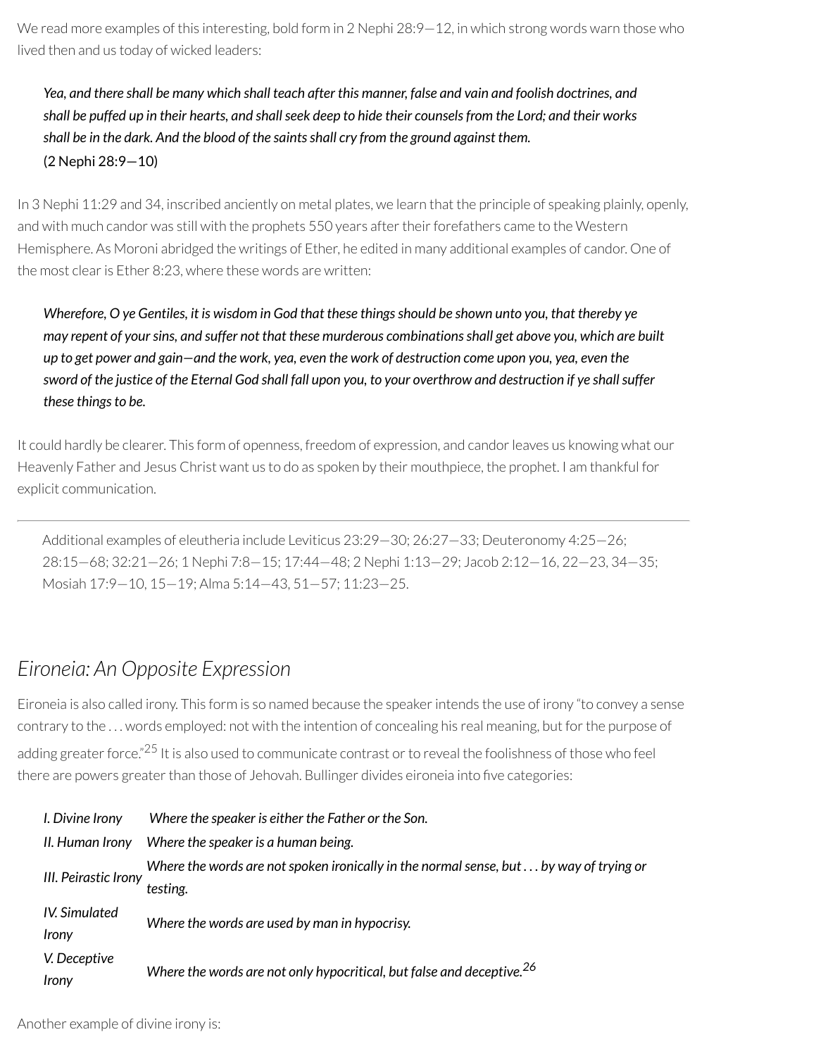We read more examples of this interesting, bold form in 2 Nephi 28:9—12, in which strong words warn those who lived then and us today of wicked leaders:

> *Yea, and there shall be many which shall teach after this manner, false and vain and foolish doctrines, and shall be puffed up in their hearts, and shall seek deep to hide their counsels from the Lord; and their works shall be in the dark. And the blood of the saints shall cry from the ground against them.*
> (2 Nephi 28:9—10)

In 3 Nephi 11:29 and 34, inscribed anciently on metal plates, we learn that the principle of speaking plainly, openly, and with much candor was still with the prophets 550 years after their forefathers came to the Western Hemisphere. As Moroni abridged the writings of Ether, he edited in many additional examples of candor. One of the most clear is Ether 8:23, where these words are written:

> *Wherefore, O ye Gentiles, it is wisdom in God that these things should be shown unto you, that thereby ye may repent of your sins, and suffer not that these murderous combinations shall get above you, which are built up to get power and gain—and the work, yea, even the work of destruction come upon you, yea, even the sword of the justice of the Eternal God shall fall upon you, to your overthrow and destruction if ye shall suffer these things to be.*

It could hardly be clearer. This form of openness, freedom of expression, and candor leaves us knowing what our Heavenly Father and Jesus Christ want us to do as spoken by their mouthpiece, the prophet. I am thankful for explicit communication.

---

Additional examples of eleutheria include Leviticus 23:29—30; 26:27—33; Deuteronomy 4:25—26; 28:15—68; 32:21—26; 1 Nephi 7:8—15; 17:44—48; 2 Nephi 1:13—29; Jacob 2:12—16, 22—23, 34—35; Mosiah 17:9—10, 15—19; Alma 5:14—43, 51—57; 11:23—25.

## *Eironeia: An Opposite Expression*

Eironeia is also called irony. This form is so named because the speaker intends the use of irony "to convey a sense contrary to the . . . words employed: not with the intention of concealing his real meaning, but for the purpose of adding greater force."[25] It is also used to communicate contrast or to reveal the foolishness of those who feel there are powers greater than those of Jehovah. Bullinger divides eironeia into five categories:

| | |
|---|---|
| *I. Divine Irony* | *Where the speaker is either the Father or the Son.* |
| *II. Human Irony* | *Where the speaker is a human being.* |
| *III. Peirastic Irony* | *Where the words are not spoken ironically in the normal sense, but . . . by way of trying or testing.* |
| *IV. Simulated Irony* | *Where the words are used by man in hypocrisy.* |
| *V. Deceptive Irony* | *Where the words are not only hypocritical, but false and deceptive.*[26] |

Another example of divine irony is: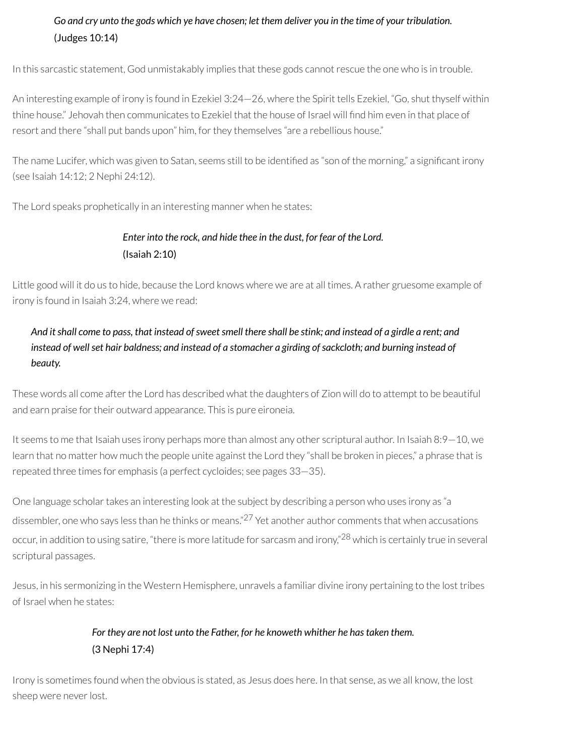> *Go and cry unto the gods which ye have chosen; let them deliver you in the time of your tribulation.*
> (Judges 10:14)

In this sarcastic statement, God unmistakably implies that these gods cannot rescue the one who is in trouble.

An interesting example of irony is found in Ezekiel 3:24—26, where the Spirit tells Ezekiel, "Go, shut thyself within thine house." Jehovah then communicates to Ezekiel that the house of Israel will find him even in that place of resort and there "shall put bands upon" him, for they themselves "are a rebellious house."

The name Lucifer, which was given to Satan, seems still to be identified as "son of the morning," a significant irony (see Isaiah 14:12; 2 Nephi 24:12).

The Lord speaks prophetically in an interesting manner when he states:

> *Enter into the rock, and hide thee in the dust, for fear of the Lord.*
> (Isaiah 2:10)

Little good will it do us to hide, because the Lord knows where we are at all times. A rather gruesome example of irony is found in Isaiah 3:24, where we read:

> *And it shall come to pass, that instead of sweet smell there shall be stink; and instead of a girdle a rent; and instead of well set hair baldness; and instead of a stomacher a girding of sackcloth; and burning instead of beauty.*

These words all come after the Lord has described what the daughters of Zion will do to attempt to be beautiful and earn praise for their outward appearance. This is pure eironeia.

It seems to me that Isaiah uses irony perhaps more than almost any other scriptural author. In Isaiah 8:9—10, we learn that no matter how much the people unite against the Lord they "shall be broken in pieces," a phrase that is repeated three times for emphasis (a perfect cycloides; see pages 33—35).

One language scholar takes an interesting look at the subject by describing a person who uses irony as "a dissembler, one who says less than he thinks or means."[27] Yet another author comments that when accusations occur, in addition to using satire, "there is more latitude for sarcasm and irony,"[28] which is certainly true in several scriptural passages.

Jesus, in his sermonizing in the Western Hemisphere, unravels a familiar divine irony pertaining to the lost tribes of Israel when he states:

> *For they are not lost unto the Father, for he knoweth whither he has taken them.*
> (3 Nephi 17:4)

Irony is sometimes found when the obvious is stated, as Jesus does here. In that sense, as we all know, the lost sheep were never lost.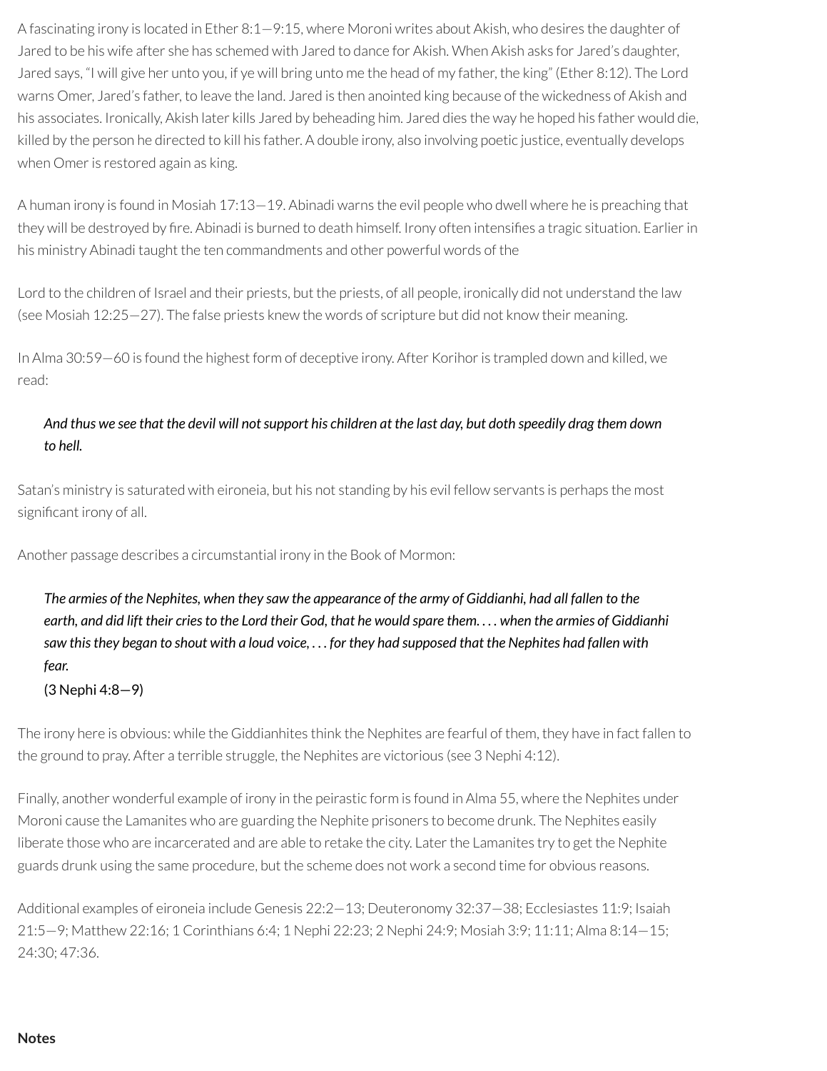A fascinating irony is located in Ether 8:1—9:15, where Moroni writes about Akish, who desires the daughter of Jared to be his wife after she has schemed with Jared to dance for Akish. When Akish asks for Jared's daughter, Jared says, "I will give her unto you, if ye will bring unto me the head of my father, the king" (Ether 8:12). The Lord warns Omer, Jared's father, to leave the land. Jared is then anointed king because of the wickedness of Akish and his associates. Ironically, Akish later kills Jared by beheading him. Jared dies the way he hoped his father would die, killed by the person he directed to kill his father. A double irony, also involving poetic justice, eventually develops when Omer is restored again as king.

A human irony is found in Mosiah 17:13—19. Abinadi warns the evil people who dwell where he is preaching that they will be destroyed by fire. Abinadi is burned to death himself. Irony often intensifies a tragic situation. Earlier in his ministry Abinadi taught the ten commandments and other powerful words of the Lord to the children of Israel and their priests, but the priests, of all people, ironically did not understand the law (see Mosiah 12:25—27). The false priests knew the words of scripture but did not know their meaning.

In Alma 30:59—60 is found the highest form of deceptive irony. After Korihor is trampled down and killed, we read:

> *And thus we see that the devil will not support his children at the last day, but doth speedily drag them down to hell.*

Satan's ministry is saturated with eironeia, but his not standing by his evil fellow servants is perhaps the most significant irony of all.

Another passage describes a circumstantial irony in the Book of Mormon:

> *The armies of the Nephites, when they saw the appearance of the army of Giddianhi, had all fallen to the earth, and did lift their cries to the Lord their God, that he would spare them. . . . when the armies of Giddianhi saw this they began to shout with a loud voice, . . . for they had supposed that the Nephites had fallen with fear.*
> (3 Nephi 4:8—9)

The irony here is obvious: while the Giddianhites think the Nephites are fearful of them, they have in fact fallen to the ground to pray. After a terrible struggle, the Nephites are victorious (see 3 Nephi 4:12).

Finally, another wonderful example of irony in the peirastic form is found in Alma 55, where the Nephites under Moroni cause the Lamanites who are guarding the Nephite prisoners to become drunk. The Nephites easily liberate those who are incarcerated and are able to retake the city. Later the Lamanites try to get the Nephite guards drunk using the same procedure, but the scheme does not work a second time for obvious reasons.

Additional examples of eironeia include Genesis 22:2—13; Deuteronomy 32:37—38; Ecclesiastes 11:9; Isaiah 21:5—9; Matthew 22:16; 1 Corinthians 6:4; 1 Nephi 22:23; 2 Nephi 24:9; Mosiah 3:9; 11:11; Alma 8:14—15; 24:30; 47:36.

**Notes**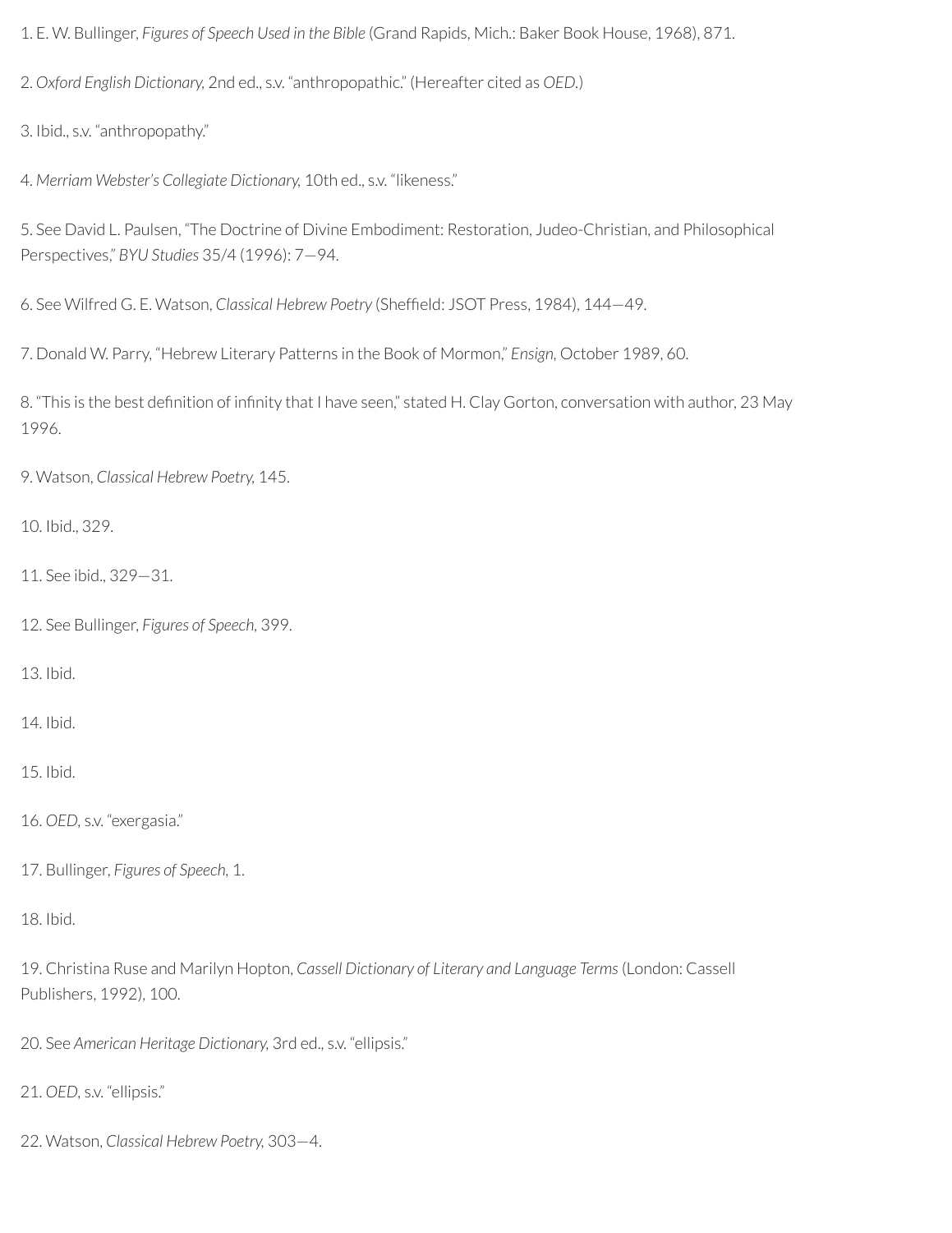1. E. W. Bullinger, *Figures of Speech Used in the Bible* (Grand Rapids, Mich.: Baker Book House, 1968), 871.

2. *Oxford English Dictionary,* 2nd ed., s.v. "anthropopathic." (Hereafter cited as *OED.*)

3. Ibid., s.v. "anthropopathy."

4. *Merriam Webster's Collegiate Dictionary,* 10th ed., s.v. "likeness."

5. See David L. Paulsen, "The Doctrine of Divine Embodiment: Restoration, Judeo-Christian, and Philosophical Perspectives," *BYU Studies* 35/4 (1996): 7—94.

6. See Wilfred G. E. Watson, *Classical Hebrew Poetry* (Sheffield: JSOT Press, 1984), 144—49.

7. Donald W. Parry, "Hebrew Literary Patterns in the Book of Mormon," *Ensign,* October 1989, 60.

8. "This is the best definition of infinity that I have seen," stated H. Clay Gorton, conversation with author, 23 May 1996.

9. Watson, *Classical Hebrew Poetry,* 145.

10. Ibid., 329.

11. See ibid., 329—31.

12. See Bullinger, *Figures of Speech,* 399.

13. Ibid.

14. Ibid.

15. Ibid.

16. *OED,* s.v. "exergasia."

17. Bullinger, *Figures of Speech,* 1.

18. Ibid.

19. Christina Ruse and Marilyn Hopton, *Cassell Dictionary of Literary and Language Terms* (London: Cassell Publishers, 1992), 100.

20. See *American Heritage Dictionary,* 3rd ed., s.v. "ellipsis."

21. *OED,* s.v. "ellipsis."

22. Watson, *Classical Hebrew Poetry,* 303—4.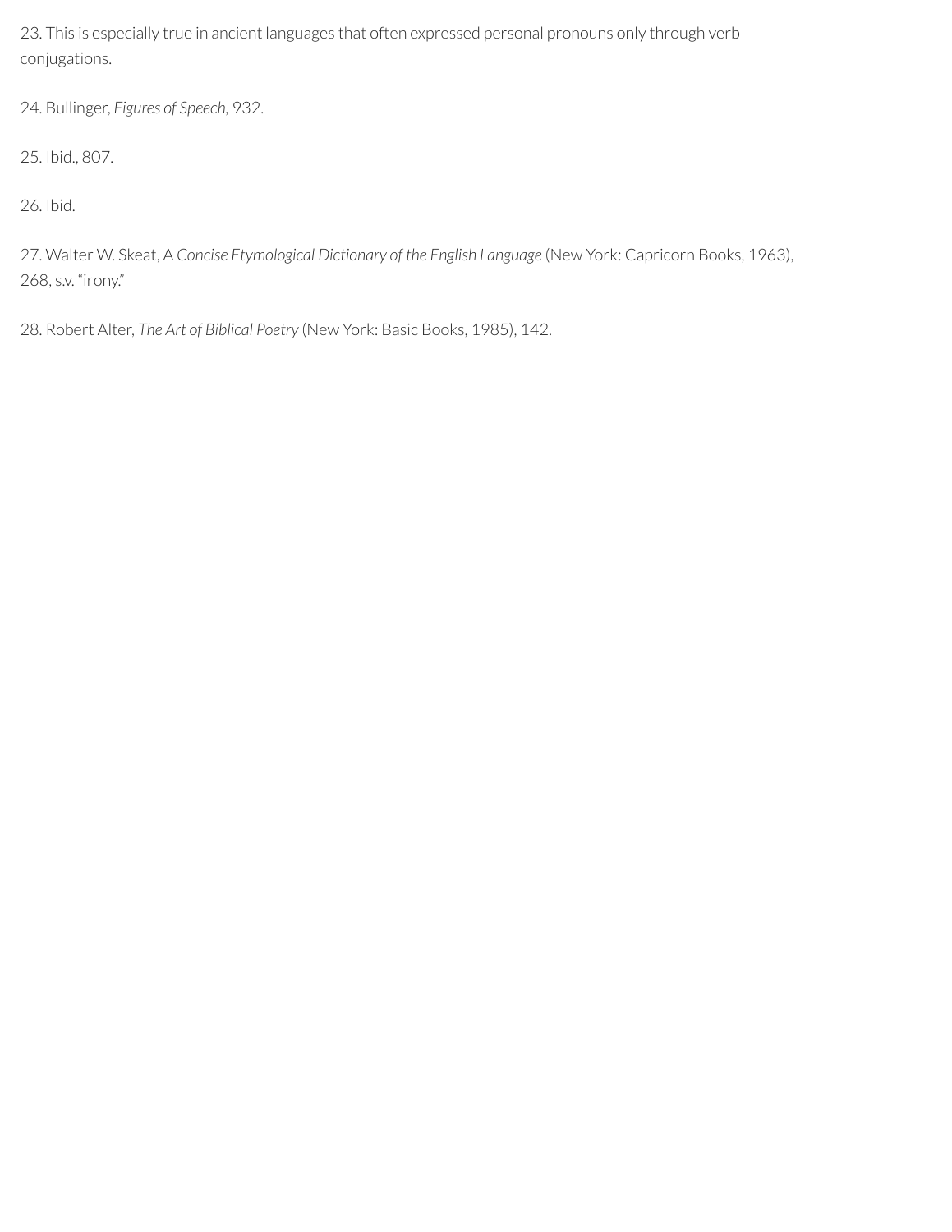23. This is especially true in ancient languages that often expressed personal pronouns only through verb conjugations.

24. Bullinger, *Figures of Speech*, 932.

25. Ibid., 807.

26. Ibid.

27. Walter W. Skeat, A *Concise Etymological Dictionary of the English Language* (New York: Capricorn Books, 1963), 268, s.v. “irony.”

28. Robert Alter, *The Art of Biblical Poetry* (New York: Basic Books, 1985), 142.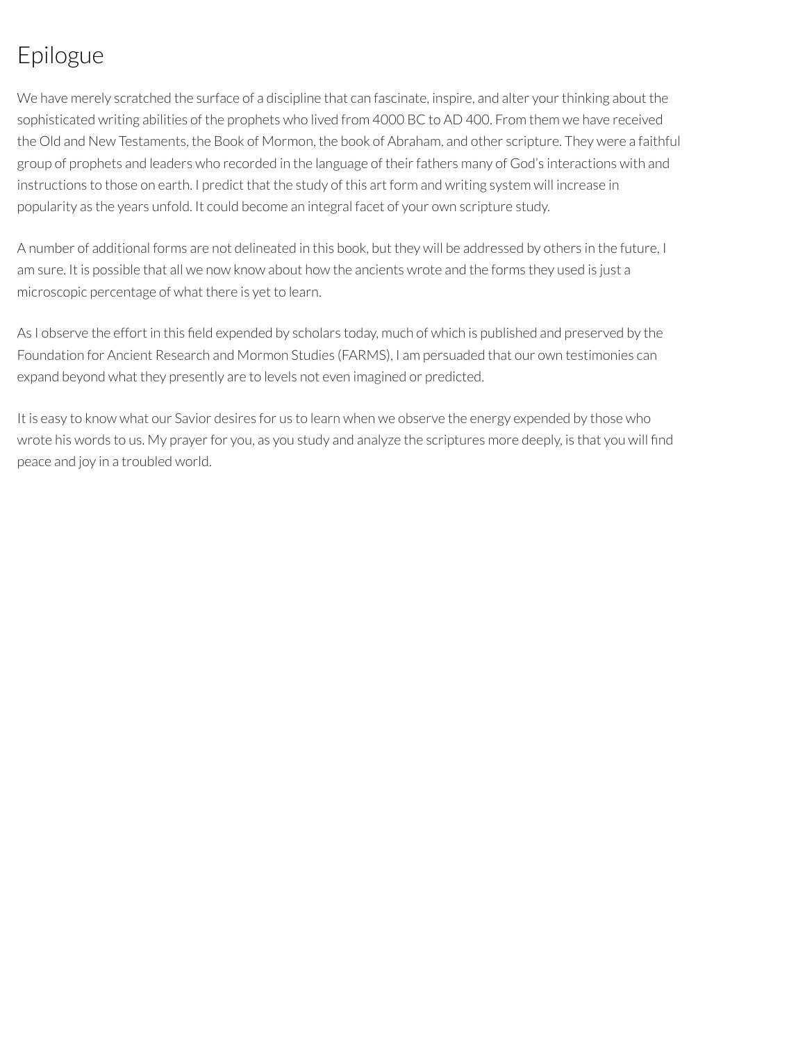# Epilogue

We have merely scratched the surface of a discipline that can fascinate, inspire, and alter your thinking about the sophisticated writing abilities of the prophets who lived from 4000 BC to AD 400. From them we have received the Old and New Testaments, the Book of Mormon, the book of Abraham, and other scripture. They were a faithful group of prophets and leaders who recorded in the language of their fathers many of God's interactions with and instructions to those on earth. I predict that the study of this art form and writing system will increase in popularity as the years unfold. It could become an integral facet of your own scripture study.

A number of additional forms are not delineated in this book, but they will be addressed by others in the future, I am sure. It is possible that all we now know about how the ancients wrote and the forms they used is just a microscopic percentage of what there is yet to learn.

As I observe the effort in this field expended by scholars today, much of which is published and preserved by the Foundation for Ancient Research and Mormon Studies (FARMS), I am persuaded that our own testimonies can expand beyond what they presently are to levels not even imagined or predicted.

It is easy to know what our Savior desires for us to learn when we observe the energy expended by those who wrote his words to us. My prayer for you, as you study and analyze the scriptures more deeply, is that you will find peace and joy in a troubled world.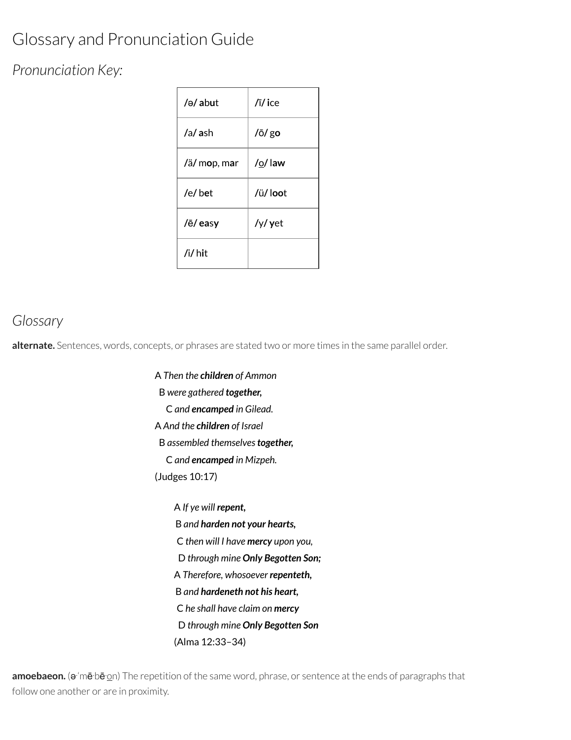# Glossary and Pronunciation Guide

## *Pronunciation Key:*

| | |
|---|---|
| /ə/ **a**bu**t** | /ī/ **i**ce |
| /a/ **a**sh | /ō/ g**o** |
| /ä/ m**o**p, m**a**r | /o̲/ l**aw** |
| /e/ b**e**t | /ü/ l**oo**t |
| /ē/ **ea**sy | /y/ **y**et |
| /i/ h**i**t | |

## *Glossary*

**alternate.** Sentences, words, concepts, or phrases are stated two or more times in the same parallel order.

A *Then the **children** of Ammon*
  B *were gathered **together,***
    C *and **encamped** in Gilead.*
A *And the **children** of Israel*
  B *assembled themselves **together,***
    C *and **encamped** in Mizpeh.*
(Judges 10:17)

A *If ye will **repent,***
 B *and **harden not your hearts,***
  C *then will I have **mercy** upon you,*
   D *through mine **Only Begotten Son;***
A *Therefore, whosoever **repenteth,***
 B *and **hardeneth not his heart,***
  C *he shall have claim on **mercy***
   D *through mine **Only Begotten Son***
(Alma 12:33–34)

**amoebaeon.** (ə·ˈmē·bē·o̲n) The repetition of the same word, phrase, or sentence at the ends of paragraphs that follow one another or are in proximity.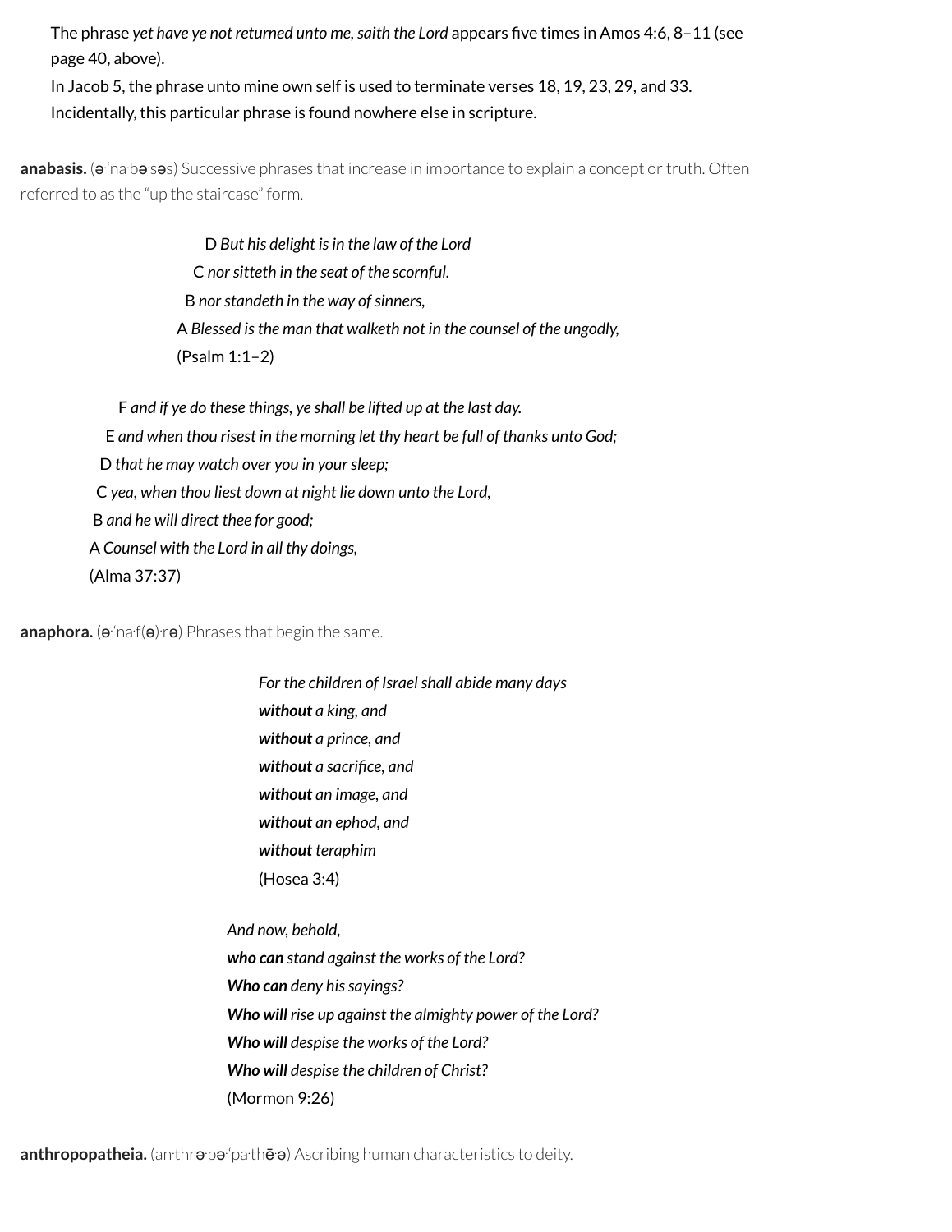The phrase *yet have ye not returned unto me, saith the Lord* appears five times in Amos 4:6, 8–11 (see page 40, above).

In Jacob 5, the phrase unto mine own self is used to terminate verses 18, 19, 23, 29, and 33. Incidentally, this particular phrase is found nowhere else in scripture.

**anabasis.** (ə·ˈna·bə·səs) Successive phrases that increase in importance to explain a concept or truth. Often referred to as the "up the staircase" form.

D *But his delight is in the law of the Lord*
C *nor sitteth in the seat of the scornful.*
B *nor standeth in the way of sinners,*
A *Blessed is the man that walketh not in the counsel of the ungodly,*
(Psalm 1:1–2)

F *and if ye do these things, ye shall be lifted up at the last day.*
E *and when thou risest in the morning let thy heart be full of thanks unto God;*
D *that he may watch over you in your sleep;*
C *yea, when thou liest down at night lie down unto the Lord,*
B *and he will direct thee for good;*
A *Counsel with the Lord in all thy doings,*
(Alma 37:37)

**anaphora.** (ə·ˈna·f(ə)·rə) Phrases that begin the same.

*For the children of Israel shall abide many days*
***without*** *a king, and*
***without*** *a prince, and*
***without*** *a sacrifice, and*
***without*** *an image, and*
***without*** *an ephod, and*
***without*** *teraphim*
(Hosea 3:4)

*And now, behold,*
***who can*** *stand against the works of the Lord?*
***Who can*** *deny his sayings?*
***Who will*** *rise up against the almighty power of the Lord?*
***Who will*** *despise the works of the Lord?*
***Who will*** *despise the children of Christ?*
(Mormon 9:26)

**anthropopatheia.** (an·thrə·pə·ˈpa·thē·ə) Ascribing human characteristics to deity.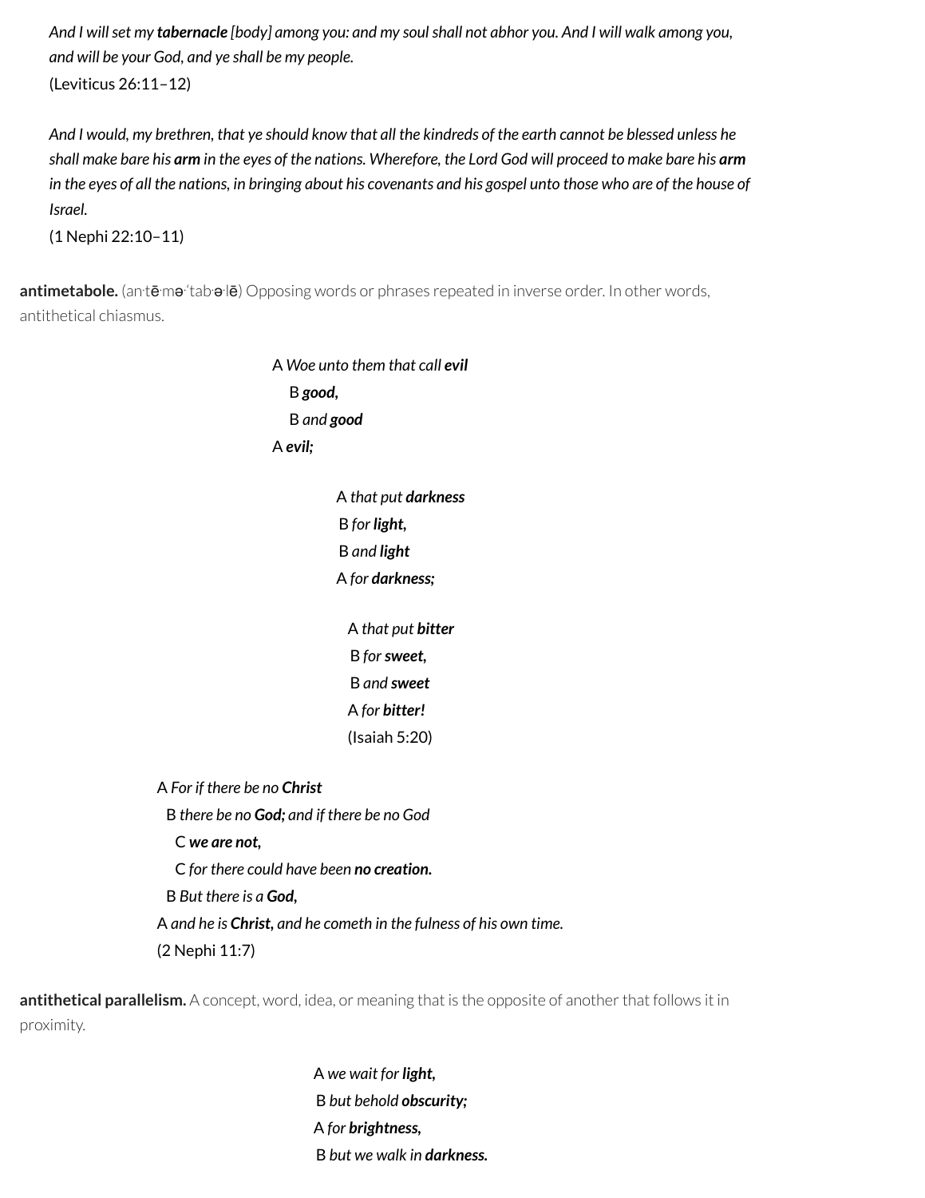*And I will set my **tabernacle** [body] among you: and my soul shall not abhor you. And I will walk among you, and will be your God, and ye shall be my people.*
(Leviticus 26:11–12)

*And I would, my brethren, that ye should know that all the kindreds of the earth cannot be blessed unless he shall make bare his **arm** in the eyes of the nations. Wherefore, the Lord God will proceed to make bare his **arm** in the eyes of all the nations, in bringing about his covenants and his gospel unto those who are of the house of Israel.*
(1 Nephi 22:10–11)

**antimetabole.** (an·tē·mə·ˈtab·ə·lē) Opposing words or phrases repeated in inverse order. In other words, antithetical chiasmus.

A *Woe unto them that call **evil***
  B ***good,***
  B *and **good***
A ***evil;***

A *that put **darkness***
  B *for **light,***
  B *and **light***
A *for **darkness;***

A *that put **bitter***
  B *for **sweet,***
  B *and **sweet***
A *for **bitter!***
(Isaiah 5:20)

A *For if there be no **Christ***
  B *there be no **God;** and if there be no God*
    C ***we are not,***
    C *for there could have been **no creation.***
  B *But there is a **God,***
A *and he is **Christ,** and he cometh in the fulness of his own time.*
(2 Nephi 11:7)

**antithetical parallelism.** A concept, word, idea, or meaning that is the opposite of another that follows it in proximity.

A *we wait for **light,***
  B *but behold **obscurity;***
A *for **brightness,***
  B *but we walk in **darkness.***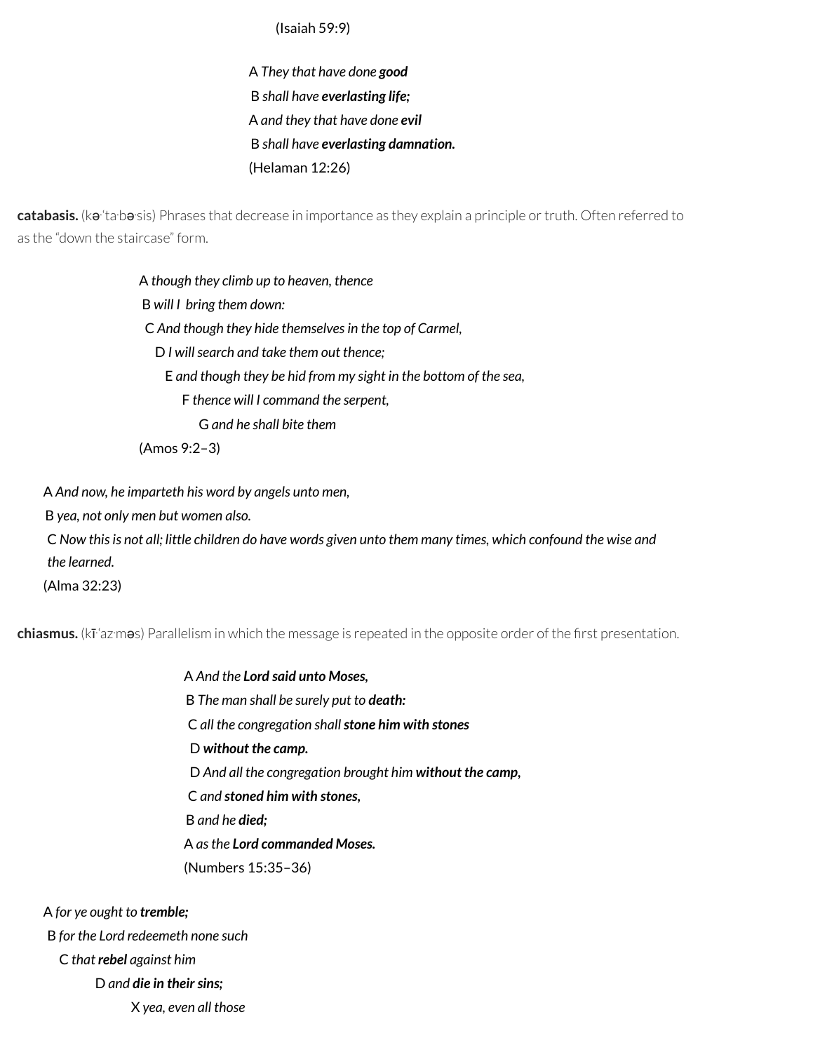(Isaiah 59:9)

A *They that have done **good***
B *shall have **everlasting life;***
A *and they that have done **evil***
B *shall have **everlasting damnation.***
(Helaman 12:26)

**catabasis.** (kə·ˈta·bə·sis) Phrases that decrease in importance as they explain a principle or truth. Often referred to as the "down the staircase" form.

A *though they climb up to heaven, thence*
B *will I bring them down:*
C *And though they hide themselves in the top of Carmel,*
D *I will search and take them out thence;*
E *and though they be hid from my sight in the bottom of the sea,*
F *thence will I command the serpent,*
G *and he shall bite them*
(Amos 9:2–3)

A *And now, he imparteth his word by angels unto men,*
B *yea, not only men but women also.*
C *Now this is not all; little children do have words given unto them many times, which confound the wise and the learned.*
(Alma 32:23)

**chiasmus.** (kī·ˈaz·məs) Parallelism in which the message is repeated in the opposite order of the first presentation.

A *And the **Lord said unto Moses,***
B *The man shall be surely put to **death:***
C *all the congregation shall **stone him with stones***
D ***without the camp.***
D *And all the congregation brought him **without the camp,***
C *and **stoned him with stones,***
B *and he **died;***
A *as the **Lord commanded Moses.***
(Numbers 15:35–36)

A *for ye ought to **tremble;***
B *for the Lord redeemeth none such*
C *that **rebel** against him*
D *and **die in their sins;***
X *yea, even all those*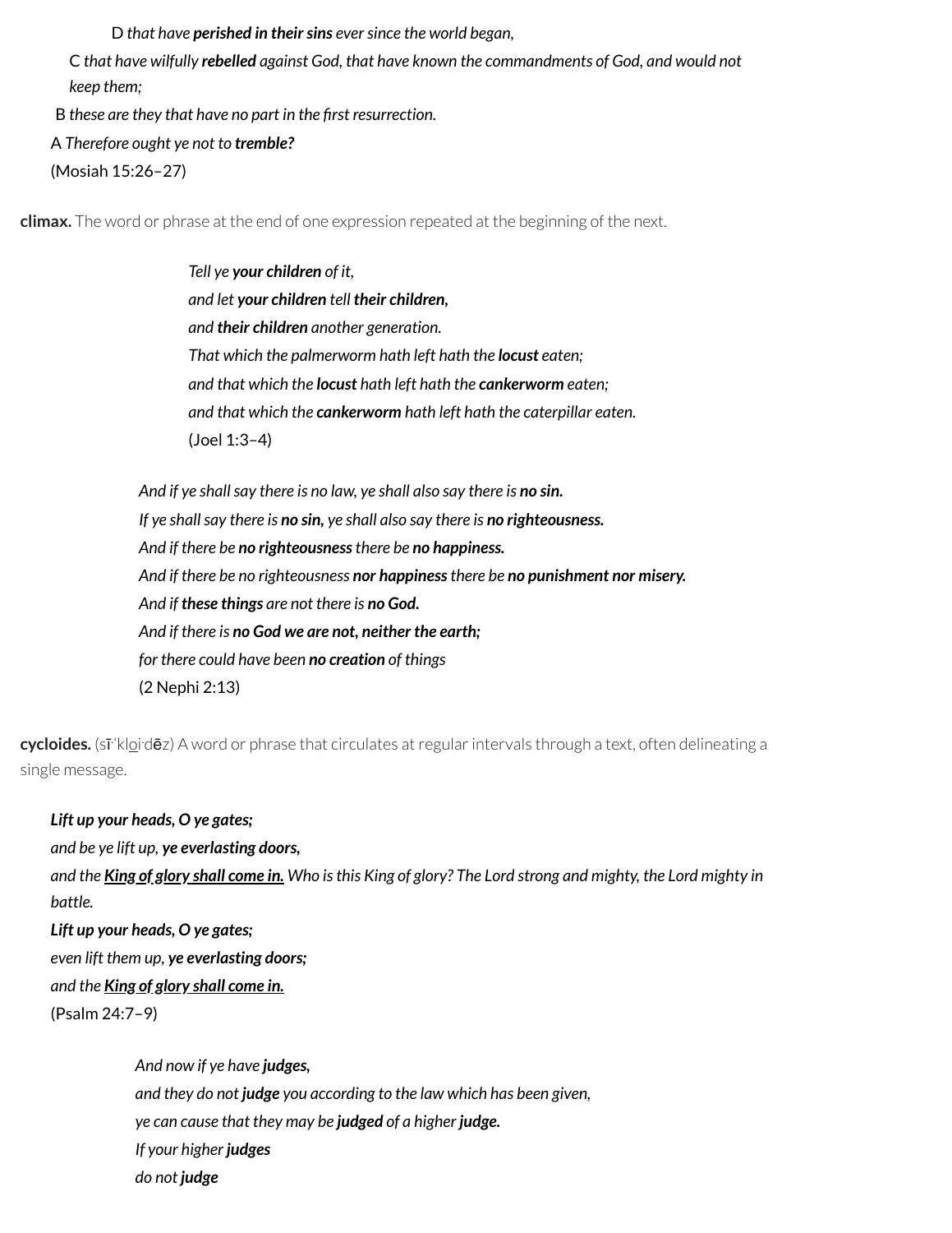D *that have **perished in their sins** ever since the world began,*

C *that have wilfully **rebelled** against God, that have known the commandments of God, and would not keep them;*

B *these are they that have no part in the first resurrection.*

A *Therefore ought ye not to **tremble?***

(Mosiah 15:26–27)

**climax.** The word or phrase at the end of one expression repeated at the beginning of the next.

*Tell ye **your children** of it,*
*and let **your children** tell **their children,***
*and **their children** another generation.*
*That which the palmerworm hath left hath the **locust** eaten;*
*and that which the **locust** hath left hath the **cankerworm** eaten;*
*and that which the **cankerworm** hath left hath the caterpillar eaten.*
(Joel 1:3–4)

*And if ye shall say there is no law, ye shall also say there is **no sin.***
*If ye shall say there is **no sin,** ye shall also say there is **no righteousness.***
*And if there be **no righteousness** there be **no happiness.***
*And if there be no righteousness **nor happiness** there be **no punishment nor misery.***
*And if **these things** are not there is **no God.***
*And if there is **no God we are not, neither the earth;***
*for there could have been **no creation** of things*
(2 Nephi 2:13)

**cycloides.** (sī'kl<u>o</u>i·dēz) A word or phrase that circulates at regular intervals through a text, often delineating a single message.

***Lift up your heads, O ye gates;***
*and be ye lift up, **ye everlasting doors,***
*and the **<u>King of glory shall come in.</u>** Who is this King of glory? The Lord strong and mighty, the Lord mighty in battle.*
***Lift up your heads, O ye gates;***
*even lift them up, **ye everlasting doors;***
*and the **<u>King of glory shall come in.</u>***
(Psalm 24:7–9)

*And now if ye have **judges,***
*and they do not **judge** you according to the law which has been given,*
*ye can cause that they may be **judged** of a higher **judge.***
*If your higher **judges***
*do not **judge***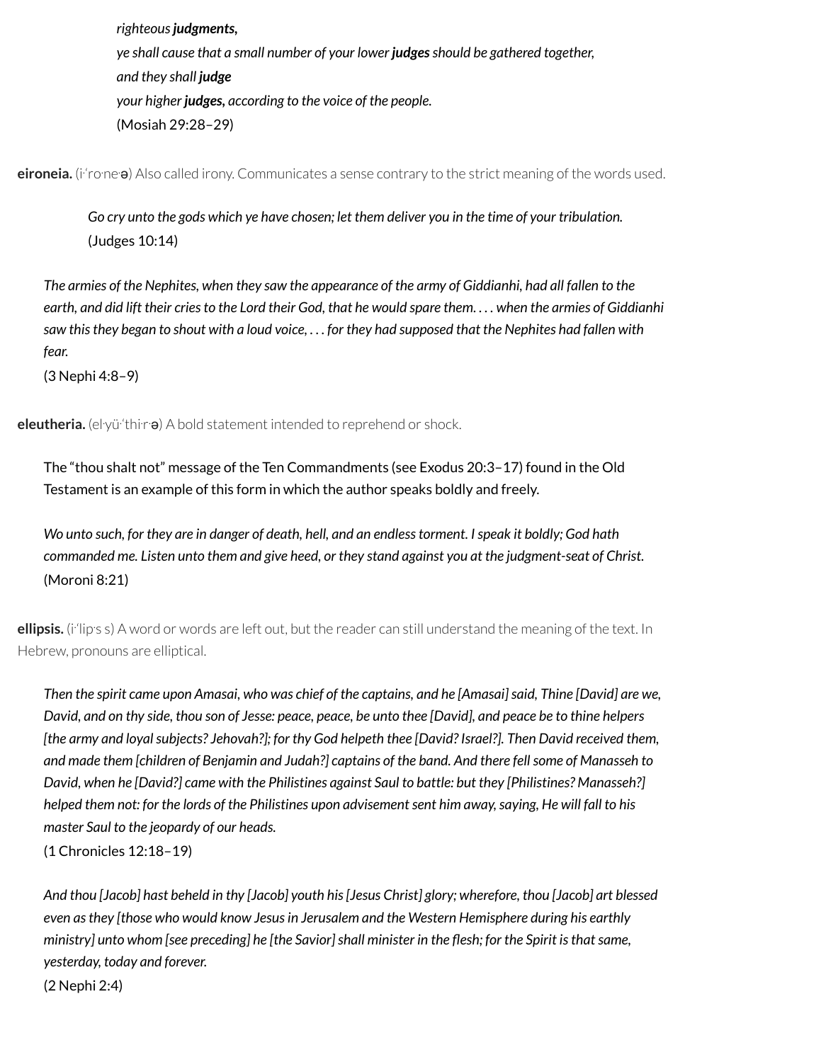*righteous **judgments**,*
*ye shall cause that a small number of your lower **judges** should be gathered together,*
*and they shall **judge***
*your higher **judges**, according to the voice of the people.*
(Mosiah 29:28–29)

**eironeia.** (iˈro·ne·ə) Also called irony. Communicates a sense contrary to the strict meaning of the words used.

> *Go cry unto the gods which ye have chosen; let them deliver you in the time of your tribulation.*
> (Judges 10:14)

*The armies of the Nephites, when they saw the appearance of the army of Giddianhi, had all fallen to the earth, and did lift their cries to the Lord their God, that he would spare them. . . . when the armies of Giddianhi saw this they began to shout with a loud voice, . . . for they had supposed that the Nephites had fallen with fear.*
(3 Nephi 4:8–9)

**eleutheria.** (el·yü·ˈthi·r·ə) A bold statement intended to reprehend or shock.

The "thou shalt not" message of the Ten Commandments (see Exodus 20:3–17) found in the Old Testament is an example of this form in which the author speaks boldly and freely.

*Wo unto such, for they are in danger of death, hell, and an endless torment. I speak it boldly; God hath commanded me. Listen unto them and give heed, or they stand against you at the judgment-seat of Christ.*
(Moroni 8:21)

**ellipsis.** (iˈlip·s s) A word or words are left out, but the reader can still understand the meaning of the text. In Hebrew, pronouns are elliptical.

*Then the spirit came upon Amasai, who was chief of the captains, and he [Amasai] said, Thine [David] are we, David, and on thy side, thou son of Jesse: peace, peace, be unto thee [David], and peace be to thine helpers [the army and loyal subjects? Jehovah?]; for thy God helpeth thee [David? Israel?]. Then David received them, and made them [children of Benjamin and Judah?] captains of the band. And there fell some of Manasseh to David, when he [David?] came with the Philistines against Saul to battle: but they [Philistines? Manasseh?] helped them not: for the lords of the Philistines upon advisement sent him away, saying, He will fall to his master Saul to the jeopardy of our heads.*
(1 Chronicles 12:18–19)

*And thou [Jacob] hast beheld in thy [Jacob] youth his [Jesus Christ] glory; wherefore, thou [Jacob] art blessed even as they [those who would know Jesus in Jerusalem and the Western Hemisphere during his earthly ministry] unto whom [see preceding] he [the Savior] shall minister in the flesh; for the Spirit is that same, yesterday, today and forever.*
(2 Nephi 2:4)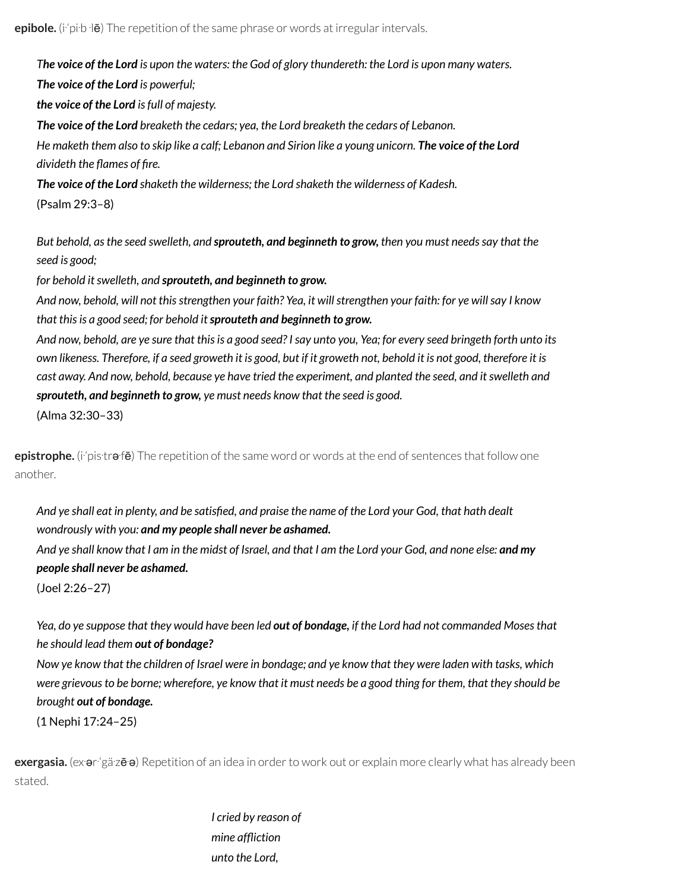**epibole.** (i·ˈpi·b ·lē) The repetition of the same phrase or words at irregular intervals.

> *T**he voice of the Lord** is upon the waters: the God of glory thundereth: the Lord is upon many waters.*
> ***The voice of the Lord** is powerful;*
> ***the voice of the Lord** is full of majesty.*
> ***The voice of the Lord** breaketh the cedars; yea, the Lord breaketh the cedars of Lebanon.*
> *He maketh them also to skip like a calf; Lebanon and Sirion like a young unicorn. **The voice of the Lord** divideth the flames of fire.*
> ***The voice of the Lord** shaketh the wilderness; the Lord shaketh the wilderness of Kadesh.*
> (Psalm 29:3–8)

> *But behold, as the seed swelleth, and **sprouteth, and beginneth to grow,** then you must needs say that the seed is good;*
> *for behold it swelleth, and **sprouteth, and beginneth to grow.***
> *And now, behold, will not this strengthen your faith? Yea, it will strengthen your faith: for ye will say I know that this is a good seed; for behold it **sprouteth and beginneth to grow.***
> *And now, behold, are ye sure that this is a good seed? I say unto you, Yea; for every seed bringeth forth unto its own likeness. Therefore, if a seed groweth it is good, but if it groweth not, behold it is not good, therefore it is cast away. And now, behold, because ye have tried the experiment, and planted the seed, and it swelleth and **sprouteth, and beginneth to grow,** ye must needs know that the seed is good.*
> (Alma 32:30–33)

**epistrophe.** (i·ˈpis·trə·fē) The repetition of the same word or words at the end of sentences that follow one another.

> *And ye shall eat in plenty, and be satisfied, and praise the name of the Lord your God, that hath dealt wondrously with you: **and my people shall never be ashamed.***
> *And ye shall know that I am in the midst of Israel, and that I am the Lord your God, and none else: **and my people shall never be ashamed.***
> (Joel 2:26–27)

> *Yea, do ye suppose that they would have been led **out of bondage,** if the Lord had not commanded Moses that he should lead them **out of bondage?***
> *Now ye know that the children of Israel were in bondage; and ye know that they were laden with tasks, which were grievous to be borne; wherefore, ye know that it must needs be a good thing for them, that they should be brought **out of bondage.***
> (1 Nephi 17:24–25)

**exergasia.** (ex·ər·ˈgä·zē·ə) Repetition of an idea in order to work out or explain more clearly what has already been stated.

> *I cried by reason of*
> *mine affliction*
> *unto the Lord,*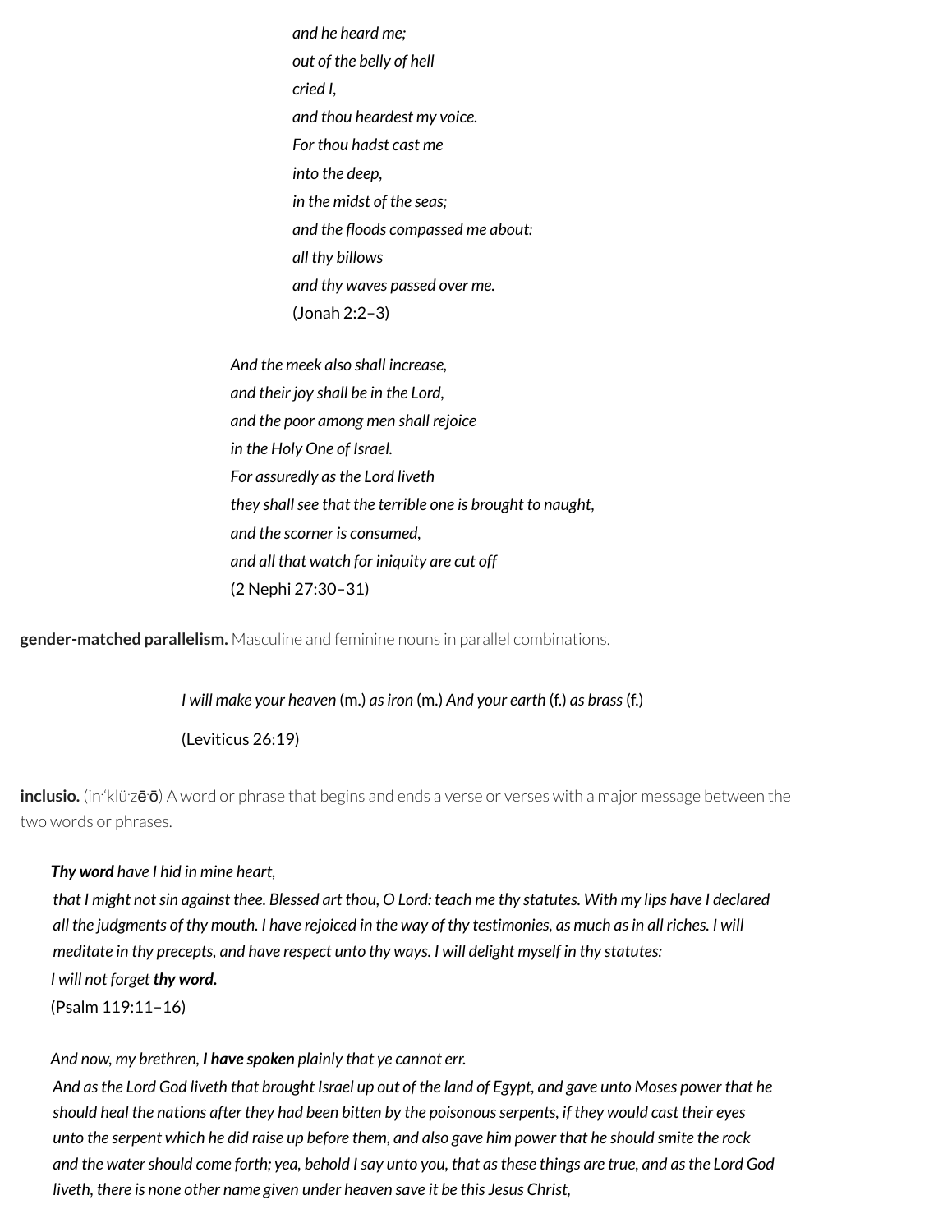*and he heard me;*
*out of the belly of hell*
*cried I,*
*and thou heardest my voice.*
*For thou hadst cast me*
*into the deep,*
*in the midst of the seas;*
*and the floods compassed me about:*
*all thy billows*
*and thy waves passed over me.*
(Jonah 2:2–3)

*And the meek also shall increase,*
*and their joy shall be in the Lord,*
*and the poor among men shall rejoice*
*in the Holy One of Israel.*
*For assuredly as the Lord liveth*
*they shall see that the terrible one is brought to naught,*
*and the scorner is consumed,*
*and all that watch for iniquity are cut off*
(2 Nephi 27:30–31)

**gender-matched parallelism.** Masculine and feminine nouns in parallel combinations.

*I will make your heaven* (m.) *as iron* (m.) *And your earth* (f.) *as brass* (f.)

(Leviticus 26:19)

**inclusio.** (in·ˈklü·zē·ō) A word or phrase that begins and ends a verse or verses with a major message between the two words or phrases.

***Thy word*** *have I hid in mine heart,*
*that I might not sin against thee. Blessed art thou, O Lord: teach me thy statutes. With my lips have I declared all the judgments of thy mouth. I have rejoiced in the way of thy testimonies, as much as in all riches. I will meditate in thy precepts, and have respect unto thy ways. I will delight myself in thy statutes:*
*I will not forget* ***thy word.***
(Psalm 119:11–16)

*And now, my brethren,* ***I have spoken*** *plainly that ye cannot err.*
*And as the Lord God liveth that brought Israel up out of the land of Egypt, and gave unto Moses power that he should heal the nations after they had been bitten by the poisonous serpents, if they would cast their eyes unto the serpent which he did raise up before them, and also gave him power that he should smite the rock and the water should come forth; yea, behold I say unto you, that as these things are true, and as the Lord God liveth, there is none other name given under heaven save it be this Jesus Christ,*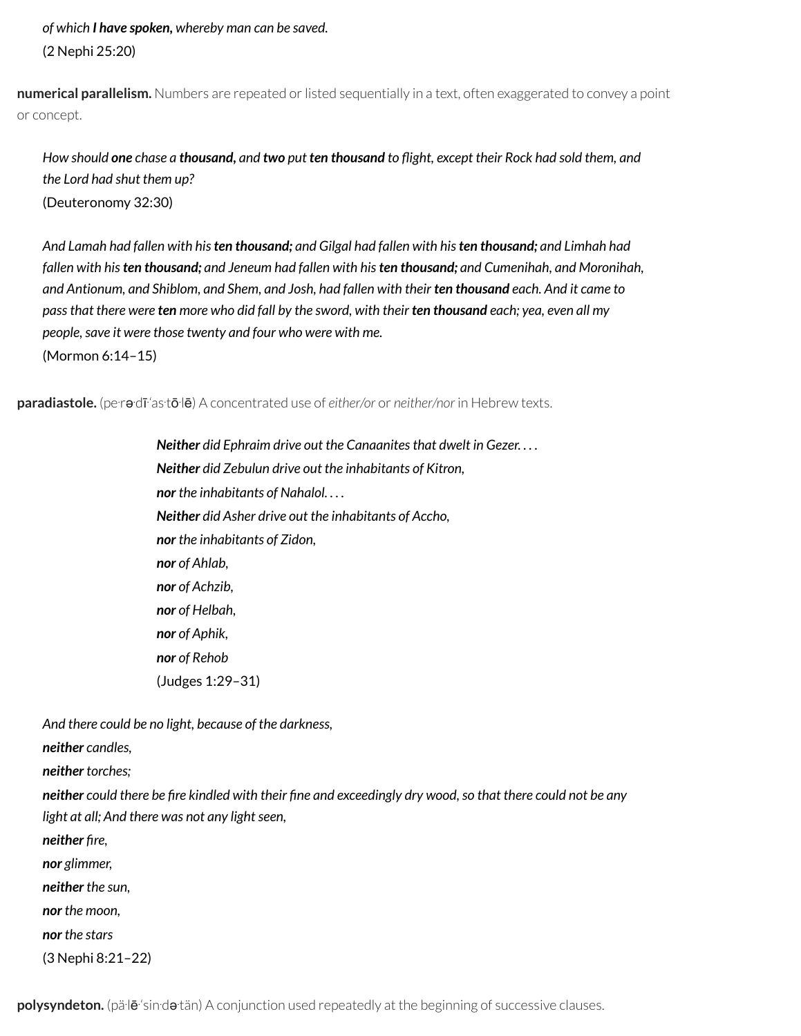*of which **I have spoken,** whereby man can be saved.*
(2 Nephi 25:20)

**numerical parallelism.** Numbers are repeated or listed sequentially in a text, often exaggerated to convey a point or concept.

> *How should **one** chase a **thousand,** and **two** put **ten thousand** to flight, except their Rock had sold them, and the Lord had shut them up?*
> (Deuteronomy 32:30)

> *And Lamah had fallen with his **ten thousand;** and Gilgal had fallen with his **ten thousand;** and Limhah had fallen with his **ten thousand;** and Jeneum had fallen with his **ten thousand;** and Cumenihah, and Moronihah, and Antionum, and Shiblom, and Shem, and Josh, had fallen with their **ten thousand** each. And it came to pass that there were **ten** more who did fall by the sword, with their **ten thousand** each; yea, even all my people, save it were those twenty and four who were with me.*
> (Mormon 6:14–15)

**paradiastole.** (pe·rə·dī·ˈas·tō·lē) A concentrated use of *either/or* or *neither/nor* in Hebrew texts.

> ***Neither** did Ephraim drive out the Canaanites that dwelt in Gezer. . . .*
> ***Neither** did Zebulun drive out the inhabitants of Kitron,*
> ***nor** the inhabitants of Nahalol. . . .*
> ***Neither** did Asher drive out the inhabitants of Accho,*
> ***nor** the inhabitants of Zidon,*
> ***nor** of Ahlab,*
> ***nor** of Achzib,*
> ***nor** of Helbah,*
> ***nor** of Aphik,*
> ***nor** of Rehob*
> (Judges 1:29–31)

> *And there could be no light, because of the darkness,*
> ***neither** candles,*
> ***neither** torches;*
> ***neither** could there be fire kindled with their fine and exceedingly dry wood, so that there could not be any light at all; And there was not any light seen,*
> ***neither** fire,*
> ***nor** glimmer,*
> ***neither** the sun,*
> ***nor** the moon,*
> ***nor** the stars*
> (3 Nephi 8:21–22)

**polysyndeton.** (pä·lē·ˈsin·də·tän) A conjunction used repeatedly at the beginning of successive clauses.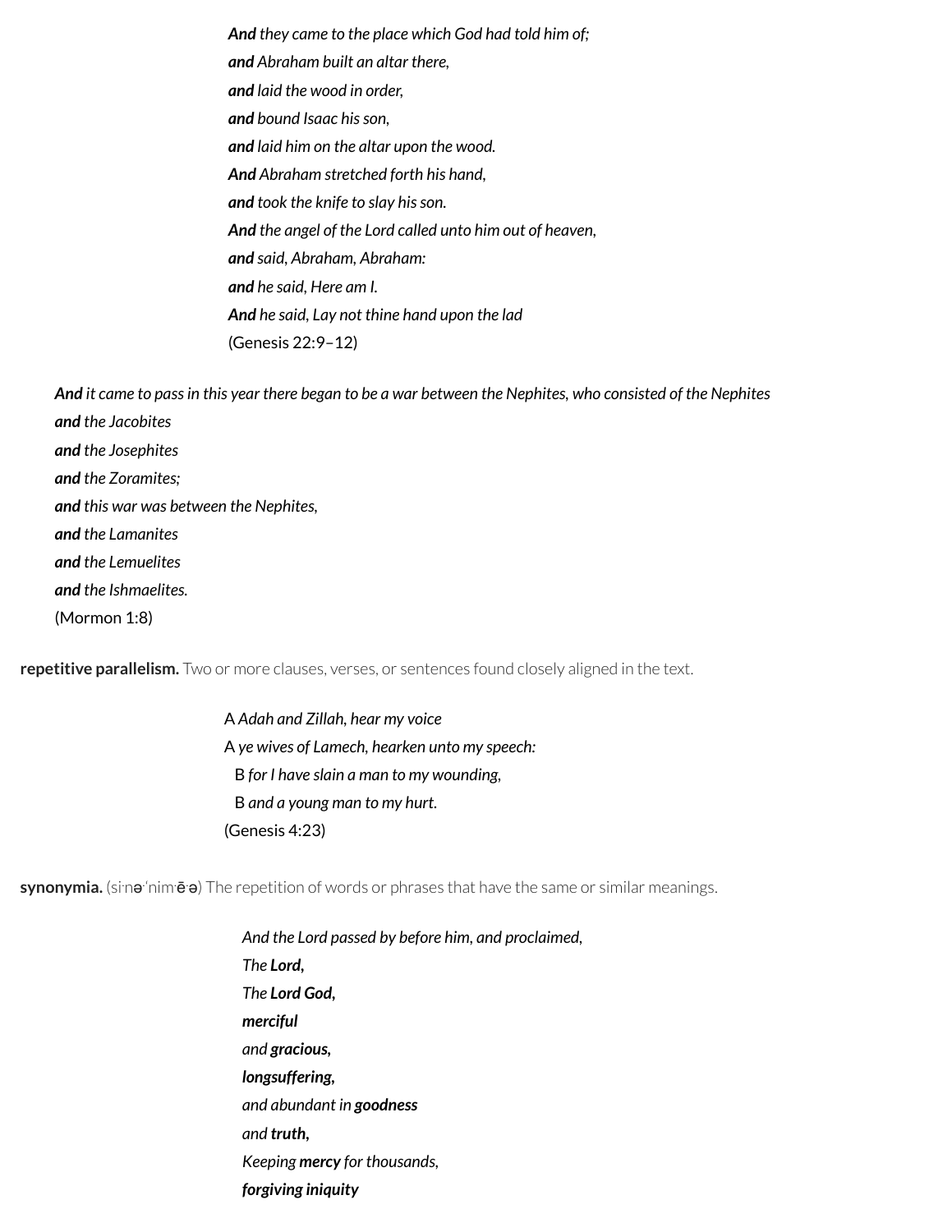***And*** *they came to the place which God had told him of;*
***and*** *Abraham built an altar there,*
***and*** *laid the wood in order,*
***and*** *bound Isaac his son,*
***and*** *laid him on the altar upon the wood.*
***And*** *Abraham stretched forth his hand,*
***and*** *took the knife to slay his son.*
***And*** *the angel of the Lord called unto him out of heaven,*
***and*** *said, Abraham, Abraham:*
***and*** *he said, Here am I.*
***And*** *he said, Lay not thine hand upon the lad*
(Genesis 22:9–12)

***And*** *it came to pass in this year there began to be a war between the Nephites, who consisted of the Nephites*
***and*** *the Jacobites*
***and*** *the Josephites*
***and*** *the Zoramites;*
***and*** *this war was between the Nephites,*
***and*** *the Lamanites*
***and*** *the Lemuelites*
***and*** *the Ishmaelites.*
(Mormon 1:8)

**repetitive parallelism.** Two or more clauses, verses, or sentences found closely aligned in the text.

A *Adah and Zillah, hear my voice*
A *ye wives of Lamech, hearken unto my speech:*
  B *for I have slain a man to my wounding,*
  B *and a young man to my hurt.*
(Genesis 4:23)

**synonymia.** (si·nə·ˈnim·ē·ə) The repetition of words or phrases that have the same or similar meanings.

*And the Lord passed by before him, and proclaimed,*
*The* ***Lord,***
*The* ***Lord God,***
***merciful***
*and* ***gracious,***
***longsuffering,***
*and abundant in* ***goodness***
*and* ***truth,***
*Keeping* ***mercy*** *for thousands,*
***forgiving iniquity***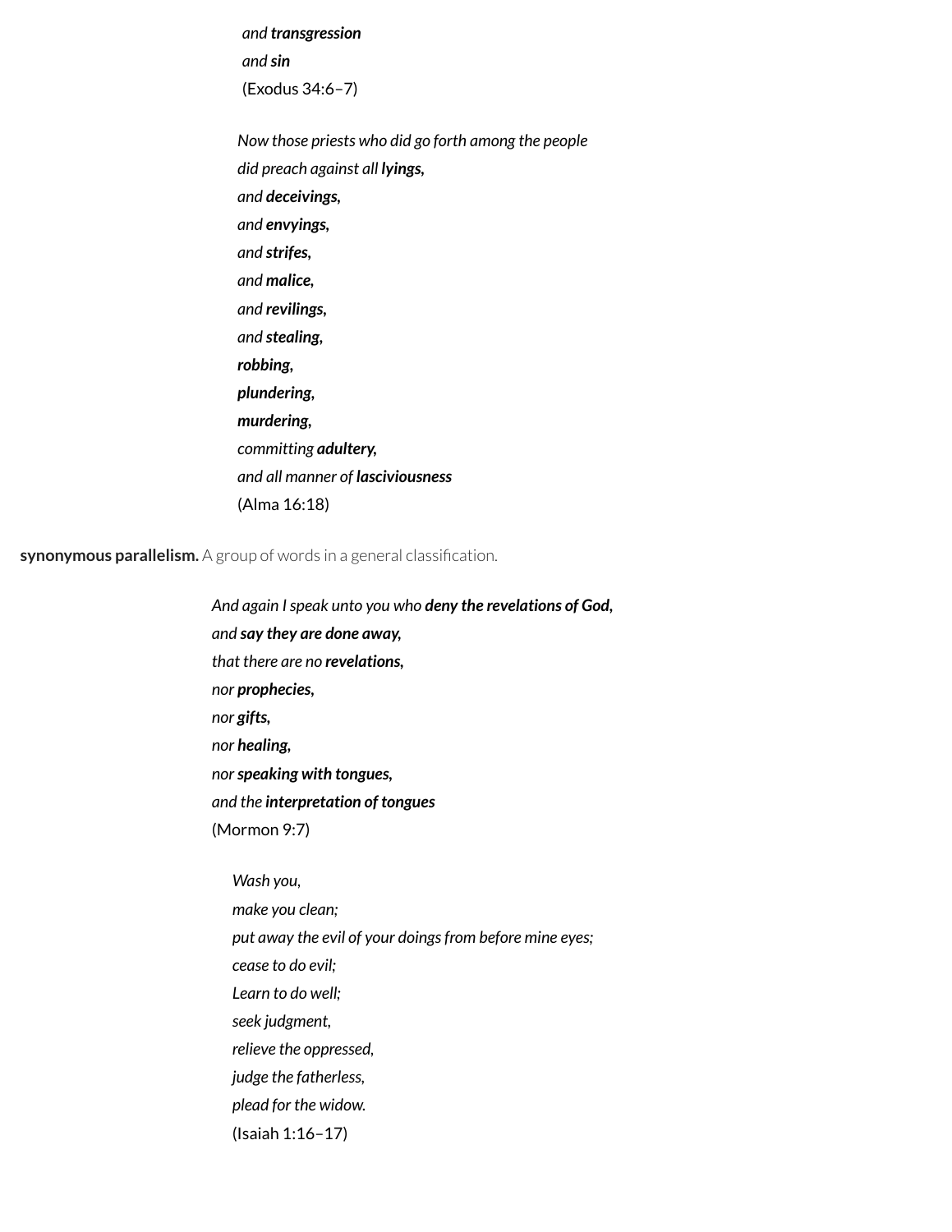*and* ***transgression***
*and* ***sin***
(Exodus 34:6–7)

*Now those priests who did go forth among the people*
*did preach against all* ***lyings,***
*and* ***deceivings,***
*and* ***envyings,***
*and* ***strifes,***
*and* ***malice,***
*and* ***revilings,***
*and* ***stealing,***
***robbing,***
***plundering,***
***murdering,***
*committing* ***adultery,***
*and all manner of* ***lasciviousness***
(Alma 16:18)

**synonymous parallelism.** A group of words in a general classification.

*And again I speak unto you who* ***deny the revelations of God,***
*and* ***say they are done away,***
*that there are no* ***revelations,***
*nor* ***prophecies,***
*nor* ***gifts,***
*nor* ***healing,***
*nor* ***speaking with tongues,***
*and the* ***interpretation of tongues***
(Mormon 9:7)

*Wash you,*
*make you clean;*
*put away the evil of your doings from before mine eyes;*
*cease to do evil;*
*Learn to do well;*
*seek judgment,*
*relieve the oppressed,*
*judge the fatherless,*
*plead for the widow.*
(Isaiah 1:16–17)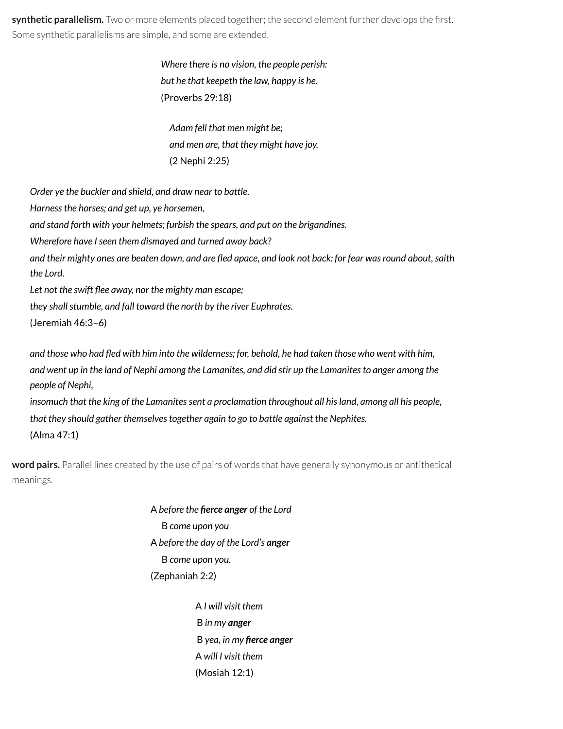**synthetic parallelism.** Two or more elements placed together; the second element further develops the first. Some synthetic parallelisms are simple, and some are extended.

*Where there is no vision, the people perish:*  
*but he that keepeth the law, happy is he.*  
(Proverbs 29:18)

*Adam fell that men might be;*  
*and men are, that they might have joy.*  
(2 Nephi 2:25)

*Order ye the buckler and shield, and draw near to battle.*  
*Harness the horses; and get up, ye horsemen,*  
*and stand forth with your helmets; furbish the spears, and put on the brigandines.*  
*Wherefore have I seen them dismayed and turned away back?*  
*and their mighty ones are beaten down, and are fled apace, and look not back: for fear was round about, saith the Lord.*  
*Let not the swift flee away, nor the mighty man escape;*  
*they shall stumble, and fall toward the north by the river Euphrates.*  
(Jeremiah 46:3–6)

*and those who had fled with him into the wilderness; for, behold, he had taken those who went with him,*  
*and went up in the land of Nephi among the Lamanites, and did stir up the Lamanites to anger among the people of Nephi,*  
*insomuch that the king of the Lamanites sent a proclamation throughout all his land, among all his people,*  
*that they should gather themselves together again to go to battle against the Nephites.*  
(Alma 47:1)

**word pairs.** Parallel lines created by the use of pairs of words that have generally synonymous or antithetical meanings.

A *before the* ***fierce anger*** *of the Lord*  
  B *come upon you*  
A *before the day of the Lord's* ***anger***  
  B *come upon you.*  
(Zephaniah 2:2)

A *I will visit them*  
B *in my* ***anger***  
B *yea, in my* ***fierce anger***  
A *will I visit them*  
(Mosiah 12:1)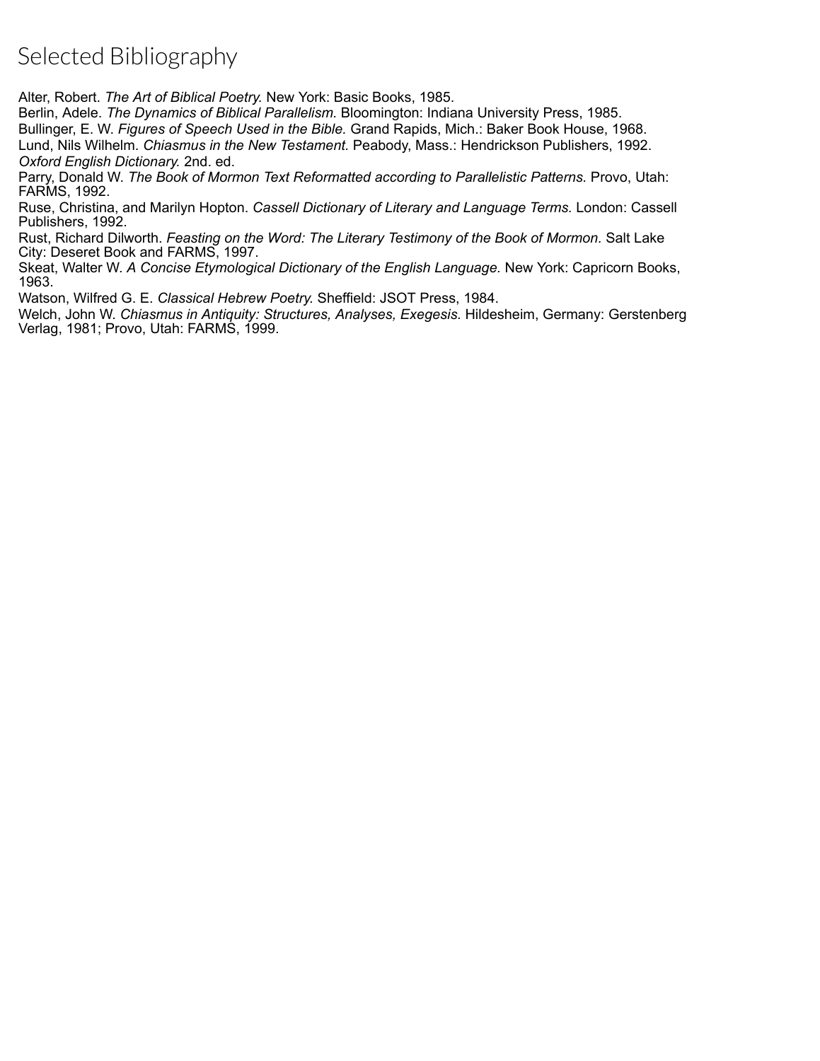# Selected Bibliography

Alter, Robert. *The Art of Biblical Poetry.* New York: Basic Books, 1985.

Berlin, Adele. *The Dynamics of Biblical Parallelism.* Bloomington: Indiana University Press, 1985.

Bullinger, E. W. *Figures of Speech Used in the Bible.* Grand Rapids, Mich.: Baker Book House, 1968.

Lund, Nils Wilhelm. *Chiasmus in the New Testament.* Peabody, Mass.: Hendrickson Publishers, 1992.

*Oxford English Dictionary.* 2nd. ed.

Parry, Donald W. *The Book of Mormon Text Reformatted according to Parallelistic Patterns.* Provo, Utah: FARMS, 1992.

Ruse, Christina, and Marilyn Hopton. *Cassell Dictionary of Literary and Language Terms.* London: Cassell Publishers, 1992.

Rust, Richard Dilworth. *Feasting on the Word: The Literary Testimony of the Book of Mormon*. Salt Lake City: Deseret Book and FARMS, 1997.

Skeat, Walter W. *A Concise Etymological Dictionary of the English Language.* New York: Capricorn Books, 1963.

Watson, Wilfred G. E. *Classical Hebrew Poetry.* Sheffield: JSOT Press, 1984.

Welch, John W. *Chiasmus in Antiquity: Structures, Analyses, Exegesis*. Hildesheim, Germany: Gerstenberg Verlag, 1981; Provo, Utah: FARMS, 1999.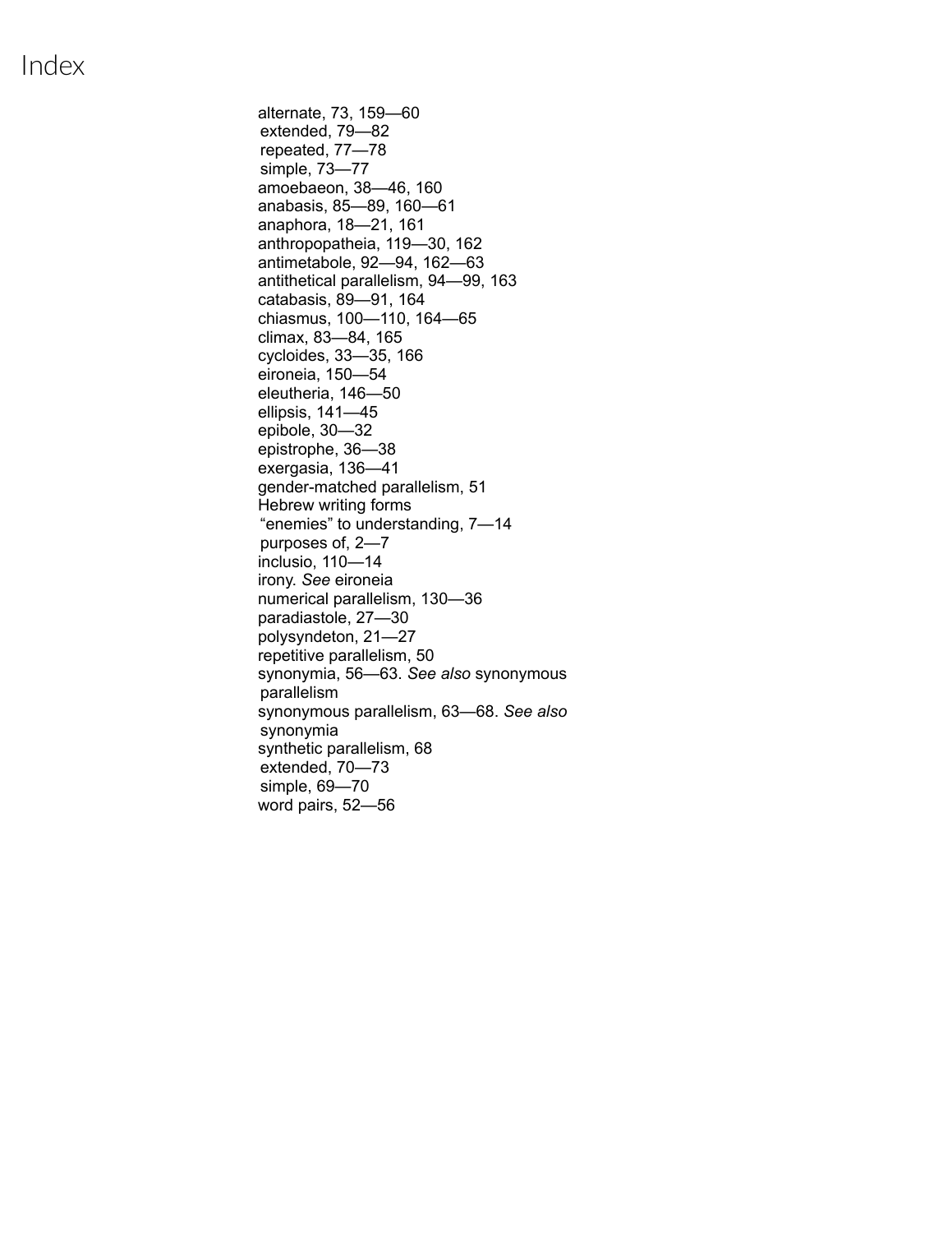# Index

alternate, 73, 159—60
  extended, 79—82
  repeated, 77—78
  simple, 73—77
amoebaeon, 38—46, 160
anabasis, 85—89, 160—61
anaphora, 18—21, 161
anthropopatheia, 119—30, 162
antimetabole, 92—94, 162—63
antithetical parallelism, 94—99, 163
catabasis, 89—91, 164
chiasmus, 100—110, 164—65
climax, 83—84, 165
cycloides, 33—35, 166
eironeia, 150—54
eleutheria, 146—50
ellipsis, 141—45
epibole, 30—32
epistrophe, 36—38
exergasia, 136—41
gender-matched parallelism, 51
Hebrew writing forms
  "enemies" to understanding, 7—14
  purposes of, 2—7
inclusio, 110—14
irony. *See* eironeia
numerical parallelism, 130—36
paradiastole, 27—30
polysyndeton, 21—27
repetitive parallelism, 50
synonymia, 56—63. *See also* synonymous
  parallelism
synonymous parallelism, 63—68. *See also*
  synonymia
synthetic parallelism, 68
  extended, 70—73
  simple, 69—70
word pairs, 52—56